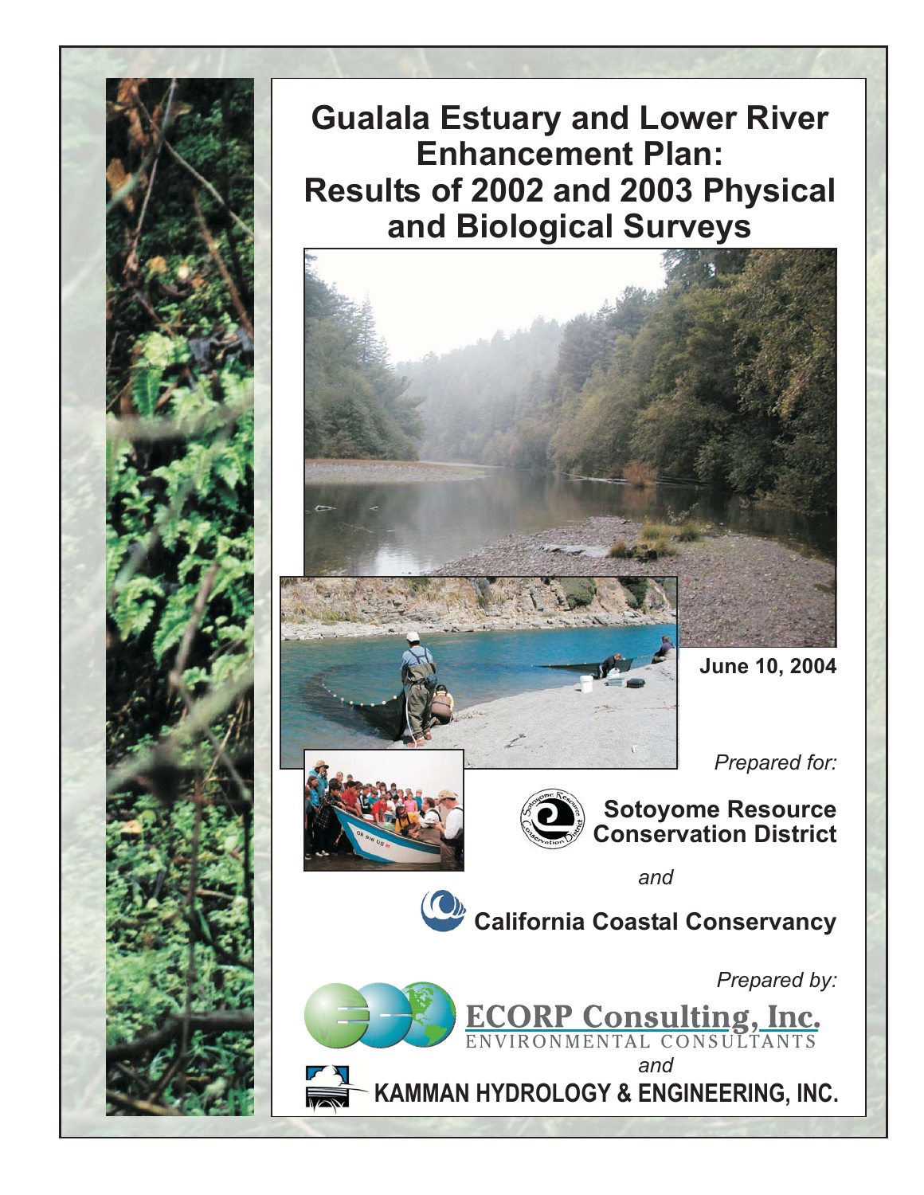# Gualala Estuary and Lower River Enhancement Plan: Results of 2002 and 2003 Physical and Biological Surveys

**June 10, 2004**

*Prepared for:*

**Sotoyome Resource Conservation District**

*and*

**California Coastal Conservancy**

*Prepared by:*

**ECORP Consulting, Inc.**
ENVIRONMENTAL CONSULTANTS

*and*

**KAMMAN HYDROLOGY & ENGINEERING, INC.**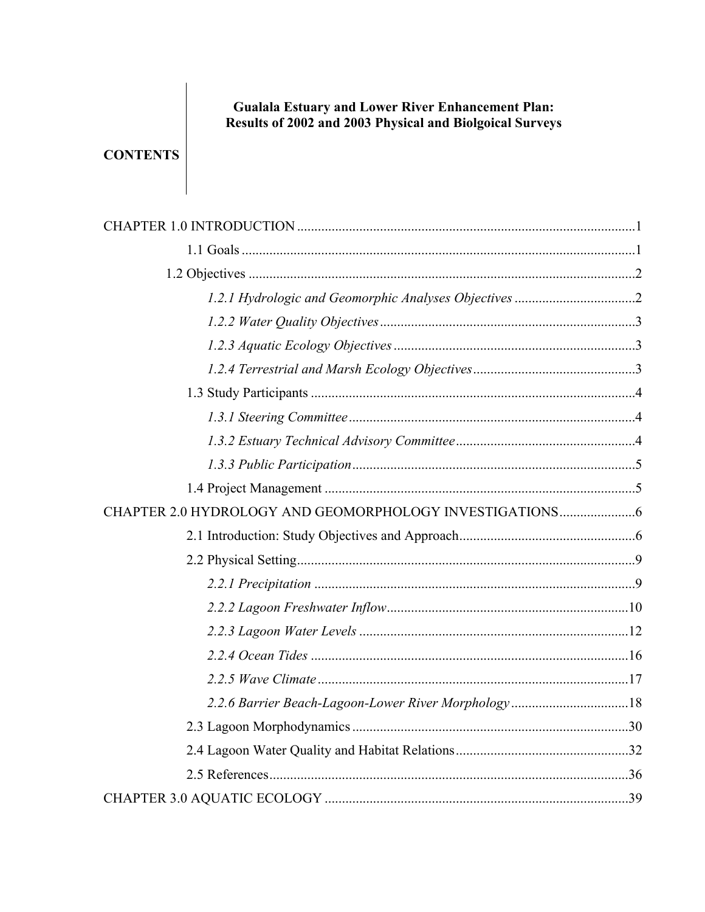**Gualala Estuary and Lower River Enhancement Plan: Results of 2002 and 2003 Physical and Biolgoical Surveys**

**CONTENTS**

CHAPTER 1.0 INTRODUCTION .....1

1.1 Goals .....1

1.2 Objectives .....2

*1.2.1 Hydrologic and Geomorphic Analyses Objectives* .....2

*1.2.2 Water Quality Objectives* .....3

*1.2.3 Aquatic Ecology Objectives* .....3

*1.2.4 Terrestrial and Marsh Ecology Objectives* .....3

1.3 Study Participants .....4

*1.3.1 Steering Committee* .....4

*1.3.2 Estuary Technical Advisory Committee* .....4

*1.3.3 Public Participation* .....5

1.4 Project Management .....5

CHAPTER 2.0 HYDROLOGY AND GEOMORPHOLOGY INVESTIGATIONS .....6

2.1 Introduction: Study Objectives and Approach .....6

2.2 Physical Setting .....9

*2.2.1 Precipitation* .....9

*2.2.2 Lagoon Freshwater Inflow* .....10

*2.2.3 Lagoon Water Levels* .....12

*2.2.4 Ocean Tides* .....16

*2.2.5 Wave Climate* .....17

*2.2.6 Barrier Beach-Lagoon-Lower River Morphology* .....18

2.3 Lagoon Morphodynamics .....30

2.4 Lagoon Water Quality and Habitat Relations .....32

2.5 References .....36

CHAPTER 3.0 AQUATIC ECOLOGY .....39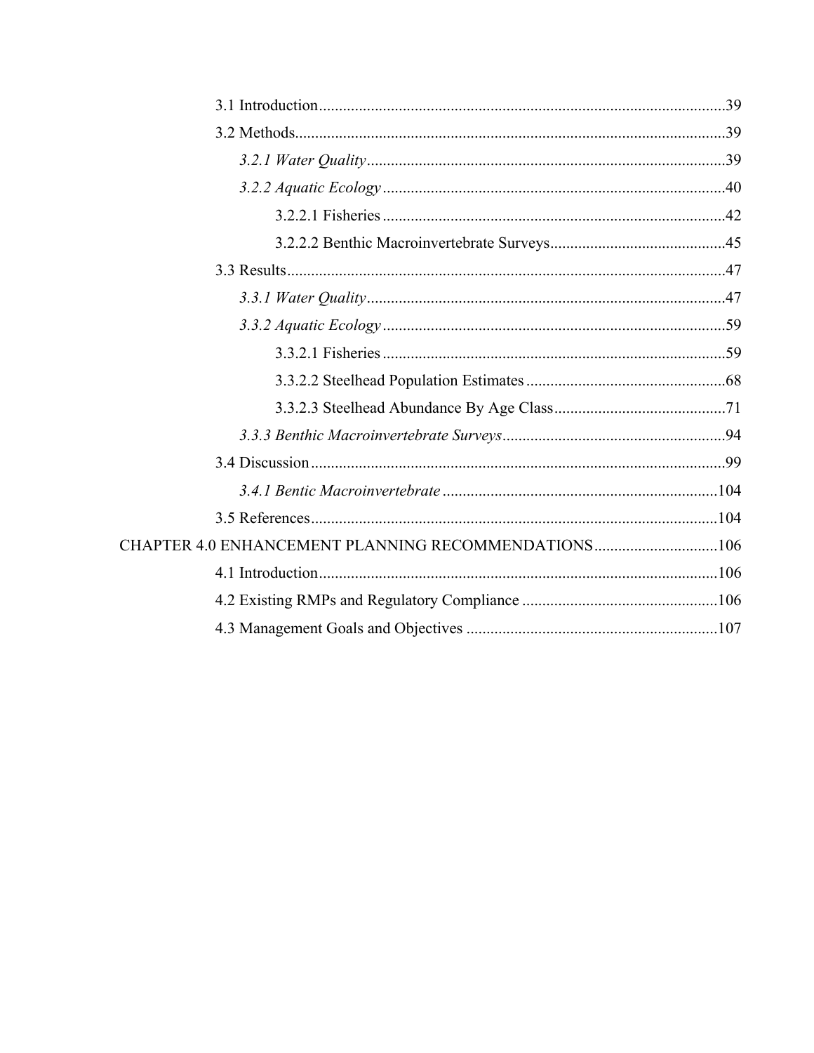3.1 Introduction....................................................................................................39

3.2 Methods..........................................................................................................39

*3.2.1 Water Quality*.........................................................................................39

*3.2.2 Aquatic Ecology*.....................................................................................40

3.2.2.1 Fisheries.....................................................................................42

3.2.2.2 Benthic Macroinvertebrate Surveys...........................................45

3.3 Results............................................................................................................47

*3.3.1 Water Quality*.........................................................................................47

*3.3.2 Aquatic Ecology*.....................................................................................59

3.3.2.1 Fisheries.....................................................................................59

3.3.2.2 Steelhead Population Estimates.................................................68

3.3.2.3 Steelhead Abundance By Age Class..........................................71

*3.3.3 Benthic Macroinvertebrate Surveys*.......................................................94

3.4 Discussion.......................................................................................................99

*3.4.1 Bentic Macroinvertebrate*.....................................................................104

3.5 References.....................................................................................................104

CHAPTER 4.0 ENHANCEMENT PLANNING RECOMMENDATIONS..............................106

4.1 Introduction...................................................................................................106

4.2 Existing RMPs and Regulatory Compliance.................................................106

4.3 Management Goals and Objectives..............................................................107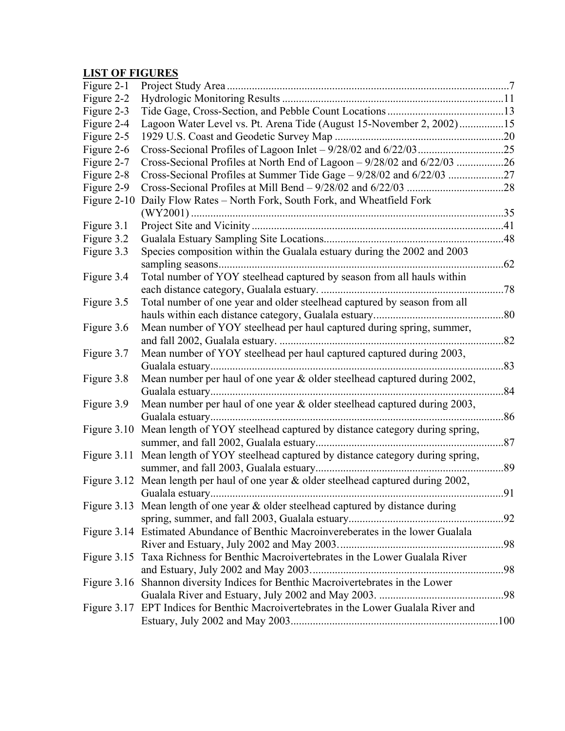## LIST OF FIGURES

| | | |
|---|---|---|
| Figure 2-1 | Project Study Area | 7 |
| Figure 2-2 | Hydrologic Monitoring Results | 11 |
| Figure 2-3 | Tide Gage, Cross-Section, and Pebble Count Locations | 13 |
| Figure 2-4 | Lagoon Water Level vs. Pt. Arena Tide (August 15-November 2, 2002) | 15 |
| Figure 2-5 | 1929 U.S. Coast and Geodetic Survey Map | 20 |
| Figure 2-6 | Cross-Secional Profiles of Lagoon Inlet – 9/28/02 and 6/22/03 | 25 |
| Figure 2-7 | Cross-Secional Profiles at North End of Lagoon – 9/28/02 and 6/22/03 | 26 |
| Figure 2-8 | Cross-Secional Profiles at Summer Tide Gage – 9/28/02 and 6/22/03 | 27 |
| Figure 2-9 | Cross-Secional Profiles at Mill Bend – 9/28/02 and 6/22/03 | 28 |
| Figure 2-10 | Daily Flow Rates – North Fork, South Fork, and Wheatfield Fork (WY2001) | 35 |
| Figure 3.1 | Project Site and Vicinity | 41 |
| Figure 3.2 | Gualala Estuary Sampling Site Locations | 48 |
| Figure 3.3 | Species composition within the Gualala estuary during the 2002 and 2003 sampling seasons | 62 |
| Figure 3.4 | Total number of YOY steelhead captured by season from all hauls within each distance category, Gualala estuary. | 78 |
| Figure 3.5 | Total number of one year and older steelhead captured by season from all hauls within each distance category, Gualala estuary | 80 |
| Figure 3.6 | Mean number of YOY steelhead per haul captured during spring, summer, and fall 2002, Gualala estuary. | 82 |
| Figure 3.7 | Mean number of YOY steelhead per haul captured captured during 2003, Gualala estuary | 83 |
| Figure 3.8 | Mean number per haul of one year & older steelhead captured during 2002, Gualala estuary | 84 |
| Figure 3.9 | Mean number per haul of one year & older steelhead captured during 2003, Gualala estuary | 86 |
| Figure 3.10 | Mean length of YOY steelhead captured by distance category during spring, summer, and fall 2002, Gualala estuary | 87 |
| Figure 3.11 | Mean length of YOY steelhead captured by distance category during spring, summer, and fall 2003, Gualala estuary | 89 |
| Figure 3.12 | Mean length per haul of one year & older steelhead captured during 2002, Gualala estuary | 91 |
| Figure 3.13 | Mean length of one year & older steelhead captured by distance during spring, summer, and fall 2003, Gualala estuary | 92 |
| Figure 3.14 | Estimated Abundance of Benthic Macroinvereberates in the lower Gualala River and Estuary, July 2002 and May 2003. | 98 |
| Figure 3.15 | Taxa Richness for Benthic Macroivertebrates in the Lower Gualala River and Estuary, July 2002 and May 2003 | 98 |
| Figure 3.16 | Shannon diversity Indices for Benthic Macroivertebrates in the Lower Gualala River and Estuary, July 2002 and May 2003. | 98 |
| Figure 3.17 | EPT Indices for Benthic Macroivertebrates in the Lower Gualala River and Estuary, July 2002 and May 2003 | 100 |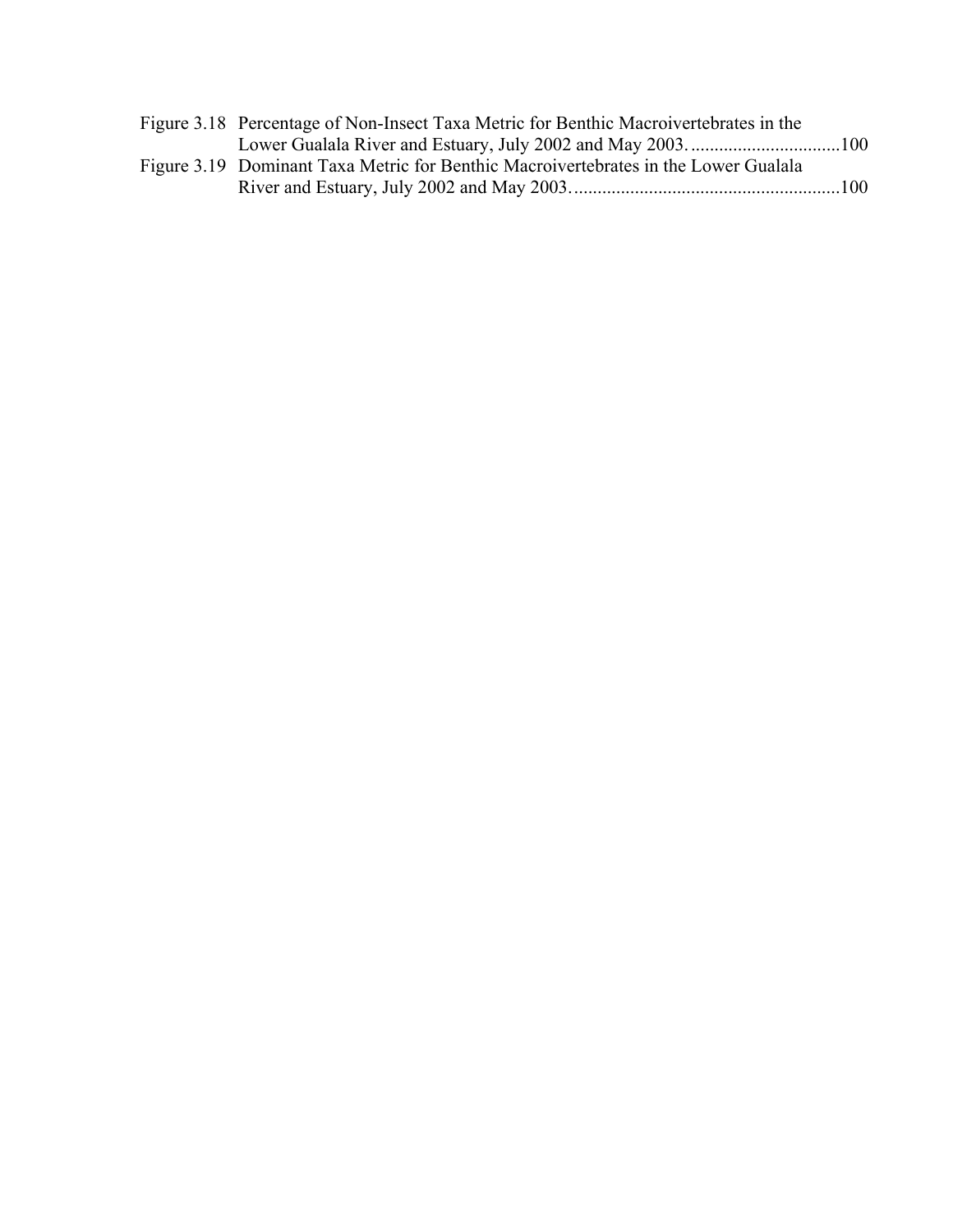Figure 3.18 Percentage of Non-Insect Taxa Metric for Benthic Macroivertebrates in the Lower Gualala River and Estuary, July 2002 and May 2003. ................................100

Figure 3.19 Dominant Taxa Metric for Benthic Macroivertebrates in the Lower Gualala River and Estuary, July 2002 and May 2003. ........................................................100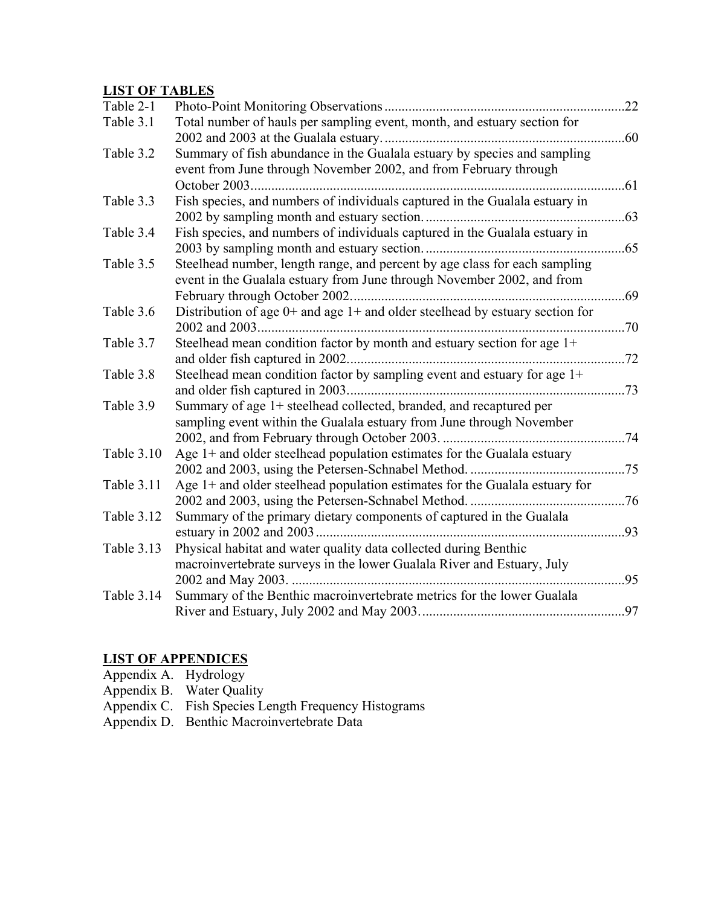## LIST OF TABLES

| | | |
|---|---|---|
| Table 2-1 | Photo-Point Monitoring Observations | 22 |
| Table 3.1 | Total number of hauls per sampling event, month, and estuary section for 2002 and 2003 at the Gualala estuary. | 60 |
| Table 3.2 | Summary of fish abundance in the Gualala estuary by species and sampling event from June through November 2002, and from February through October 2003 | 61 |
| Table 3.3 | Fish species, and numbers of individuals captured in the Gualala estuary in 2002 by sampling month and estuary section. | 63 |
| Table 3.4 | Fish species, and numbers of individuals captured in the Gualala estuary in 2003 by sampling month and estuary section. | 65 |
| Table 3.5 | Steelhead number, length range, and percent by age class for each sampling event in the Gualala estuary from June through November 2002, and from February through October 2002. | 69 |
| Table 3.6 | Distribution of age 0+ and age 1+ and older steelhead by estuary section for 2002 and 2003. | 70 |
| Table 3.7 | Steelhead mean condition factor by month and estuary section for age 1+ and older fish captured in 2002. | 72 |
| Table 3.8 | Steelhead mean condition factor by sampling event and estuary for age 1+ and older fish captured in 2003. | 73 |
| Table 3.9 | Summary of age 1+ steelhead collected, branded, and recaptured per sampling event within the Gualala estuary from June through November 2002, and from February through October 2003. | 74 |
| Table 3.10 | Age 1+ and older steelhead population estimates for the Gualala estuary 2002 and 2003, using the Petersen-Schnabel Method. | 75 |
| Table 3.11 | Age 1+ and older steelhead population estimates for the Gualala estuary for 2002 and 2003, using the Petersen-Schnabel Method. | 76 |
| Table 3.12 | Summary of the primary dietary components of captured in the Gualala estuary in 2002 and 2003 | 93 |
| Table 3.13 | Physical habitat and water quality data collected during Benthic macroinvertebrate surveys in the lower Gualala River and Estuary, July 2002 and May 2003. | 95 |
| Table 3.14 | Summary of the Benthic macroinvertebrate metrics for the lower Gualala River and Estuary, July 2002 and May 2003. | 97 |

## LIST OF APPENDICES

Appendix A. Hydrology
Appendix B. Water Quality
Appendix C. Fish Species Length Frequency Histograms
Appendix D. Benthic Macroinvertebrate Data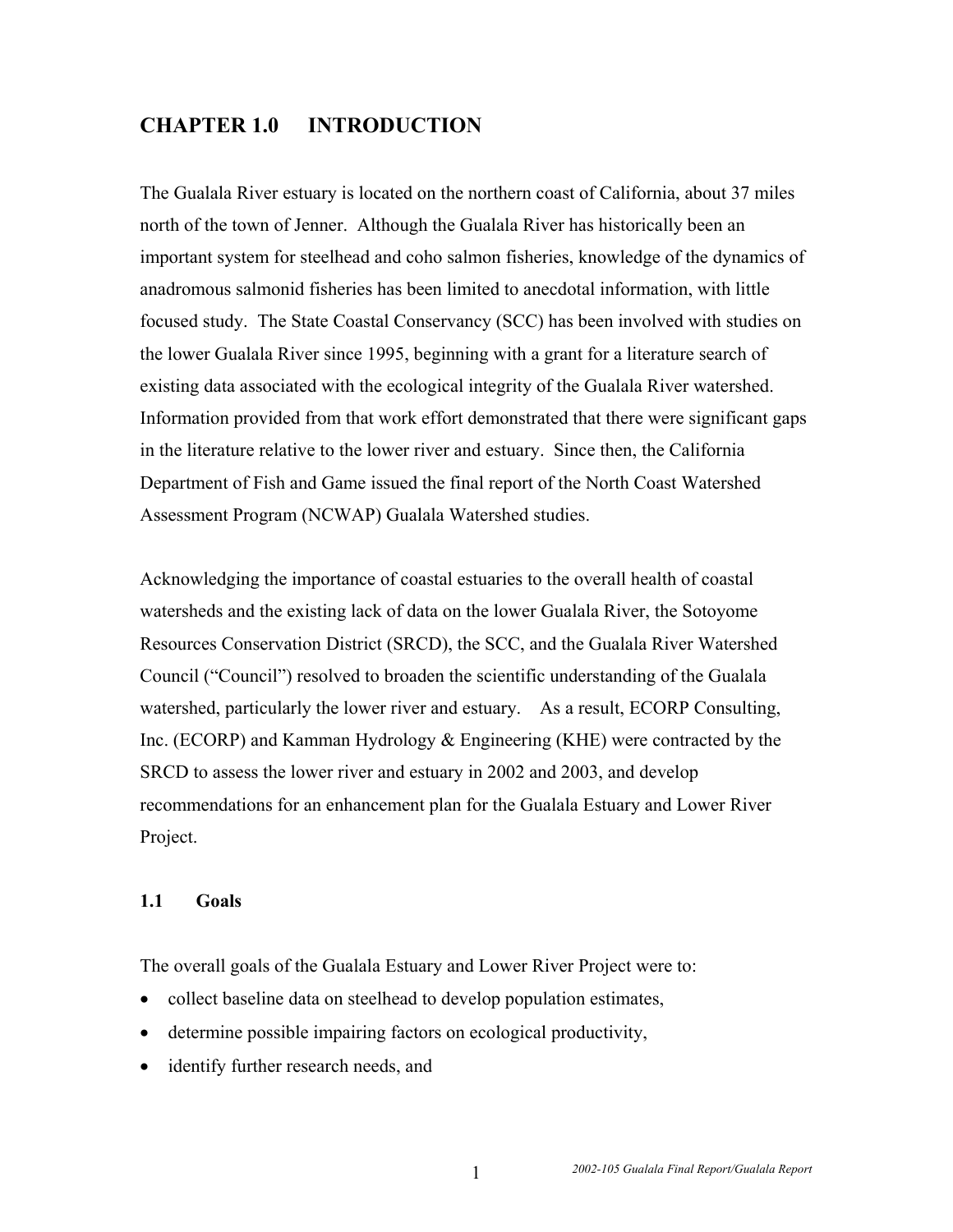# CHAPTER 1.0 INTRODUCTION

The Gualala River estuary is located on the northern coast of California, about 37 miles north of the town of Jenner. Although the Gualala River has historically been an important system for steelhead and coho salmon fisheries, knowledge of the dynamics of anadromous salmonid fisheries has been limited to anecdotal information, with little focused study. The State Coastal Conservancy (SCC) has been involved with studies on the lower Gualala River since 1995, beginning with a grant for a literature search of existing data associated with the ecological integrity of the Gualala River watershed. Information provided from that work effort demonstrated that there were significant gaps in the literature relative to the lower river and estuary. Since then, the California Department of Fish and Game issued the final report of the North Coast Watershed Assessment Program (NCWAP) Gualala Watershed studies.

Acknowledging the importance of coastal estuaries to the overall health of coastal watersheds and the existing lack of data on the lower Gualala River, the Sotoyome Resources Conservation District (SRCD), the SCC, and the Gualala River Watershed Council ("Council") resolved to broaden the scientific understanding of the Gualala watershed, particularly the lower river and estuary. As a result, ECORP Consulting, Inc. (ECORP) and Kamman Hydrology & Engineering (KHE) were contracted by the SRCD to assess the lower river and estuary in 2002 and 2003, and develop recommendations for an enhancement plan for the Gualala Estuary and Lower River Project.

## 1.1 Goals

The overall goals of the Gualala Estuary and Lower River Project were to:

- collect baseline data on steelhead to develop population estimates,
- determine possible impairing factors on ecological productivity,
- identify further research needs, and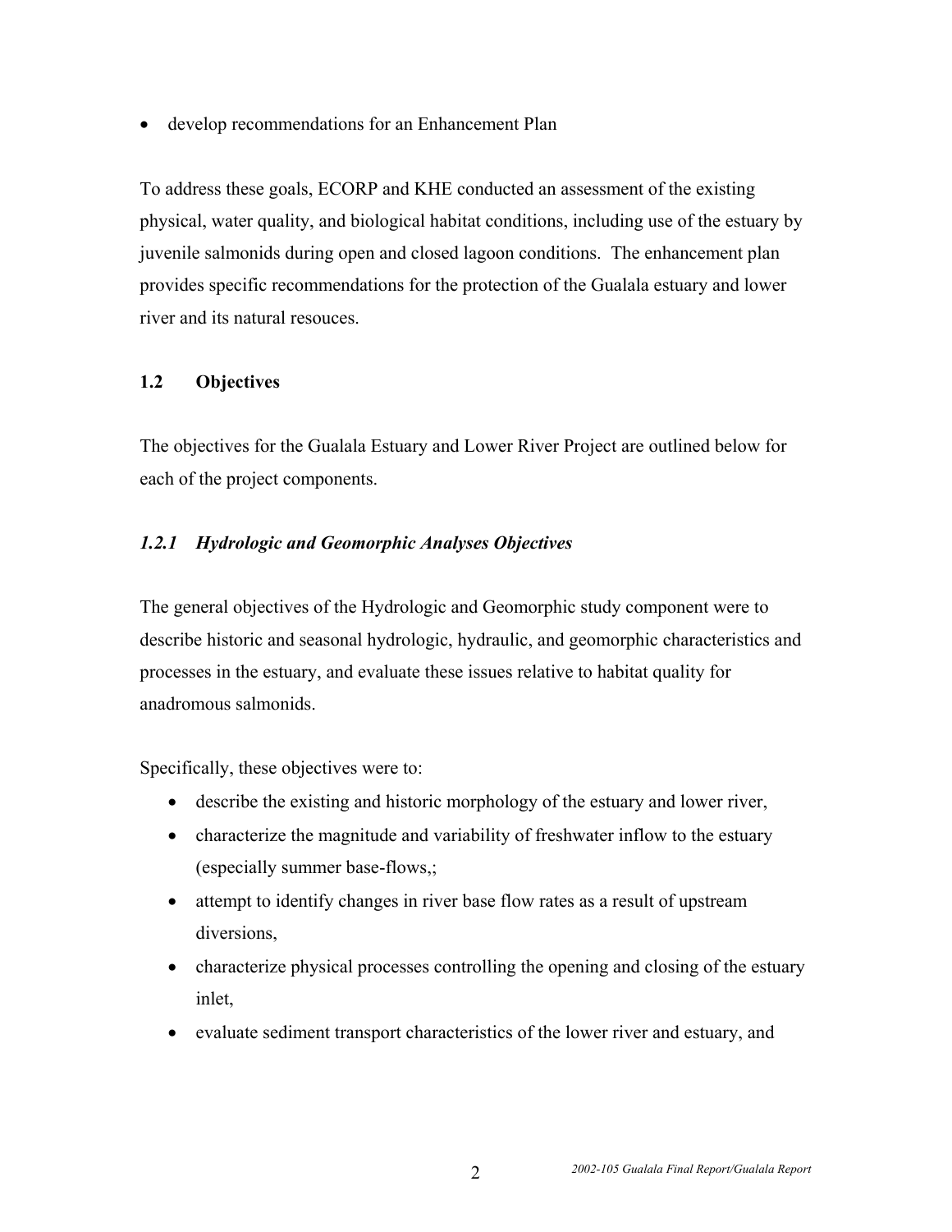- develop recommendations for an Enhancement Plan

To address these goals, ECORP and KHE conducted an assessment of the existing physical, water quality, and biological habitat conditions, including use of the estuary by juvenile salmonids during open and closed lagoon conditions. The enhancement plan provides specific recommendations for the protection of the Gualala estuary and lower river and its natural resouces.

## 1.2 Objectives

The objectives for the Gualala Estuary and Lower River Project are outlined below for each of the project components.

### *1.2.1 Hydrologic and Geomorphic Analyses Objectives*

The general objectives of the Hydrologic and Geomorphic study component were to describe historic and seasonal hydrologic, hydraulic, and geomorphic characteristics and processes in the estuary, and evaluate these issues relative to habitat quality for anadromous salmonids.

Specifically, these objectives were to:

- describe the existing and historic morphology of the estuary and lower river,
- characterize the magnitude and variability of freshwater inflow to the estuary (especially summer base-flows,;
- attempt to identify changes in river base flow rates as a result of upstream diversions,
- characterize physical processes controlling the opening and closing of the estuary inlet,
- evaluate sediment transport characteristics of the lower river and estuary, and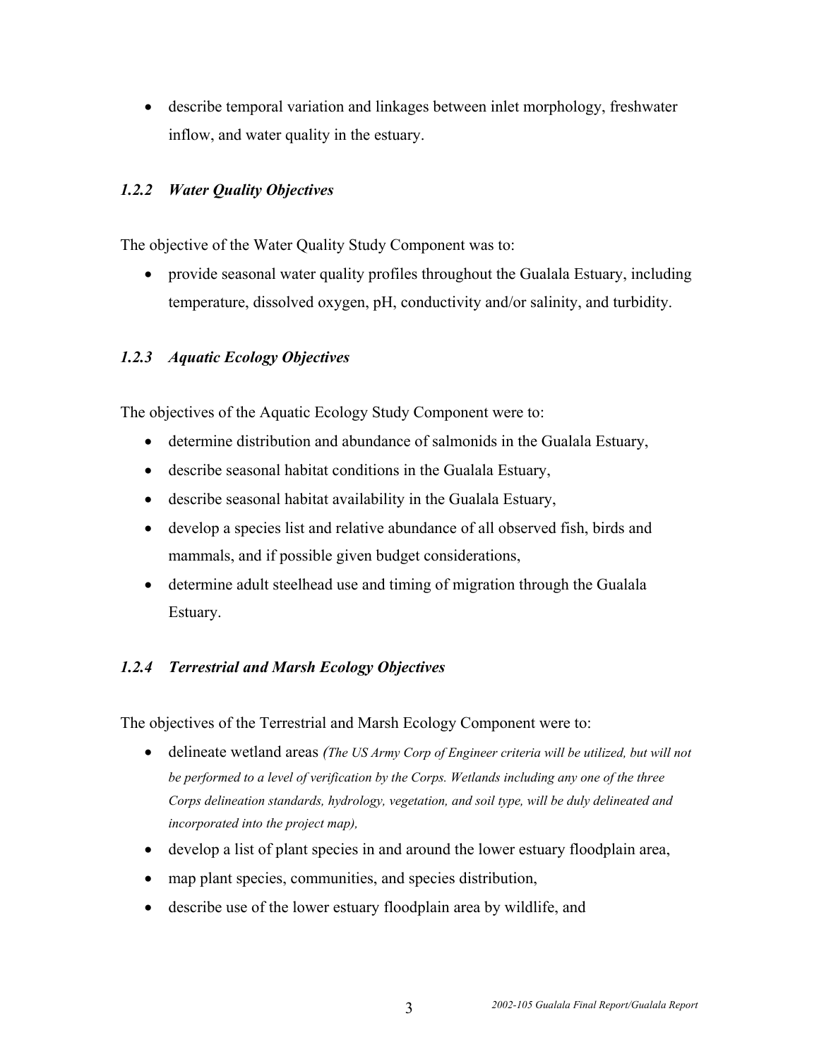- describe temporal variation and linkages between inlet morphology, freshwater inflow, and water quality in the estuary.

### *1.2.2 Water Quality Objectives*

The objective of the Water Quality Study Component was to:

- provide seasonal water quality profiles throughout the Gualala Estuary, including temperature, dissolved oxygen, pH, conductivity and/or salinity, and turbidity.

### *1.2.3 Aquatic Ecology Objectives*

The objectives of the Aquatic Ecology Study Component were to:

- determine distribution and abundance of salmonids in the Gualala Estuary,
- describe seasonal habitat conditions in the Gualala Estuary,
- describe seasonal habitat availability in the Gualala Estuary,
- develop a species list and relative abundance of all observed fish, birds and mammals, and if possible given budget considerations,
- determine adult steelhead use and timing of migration through the Gualala Estuary.

### *1.2.4 Terrestrial and Marsh Ecology Objectives*

The objectives of the Terrestrial and Marsh Ecology Component were to:

- delineate wetland areas *(The US Army Corp of Engineer criteria will be utilized, but will not be performed to a level of verification by the Corps. Wetlands including any one of the three Corps delineation standards, hydrology, vegetation, and soil type, will be duly delineated and incorporated into the project map),*
- develop a list of plant species in and around the lower estuary floodplain area,
- map plant species, communities, and species distribution,
- describe use of the lower estuary floodplain area by wildlife, and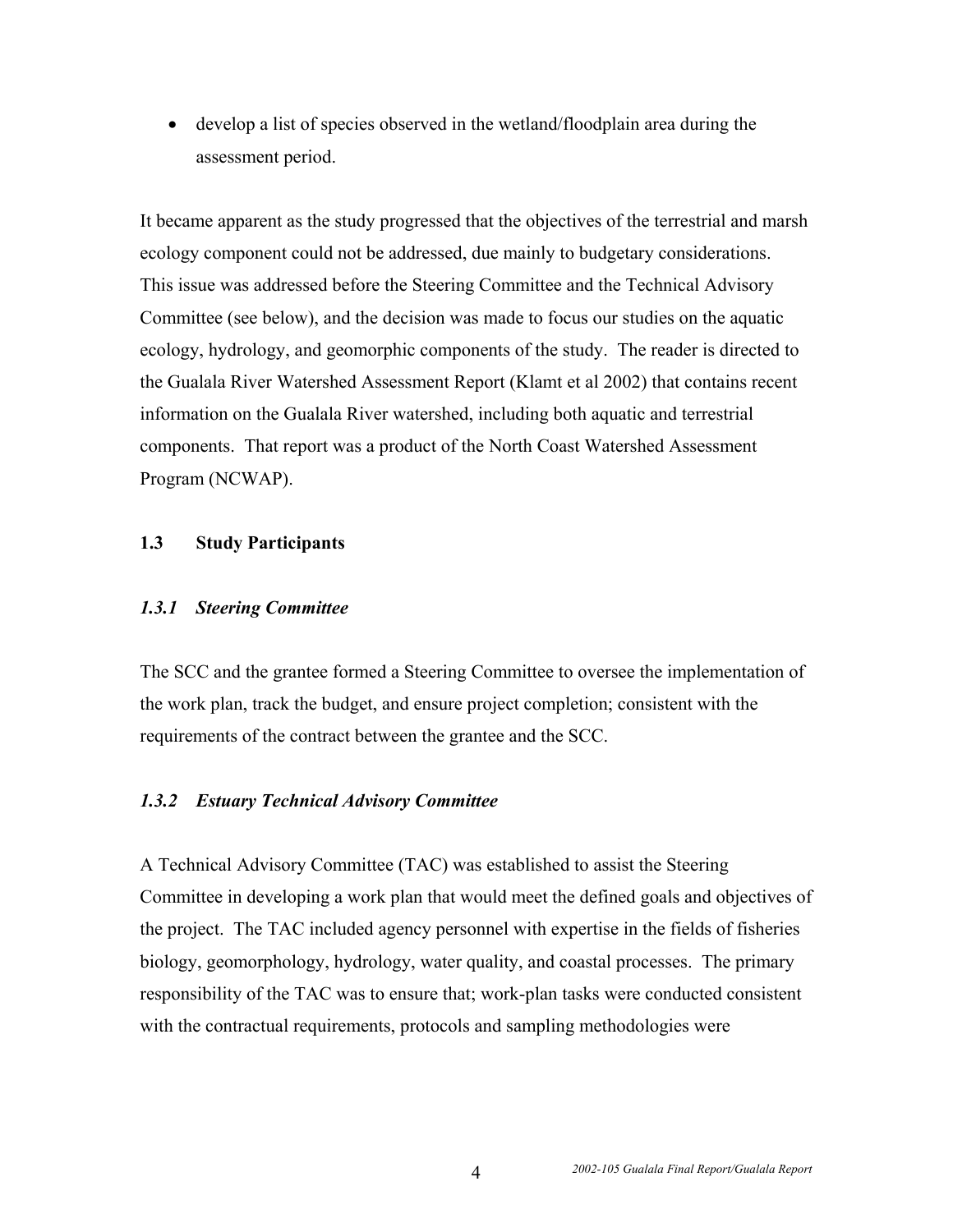- develop a list of species observed in the wetland/floodplain area during the assessment period.

It became apparent as the study progressed that the objectives of the terrestrial and marsh ecology component could not be addressed, due mainly to budgetary considerations. This issue was addressed before the Steering Committee and the Technical Advisory Committee (see below), and the decision was made to focus our studies on the aquatic ecology, hydrology, and geomorphic components of the study. The reader is directed to the Gualala River Watershed Assessment Report (Klamt et al 2002) that contains recent information on the Gualala River watershed, including both aquatic and terrestrial components. That report was a product of the North Coast Watershed Assessment Program (NCWAP).

## 1.3 Study Participants

### *1.3.1 Steering Committee*

The SCC and the grantee formed a Steering Committee to oversee the implementation of the work plan, track the budget, and ensure project completion; consistent with the requirements of the contract between the grantee and the SCC.

### *1.3.2 Estuary Technical Advisory Committee*

A Technical Advisory Committee (TAC) was established to assist the Steering Committee in developing a work plan that would meet the defined goals and objectives of the project. The TAC included agency personnel with expertise in the fields of fisheries biology, geomorphology, hydrology, water quality, and coastal processes. The primary responsibility of the TAC was to ensure that; work-plan tasks were conducted consistent with the contractual requirements, protocols and sampling methodologies were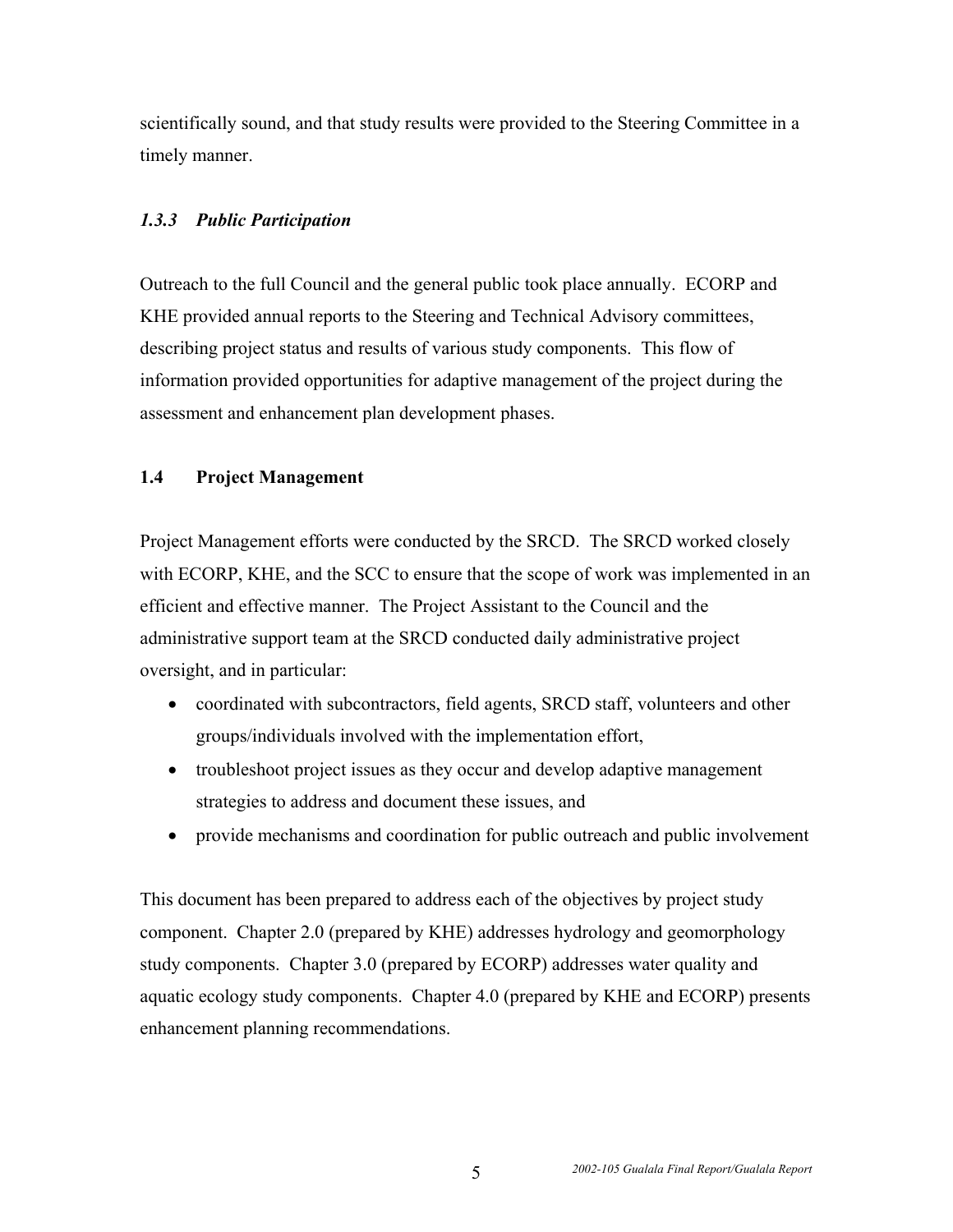scientifically sound, and that study results were provided to the Steering Committee in a timely manner.

### *1.3.3 Public Participation*

Outreach to the full Council and the general public took place annually. ECORP and KHE provided annual reports to the Steering and Technical Advisory committees, describing project status and results of various study components. This flow of information provided opportunities for adaptive management of the project during the assessment and enhancement plan development phases.

## 1.4 Project Management

Project Management efforts were conducted by the SRCD. The SRCD worked closely with ECORP, KHE, and the SCC to ensure that the scope of work was implemented in an efficient and effective manner. The Project Assistant to the Council and the administrative support team at the SRCD conducted daily administrative project oversight, and in particular:

- coordinated with subcontractors, field agents, SRCD staff, volunteers and other groups/individuals involved with the implementation effort,
- troubleshoot project issues as they occur and develop adaptive management strategies to address and document these issues, and
- provide mechanisms and coordination for public outreach and public involvement

This document has been prepared to address each of the objectives by project study component. Chapter 2.0 (prepared by KHE) addresses hydrology and geomorphology study components. Chapter 3.0 (prepared by ECORP) addresses water quality and aquatic ecology study components. Chapter 4.0 (prepared by KHE and ECORP) presents enhancement planning recommendations.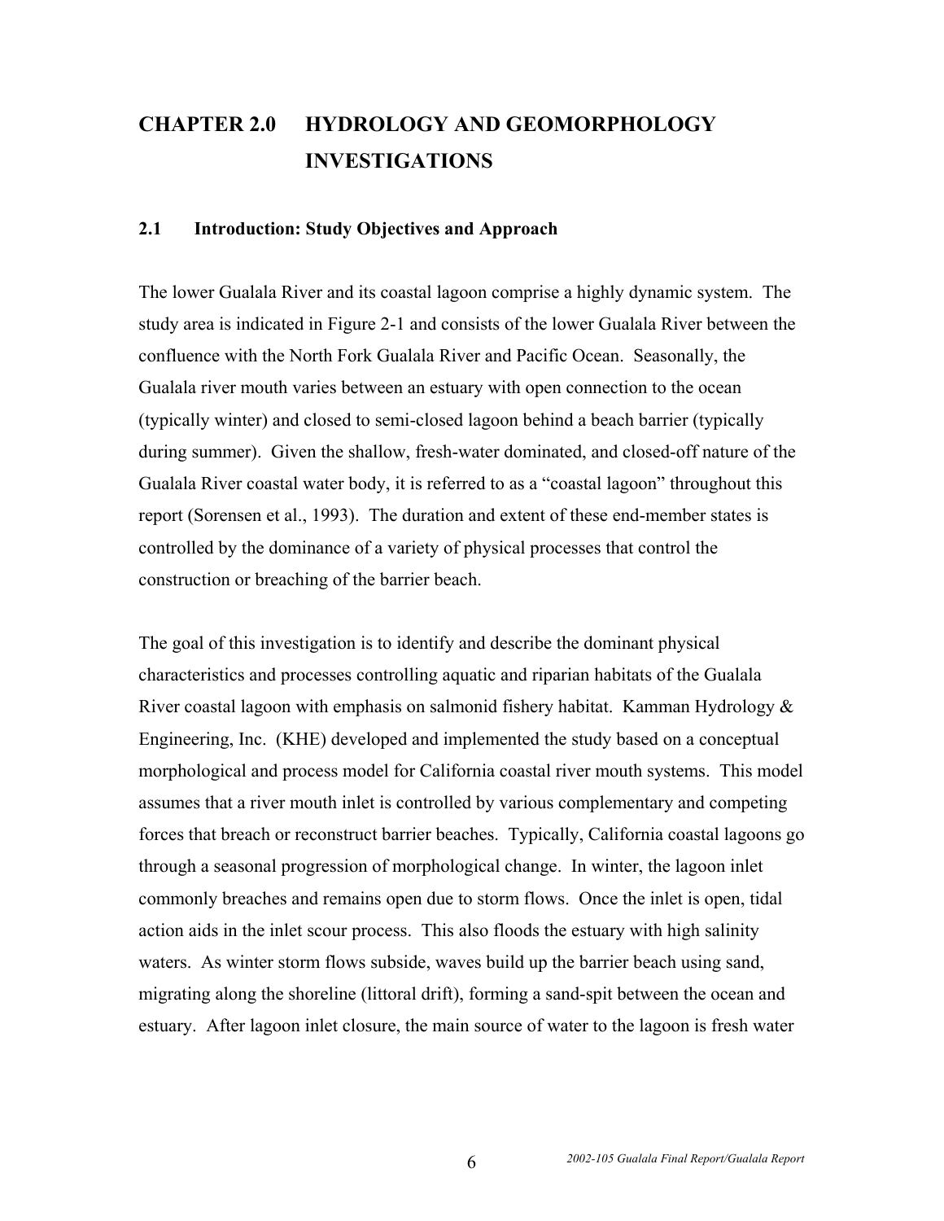# CHAPTER 2.0 HYDROLOGY AND GEOMORPHOLOGY INVESTIGATIONS

## 2.1 Introduction: Study Objectives and Approach

The lower Gualala River and its coastal lagoon comprise a highly dynamic system. The study area is indicated in Figure 2-1 and consists of the lower Gualala River between the confluence with the North Fork Gualala River and Pacific Ocean. Seasonally, the Gualala river mouth varies between an estuary with open connection to the ocean (typically winter) and closed to semi-closed lagoon behind a beach barrier (typically during summer). Given the shallow, fresh-water dominated, and closed-off nature of the Gualala River coastal water body, it is referred to as a "coastal lagoon" throughout this report (Sorensen et al., 1993). The duration and extent of these end-member states is controlled by the dominance of a variety of physical processes that control the construction or breaching of the barrier beach.

The goal of this investigation is to identify and describe the dominant physical characteristics and processes controlling aquatic and riparian habitats of the Gualala River coastal lagoon with emphasis on salmonid fishery habitat. Kamman Hydrology & Engineering, Inc. (KHE) developed and implemented the study based on a conceptual morphological and process model for California coastal river mouth systems. This model assumes that a river mouth inlet is controlled by various complementary and competing forces that breach or reconstruct barrier beaches. Typically, California coastal lagoons go through a seasonal progression of morphological change. In winter, the lagoon inlet commonly breaches and remains open due to storm flows. Once the inlet is open, tidal action aids in the inlet scour process. This also floods the estuary with high salinity waters. As winter storm flows subside, waves build up the barrier beach using sand, migrating along the shoreline (littoral drift), forming a sand-spit between the ocean and estuary. After lagoon inlet closure, the main source of water to the lagoon is fresh water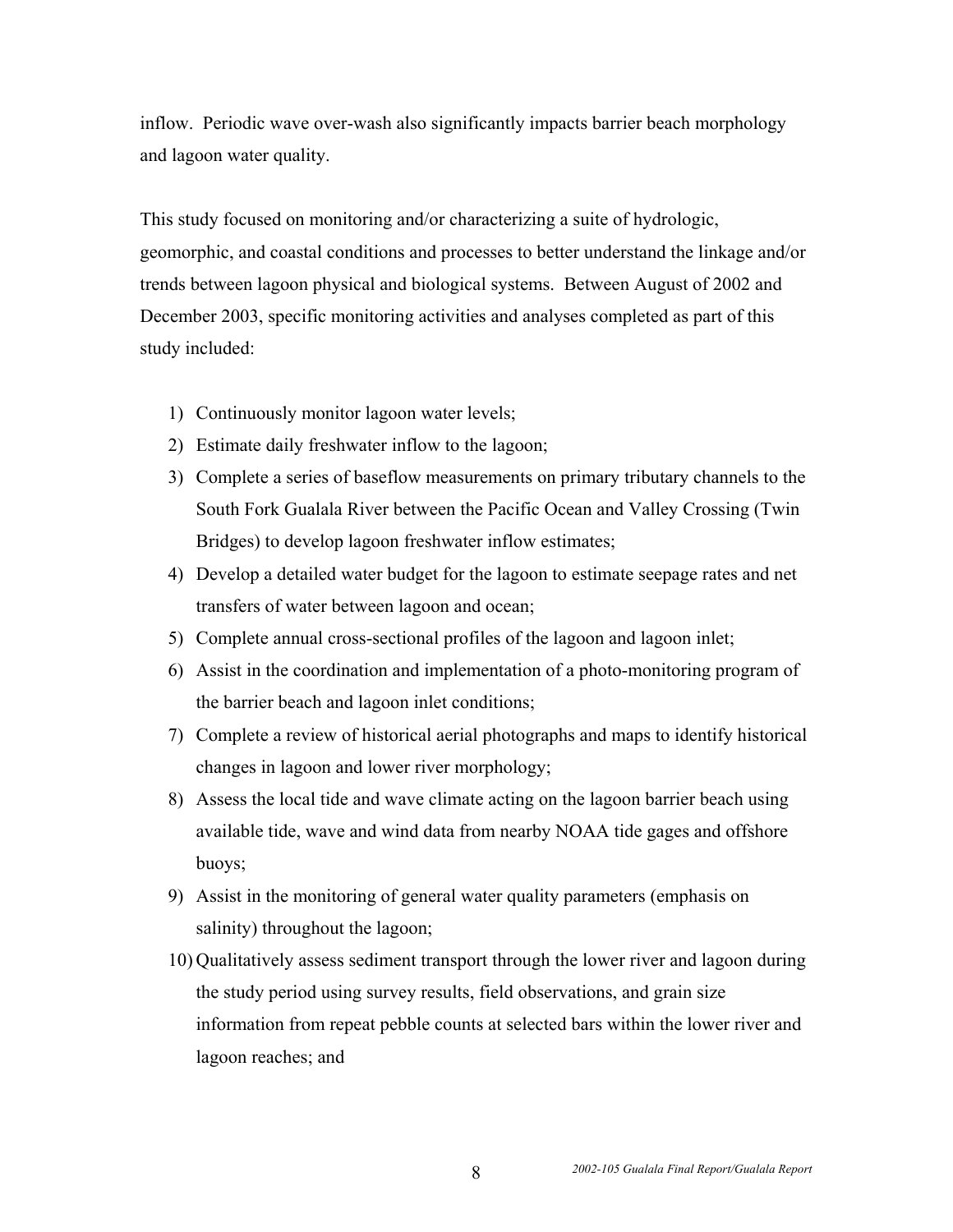inflow. Periodic wave over-wash also significantly impacts barrier beach morphology and lagoon water quality.

This study focused on monitoring and/or characterizing a suite of hydrologic, geomorphic, and coastal conditions and processes to better understand the linkage and/or trends between lagoon physical and biological systems. Between August of 2002 and December 2003, specific monitoring activities and analyses completed as part of this study included:

1) Continuously monitor lagoon water levels;
2) Estimate daily freshwater inflow to the lagoon;
3) Complete a series of baseflow measurements on primary tributary channels to the South Fork Gualala River between the Pacific Ocean and Valley Crossing (Twin Bridges) to develop lagoon freshwater inflow estimates;
4) Develop a detailed water budget for the lagoon to estimate seepage rates and net transfers of water between lagoon and ocean;
5) Complete annual cross-sectional profiles of the lagoon and lagoon inlet;
6) Assist in the coordination and implementation of a photo-monitoring program of the barrier beach and lagoon inlet conditions;
7) Complete a review of historical aerial photographs and maps to identify historical changes in lagoon and lower river morphology;
8) Assess the local tide and wave climate acting on the lagoon barrier beach using available tide, wave and wind data from nearby NOAA tide gages and offshore buoys;
9) Assist in the monitoring of general water quality parameters (emphasis on salinity) throughout the lagoon;
10) Qualitatively assess sediment transport through the lower river and lagoon during the study period using survey results, field observations, and grain size information from repeat pebble counts at selected bars within the lower river and lagoon reaches; and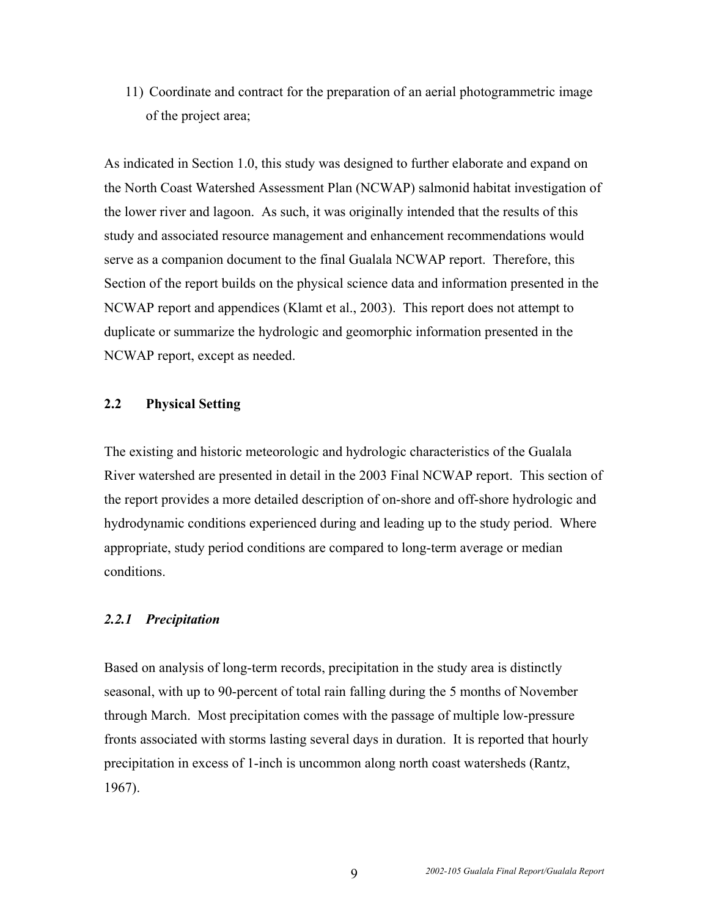11) Coordinate and contract for the preparation of an aerial photogrammetric image of the project area;

As indicated in Section 1.0, this study was designed to further elaborate and expand on the North Coast Watershed Assessment Plan (NCWAP) salmonid habitat investigation of the lower river and lagoon. As such, it was originally intended that the results of this study and associated resource management and enhancement recommendations would serve as a companion document to the final Gualala NCWAP report. Therefore, this Section of the report builds on the physical science data and information presented in the NCWAP report and appendices (Klamt et al., 2003). This report does not attempt to duplicate or summarize the hydrologic and geomorphic information presented in the NCWAP report, except as needed.

## 2.2 Physical Setting

The existing and historic meteorologic and hydrologic characteristics of the Gualala River watershed are presented in detail in the 2003 Final NCWAP report. This section of the report provides a more detailed description of on-shore and off-shore hydrologic and hydrodynamic conditions experienced during and leading up to the study period. Where appropriate, study period conditions are compared to long-term average or median conditions.

### *2.2.1 Precipitation*

Based on analysis of long-term records, precipitation in the study area is distinctly seasonal, with up to 90-percent of total rain falling during the 5 months of November through March. Most precipitation comes with the passage of multiple low-pressure fronts associated with storms lasting several days in duration. It is reported that hourly precipitation in excess of 1-inch is uncommon along north coast watersheds (Rantz, 1967).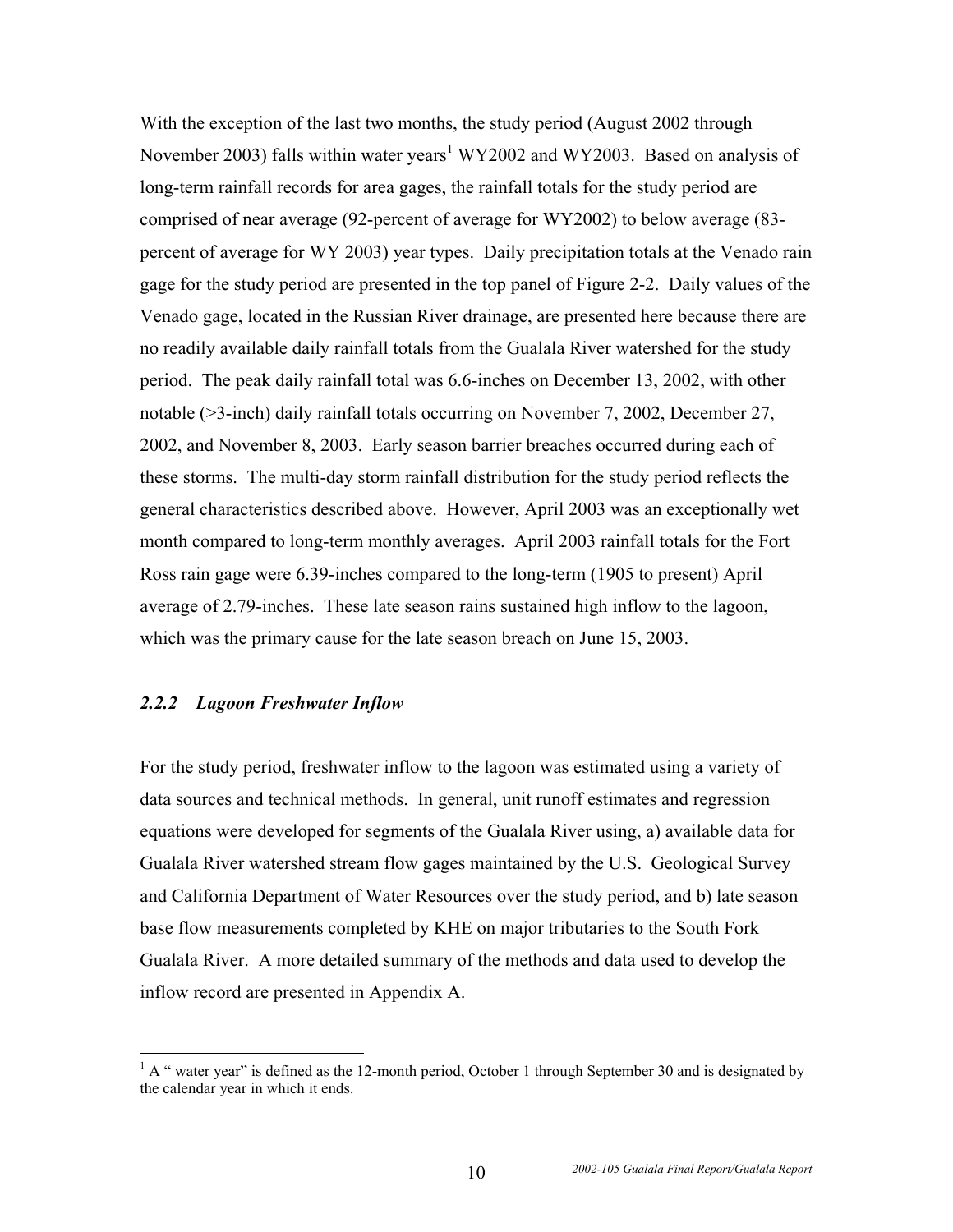With the exception of the last two months, the study period (August 2002 through November 2003) falls within water years[1] WY2002 and WY2003. Based on analysis of long-term rainfall records for area gages, the rainfall totals for the study period are comprised of near average (92-percent of average for WY2002) to below average (83-percent of average for WY 2003) year types. Daily precipitation totals at the Venado rain gage for the study period are presented in the top panel of Figure 2-2. Daily values of the Venado gage, located in the Russian River drainage, are presented here because there are no readily available daily rainfall totals from the Gualala River watershed for the study period. The peak daily rainfall total was 6.6-inches on December 13, 2002, with other notable (>3-inch) daily rainfall totals occurring on November 7, 2002, December 27, 2002, and November 8, 2003. Early season barrier breaches occurred during each of these storms. The multi-day storm rainfall distribution for the study period reflects the general characteristics described above. However, April 2003 was an exceptionally wet month compared to long-term monthly averages. April 2003 rainfall totals for the Fort Ross rain gage were 6.39-inches compared to the long-term (1905 to present) April average of 2.79-inches. These late season rains sustained high inflow to the lagoon, which was the primary cause for the late season breach on June 15, 2003.

### *2.2.2 Lagoon Freshwater Inflow*

For the study period, freshwater inflow to the lagoon was estimated using a variety of data sources and technical methods. In general, unit runoff estimates and regression equations were developed for segments of the Gualala River using, a) available data for Gualala River watershed stream flow gages maintained by the U.S. Geological Survey and California Department of Water Resources over the study period, and b) late season base flow measurements completed by KHE on major tributaries to the South Fork Gualala River. A more detailed summary of the methods and data used to develop the inflow record are presented in Appendix A.

[1] A " water year" is defined as the 12-month period, October 1 through September 30 and is designated by the calendar year in which it ends.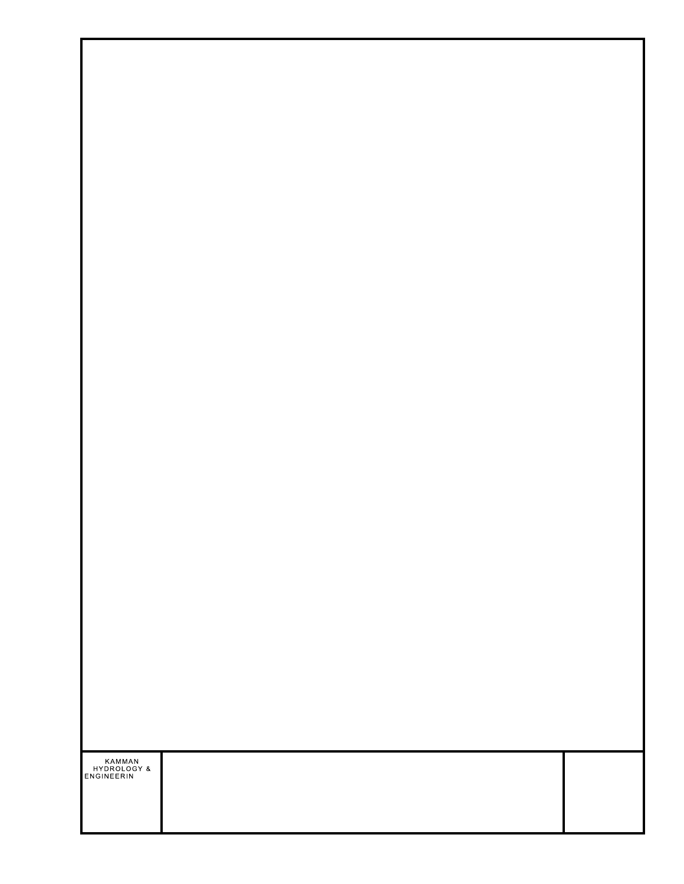KAMMAN
HYDROLOGY &
ENGINEERIN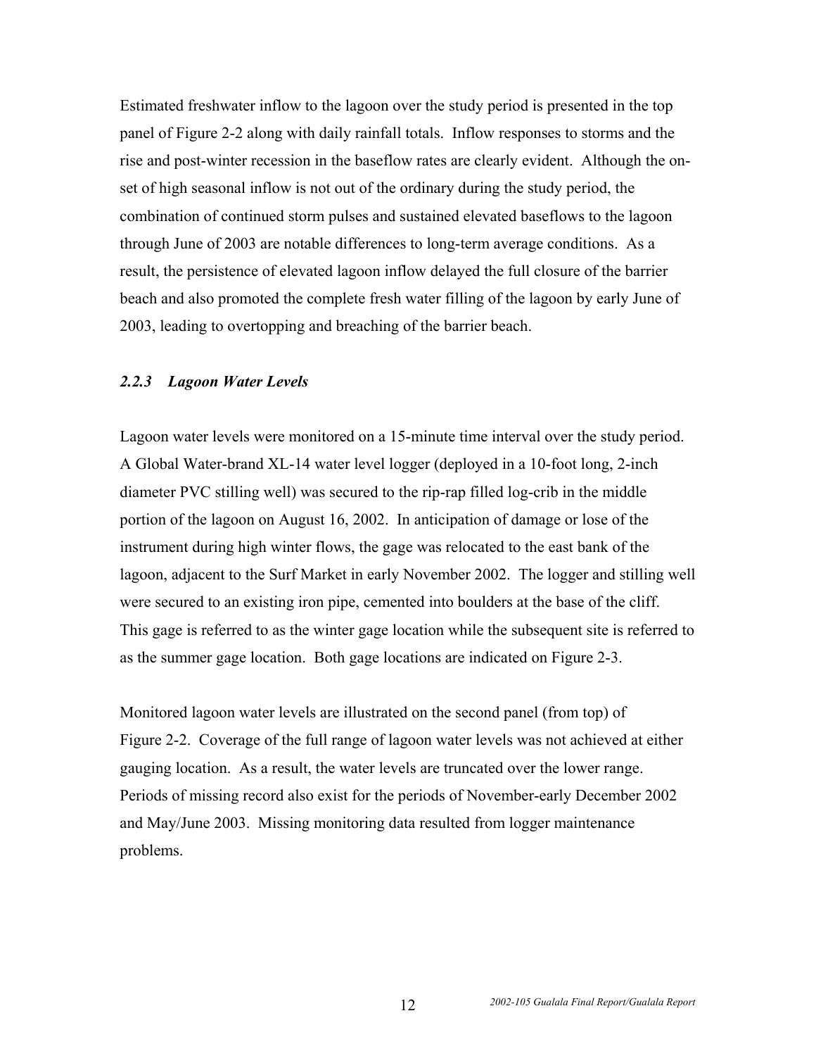Estimated freshwater inflow to the lagoon over the study period is presented in the top panel of Figure 2-2 along with daily rainfall totals. Inflow responses to storms and the rise and post-winter recession in the baseflow rates are clearly evident. Although the on-set of high seasonal inflow is not out of the ordinary during the study period, the combination of continued storm pulses and sustained elevated baseflows to the lagoon through June of 2003 are notable differences to long-term average conditions. As a result, the persistence of elevated lagoon inflow delayed the full closure of the barrier beach and also promoted the complete fresh water filling of the lagoon by early June of 2003, leading to overtopping and breaching of the barrier beach.

### *2.2.3 Lagoon Water Levels*

Lagoon water levels were monitored on a 15-minute time interval over the study period. A Global Water-brand XL-14 water level logger (deployed in a 10-foot long, 2-inch diameter PVC stilling well) was secured to the rip-rap filled log-crib in the middle portion of the lagoon on August 16, 2002. In anticipation of damage or lose of the instrument during high winter flows, the gage was relocated to the east bank of the lagoon, adjacent to the Surf Market in early November 2002. The logger and stilling well were secured to an existing iron pipe, cemented into boulders at the base of the cliff. This gage is referred to as the winter gage location while the subsequent site is referred to as the summer gage location. Both gage locations are indicated on Figure 2-3.

Monitored lagoon water levels are illustrated on the second panel (from top) of Figure 2-2. Coverage of the full range of lagoon water levels was not achieved at either gauging location. As a result, the water levels are truncated over the lower range. Periods of missing record also exist for the periods of November-early December 2002 and May/June 2003. Missing monitoring data resulted from logger maintenance problems.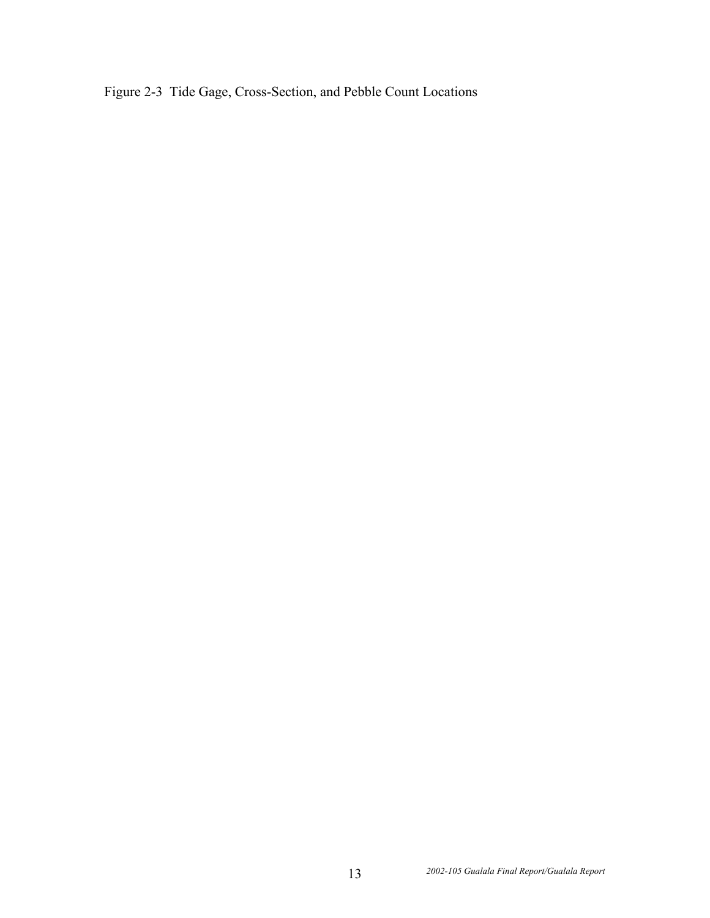Figure 2-3 Tide Gage, Cross-Section, and Pebble Count Locations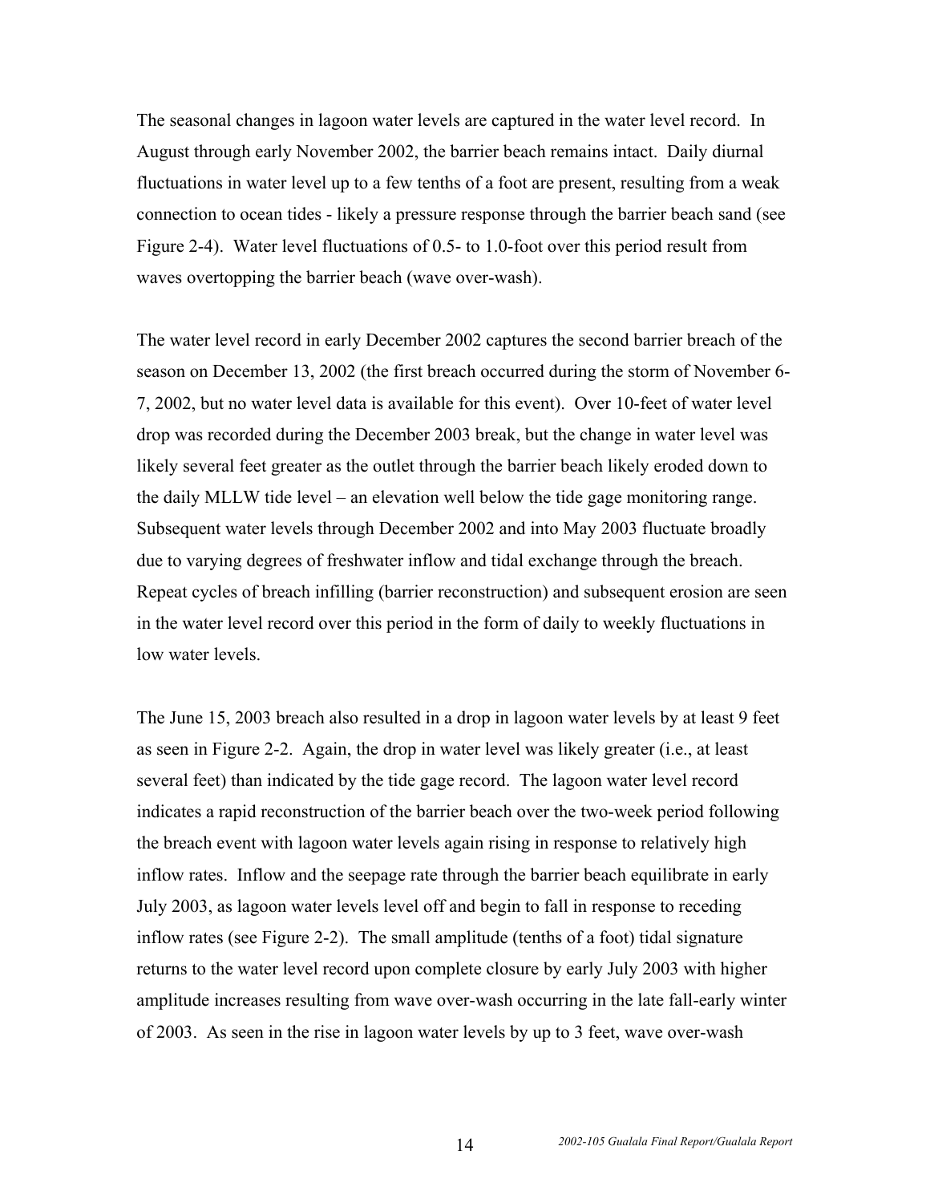The seasonal changes in lagoon water levels are captured in the water level record. In August through early November 2002, the barrier beach remains intact. Daily diurnal fluctuations in water level up to a few tenths of a foot are present, resulting from a weak connection to ocean tides - likely a pressure response through the barrier beach sand (see Figure 2-4). Water level fluctuations of 0.5- to 1.0-foot over this period result from waves overtopping the barrier beach (wave over-wash).

The water level record in early December 2002 captures the second barrier breach of the season on December 13, 2002 (the first breach occurred during the storm of November 6-7, 2002, but no water level data is available for this event). Over 10-feet of water level drop was recorded during the December 2003 break, but the change in water level was likely several feet greater as the outlet through the barrier beach likely eroded down to the daily MLLW tide level – an elevation well below the tide gage monitoring range. Subsequent water levels through December 2002 and into May 2003 fluctuate broadly due to varying degrees of freshwater inflow and tidal exchange through the breach. Repeat cycles of breach infilling (barrier reconstruction) and subsequent erosion are seen in the water level record over this period in the form of daily to weekly fluctuations in low water levels.

The June 15, 2003 breach also resulted in a drop in lagoon water levels by at least 9 feet as seen in Figure 2-2. Again, the drop in water level was likely greater (i.e., at least several feet) than indicated by the tide gage record. The lagoon water level record indicates a rapid reconstruction of the barrier beach over the two-week period following the breach event with lagoon water levels again rising in response to relatively high inflow rates. Inflow and the seepage rate through the barrier beach equilibrate in early July 2003, as lagoon water levels level off and begin to fall in response to receding inflow rates (see Figure 2-2). The small amplitude (tenths of a foot) tidal signature returns to the water level record upon complete closure by early July 2003 with higher amplitude increases resulting from wave over-wash occurring in the late fall-early winter of 2003. As seen in the rise in lagoon water levels by up to 3 feet, wave over-wash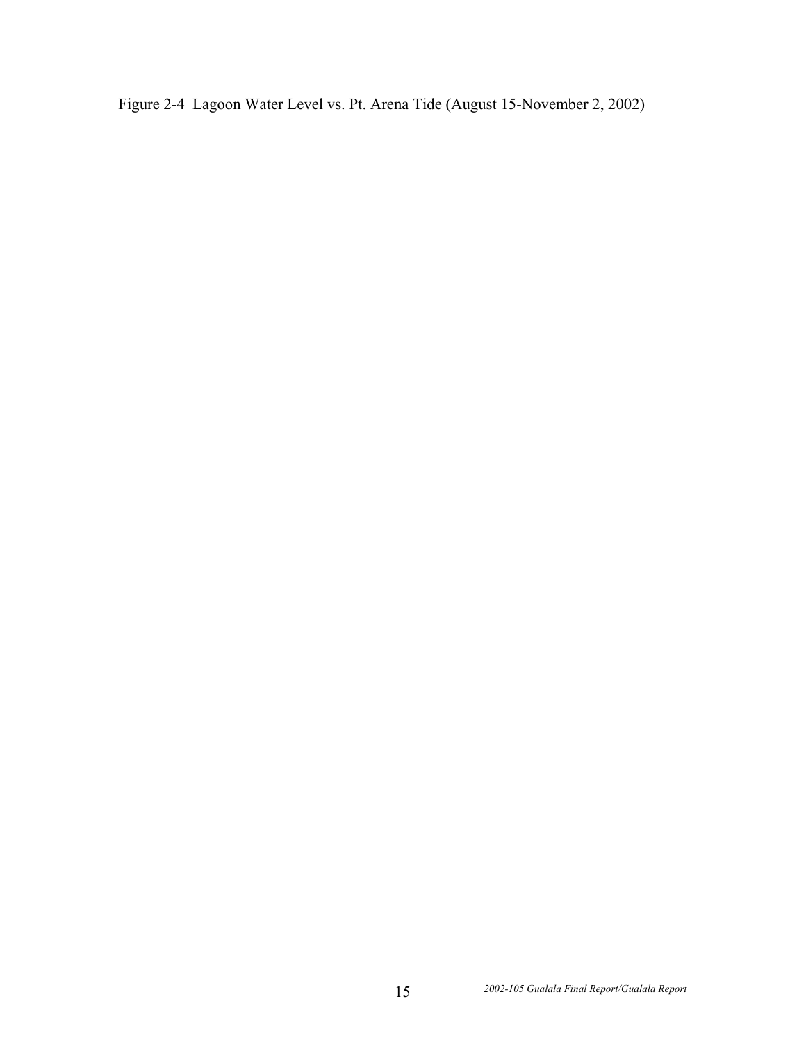Figure 2-4 Lagoon Water Level vs. Pt. Arena Tide (August 15-November 2, 2002)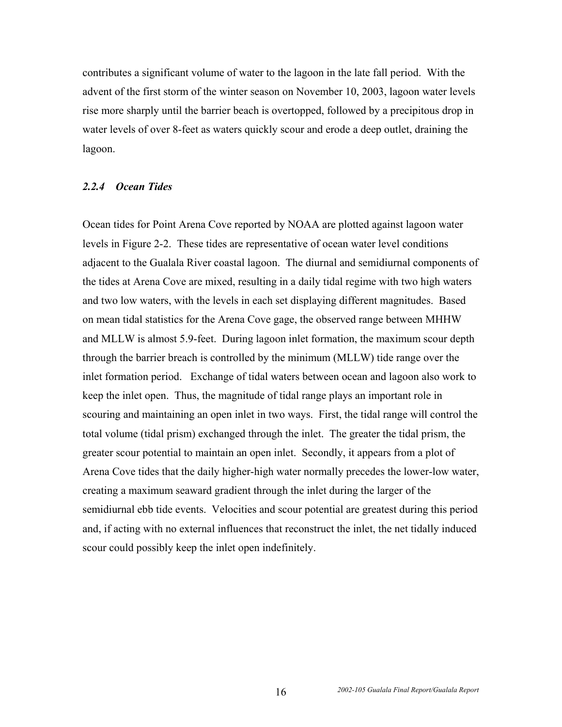contributes a significant volume of water to the lagoon in the late fall period. With the advent of the first storm of the winter season on November 10, 2003, lagoon water levels rise more sharply until the barrier beach is overtopped, followed by a precipitous drop in water levels of over 8-feet as waters quickly scour and erode a deep outlet, draining the lagoon.

### *2.2.4 Ocean Tides*

Ocean tides for Point Arena Cove reported by NOAA are plotted against lagoon water levels in Figure 2-2. These tides are representative of ocean water level conditions adjacent to the Gualala River coastal lagoon. The diurnal and semidiurnal components of the tides at Arena Cove are mixed, resulting in a daily tidal regime with two high waters and two low waters, with the levels in each set displaying different magnitudes. Based on mean tidal statistics for the Arena Cove gage, the observed range between MHHW and MLLW is almost 5.9-feet. During lagoon inlet formation, the maximum scour depth through the barrier breach is controlled by the minimum (MLLW) tide range over the inlet formation period. Exchange of tidal waters between ocean and lagoon also work to keep the inlet open. Thus, the magnitude of tidal range plays an important role in scouring and maintaining an open inlet in two ways. First, the tidal range will control the total volume (tidal prism) exchanged through the inlet. The greater the tidal prism, the greater scour potential to maintain an open inlet. Secondly, it appears from a plot of Arena Cove tides that the daily higher-high water normally precedes the lower-low water, creating a maximum seaward gradient through the inlet during the larger of the semidiurnal ebb tide events. Velocities and scour potential are greatest during this period and, if acting with no external influences that reconstruct the inlet, the net tidally induced scour could possibly keep the inlet open indefinitely.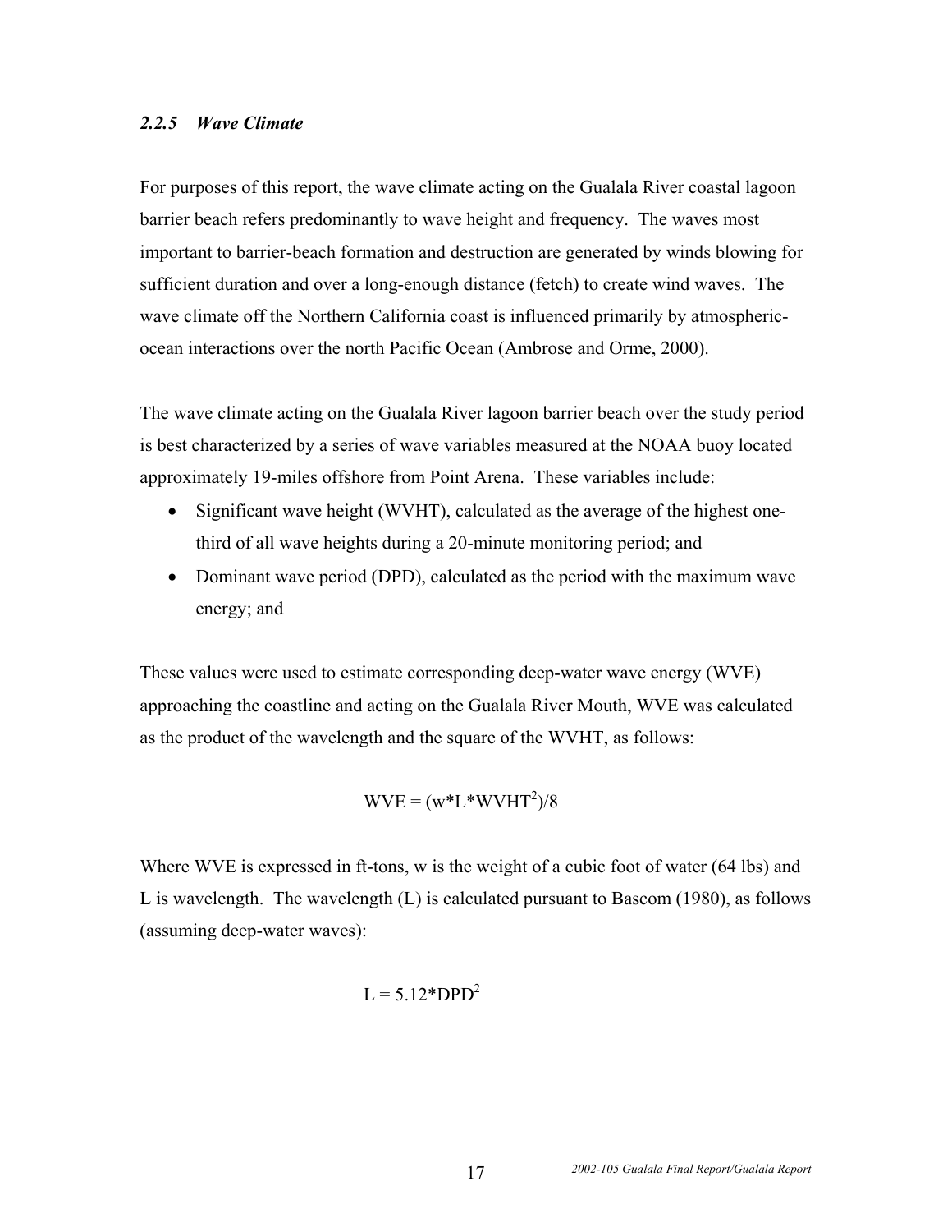### *2.2.5 Wave Climate*

For purposes of this report, the wave climate acting on the Gualala River coastal lagoon barrier beach refers predominantly to wave height and frequency. The waves most important to barrier-beach formation and destruction are generated by winds blowing for sufficient duration and over a long-enough distance (fetch) to create wind waves. The wave climate off the Northern California coast is influenced primarily by atmospheric-ocean interactions over the north Pacific Ocean (Ambrose and Orme, 2000).

The wave climate acting on the Gualala River lagoon barrier beach over the study period is best characterized by a series of wave variables measured at the NOAA buoy located approximately 19-miles offshore from Point Arena. These variables include:

- Significant wave height (WVHT), calculated as the average of the highest one-third of all wave heights during a 20-minute monitoring period; and
- Dominant wave period (DPD), calculated as the period with the maximum wave energy; and

These values were used to estimate corresponding deep-water wave energy (WVE) approaching the coastline and acting on the Gualala River Mouth, WVE was calculated as the product of the wavelength and the square of the WVHT, as follows:

$$WVE = (w*L*WVHT^2)/8$$

Where WVE is expressed in ft-tons, w is the weight of a cubic foot of water (64 lbs) and L is wavelength. The wavelength (L) is calculated pursuant to Bascom (1980), as follows (assuming deep-water waves):

$$L = 5.12*DPD^2$$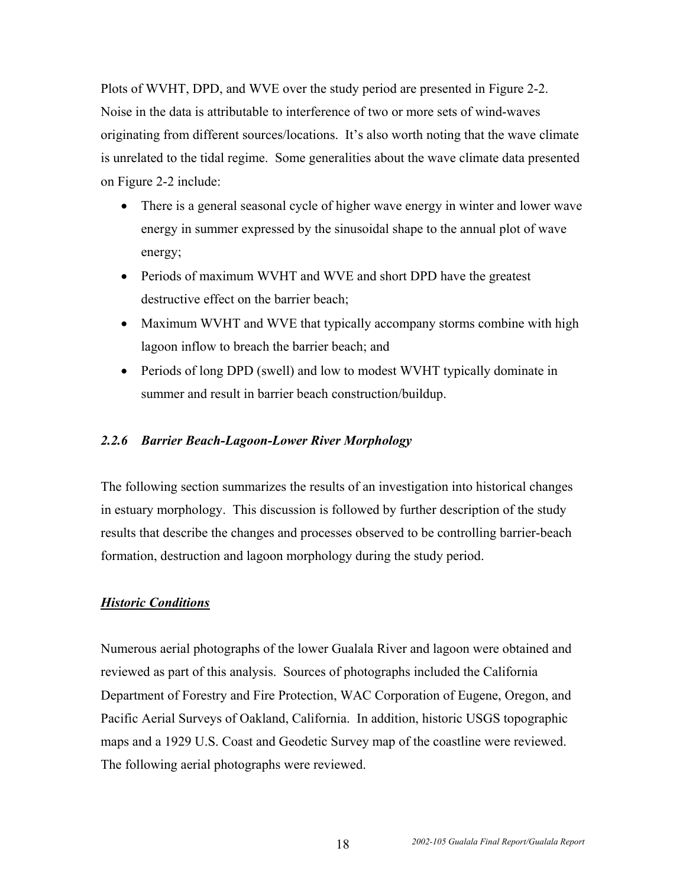Plots of WVHT, DPD, and WVE over the study period are presented in Figure 2-2. Noise in the data is attributable to interference of two or more sets of wind-waves originating from different sources/locations. It's also worth noting that the wave climate is unrelated to the tidal regime. Some generalities about the wave climate data presented on Figure 2-2 include:

- There is a general seasonal cycle of higher wave energy in winter and lower wave energy in summer expressed by the sinusoidal shape to the annual plot of wave energy;
- Periods of maximum WVHT and WVE and short DPD have the greatest destructive effect on the barrier beach;
- Maximum WVHT and WVE that typically accompany storms combine with high lagoon inflow to breach the barrier beach; and
- Periods of long DPD (swell) and low to modest WVHT typically dominate in summer and result in barrier beach construction/buildup.

### *2.2.6 Barrier Beach-Lagoon-Lower River Morphology*

The following section summarizes the results of an investigation into historical changes in estuary morphology. This discussion is followed by further description of the study results that describe the changes and processes observed to be controlling barrier-beach formation, destruction and lagoon morphology during the study period.

#### ***<u>Historic Conditions</u>***

Numerous aerial photographs of the lower Gualala River and lagoon were obtained and reviewed as part of this analysis. Sources of photographs included the California Department of Forestry and Fire Protection, WAC Corporation of Eugene, Oregon, and Pacific Aerial Surveys of Oakland, California. In addition, historic USGS topographic maps and a 1929 U.S. Coast and Geodetic Survey map of the coastline were reviewed. The following aerial photographs were reviewed.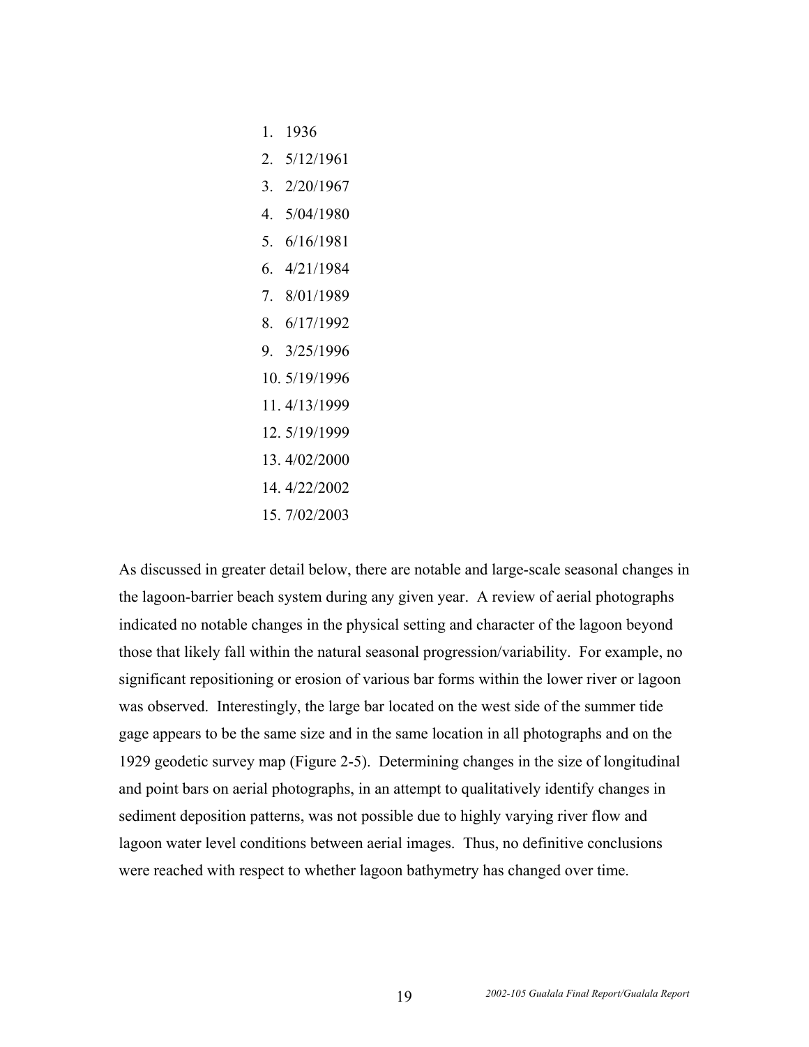1. 1936
2. 5/12/1961
3. 2/20/1967
4. 5/04/1980
5. 6/16/1981
6. 4/21/1984
7. 8/01/1989
8. 6/17/1992
9. 3/25/1996
10. 5/19/1996
11. 4/13/1999
12. 5/19/1999
13. 4/02/2000
14. 4/22/2002
15. 7/02/2003

As discussed in greater detail below, there are notable and large-scale seasonal changes in the lagoon-barrier beach system during any given year. A review of aerial photographs indicated no notable changes in the physical setting and character of the lagoon beyond those that likely fall within the natural seasonal progression/variability. For example, no significant repositioning or erosion of various bar forms within the lower river or lagoon was observed. Interestingly, the large bar located on the west side of the summer tide gage appears to be the same size and in the same location in all photographs and on the 1929 geodetic survey map (Figure 2-5). Determining changes in the size of longitudinal and point bars on aerial photographs, in an attempt to qualitatively identify changes in sediment deposition patterns, was not possible due to highly varying river flow and lagoon water level conditions between aerial images. Thus, no definitive conclusions were reached with respect to whether lagoon bathymetry has changed over time.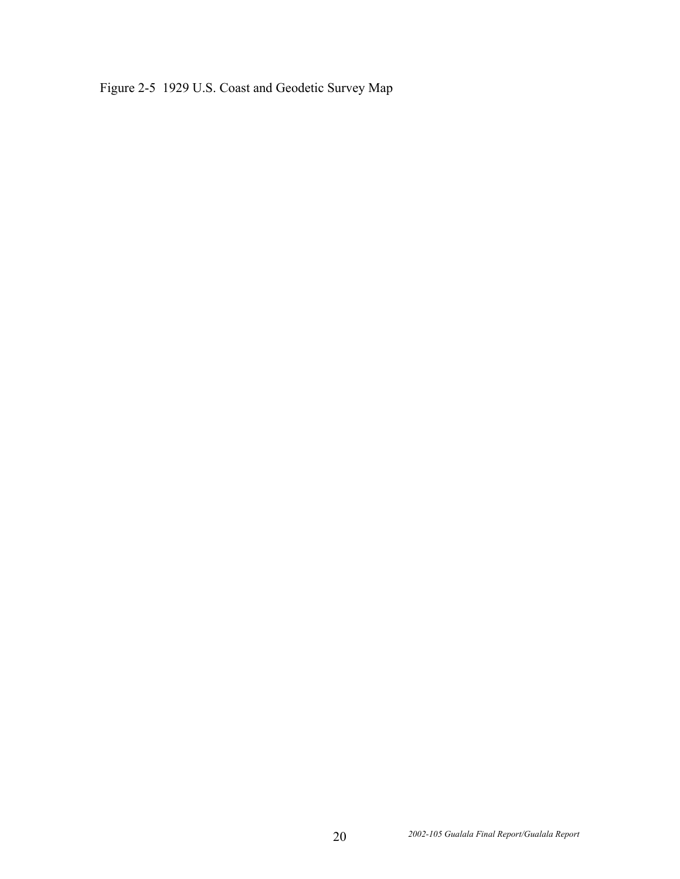Figure 2-5 1929 U.S. Coast and Geodetic Survey Map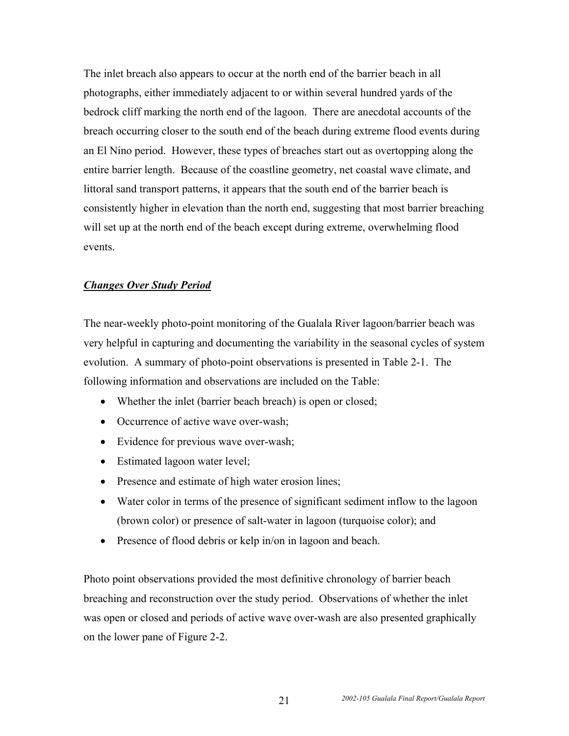The inlet breach also appears to occur at the north end of the barrier beach in all photographs, either immediately adjacent to or within several hundred yards of the bedrock cliff marking the north end of the lagoon. There are anecdotal accounts of the breach occurring closer to the south end of the beach during extreme flood events during an El Nino period. However, these types of breaches start out as overtopping along the entire barrier length. Because of the coastline geometry, net coastal wave climate, and littoral sand transport patterns, it appears that the south end of the barrier beach is consistently higher in elevation than the north end, suggesting that most barrier breaching will set up at the north end of the beach except during extreme, overwhelming flood events.

***Changes Over Study Period***

The near-weekly photo-point monitoring of the Gualala River lagoon/barrier beach was very helpful in capturing and documenting the variability in the seasonal cycles of system evolution. A summary of photo-point observations is presented in Table 2-1. The following information and observations are included on the Table:

- Whether the inlet (barrier beach breach) is open or closed;
- Occurrence of active wave over-wash;
- Evidence for previous wave over-wash;
- Estimated lagoon water level;
- Presence and estimate of high water erosion lines;
- Water color in terms of the presence of significant sediment inflow to the lagoon (brown color) or presence of salt-water in lagoon (turquoise color); and
- Presence of flood debris or kelp in/on in lagoon and beach.

Photo point observations provided the most definitive chronology of barrier beach breaching and reconstruction over the study period. Observations of whether the inlet was open or closed and periods of active wave over-wash are also presented graphically on the lower pane of Figure 2-2.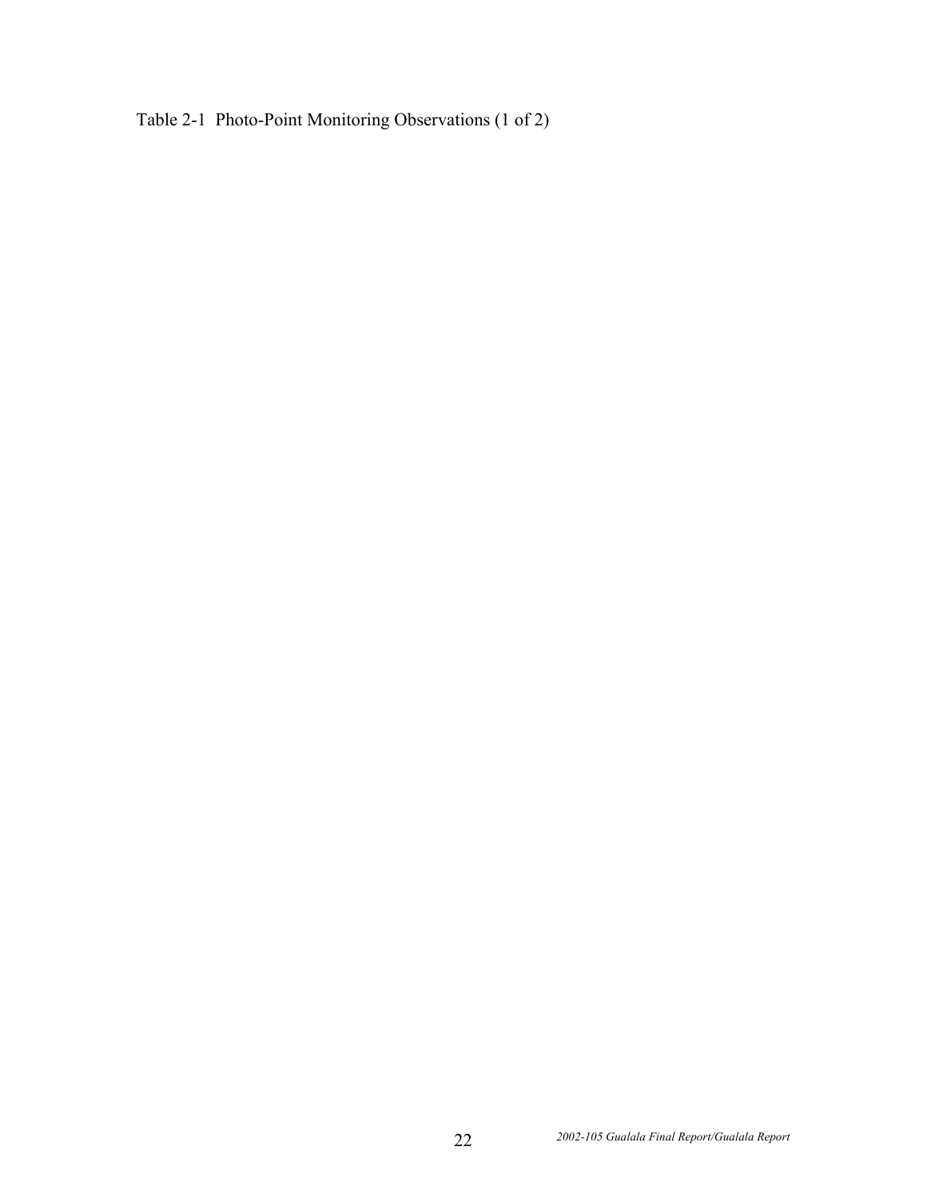Table 2-1 Photo-Point Monitoring Observations (1 of 2)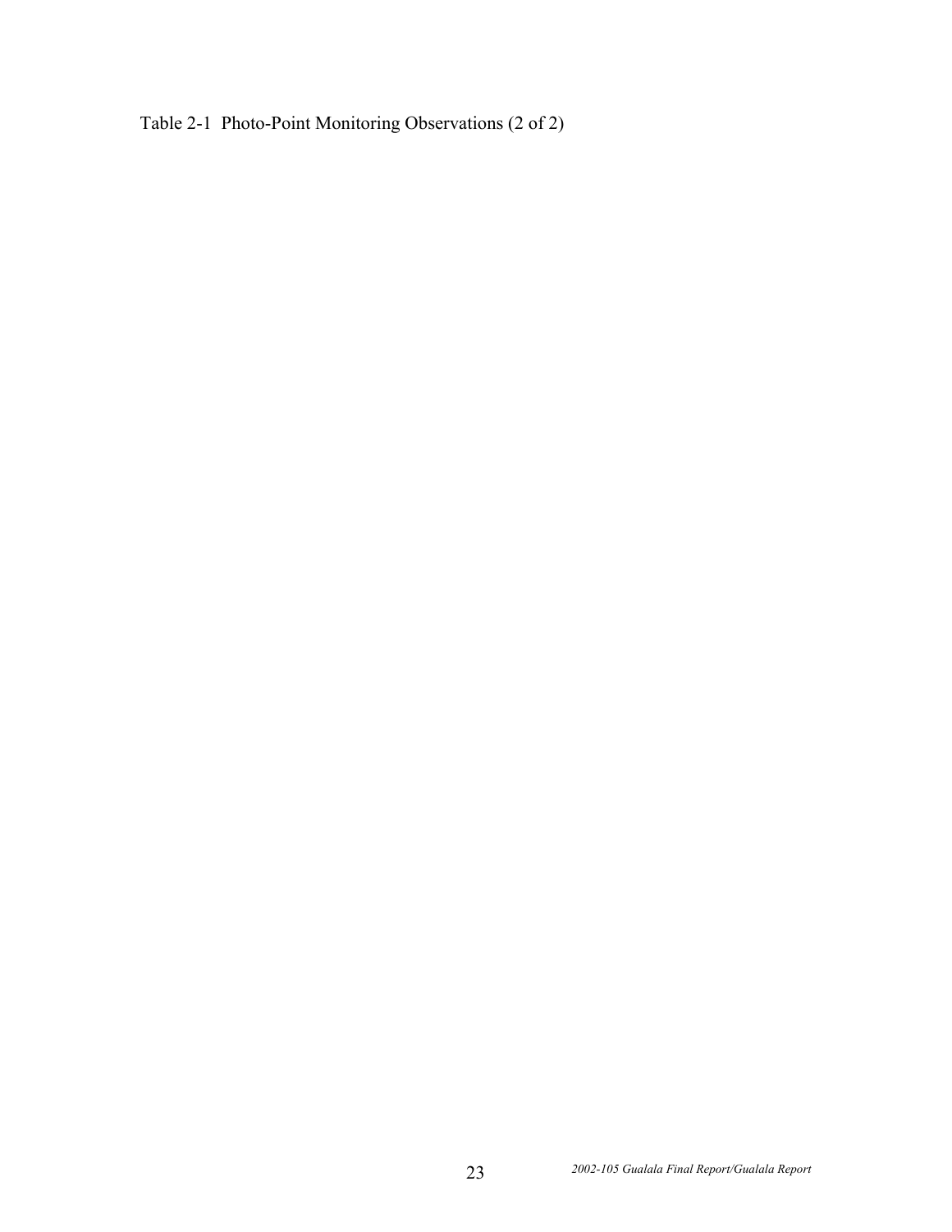Table 2-1  Photo-Point Monitoring Observations (2 of 2)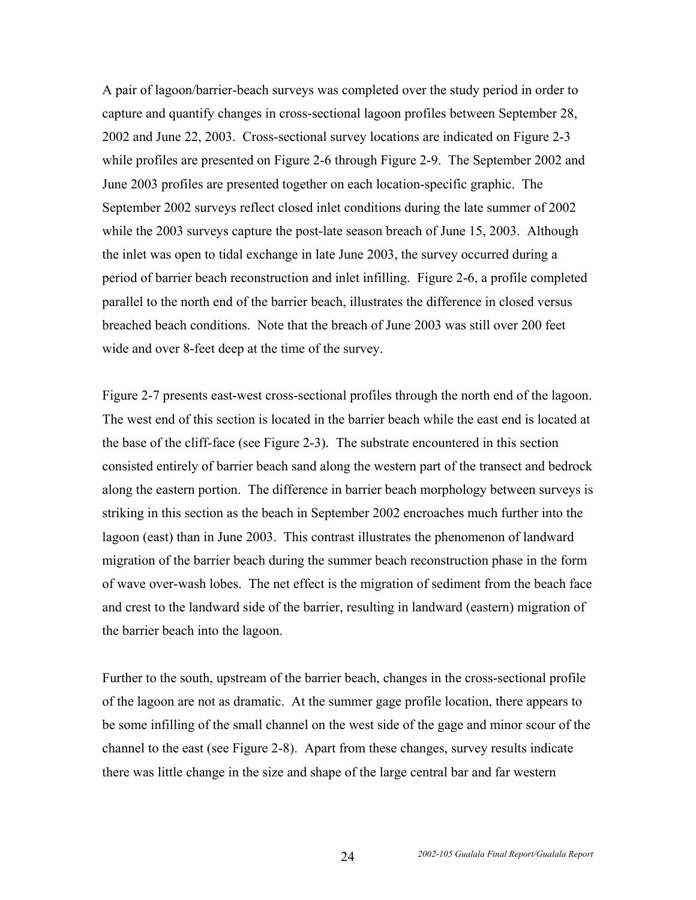A pair of lagoon/barrier-beach surveys was completed over the study period in order to capture and quantify changes in cross-sectional lagoon profiles between September 28, 2002 and June 22, 2003. Cross-sectional survey locations are indicated on Figure 2-3 while profiles are presented on Figure 2-6 through Figure 2-9. The September 2002 and June 2003 profiles are presented together on each location-specific graphic. The September 2002 surveys reflect closed inlet conditions during the late summer of 2002 while the 2003 surveys capture the post-late season breach of June 15, 2003. Although the inlet was open to tidal exchange in late June 2003, the survey occurred during a period of barrier beach reconstruction and inlet infilling. Figure 2-6, a profile completed parallel to the north end of the barrier beach, illustrates the difference in closed versus breached beach conditions. Note that the breach of June 2003 was still over 200 feet wide and over 8-feet deep at the time of the survey.

Figure 2-7 presents east-west cross-sectional profiles through the north end of the lagoon. The west end of this section is located in the barrier beach while the east end is located at the base of the cliff-face (see Figure 2-3). The substrate encountered in this section consisted entirely of barrier beach sand along the western part of the transect and bedrock along the eastern portion. The difference in barrier beach morphology between surveys is striking in this section as the beach in September 2002 encroaches much further into the lagoon (east) than in June 2003. This contrast illustrates the phenomenon of landward migration of the barrier beach during the summer beach reconstruction phase in the form of wave over-wash lobes. The net effect is the migration of sediment from the beach face and crest to the landward side of the barrier, resulting in landward (eastern) migration of the barrier beach into the lagoon.

Further to the south, upstream of the barrier beach, changes in the cross-sectional profile of the lagoon are not as dramatic. At the summer gage profile location, there appears to be some infilling of the small channel on the west side of the gage and minor scour of the channel to the east (see Figure 2-8). Apart from these changes, survey results indicate there was little change in the size and shape of the large central bar and far western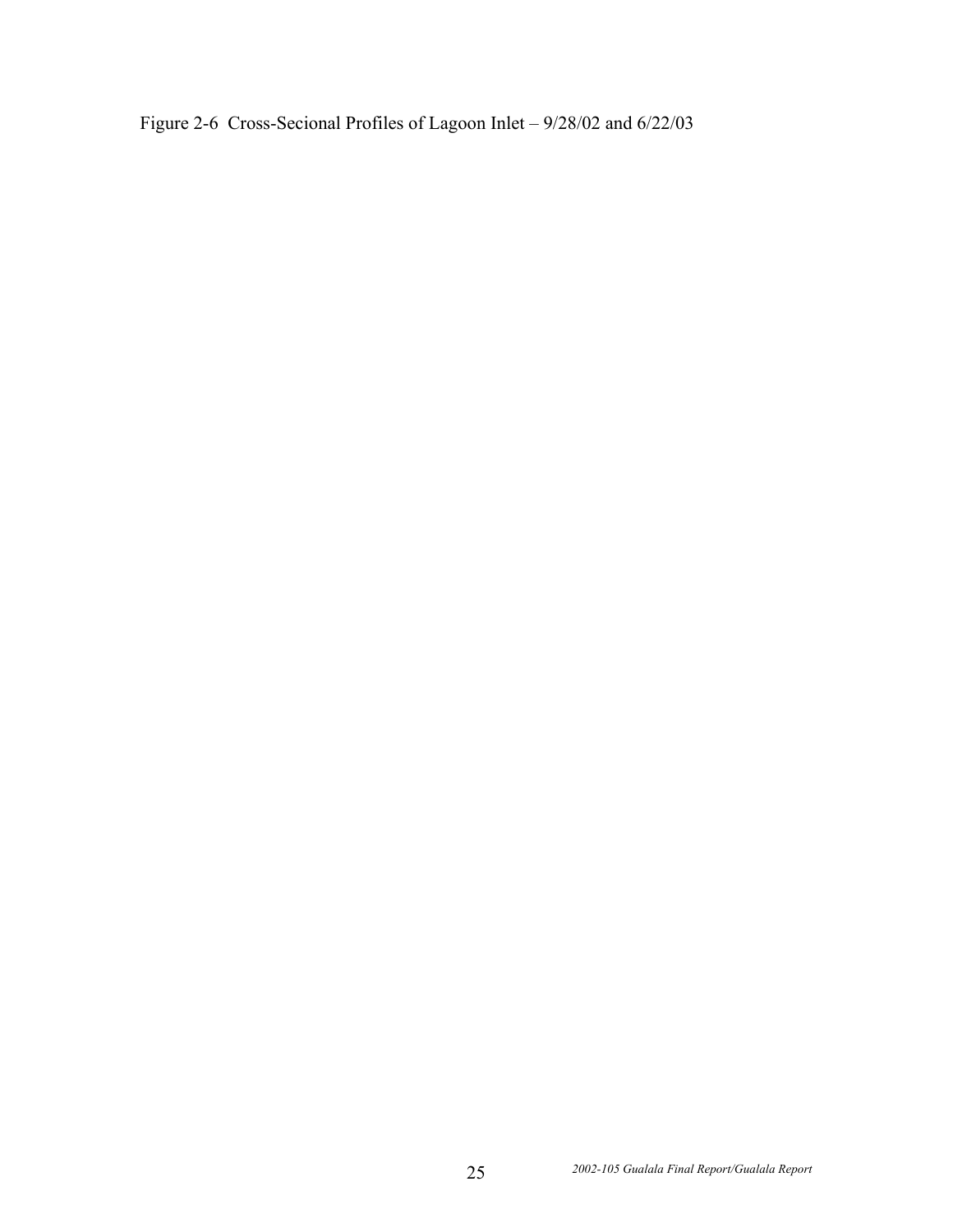Figure 2-6 Cross-Secional Profiles of Lagoon Inlet – 9/28/02 and 6/22/03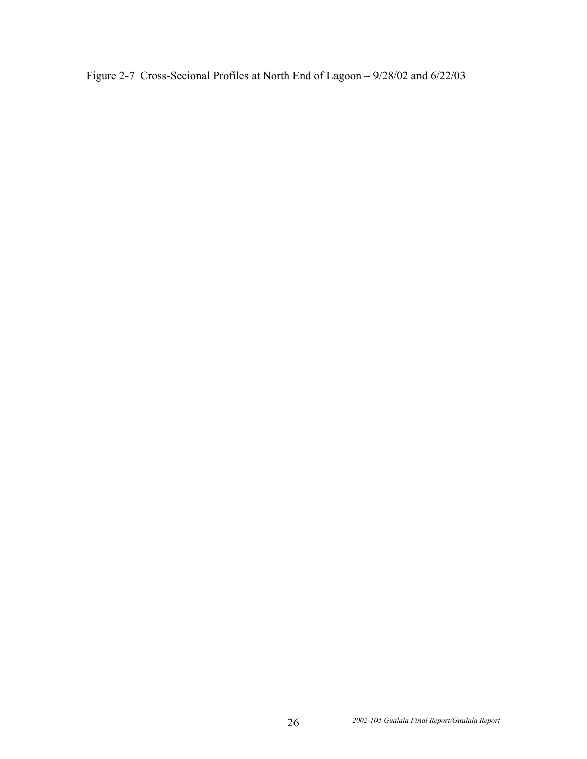Figure 2-7 Cross-Secional Profiles at North End of Lagoon – 9/28/02 and 6/22/03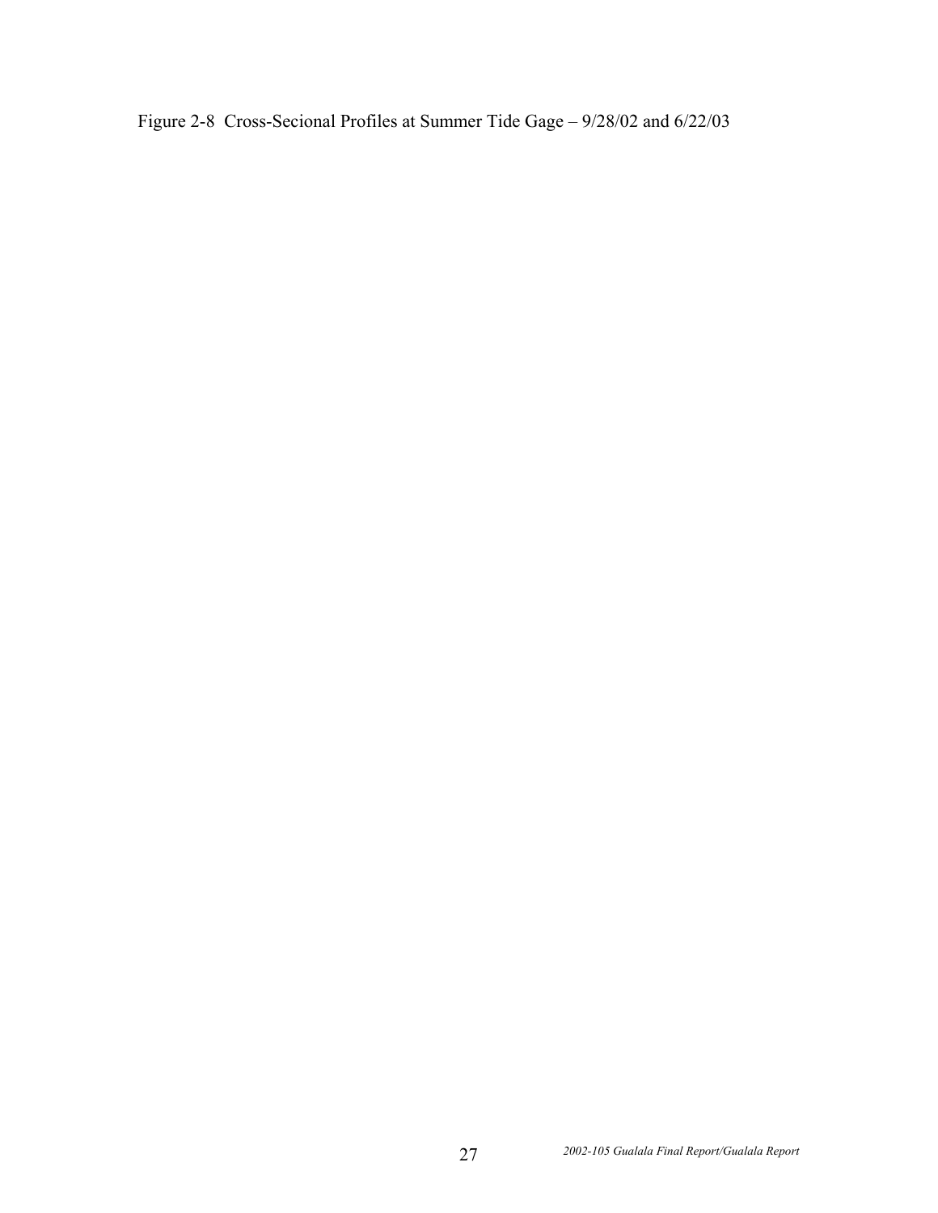Figure 2-8 Cross-Secional Profiles at Summer Tide Gage – 9/28/02 and 6/22/03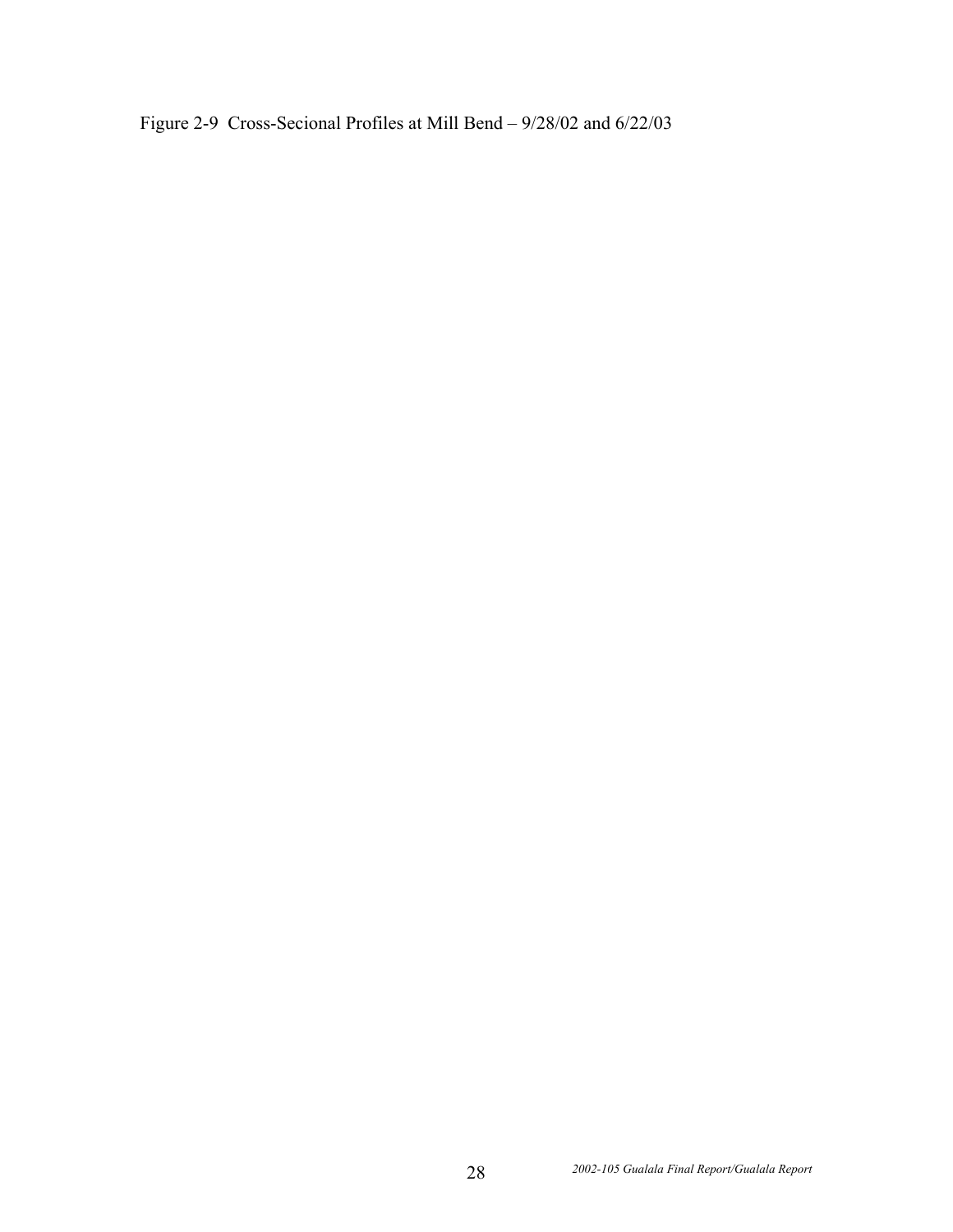Figure 2-9 Cross-Secional Profiles at Mill Bend – 9/28/02 and 6/22/03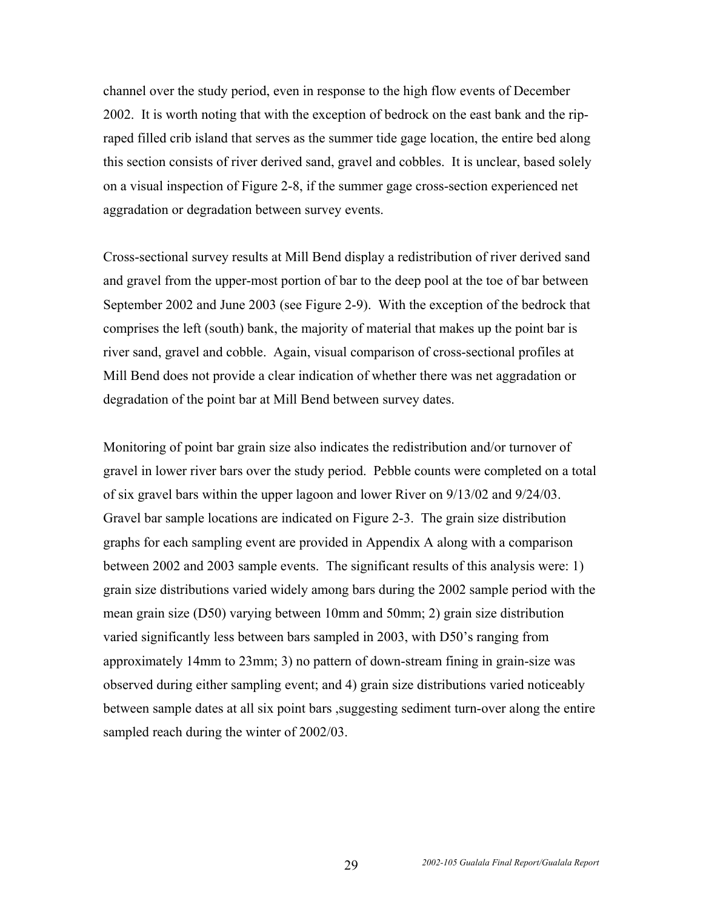channel over the study period, even in response to the high flow events of December 2002. It is worth noting that with the exception of bedrock on the east bank and the rip-raped filled crib island that serves as the summer tide gage location, the entire bed along this section consists of river derived sand, gravel and cobbles. It is unclear, based solely on a visual inspection of Figure 2-8, if the summer gage cross-section experienced net aggradation or degradation between survey events.

Cross-sectional survey results at Mill Bend display a redistribution of river derived sand and gravel from the upper-most portion of bar to the deep pool at the toe of bar between September 2002 and June 2003 (see Figure 2-9). With the exception of the bedrock that comprises the left (south) bank, the majority of material that makes up the point bar is river sand, gravel and cobble. Again, visual comparison of cross-sectional profiles at Mill Bend does not provide a clear indication of whether there was net aggradation or degradation of the point bar at Mill Bend between survey dates.

Monitoring of point bar grain size also indicates the redistribution and/or turnover of gravel in lower river bars over the study period. Pebble counts were completed on a total of six gravel bars within the upper lagoon and lower River on 9/13/02 and 9/24/03. Gravel bar sample locations are indicated on Figure 2-3. The grain size distribution graphs for each sampling event are provided in Appendix A along with a comparison between 2002 and 2003 sample events. The significant results of this analysis were: 1) grain size distributions varied widely among bars during the 2002 sample period with the mean grain size (D50) varying between 10mm and 50mm; 2) grain size distribution varied significantly less between bars sampled in 2003, with D50's ranging from approximately 14mm to 23mm; 3) no pattern of down-stream fining in grain-size was observed during either sampling event; and 4) grain size distributions varied noticeably between sample dates at all six point bars ,suggesting sediment turn-over along the entire sampled reach during the winter of 2002/03.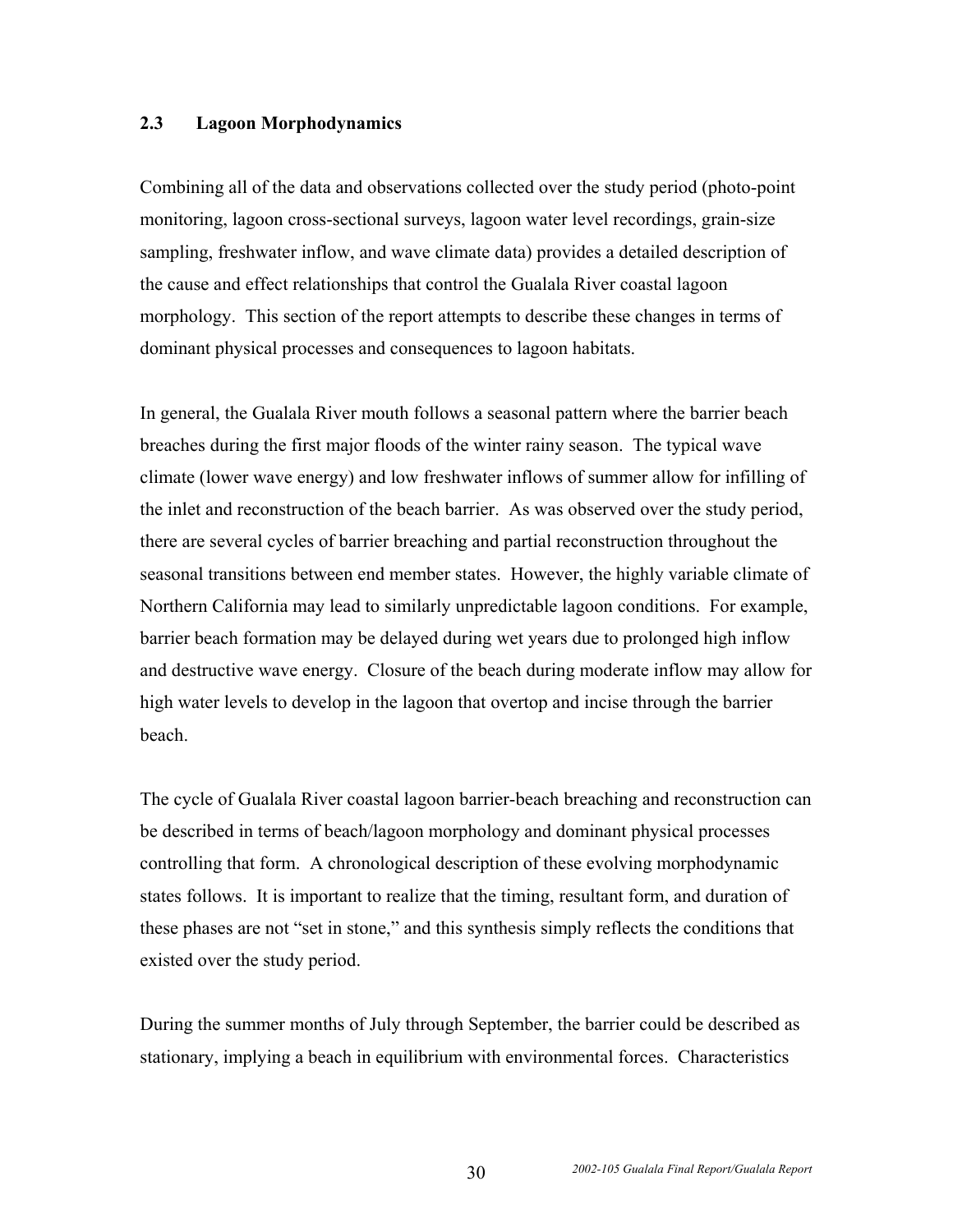## 2.3 Lagoon Morphodynamics

Combining all of the data and observations collected over the study period (photo-point monitoring, lagoon cross-sectional surveys, lagoon water level recordings, grain-size sampling, freshwater inflow, and wave climate data) provides a detailed description of the cause and effect relationships that control the Gualala River coastal lagoon morphology. This section of the report attempts to describe these changes in terms of dominant physical processes and consequences to lagoon habitats.

In general, the Gualala River mouth follows a seasonal pattern where the barrier beach breaches during the first major floods of the winter rainy season. The typical wave climate (lower wave energy) and low freshwater inflows of summer allow for infilling of the inlet and reconstruction of the beach barrier. As was observed over the study period, there are several cycles of barrier breaching and partial reconstruction throughout the seasonal transitions between end member states. However, the highly variable climate of Northern California may lead to similarly unpredictable lagoon conditions. For example, barrier beach formation may be delayed during wet years due to prolonged high inflow and destructive wave energy. Closure of the beach during moderate inflow may allow for high water levels to develop in the lagoon that overtop and incise through the barrier beach.

The cycle of Gualala River coastal lagoon barrier-beach breaching and reconstruction can be described in terms of beach/lagoon morphology and dominant physical processes controlling that form. A chronological description of these evolving morphodynamic states follows. It is important to realize that the timing, resultant form, and duration of these phases are not "set in stone," and this synthesis simply reflects the conditions that existed over the study period.

During the summer months of July through September, the barrier could be described as stationary, implying a beach in equilibrium with environmental forces. Characteristics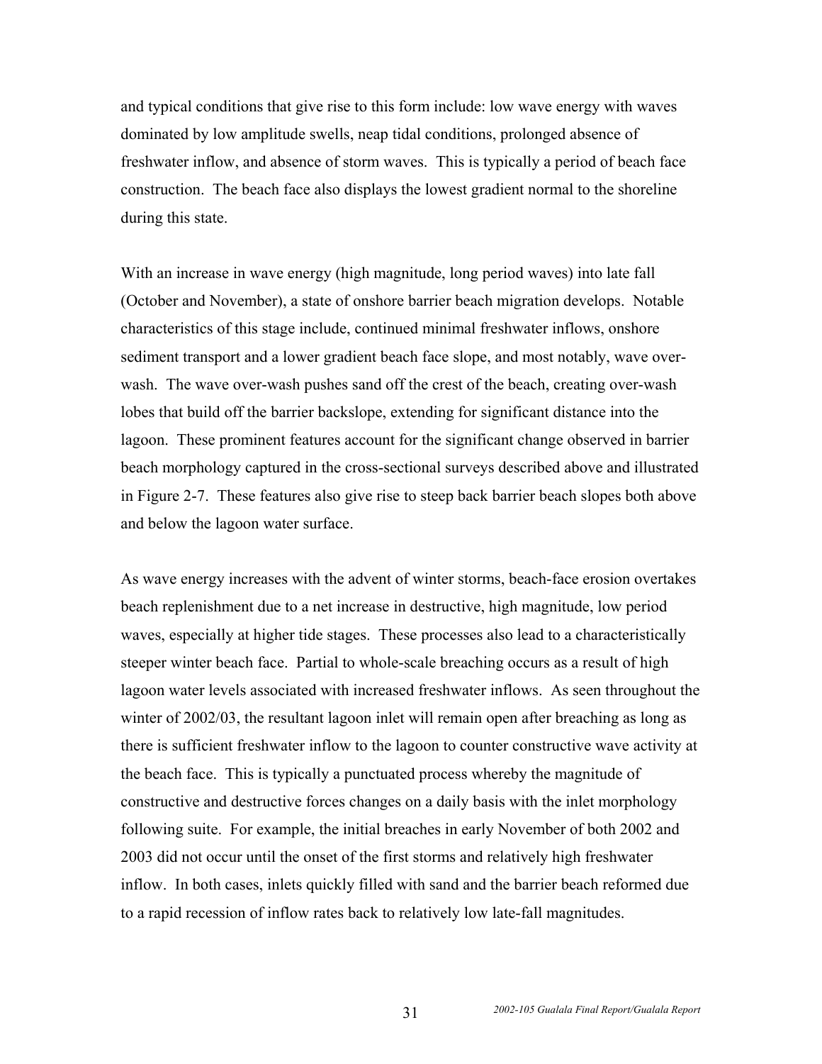and typical conditions that give rise to this form include: low wave energy with waves dominated by low amplitude swells, neap tidal conditions, prolonged absence of freshwater inflow, and absence of storm waves. This is typically a period of beach face construction. The beach face also displays the lowest gradient normal to the shoreline during this state.

With an increase in wave energy (high magnitude, long period waves) into late fall (October and November), a state of onshore barrier beach migration develops. Notable characteristics of this stage include, continued minimal freshwater inflows, onshore sediment transport and a lower gradient beach face slope, and most notably, wave over-wash. The wave over-wash pushes sand off the crest of the beach, creating over-wash lobes that build off the barrier backslope, extending for significant distance into the lagoon. These prominent features account for the significant change observed in barrier beach morphology captured in the cross-sectional surveys described above and illustrated in Figure 2-7. These features also give rise to steep back barrier beach slopes both above and below the lagoon water surface.

As wave energy increases with the advent of winter storms, beach-face erosion overtakes beach replenishment due to a net increase in destructive, high magnitude, low period waves, especially at higher tide stages. These processes also lead to a characteristically steeper winter beach face. Partial to whole-scale breaching occurs as a result of high lagoon water levels associated with increased freshwater inflows. As seen throughout the winter of 2002/03, the resultant lagoon inlet will remain open after breaching as long as there is sufficient freshwater inflow to the lagoon to counter constructive wave activity at the beach face. This is typically a punctuated process whereby the magnitude of constructive and destructive forces changes on a daily basis with the inlet morphology following suite. For example, the initial breaches in early November of both 2002 and 2003 did not occur until the onset of the first storms and relatively high freshwater inflow. In both cases, inlets quickly filled with sand and the barrier beach reformed due to a rapid recession of inflow rates back to relatively low late-fall magnitudes.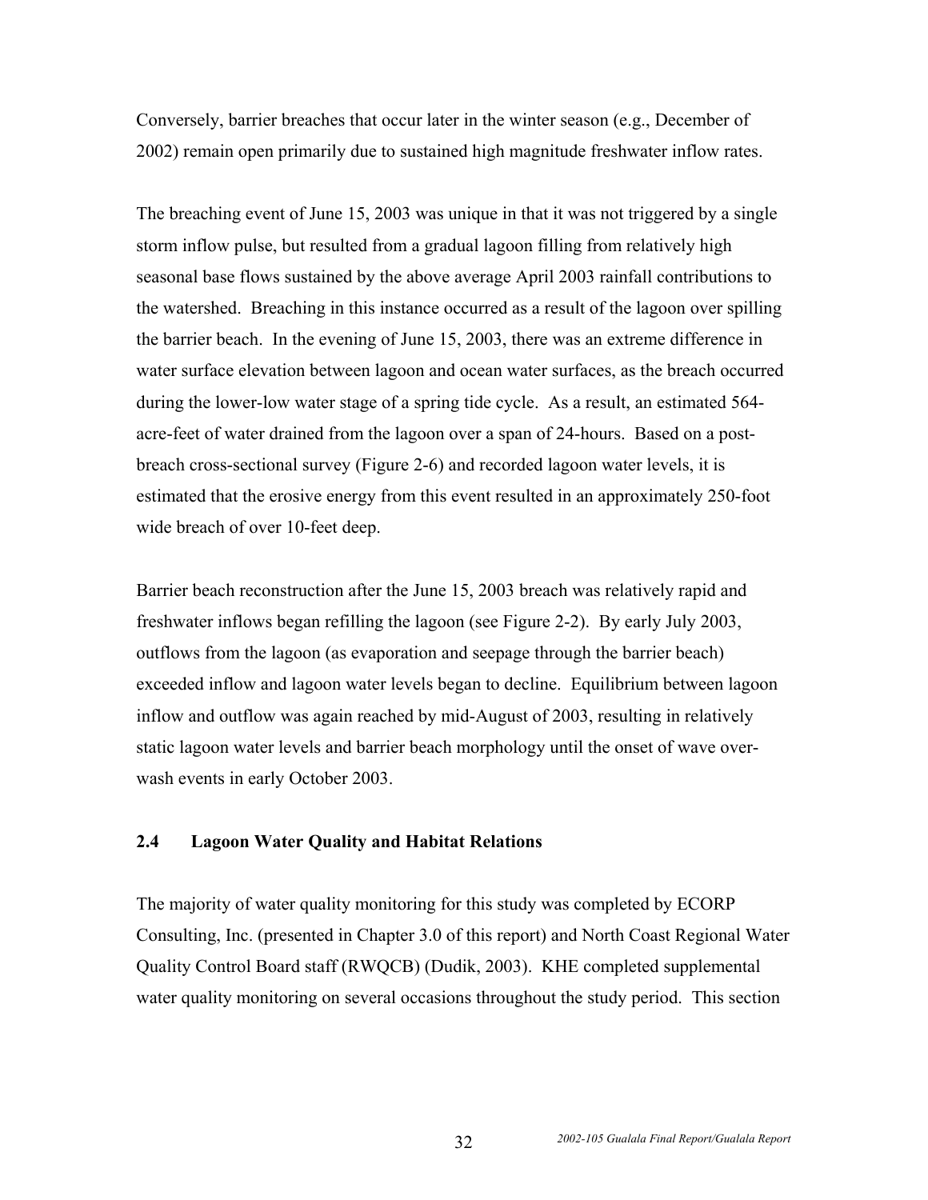Conversely, barrier breaches that occur later in the winter season (e.g., December of 2002) remain open primarily due to sustained high magnitude freshwater inflow rates.

The breaching event of June 15, 2003 was unique in that it was not triggered by a single storm inflow pulse, but resulted from a gradual lagoon filling from relatively high seasonal base flows sustained by the above average April 2003 rainfall contributions to the watershed. Breaching in this instance occurred as a result of the lagoon over spilling the barrier beach. In the evening of June 15, 2003, there was an extreme difference in water surface elevation between lagoon and ocean water surfaces, as the breach occurred during the lower-low water stage of a spring tide cycle. As a result, an estimated 564-acre-feet of water drained from the lagoon over a span of 24-hours. Based on a post-breach cross-sectional survey (Figure 2-6) and recorded lagoon water levels, it is estimated that the erosive energy from this event resulted in an approximately 250-foot wide breach of over 10-feet deep.

Barrier beach reconstruction after the June 15, 2003 breach was relatively rapid and freshwater inflows began refilling the lagoon (see Figure 2-2). By early July 2003, outflows from the lagoon (as evaporation and seepage through the barrier beach) exceeded inflow and lagoon water levels began to decline. Equilibrium between lagoon inflow and outflow was again reached by mid-August of 2003, resulting in relatively static lagoon water levels and barrier beach morphology until the onset of wave over-wash events in early October 2003.

## 2.4 Lagoon Water Quality and Habitat Relations

The majority of water quality monitoring for this study was completed by ECORP Consulting, Inc. (presented in Chapter 3.0 of this report) and North Coast Regional Water Quality Control Board staff (RWQCB) (Dudik, 2003). KHE completed supplemental water quality monitoring on several occasions throughout the study period. This section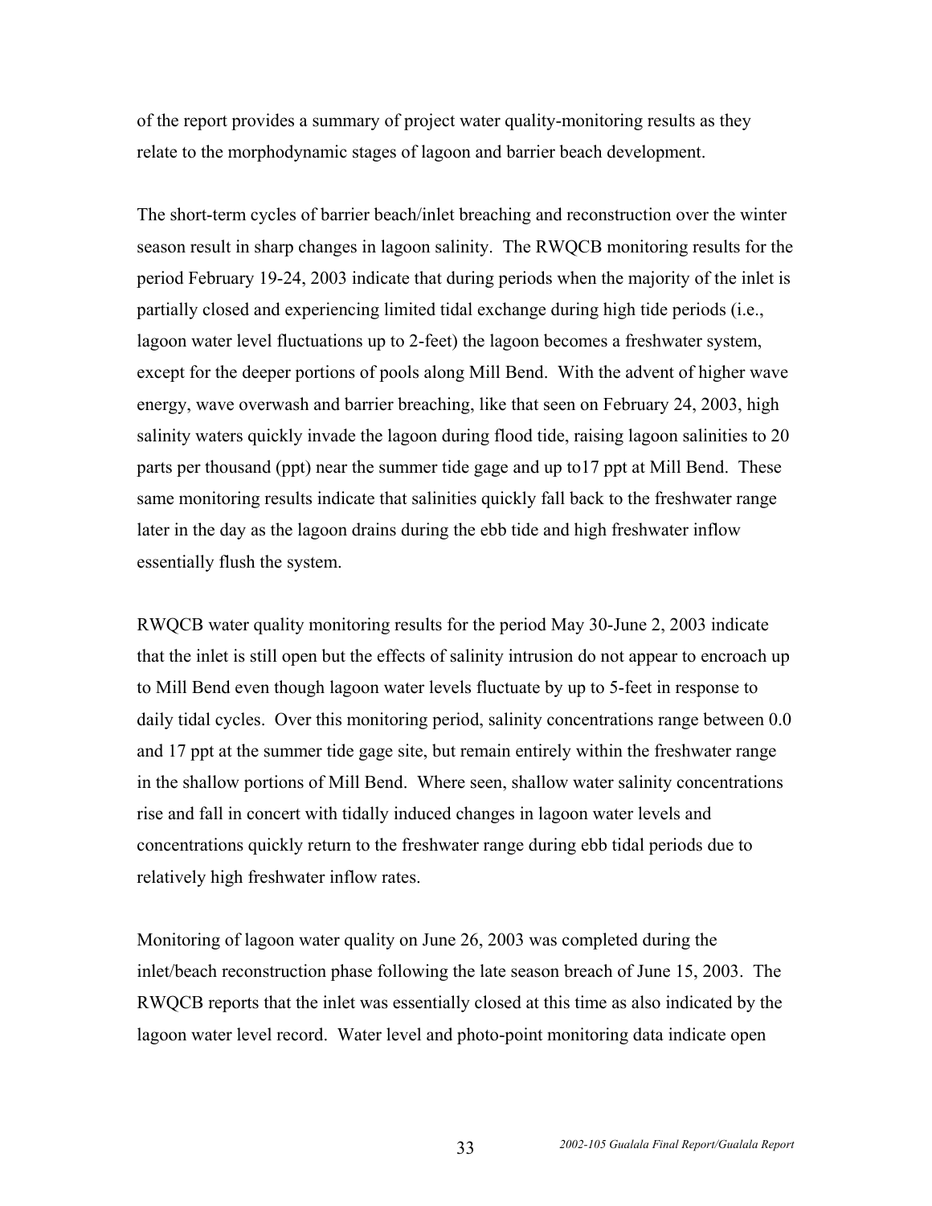of the report provides a summary of project water quality-monitoring results as they relate to the morphodynamic stages of lagoon and barrier beach development.

The short-term cycles of barrier beach/inlet breaching and reconstruction over the winter season result in sharp changes in lagoon salinity. The RWQCB monitoring results for the period February 19-24, 2003 indicate that during periods when the majority of the inlet is partially closed and experiencing limited tidal exchange during high tide periods (i.e., lagoon water level fluctuations up to 2-feet) the lagoon becomes a freshwater system, except for the deeper portions of pools along Mill Bend. With the advent of higher wave energy, wave overwash and barrier breaching, like that seen on February 24, 2003, high salinity waters quickly invade the lagoon during flood tide, raising lagoon salinities to 20 parts per thousand (ppt) near the summer tide gage and up to17 ppt at Mill Bend. These same monitoring results indicate that salinities quickly fall back to the freshwater range later in the day as the lagoon drains during the ebb tide and high freshwater inflow essentially flush the system.

RWQCB water quality monitoring results for the period May 30-June 2, 2003 indicate that the inlet is still open but the effects of salinity intrusion do not appear to encroach up to Mill Bend even though lagoon water levels fluctuate by up to 5-feet in response to daily tidal cycles. Over this monitoring period, salinity concentrations range between 0.0 and 17 ppt at the summer tide gage site, but remain entirely within the freshwater range in the shallow portions of Mill Bend. Where seen, shallow water salinity concentrations rise and fall in concert with tidally induced changes in lagoon water levels and concentrations quickly return to the freshwater range during ebb tidal periods due to relatively high freshwater inflow rates.

Monitoring of lagoon water quality on June 26, 2003 was completed during the inlet/beach reconstruction phase following the late season breach of June 15, 2003. The RWQCB reports that the inlet was essentially closed at this time as also indicated by the lagoon water level record. Water level and photo-point monitoring data indicate open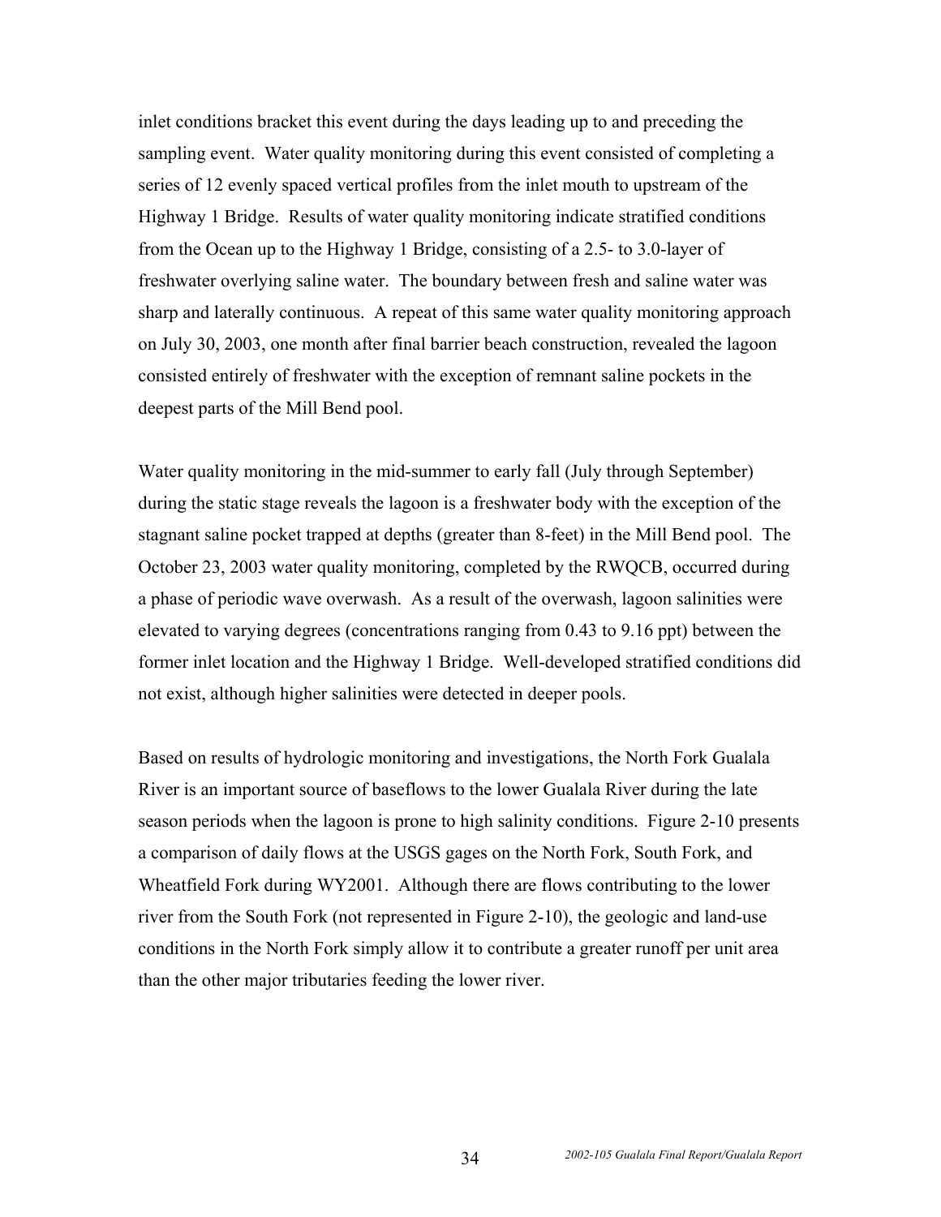inlet conditions bracket this event during the days leading up to and preceding the sampling event. Water quality monitoring during this event consisted of completing a series of 12 evenly spaced vertical profiles from the inlet mouth to upstream of the Highway 1 Bridge. Results of water quality monitoring indicate stratified conditions from the Ocean up to the Highway 1 Bridge, consisting of a 2.5- to 3.0-layer of freshwater overlying saline water. The boundary between fresh and saline water was sharp and laterally continuous. A repeat of this same water quality monitoring approach on July 30, 2003, one month after final barrier beach construction, revealed the lagoon consisted entirely of freshwater with the exception of remnant saline pockets in the deepest parts of the Mill Bend pool.

Water quality monitoring in the mid-summer to early fall (July through September) during the static stage reveals the lagoon is a freshwater body with the exception of the stagnant saline pocket trapped at depths (greater than 8-feet) in the Mill Bend pool. The October 23, 2003 water quality monitoring, completed by the RWQCB, occurred during a phase of periodic wave overwash. As a result of the overwash, lagoon salinities were elevated to varying degrees (concentrations ranging from 0.43 to 9.16 ppt) between the former inlet location and the Highway 1 Bridge. Well-developed stratified conditions did not exist, although higher salinities were detected in deeper pools.

Based on results of hydrologic monitoring and investigations, the North Fork Gualala River is an important source of baseflows to the lower Gualala River during the late season periods when the lagoon is prone to high salinity conditions. Figure 2-10 presents a comparison of daily flows at the USGS gages on the North Fork, South Fork, and Wheatfield Fork during WY2001. Although there are flows contributing to the lower river from the South Fork (not represented in Figure 2-10), the geologic and land-use conditions in the North Fork simply allow it to contribute a greater runoff per unit area than the other major tributaries feeding the lower river.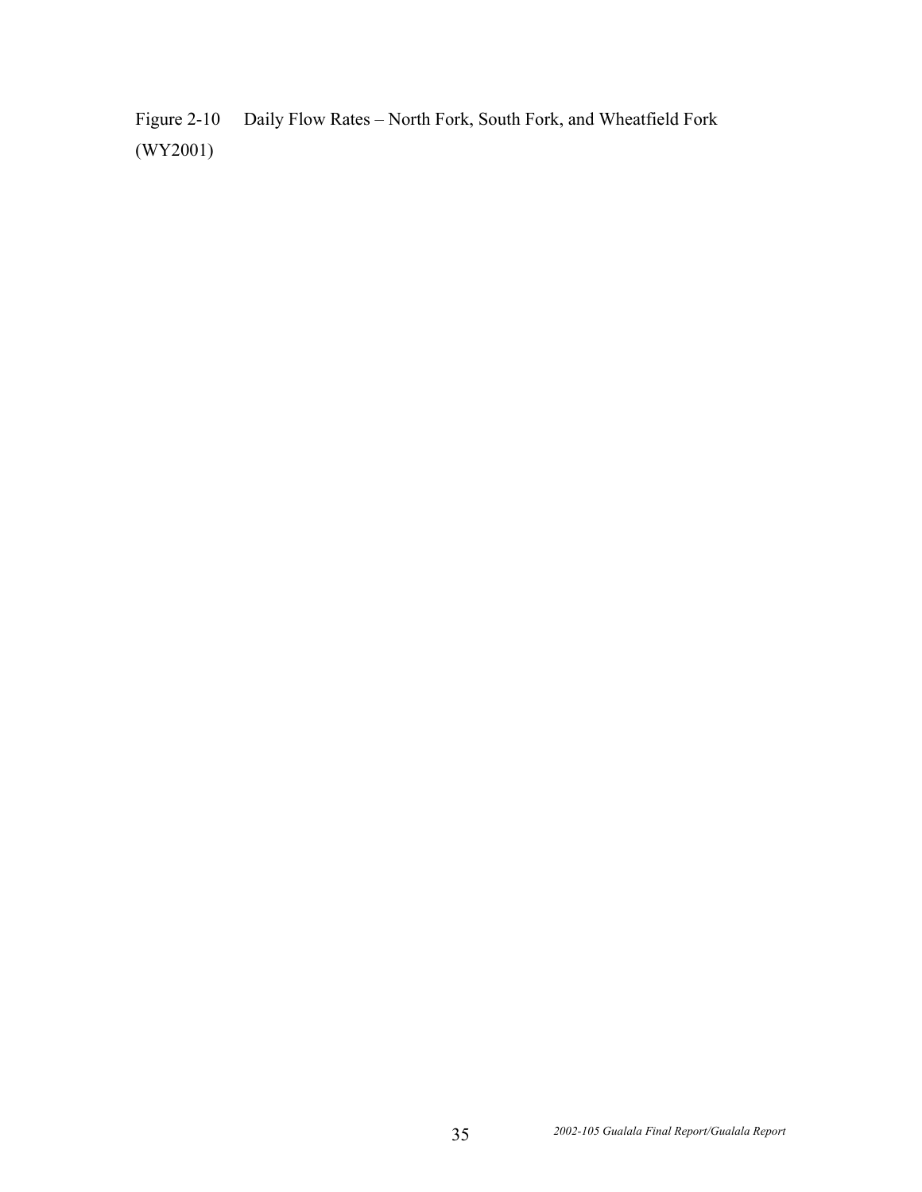Figure 2-10 Daily Flow Rates – North Fork, South Fork, and Wheatfield Fork (WY2001)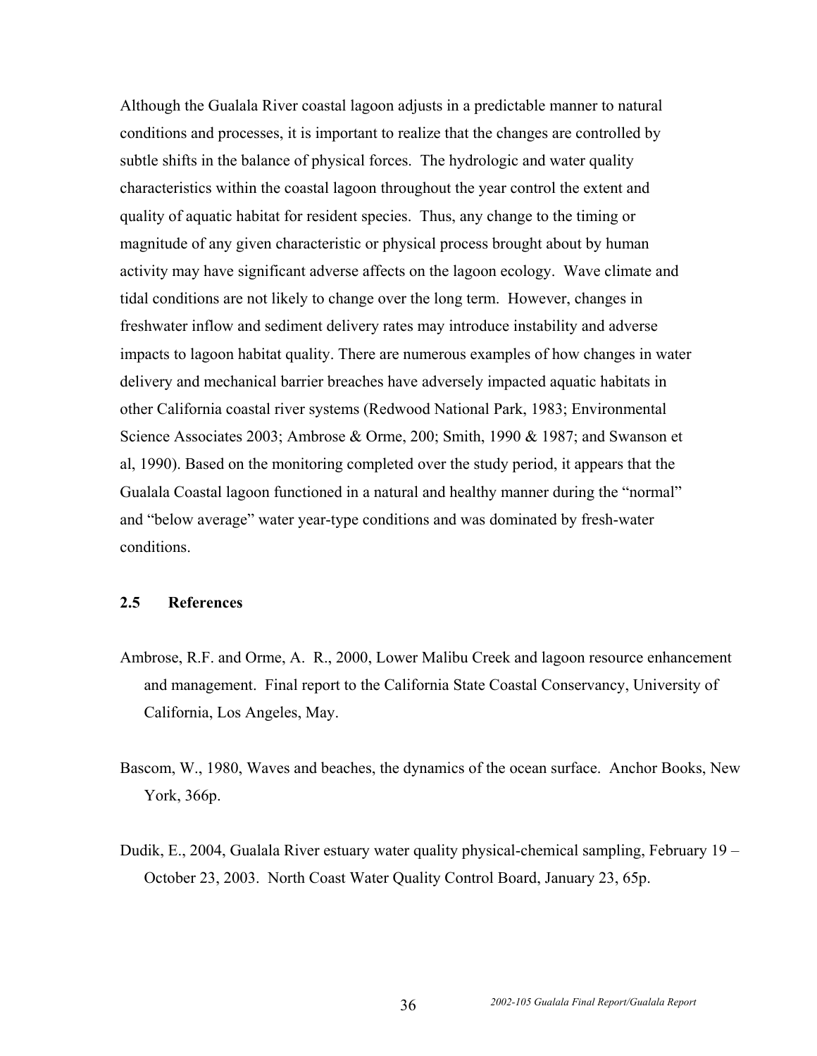Although the Gualala River coastal lagoon adjusts in a predictable manner to natural conditions and processes, it is important to realize that the changes are controlled by subtle shifts in the balance of physical forces. The hydrologic and water quality characteristics within the coastal lagoon throughout the year control the extent and quality of aquatic habitat for resident species. Thus, any change to the timing or magnitude of any given characteristic or physical process brought about by human activity may have significant adverse affects on the lagoon ecology. Wave climate and tidal conditions are not likely to change over the long term. However, changes in freshwater inflow and sediment delivery rates may introduce instability and adverse impacts to lagoon habitat quality. There are numerous examples of how changes in water delivery and mechanical barrier breaches have adversely impacted aquatic habitats in other California coastal river systems (Redwood National Park, 1983; Environmental Science Associates 2003; Ambrose & Orme, 200; Smith, 1990 & 1987; and Swanson et al, 1990). Based on the monitoring completed over the study period, it appears that the Gualala Coastal lagoon functioned in a natural and healthy manner during the "normal" and "below average" water year-type conditions and was dominated by fresh-water conditions.

## 2.5 References

Ambrose, R.F. and Orme, A. R., 2000, Lower Malibu Creek and lagoon resource enhancement and management. Final report to the California State Coastal Conservancy, University of California, Los Angeles, May.

Bascom, W., 1980, Waves and beaches, the dynamics of the ocean surface. Anchor Books, New York, 366p.

Dudik, E., 2004, Gualala River estuary water quality physical-chemical sampling, February 19 – October 23, 2003. North Coast Water Quality Control Board, January 23, 65p.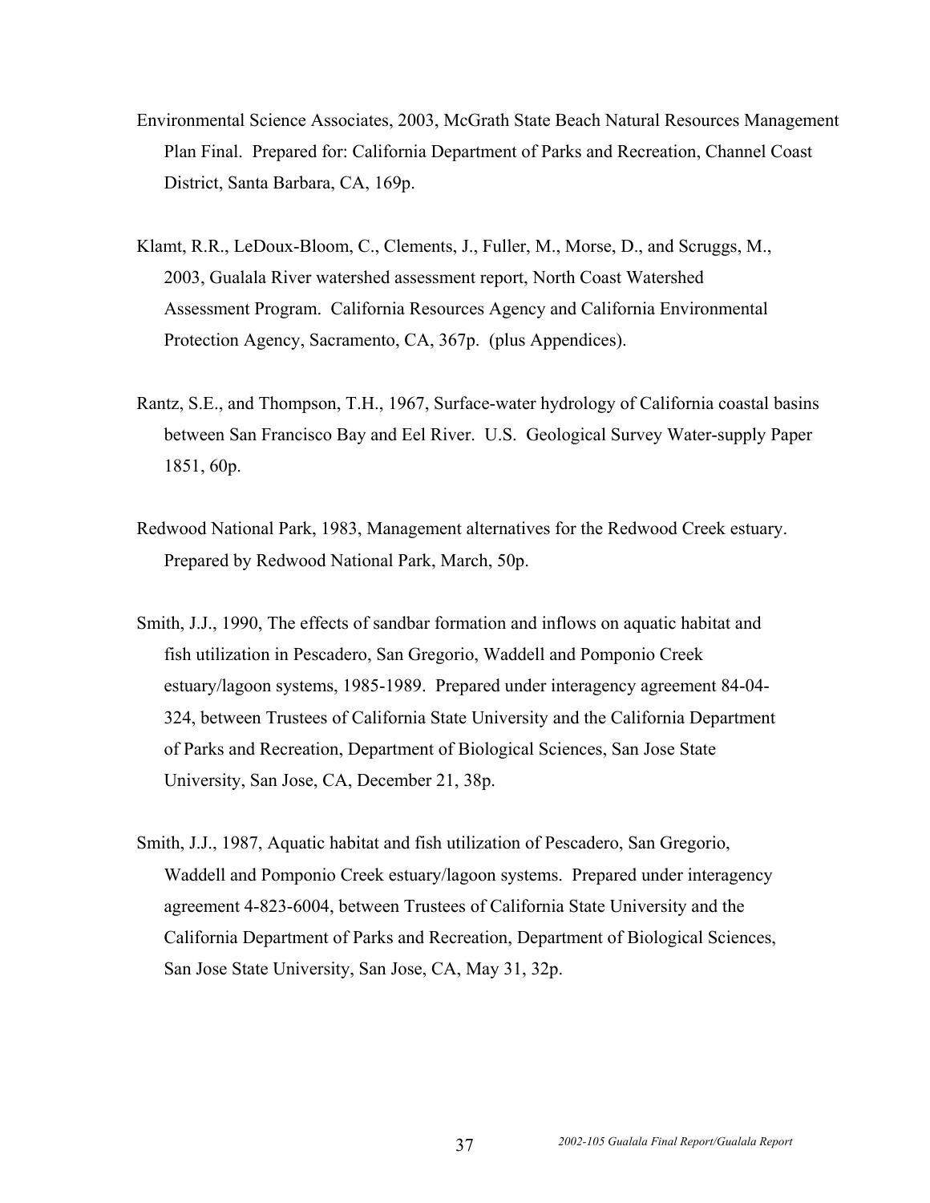Environmental Science Associates, 2003, McGrath State Beach Natural Resources Management Plan Final. Prepared for: California Department of Parks and Recreation, Channel Coast District, Santa Barbara, CA, 169p.

Klamt, R.R., LeDoux-Bloom, C., Clements, J., Fuller, M., Morse, D., and Scruggs, M., 2003, Gualala River watershed assessment report, North Coast Watershed Assessment Program. California Resources Agency and California Environmental Protection Agency, Sacramento, CA, 367p. (plus Appendices).

Rantz, S.E., and Thompson, T.H., 1967, Surface-water hydrology of California coastal basins between San Francisco Bay and Eel River. U.S. Geological Survey Water-supply Paper 1851, 60p.

Redwood National Park, 1983, Management alternatives for the Redwood Creek estuary. Prepared by Redwood National Park, March, 50p.

Smith, J.J., 1990, The effects of sandbar formation and inflows on aquatic habitat and fish utilization in Pescadero, San Gregorio, Waddell and Pomponio Creek estuary/lagoon systems, 1985-1989. Prepared under interagency agreement 84-04-324, between Trustees of California State University and the California Department of Parks and Recreation, Department of Biological Sciences, San Jose State University, San Jose, CA, December 21, 38p.

Smith, J.J., 1987, Aquatic habitat and fish utilization of Pescadero, San Gregorio, Waddell and Pomponio Creek estuary/lagoon systems. Prepared under interagency agreement 4-823-6004, between Trustees of California State University and the California Department of Parks and Recreation, Department of Biological Sciences, San Jose State University, San Jose, CA, May 31, 32p.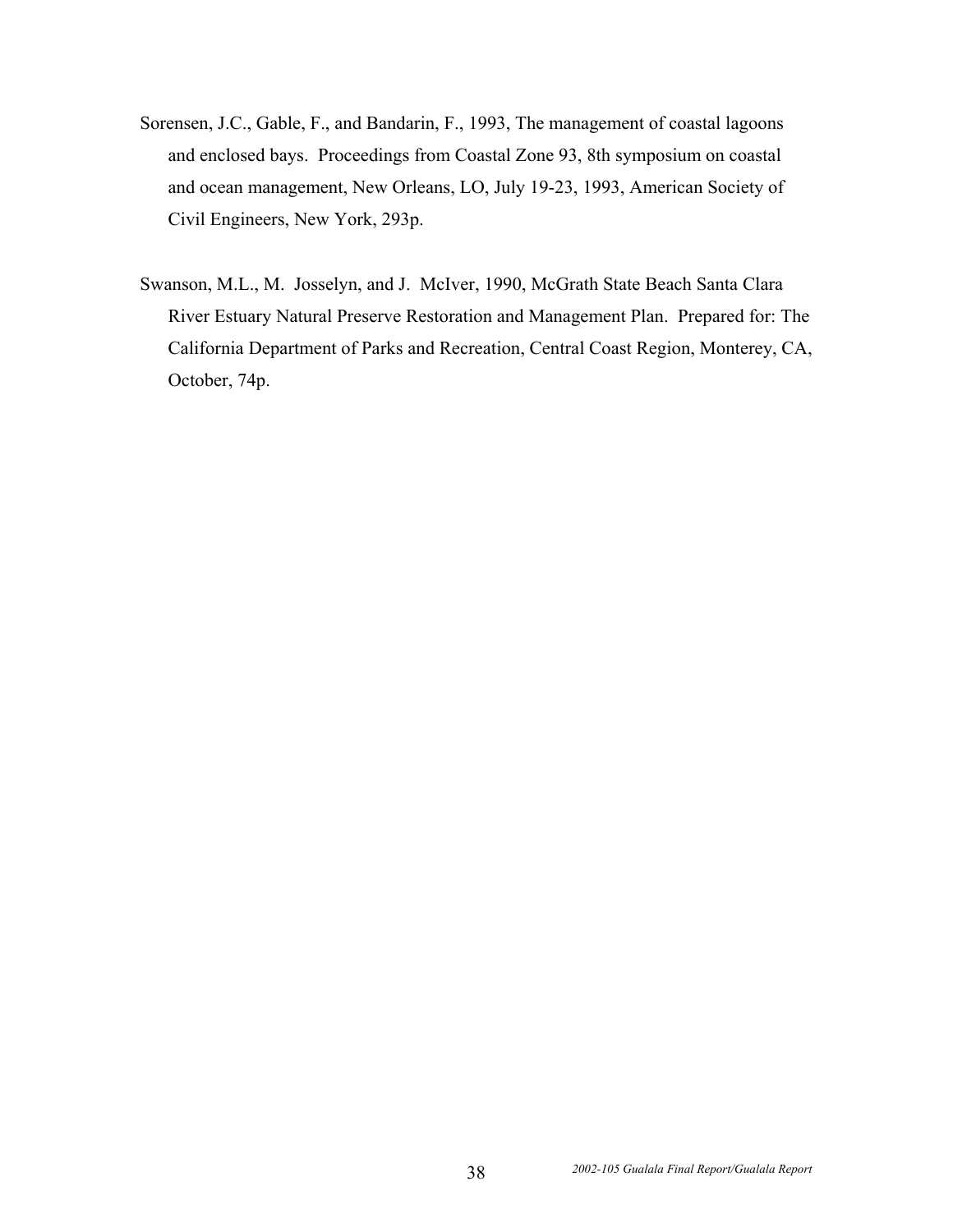Sorensen, J.C., Gable, F., and Bandarin, F., 1993, The management of coastal lagoons and enclosed bays. Proceedings from Coastal Zone 93, 8th symposium on coastal and ocean management, New Orleans, LO, July 19-23, 1993, American Society of Civil Engineers, New York, 293p.

Swanson, M.L., M. Josselyn, and J. McIver, 1990, McGrath State Beach Santa Clara River Estuary Natural Preserve Restoration and Management Plan. Prepared for: The California Department of Parks and Recreation, Central Coast Region, Monterey, CA, October, 74p.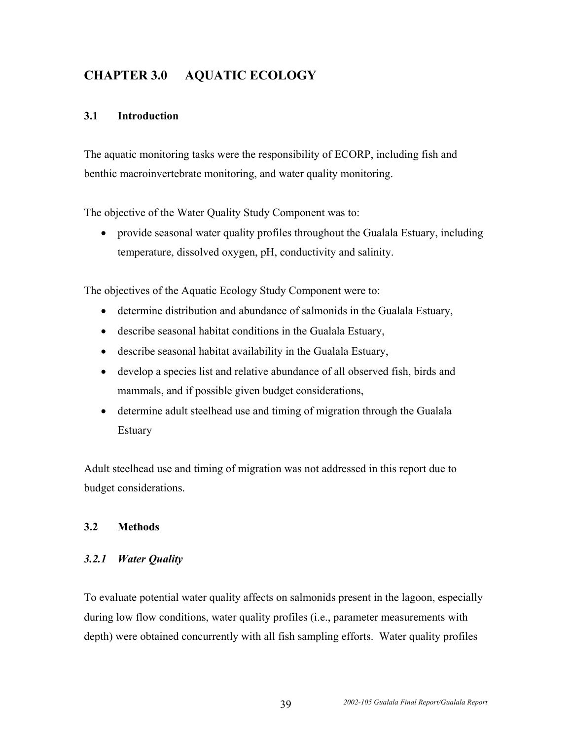# CHAPTER 3.0 AQUATIC ECOLOGY

## 3.1 Introduction

The aquatic monitoring tasks were the responsibility of ECORP, including fish and benthic macroinvertebrate monitoring, and water quality monitoring.

The objective of the Water Quality Study Component was to:

- provide seasonal water quality profiles throughout the Gualala Estuary, including temperature, dissolved oxygen, pH, conductivity and salinity.

The objectives of the Aquatic Ecology Study Component were to:

- determine distribution and abundance of salmonids in the Gualala Estuary,
- describe seasonal habitat conditions in the Gualala Estuary,
- describe seasonal habitat availability in the Gualala Estuary,
- develop a species list and relative abundance of all observed fish, birds and mammals, and if possible given budget considerations,
- determine adult steelhead use and timing of migration through the Gualala Estuary

Adult steelhead use and timing of migration was not addressed in this report due to budget considerations.

## 3.2 Methods

### *3.2.1 Water Quality*

To evaluate potential water quality affects on salmonids present in the lagoon, especially during low flow conditions, water quality profiles (i.e., parameter measurements with depth) were obtained concurrently with all fish sampling efforts. Water quality profiles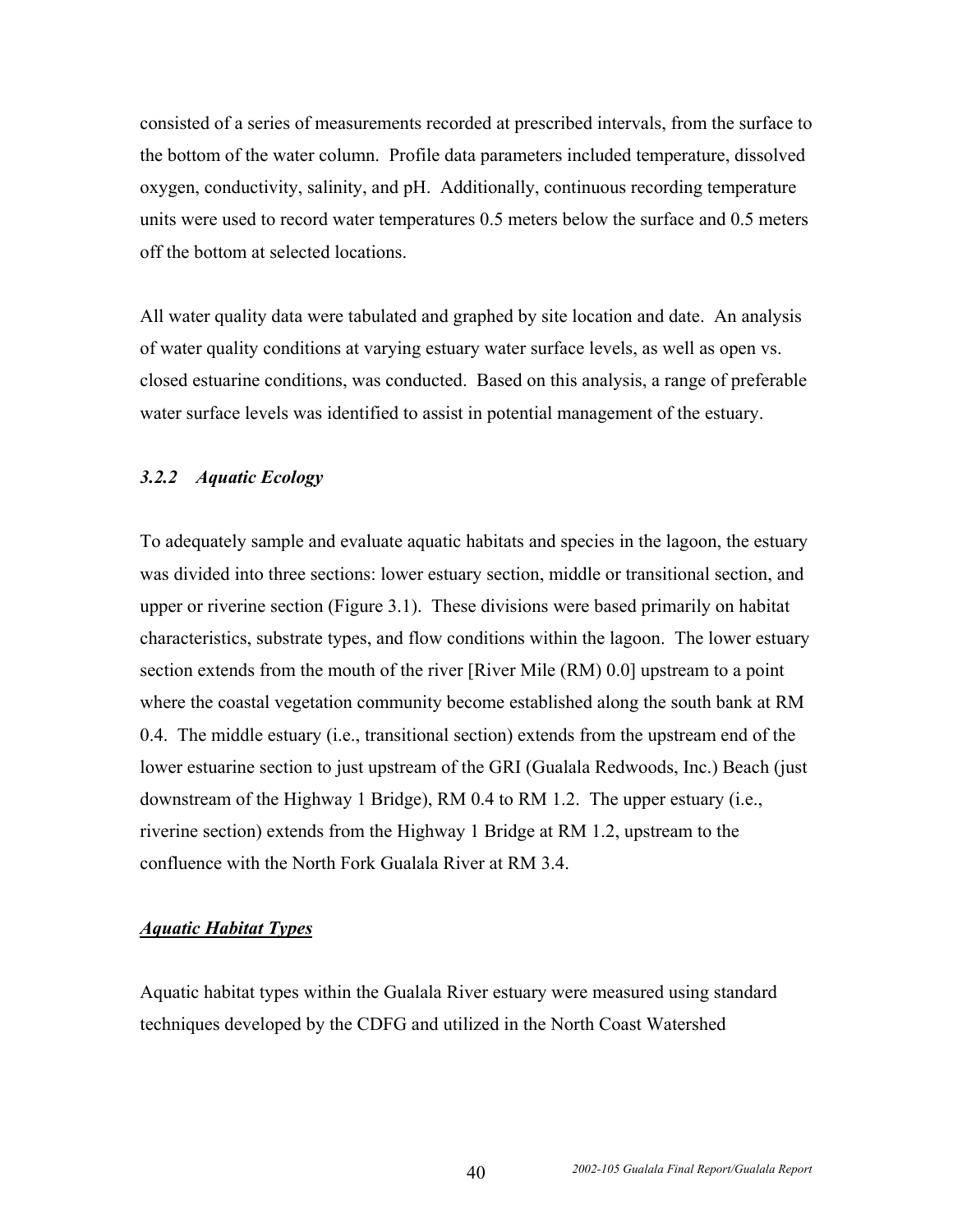consisted of a series of measurements recorded at prescribed intervals, from the surface to the bottom of the water column. Profile data parameters included temperature, dissolved oxygen, conductivity, salinity, and pH. Additionally, continuous recording temperature units were used to record water temperatures 0.5 meters below the surface and 0.5 meters off the bottom at selected locations.

All water quality data were tabulated and graphed by site location and date. An analysis of water quality conditions at varying estuary water surface levels, as well as open vs. closed estuarine conditions, was conducted. Based on this analysis, a range of preferable water surface levels was identified to assist in potential management of the estuary.

### *3.2.2 Aquatic Ecology*

To adequately sample and evaluate aquatic habitats and species in the lagoon, the estuary was divided into three sections: lower estuary section, middle or transitional section, and upper or riverine section (Figure 3.1). These divisions were based primarily on habitat characteristics, substrate types, and flow conditions within the lagoon. The lower estuary section extends from the mouth of the river [River Mile (RM) 0.0] upstream to a point where the coastal vegetation community become established along the south bank at RM 0.4. The middle estuary (i.e., transitional section) extends from the upstream end of the lower estuarine section to just upstream of the GRI (Gualala Redwoods, Inc.) Beach (just downstream of the Highway 1 Bridge), RM 0.4 to RM 1.2. The upper estuary (i.e., riverine section) extends from the Highway 1 Bridge at RM 1.2, upstream to the confluence with the North Fork Gualala River at RM 3.4.

#### ***Aquatic Habitat Types***

Aquatic habitat types within the Gualala River estuary were measured using standard techniques developed by the CDFG and utilized in the North Coast Watershed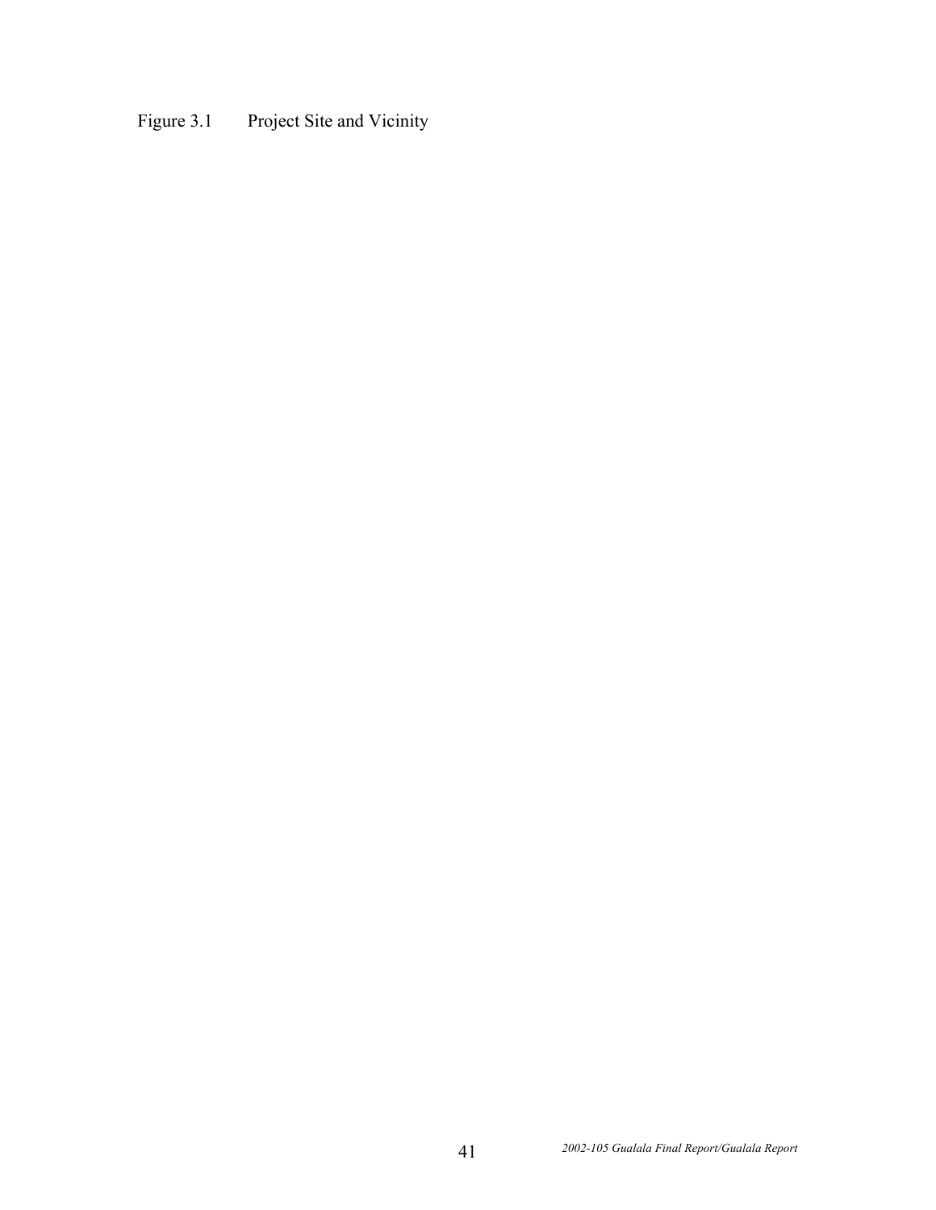Figure 3.1 Project Site and Vicinity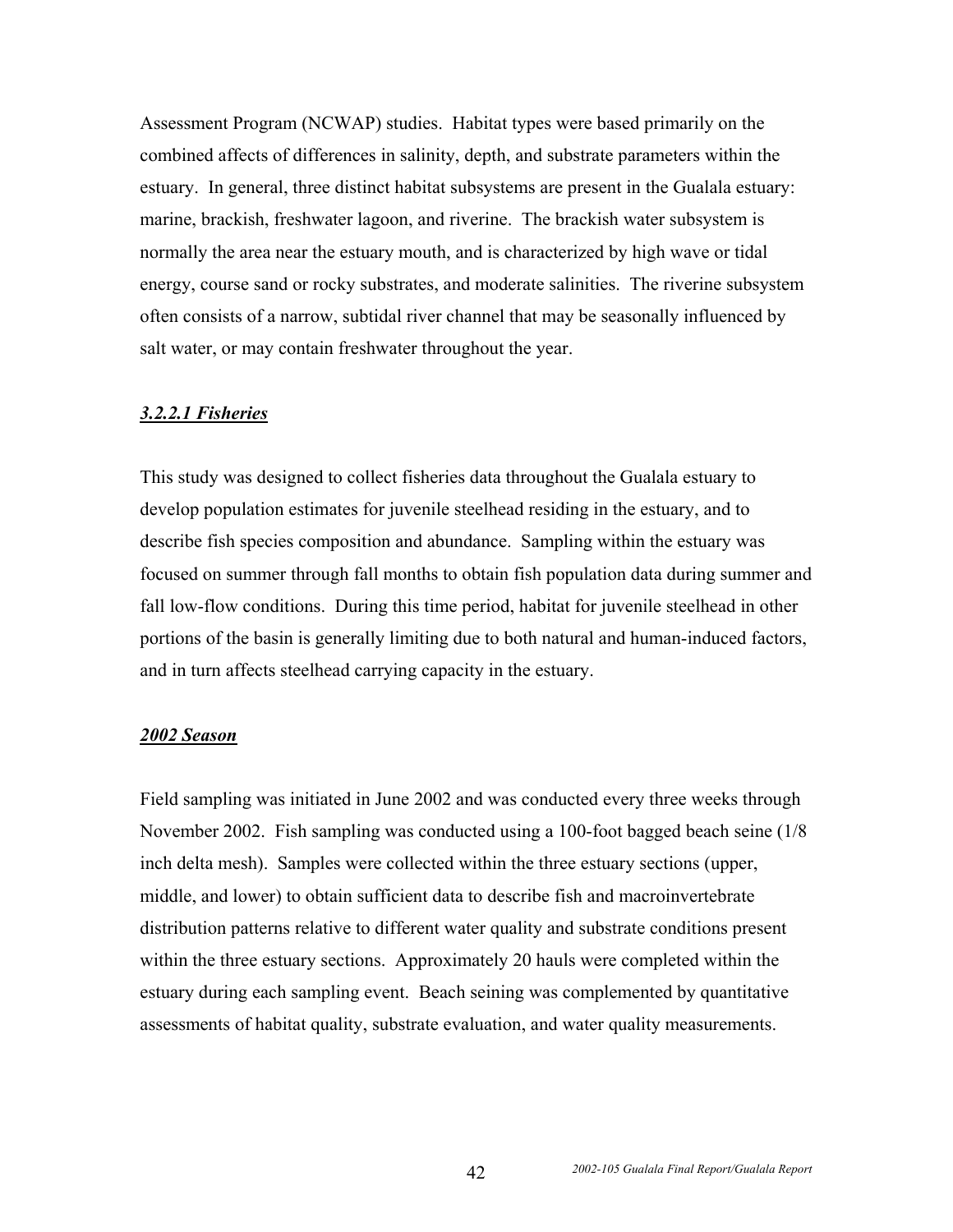Assessment Program (NCWAP) studies. Habitat types were based primarily on the combined affects of differences in salinity, depth, and substrate parameters within the estuary. In general, three distinct habitat subsystems are present in the Gualala estuary: marine, brackish, freshwater lagoon, and riverine. The brackish water subsystem is normally the area near the estuary mouth, and is characterized by high wave or tidal energy, course sand or rocky substrates, and moderate salinities. The riverine subsystem often consists of a narrow, subtidal river channel that may be seasonally influenced by salt water, or may contain freshwater throughout the year.

#### ***3.2.2.1 Fisheries***

This study was designed to collect fisheries data throughout the Gualala estuary to develop population estimates for juvenile steelhead residing in the estuary, and to describe fish species composition and abundance. Sampling within the estuary was focused on summer through fall months to obtain fish population data during summer and fall low-flow conditions. During this time period, habitat for juvenile steelhead in other portions of the basin is generally limiting due to both natural and human-induced factors, and in turn affects steelhead carrying capacity in the estuary.

#### ***2002 Season***

Field sampling was initiated in June 2002 and was conducted every three weeks through November 2002. Fish sampling was conducted using a 100-foot bagged beach seine (1/8 inch delta mesh). Samples were collected within the three estuary sections (upper, middle, and lower) to obtain sufficient data to describe fish and macroinvertebrate distribution patterns relative to different water quality and substrate conditions present within the three estuary sections. Approximately 20 hauls were completed within the estuary during each sampling event. Beach seining was complemented by quantitative assessments of habitat quality, substrate evaluation, and water quality measurements.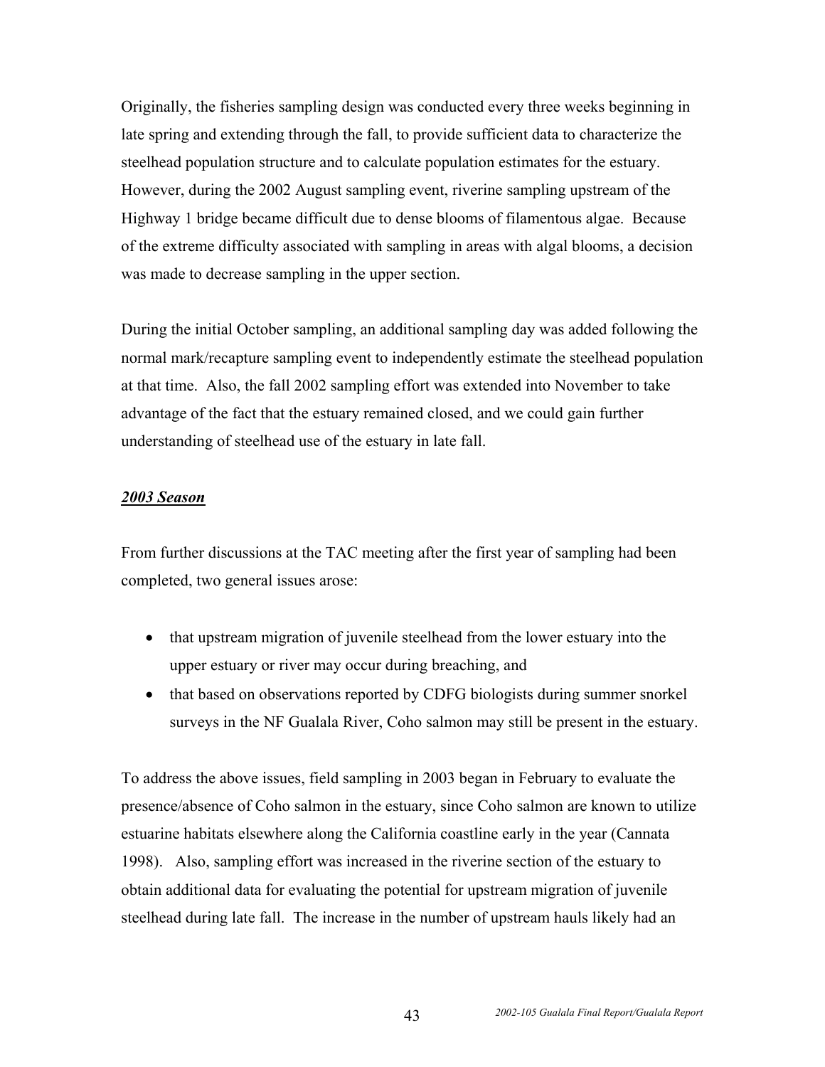Originally, the fisheries sampling design was conducted every three weeks beginning in late spring and extending through the fall, to provide sufficient data to characterize the steelhead population structure and to calculate population estimates for the estuary. However, during the 2002 August sampling event, riverine sampling upstream of the Highway 1 bridge became difficult due to dense blooms of filamentous algae. Because of the extreme difficulty associated with sampling in areas with algal blooms, a decision was made to decrease sampling in the upper section.

During the initial October sampling, an additional sampling day was added following the normal mark/recapture sampling event to independently estimate the steelhead population at that time. Also, the fall 2002 sampling effort was extended into November to take advantage of the fact that the estuary remained closed, and we could gain further understanding of steelhead use of the estuary in late fall.

***2003 Season***

From further discussions at the TAC meeting after the first year of sampling had been completed, two general issues arose:

- that upstream migration of juvenile steelhead from the lower estuary into the upper estuary or river may occur during breaching, and
- that based on observations reported by CDFG biologists during summer snorkel surveys in the NF Gualala River, Coho salmon may still be present in the estuary.

To address the above issues, field sampling in 2003 began in February to evaluate the presence/absence of Coho salmon in the estuary, since Coho salmon are known to utilize estuarine habitats elsewhere along the California coastline early in the year (Cannata 1998). Also, sampling effort was increased in the riverine section of the estuary to obtain additional data for evaluating the potential for upstream migration of juvenile steelhead during late fall. The increase in the number of upstream hauls likely had an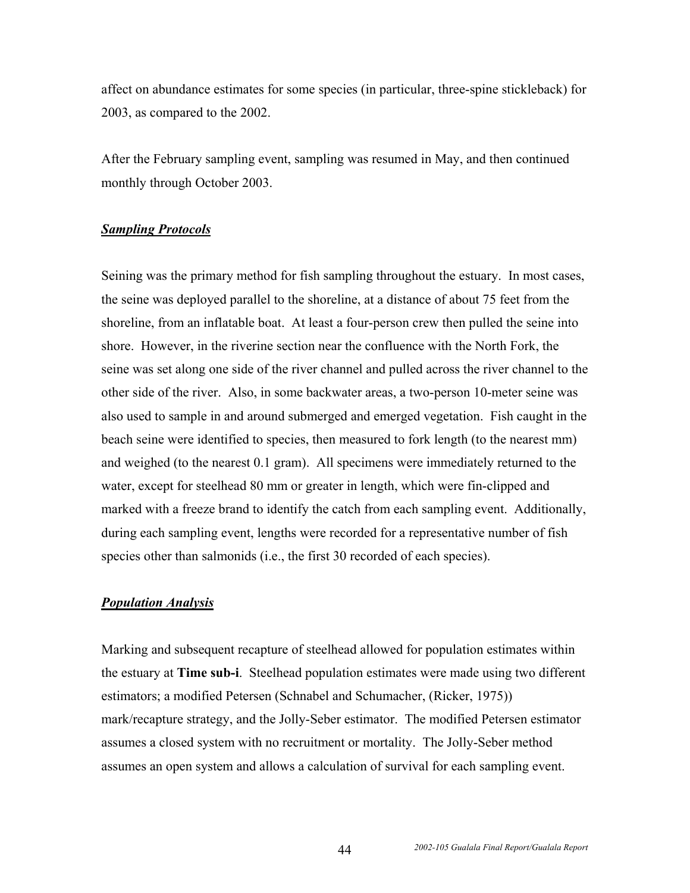affect on abundance estimates for some species (in particular, three-spine stickleback) for 2003, as compared to the 2002.

After the February sampling event, sampling was resumed in May, and then continued monthly through October 2003.

***<u>Sampling Protocols</u>***

Seining was the primary method for fish sampling throughout the estuary. In most cases, the seine was deployed parallel to the shoreline, at a distance of about 75 feet from the shoreline, from an inflatable boat. At least a four-person crew then pulled the seine into shore. However, in the riverine section near the confluence with the North Fork, the seine was set along one side of the river channel and pulled across the river channel to the other side of the river. Also, in some backwater areas, a two-person 10-meter seine was also used to sample in and around submerged and emerged vegetation. Fish caught in the beach seine were identified to species, then measured to fork length (to the nearest mm) and weighed (to the nearest 0.1 gram). All specimens were immediately returned to the water, except for steelhead 80 mm or greater in length, which were fin-clipped and marked with a freeze brand to identify the catch from each sampling event. Additionally, during each sampling event, lengths were recorded for a representative number of fish species other than salmonids (i.e., the first 30 recorded of each species).

***<u>Population Analysis</u>***

Marking and subsequent recapture of steelhead allowed for population estimates within the estuary at **Time sub-i**. Steelhead population estimates were made using two different estimators; a modified Petersen (Schnabel and Schumacher, (Ricker, 1975)) mark/recapture strategy, and the Jolly-Seber estimator. The modified Petersen estimator assumes a closed system with no recruitment or mortality. The Jolly-Seber method assumes an open system and allows a calculation of survival for each sampling event.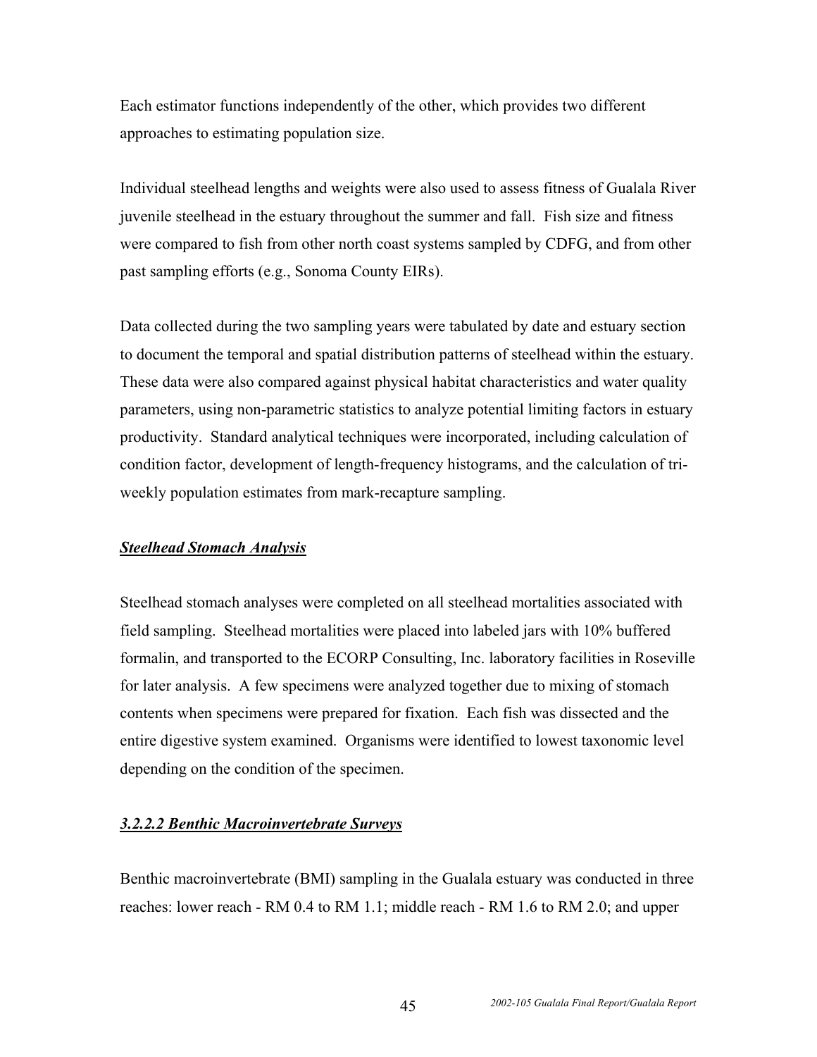Each estimator functions independently of the other, which provides two different approaches to estimating population size.

Individual steelhead lengths and weights were also used to assess fitness of Gualala River juvenile steelhead in the estuary throughout the summer and fall. Fish size and fitness were compared to fish from other north coast systems sampled by CDFG, and from other past sampling efforts (e.g., Sonoma County EIRs).

Data collected during the two sampling years were tabulated by date and estuary section to document the temporal and spatial distribution patterns of steelhead within the estuary. These data were also compared against physical habitat characteristics and water quality parameters, using non-parametric statistics to analyze potential limiting factors in estuary productivity. Standard analytical techniques were incorporated, including calculation of condition factor, development of length-frequency histograms, and the calculation of tri-weekly population estimates from mark-recapture sampling.

***Steelhead Stomach Analysis***

Steelhead stomach analyses were completed on all steelhead mortalities associated with field sampling. Steelhead mortalities were placed into labeled jars with 10% buffered formalin, and transported to the ECORP Consulting, Inc. laboratory facilities in Roseville for later analysis. A few specimens were analyzed together due to mixing of stomach contents when specimens were prepared for fixation. Each fish was dissected and the entire digestive system examined. Organisms were identified to lowest taxonomic level depending on the condition of the specimen.

***3.2.2.2 Benthic Macroinvertebrate Surveys***

Benthic macroinvertebrate (BMI) sampling in the Gualala estuary was conducted in three reaches: lower reach - RM 0.4 to RM 1.1; middle reach - RM 1.6 to RM 2.0; and upper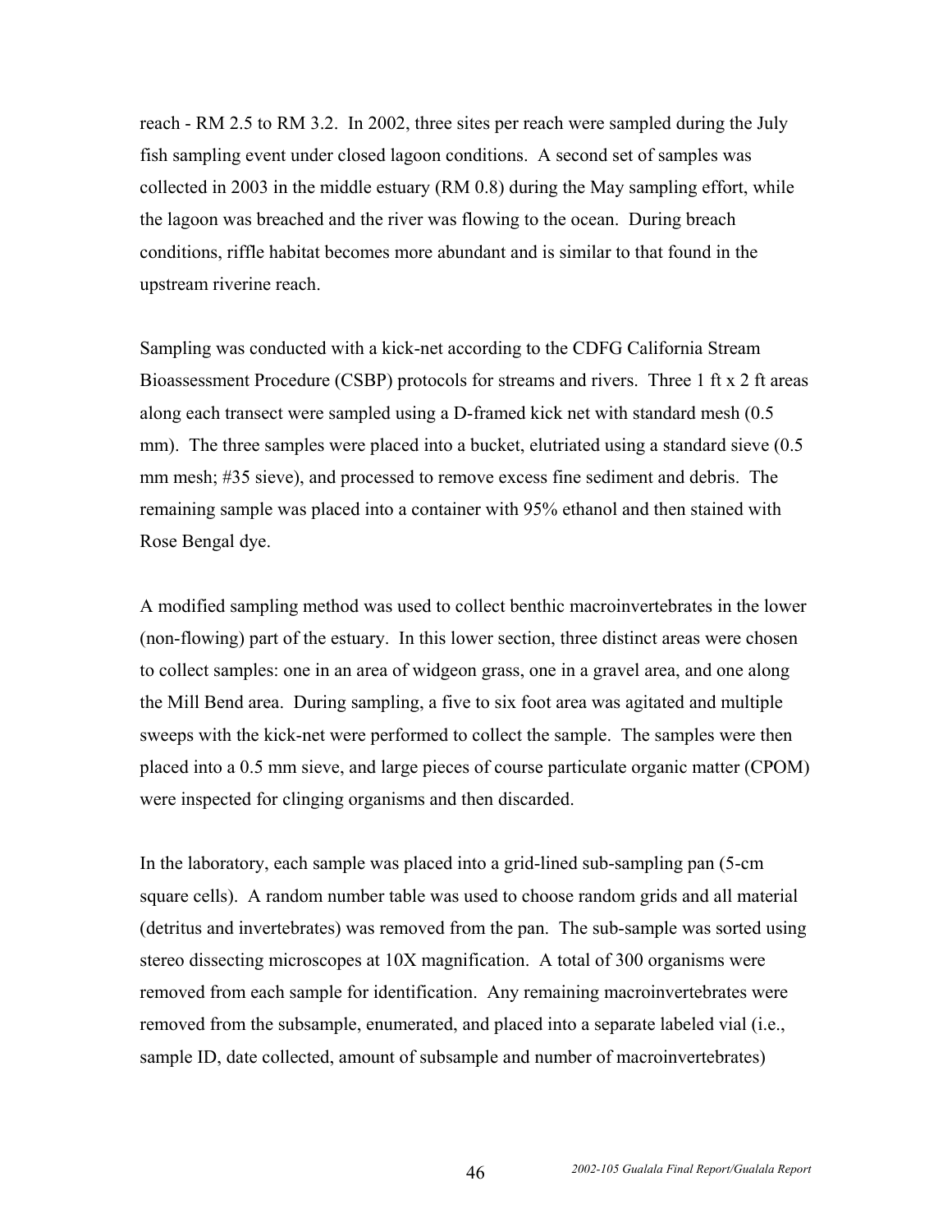reach - RM 2.5 to RM 3.2. In 2002, three sites per reach were sampled during the July fish sampling event under closed lagoon conditions. A second set of samples was collected in 2003 in the middle estuary (RM 0.8) during the May sampling effort, while the lagoon was breached and the river was flowing to the ocean. During breach conditions, riffle habitat becomes more abundant and is similar to that found in the upstream riverine reach.

Sampling was conducted with a kick-net according to the CDFG California Stream Bioassessment Procedure (CSBP) protocols for streams and rivers. Three 1 ft x 2 ft areas along each transect were sampled using a D-framed kick net with standard mesh (0.5 mm). The three samples were placed into a bucket, elutriated using a standard sieve (0.5 mm mesh; #35 sieve), and processed to remove excess fine sediment and debris. The remaining sample was placed into a container with 95% ethanol and then stained with Rose Bengal dye.

A modified sampling method was used to collect benthic macroinvertebrates in the lower (non-flowing) part of the estuary. In this lower section, three distinct areas were chosen to collect samples: one in an area of widgeon grass, one in a gravel area, and one along the Mill Bend area. During sampling, a five to six foot area was agitated and multiple sweeps with the kick-net were performed to collect the sample. The samples were then placed into a 0.5 mm sieve, and large pieces of course particulate organic matter (CPOM) were inspected for clinging organisms and then discarded.

In the laboratory, each sample was placed into a grid-lined sub-sampling pan (5-cm square cells). A random number table was used to choose random grids and all material (detritus and invertebrates) was removed from the pan. The sub-sample was sorted using stereo dissecting microscopes at 10X magnification. A total of 300 organisms were removed from each sample for identification. Any remaining macroinvertebrates were removed from the subsample, enumerated, and placed into a separate labeled vial (i.e., sample ID, date collected, amount of subsample and number of macroinvertebrates)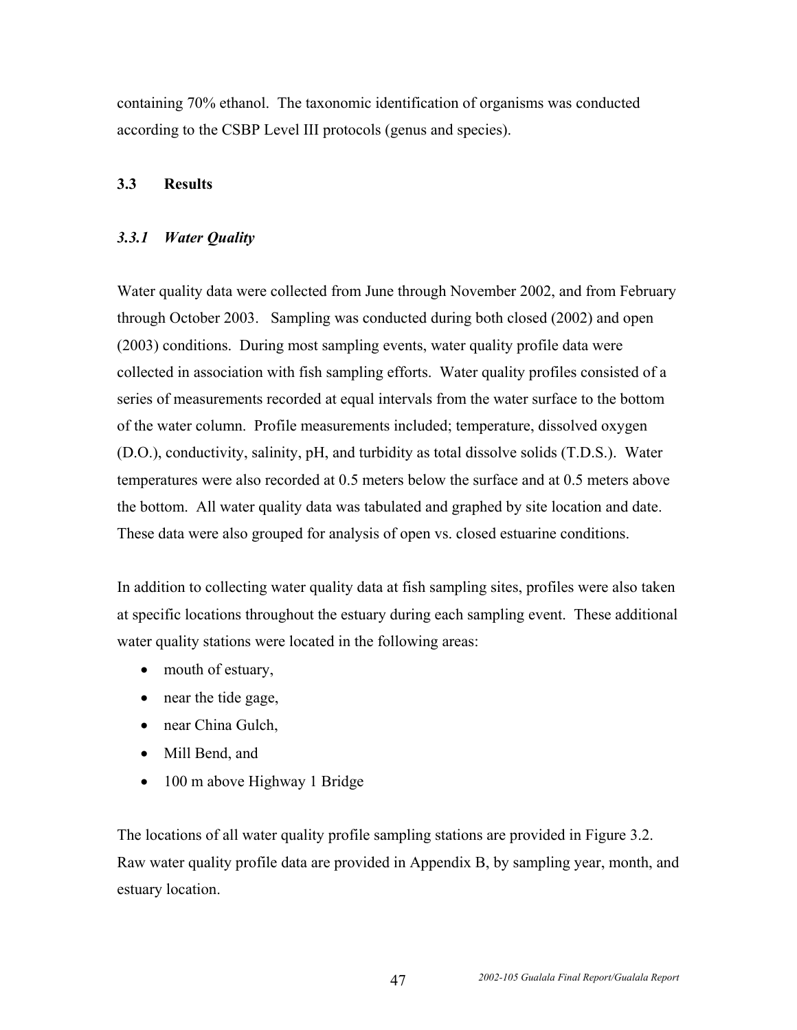containing 70% ethanol. The taxonomic identification of organisms was conducted according to the CSBP Level III protocols (genus and species).

## 3.3 Results

### *3.3.1 Water Quality*

Water quality data were collected from June through November 2002, and from February through October 2003. Sampling was conducted during both closed (2002) and open (2003) conditions. During most sampling events, water quality profile data were collected in association with fish sampling efforts. Water quality profiles consisted of a series of measurements recorded at equal intervals from the water surface to the bottom of the water column. Profile measurements included; temperature, dissolved oxygen (D.O.), conductivity, salinity, pH, and turbidity as total dissolve solids (T.D.S.). Water temperatures were also recorded at 0.5 meters below the surface and at 0.5 meters above the bottom. All water quality data was tabulated and graphed by site location and date. These data were also grouped for analysis of open vs. closed estuarine conditions.

In addition to collecting water quality data at fish sampling sites, profiles were also taken at specific locations throughout the estuary during each sampling event. These additional water quality stations were located in the following areas:

- mouth of estuary,
- near the tide gage,
- near China Gulch,
- Mill Bend, and
- 100 m above Highway 1 Bridge

The locations of all water quality profile sampling stations are provided in Figure 3.2. Raw water quality profile data are provided in Appendix B, by sampling year, month, and estuary location.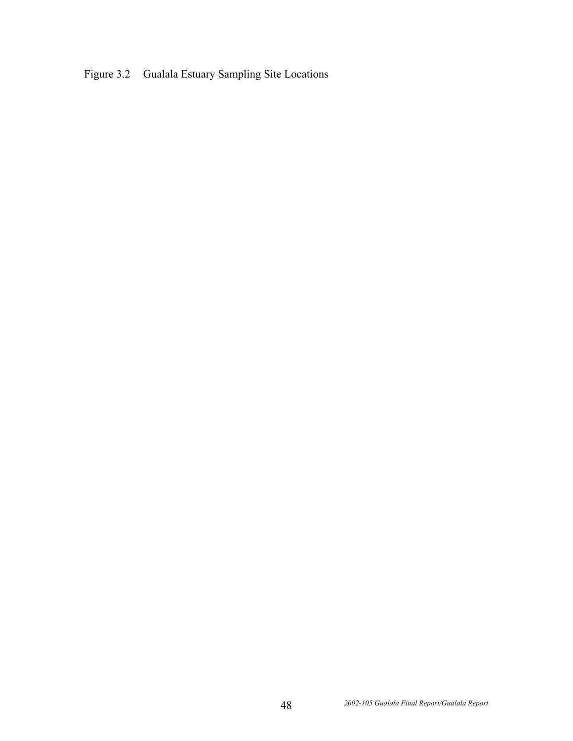Figure 3.2 Gualala Estuary Sampling Site Locations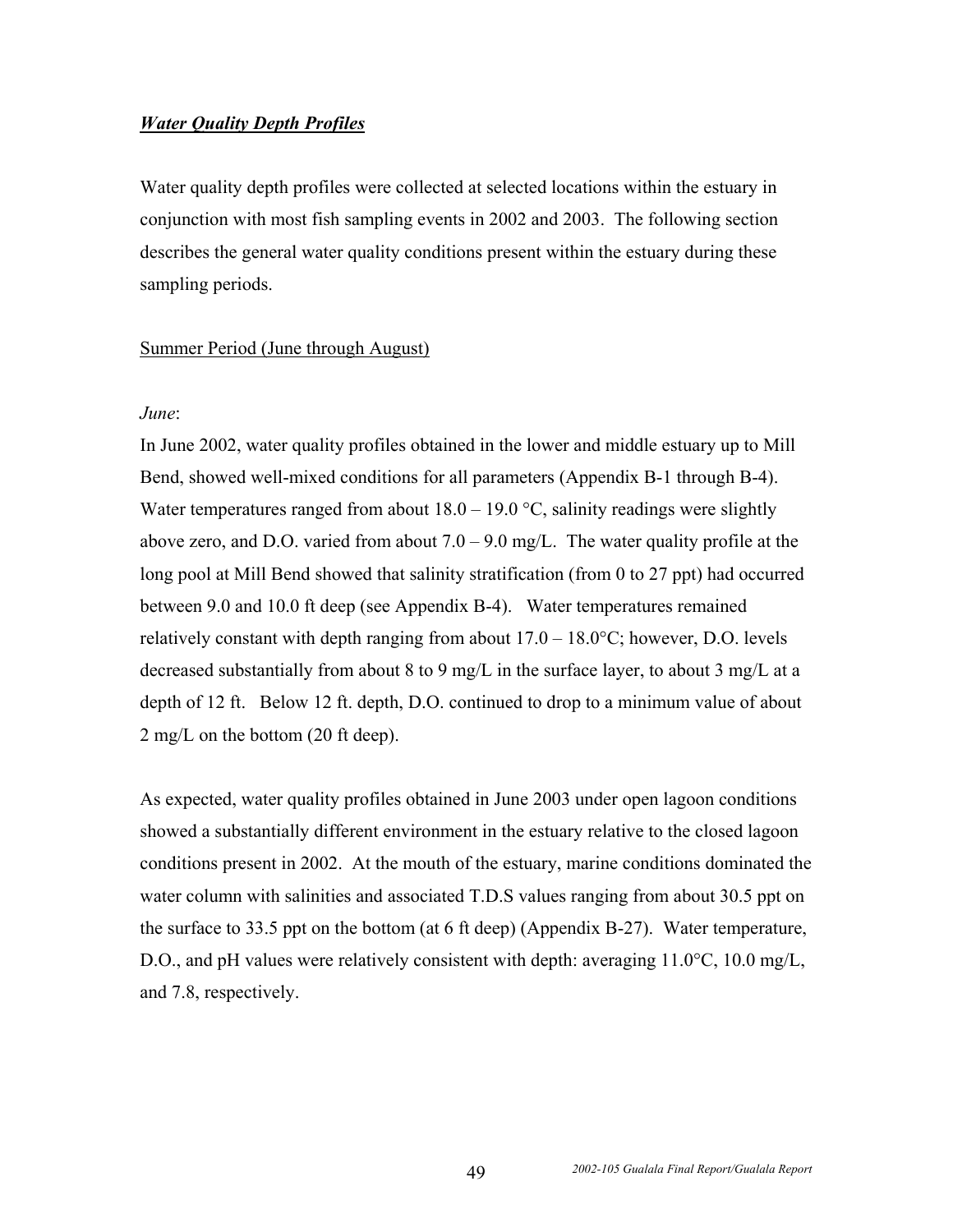***Water Quality Depth Profiles***

Water quality depth profiles were collected at selected locations within the estuary in conjunction with most fish sampling events in 2002 and 2003. The following section describes the general water quality conditions present within the estuary during these sampling periods.

Summer Period (June through August)

*June*:

In June 2002, water quality profiles obtained in the lower and middle estuary up to Mill Bend, showed well-mixed conditions for all parameters (Appendix B-1 through B-4). Water temperatures ranged from about 18.0 – 19.0 °C, salinity readings were slightly above zero, and D.O. varied from about 7.0 – 9.0 mg/L. The water quality profile at the long pool at Mill Bend showed that salinity stratification (from 0 to 27 ppt) had occurred between 9.0 and 10.0 ft deep (see Appendix B-4). Water temperatures remained relatively constant with depth ranging from about 17.0 – 18.0°C; however, D.O. levels decreased substantially from about 8 to 9 mg/L in the surface layer, to about 3 mg/L at a depth of 12 ft. Below 12 ft. depth, D.O. continued to drop to a minimum value of about 2 mg/L on the bottom (20 ft deep).

As expected, water quality profiles obtained in June 2003 under open lagoon conditions showed a substantially different environment in the estuary relative to the closed lagoon conditions present in 2002. At the mouth of the estuary, marine conditions dominated the water column with salinities and associated T.D.S values ranging from about 30.5 ppt on the surface to 33.5 ppt on the bottom (at 6 ft deep) (Appendix B-27). Water temperature, D.O., and pH values were relatively consistent with depth: averaging 11.0°C, 10.0 mg/L, and 7.8, respectively.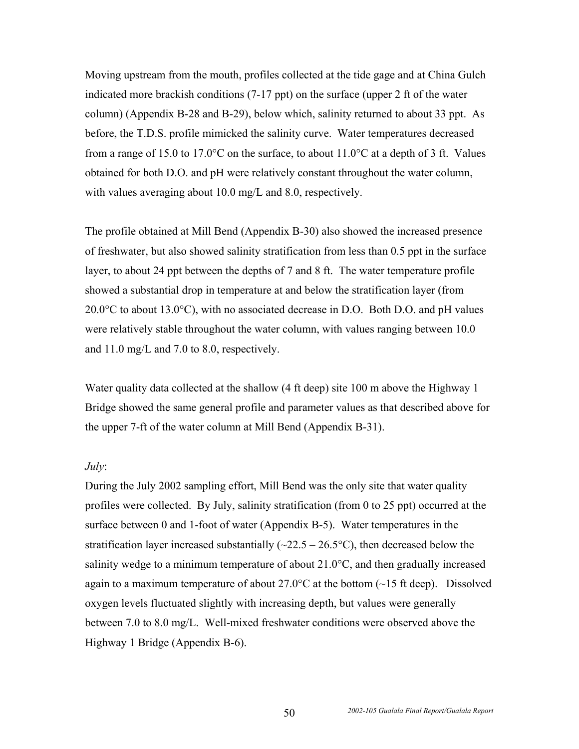Moving upstream from the mouth, profiles collected at the tide gage and at China Gulch indicated more brackish conditions (7-17 ppt) on the surface (upper 2 ft of the water column) (Appendix B-28 and B-29), below which, salinity returned to about 33 ppt. As before, the T.D.S. profile mimicked the salinity curve. Water temperatures decreased from a range of 15.0 to 17.0°C on the surface, to about 11.0°C at a depth of 3 ft. Values obtained for both D.O. and pH were relatively constant throughout the water column, with values averaging about 10.0 mg/L and 8.0, respectively.

The profile obtained at Mill Bend (Appendix B-30) also showed the increased presence of freshwater, but also showed salinity stratification from less than 0.5 ppt in the surface layer, to about 24 ppt between the depths of 7 and 8 ft. The water temperature profile showed a substantial drop in temperature at and below the stratification layer (from 20.0°C to about 13.0°C), with no associated decrease in D.O. Both D.O. and pH values were relatively stable throughout the water column, with values ranging between 10.0 and 11.0 mg/L and 7.0 to 8.0, respectively.

Water quality data collected at the shallow (4 ft deep) site 100 m above the Highway 1 Bridge showed the same general profile and parameter values as that described above for the upper 7-ft of the water column at Mill Bend (Appendix B-31).

*July*:

During the July 2002 sampling effort, Mill Bend was the only site that water quality profiles were collected. By July, salinity stratification (from 0 to 25 ppt) occurred at the surface between 0 and 1-foot of water (Appendix B-5). Water temperatures in the stratification layer increased substantially (~22.5 – 26.5°C), then decreased below the salinity wedge to a minimum temperature of about 21.0°C, and then gradually increased again to a maximum temperature of about 27.0°C at the bottom (~15 ft deep). Dissolved oxygen levels fluctuated slightly with increasing depth, but values were generally between 7.0 to 8.0 mg/L. Well-mixed freshwater conditions were observed above the Highway 1 Bridge (Appendix B-6).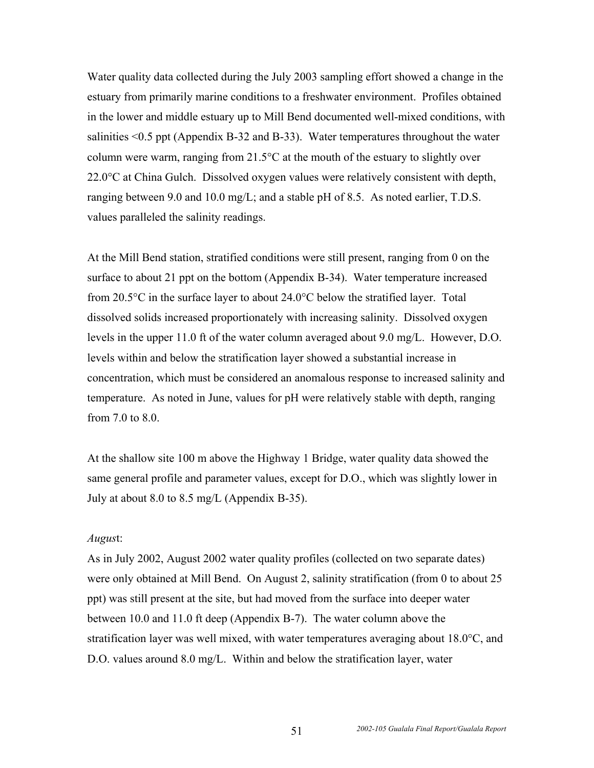Water quality data collected during the July 2003 sampling effort showed a change in the estuary from primarily marine conditions to a freshwater environment. Profiles obtained in the lower and middle estuary up to Mill Bend documented well-mixed conditions, with salinities <0.5 ppt (Appendix B-32 and B-33). Water temperatures throughout the water column were warm, ranging from 21.5°C at the mouth of the estuary to slightly over 22.0°C at China Gulch. Dissolved oxygen values were relatively consistent with depth, ranging between 9.0 and 10.0 mg/L; and a stable pH of 8.5. As noted earlier, T.D.S. values paralleled the salinity readings.

At the Mill Bend station, stratified conditions were still present, ranging from 0 on the surface to about 21 ppt on the bottom (Appendix B-34). Water temperature increased from 20.5°C in the surface layer to about 24.0°C below the stratified layer. Total dissolved solids increased proportionately with increasing salinity. Dissolved oxygen levels in the upper 11.0 ft of the water column averaged about 9.0 mg/L. However, D.O. levels within and below the stratification layer showed a substantial increase in concentration, which must be considered an anomalous response to increased salinity and temperature. As noted in June, values for pH were relatively stable with depth, ranging from 7.0 to 8.0.

At the shallow site 100 m above the Highway 1 Bridge, water quality data showed the same general profile and parameter values, except for D.O., which was slightly lower in July at about 8.0 to 8.5 mg/L (Appendix B-35).

*August*:

As in July 2002, August 2002 water quality profiles (collected on two separate dates) were only obtained at Mill Bend. On August 2, salinity stratification (from 0 to about 25 ppt) was still present at the site, but had moved from the surface into deeper water between 10.0 and 11.0 ft deep (Appendix B-7). The water column above the stratification layer was well mixed, with water temperatures averaging about 18.0°C, and D.O. values around 8.0 mg/L. Within and below the stratification layer, water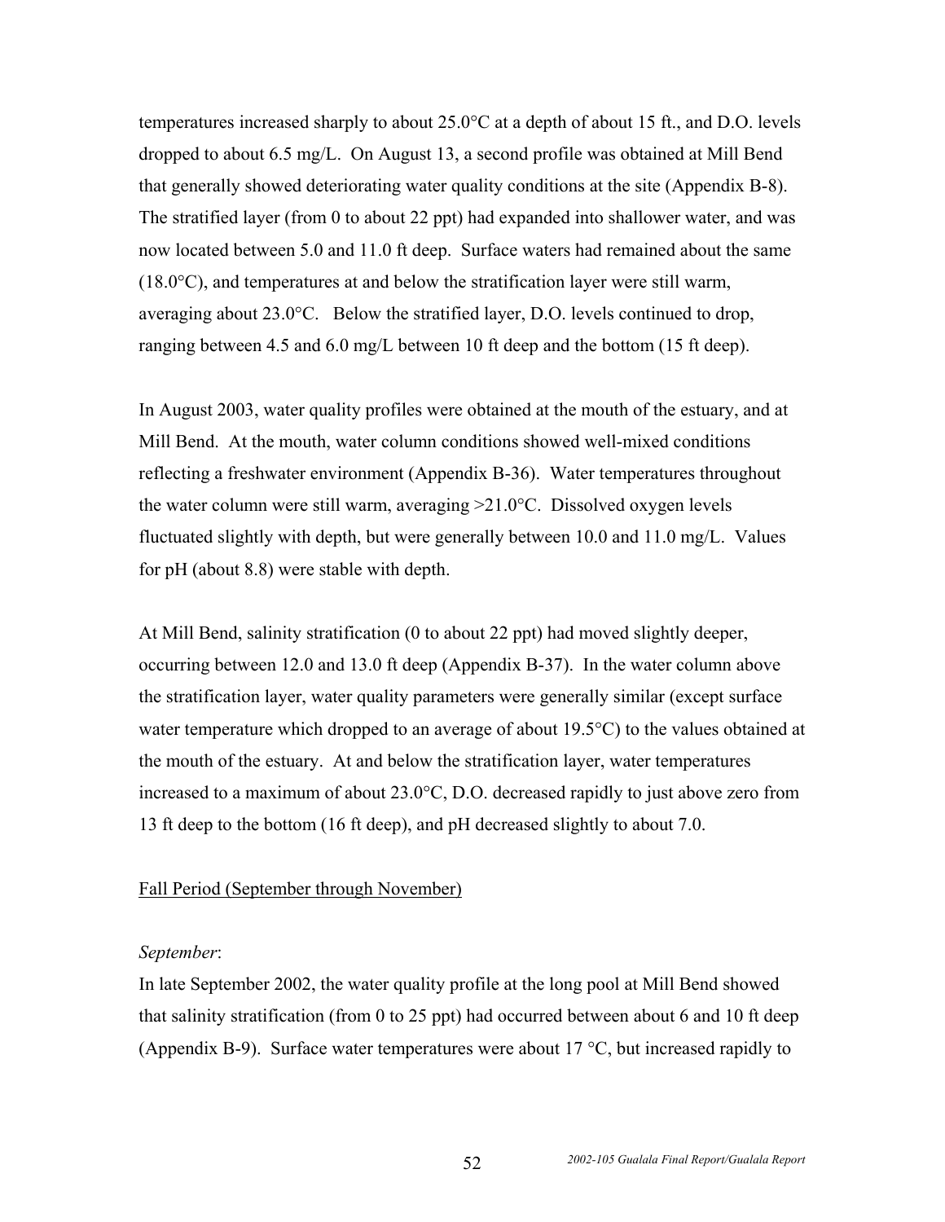temperatures increased sharply to about 25.0°C at a depth of about 15 ft., and D.O. levels dropped to about 6.5 mg/L. On August 13, a second profile was obtained at Mill Bend that generally showed deteriorating water quality conditions at the site (Appendix B-8). The stratified layer (from 0 to about 22 ppt) had expanded into shallower water, and was now located between 5.0 and 11.0 ft deep. Surface waters had remained about the same (18.0°C), and temperatures at and below the stratification layer were still warm, averaging about 23.0°C. Below the stratified layer, D.O. levels continued to drop, ranging between 4.5 and 6.0 mg/L between 10 ft deep and the bottom (15 ft deep).

In August 2003, water quality profiles were obtained at the mouth of the estuary, and at Mill Bend. At the mouth, water column conditions showed well-mixed conditions reflecting a freshwater environment (Appendix B-36). Water temperatures throughout the water column were still warm, averaging >21.0°C. Dissolved oxygen levels fluctuated slightly with depth, but were generally between 10.0 and 11.0 mg/L. Values for pH (about 8.8) were stable with depth.

At Mill Bend, salinity stratification (0 to about 22 ppt) had moved slightly deeper, occurring between 12.0 and 13.0 ft deep (Appendix B-37). In the water column above the stratification layer, water quality parameters were generally similar (except surface water temperature which dropped to an average of about 19.5°C) to the values obtained at the mouth of the estuary. At and below the stratification layer, water temperatures increased to a maximum of about 23.0°C, D.O. decreased rapidly to just above zero from 13 ft deep to the bottom (16 ft deep), and pH decreased slightly to about 7.0.

Fall Period (September through November)

*September*:

In late September 2002, the water quality profile at the long pool at Mill Bend showed that salinity stratification (from 0 to 25 ppt) had occurred between about 6 and 10 ft deep (Appendix B-9). Surface water temperatures were about 17 °C, but increased rapidly to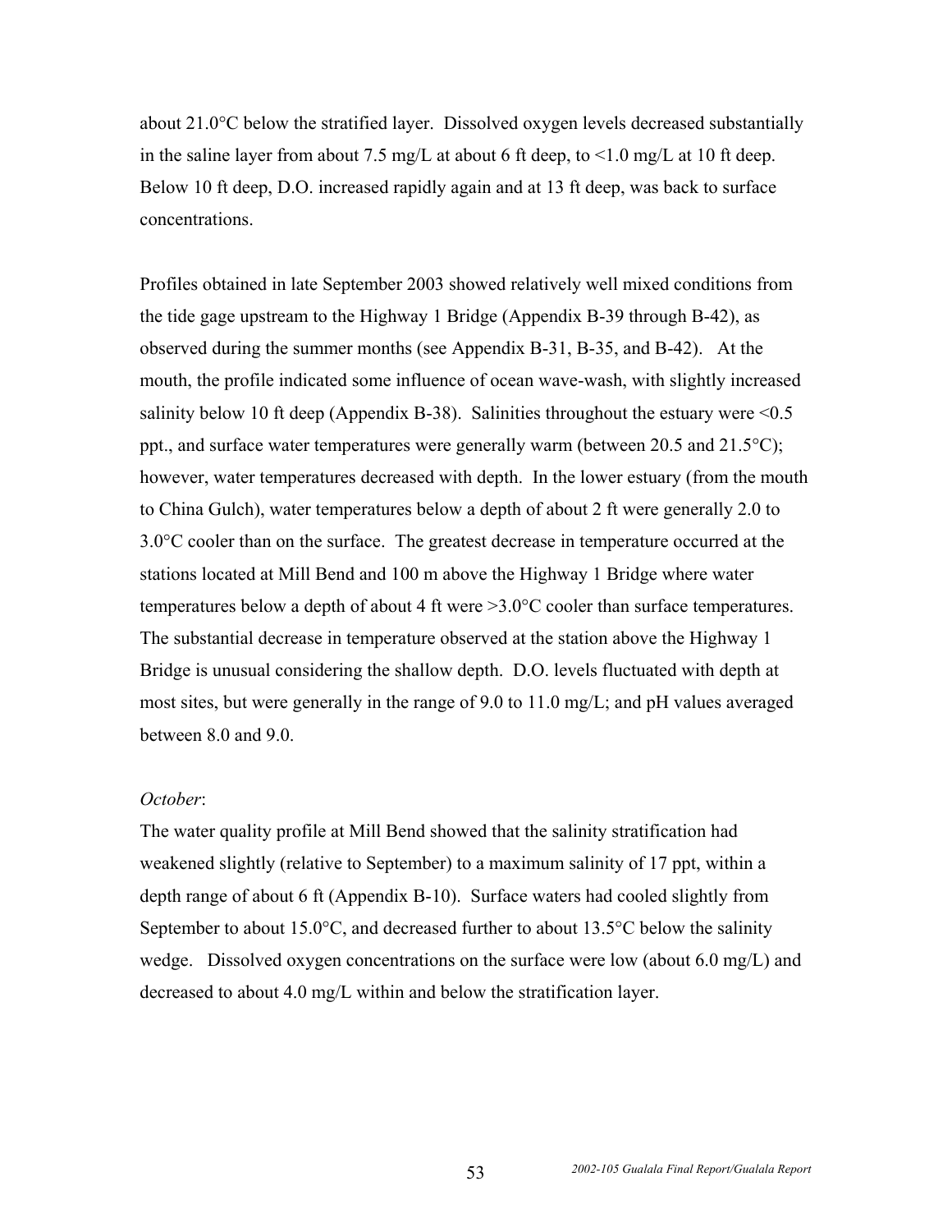about 21.0°C below the stratified layer. Dissolved oxygen levels decreased substantially in the saline layer from about 7.5 mg/L at about 6 ft deep, to <1.0 mg/L at 10 ft deep. Below 10 ft deep, D.O. increased rapidly again and at 13 ft deep, was back to surface concentrations.

Profiles obtained in late September 2003 showed relatively well mixed conditions from the tide gage upstream to the Highway 1 Bridge (Appendix B-39 through B-42), as observed during the summer months (see Appendix B-31, B-35, and B-42). At the mouth, the profile indicated some influence of ocean wave-wash, with slightly increased salinity below 10 ft deep (Appendix B-38). Salinities throughout the estuary were <0.5 ppt., and surface water temperatures were generally warm (between 20.5 and 21.5°C); however, water temperatures decreased with depth. In the lower estuary (from the mouth to China Gulch), water temperatures below a depth of about 2 ft were generally 2.0 to 3.0°C cooler than on the surface. The greatest decrease in temperature occurred at the stations located at Mill Bend and 100 m above the Highway 1 Bridge where water temperatures below a depth of about 4 ft were >3.0°C cooler than surface temperatures. The substantial decrease in temperature observed at the station above the Highway 1 Bridge is unusual considering the shallow depth. D.O. levels fluctuated with depth at most sites, but were generally in the range of 9.0 to 11.0 mg/L; and pH values averaged between 8.0 and 9.0.

*October*:

The water quality profile at Mill Bend showed that the salinity stratification had weakened slightly (relative to September) to a maximum salinity of 17 ppt, within a depth range of about 6 ft (Appendix B-10). Surface waters had cooled slightly from September to about 15.0°C, and decreased further to about 13.5°C below the salinity wedge. Dissolved oxygen concentrations on the surface were low (about 6.0 mg/L) and decreased to about 4.0 mg/L within and below the stratification layer.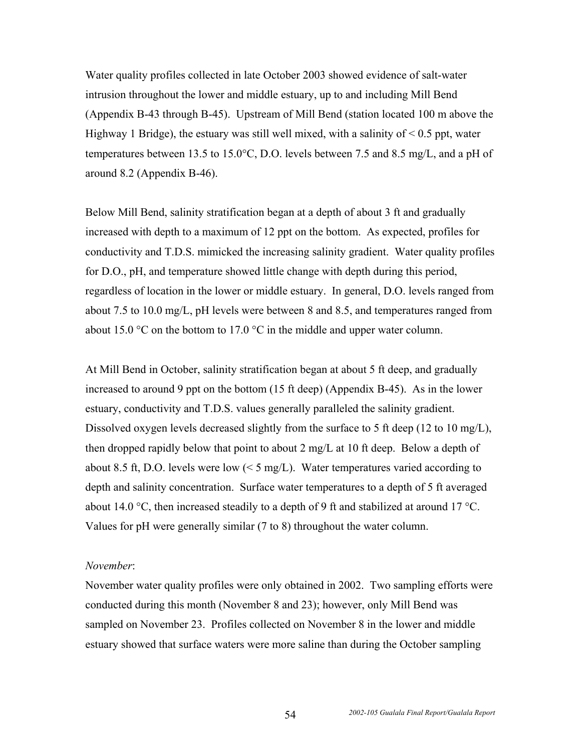Water quality profiles collected in late October 2003 showed evidence of salt-water intrusion throughout the lower and middle estuary, up to and including Mill Bend (Appendix B-43 through B-45). Upstream of Mill Bend (station located 100 m above the Highway 1 Bridge), the estuary was still well mixed, with a salinity of < 0.5 ppt, water temperatures between 13.5 to 15.0°C, D.O. levels between 7.5 and 8.5 mg/L, and a pH of around 8.2 (Appendix B-46).

Below Mill Bend, salinity stratification began at a depth of about 3 ft and gradually increased with depth to a maximum of 12 ppt on the bottom. As expected, profiles for conductivity and T.D.S. mimicked the increasing salinity gradient. Water quality profiles for D.O., pH, and temperature showed little change with depth during this period, regardless of location in the lower or middle estuary. In general, D.O. levels ranged from about 7.5 to 10.0 mg/L, pH levels were between 8 and 8.5, and temperatures ranged from about 15.0 °C on the bottom to 17.0 °C in the middle and upper water column.

At Mill Bend in October, salinity stratification began at about 5 ft deep, and gradually increased to around 9 ppt on the bottom (15 ft deep) (Appendix B-45). As in the lower estuary, conductivity and T.D.S. values generally paralleled the salinity gradient. Dissolved oxygen levels decreased slightly from the surface to 5 ft deep (12 to 10 mg/L), then dropped rapidly below that point to about 2 mg/L at 10 ft deep. Below a depth of about 8.5 ft, D.O. levels were low (< 5 mg/L). Water temperatures varied according to depth and salinity concentration. Surface water temperatures to a depth of 5 ft averaged about 14.0 °C, then increased steadily to a depth of 9 ft and stabilized at around 17 °C. Values for pH were generally similar (7 to 8) throughout the water column.

*November*:

November water quality profiles were only obtained in 2002. Two sampling efforts were conducted during this month (November 8 and 23); however, only Mill Bend was sampled on November 23. Profiles collected on November 8 in the lower and middle estuary showed that surface waters were more saline than during the October sampling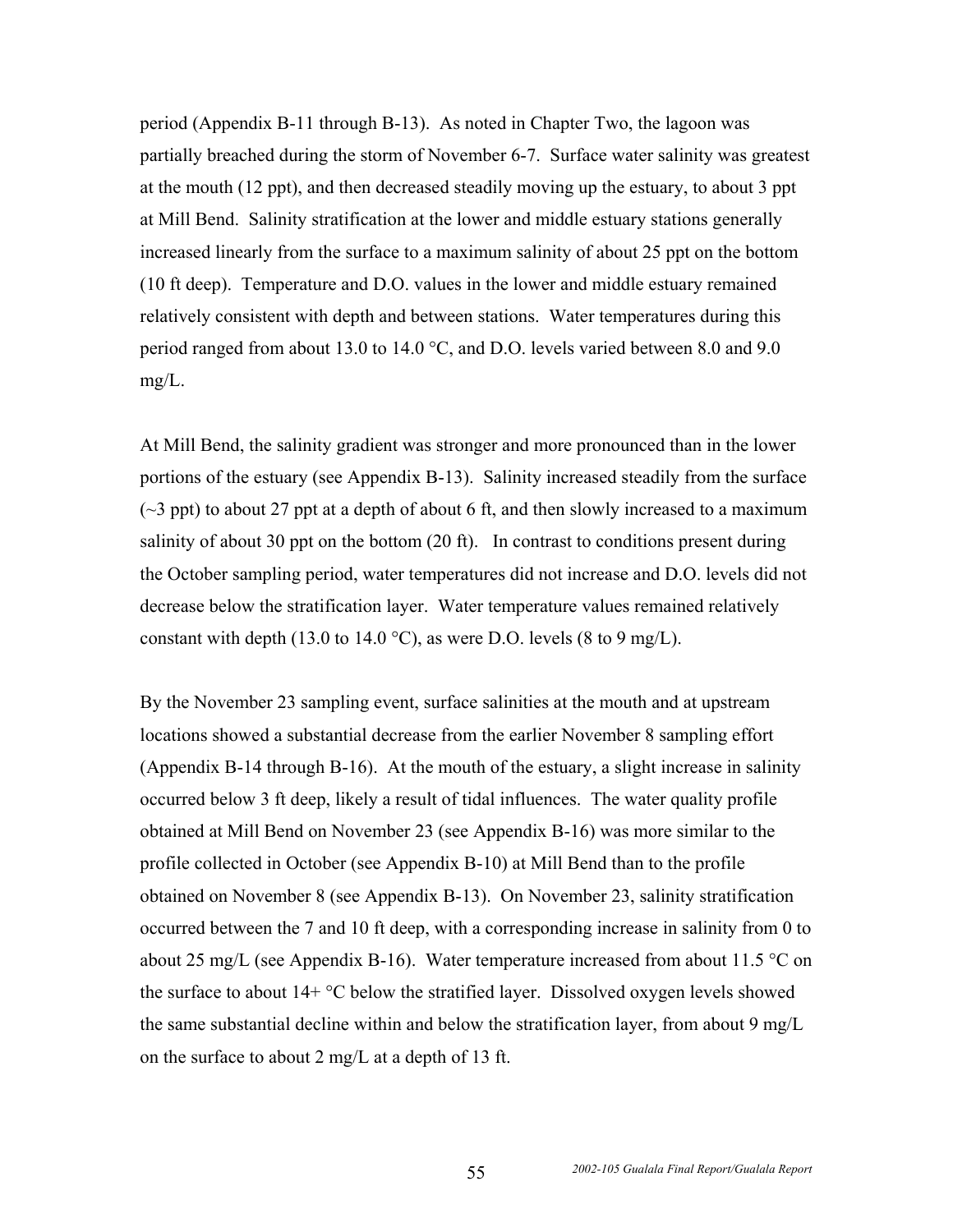period (Appendix B-11 through B-13). As noted in Chapter Two, the lagoon was partially breached during the storm of November 6-7. Surface water salinity was greatest at the mouth (12 ppt), and then decreased steadily moving up the estuary, to about 3 ppt at Mill Bend. Salinity stratification at the lower and middle estuary stations generally increased linearly from the surface to a maximum salinity of about 25 ppt on the bottom (10 ft deep). Temperature and D.O. values in the lower and middle estuary remained relatively consistent with depth and between stations. Water temperatures during this period ranged from about 13.0 to 14.0 °C, and D.O. levels varied between 8.0 and 9.0 mg/L.

At Mill Bend, the salinity gradient was stronger and more pronounced than in the lower portions of the estuary (see Appendix B-13). Salinity increased steadily from the surface (~3 ppt) to about 27 ppt at a depth of about 6 ft, and then slowly increased to a maximum salinity of about 30 ppt on the bottom (20 ft). In contrast to conditions present during the October sampling period, water temperatures did not increase and D.O. levels did not decrease below the stratification layer. Water temperature values remained relatively constant with depth (13.0 to 14.0 °C), as were D.O. levels (8 to 9 mg/L).

By the November 23 sampling event, surface salinities at the mouth and at upstream locations showed a substantial decrease from the earlier November 8 sampling effort (Appendix B-14 through B-16). At the mouth of the estuary, a slight increase in salinity occurred below 3 ft deep, likely a result of tidal influences. The water quality profile obtained at Mill Bend on November 23 (see Appendix B-16) was more similar to the profile collected in October (see Appendix B-10) at Mill Bend than to the profile obtained on November 8 (see Appendix B-13). On November 23, salinity stratification occurred between the 7 and 10 ft deep, with a corresponding increase in salinity from 0 to about 25 mg/L (see Appendix B-16). Water temperature increased from about 11.5 °C on the surface to about 14+ °C below the stratified layer. Dissolved oxygen levels showed the same substantial decline within and below the stratification layer, from about 9 mg/L on the surface to about 2 mg/L at a depth of 13 ft.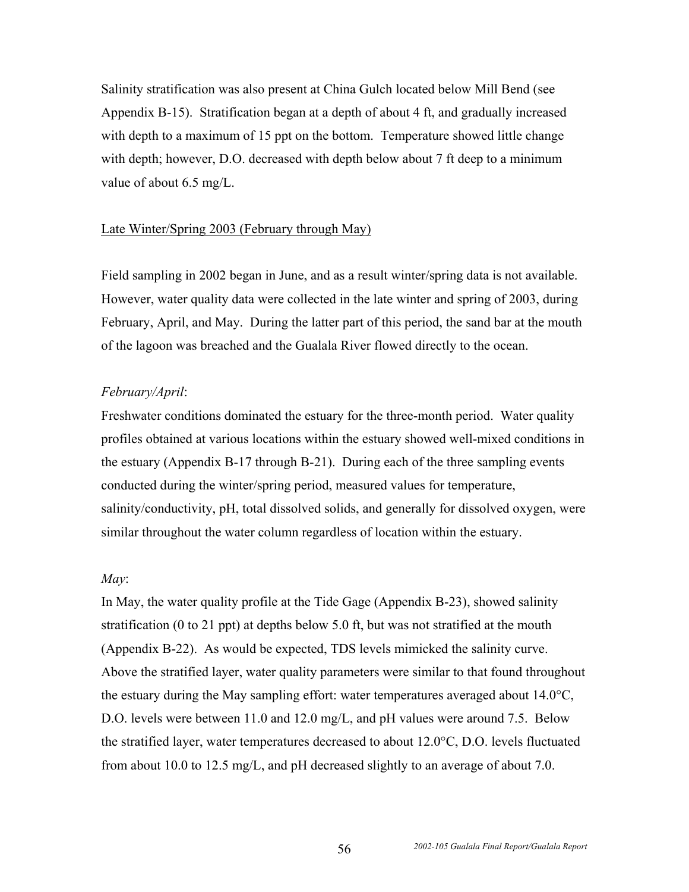Salinity stratification was also present at China Gulch located below Mill Bend (see Appendix B-15). Stratification began at a depth of about 4 ft, and gradually increased with depth to a maximum of 15 ppt on the bottom. Temperature showed little change with depth; however, D.O. decreased with depth below about 7 ft deep to a minimum value of about 6.5 mg/L.

<u>Late Winter/Spring 2003 (February through May)</u>

Field sampling in 2002 began in June, and as a result winter/spring data is not available. However, water quality data were collected in the late winter and spring of 2003, during February, April, and May. During the latter part of this period, the sand bar at the mouth of the lagoon was breached and the Gualala River flowed directly to the ocean.

*February/April*:

Freshwater conditions dominated the estuary for the three-month period. Water quality profiles obtained at various locations within the estuary showed well-mixed conditions in the estuary (Appendix B-17 through B-21). During each of the three sampling events conducted during the winter/spring period, measured values for temperature, salinity/conductivity, pH, total dissolved solids, and generally for dissolved oxygen, were similar throughout the water column regardless of location within the estuary.

*May*:

In May, the water quality profile at the Tide Gage (Appendix B-23), showed salinity stratification (0 to 21 ppt) at depths below 5.0 ft, but was not stratified at the mouth (Appendix B-22). As would be expected, TDS levels mimicked the salinity curve. Above the stratified layer, water quality parameters were similar to that found throughout the estuary during the May sampling effort: water temperatures averaged about 14.0°C, D.O. levels were between 11.0 and 12.0 mg/L, and pH values were around 7.5. Below the stratified layer, water temperatures decreased to about 12.0°C, D.O. levels fluctuated from about 10.0 to 12.5 mg/L, and pH decreased slightly to an average of about 7.0.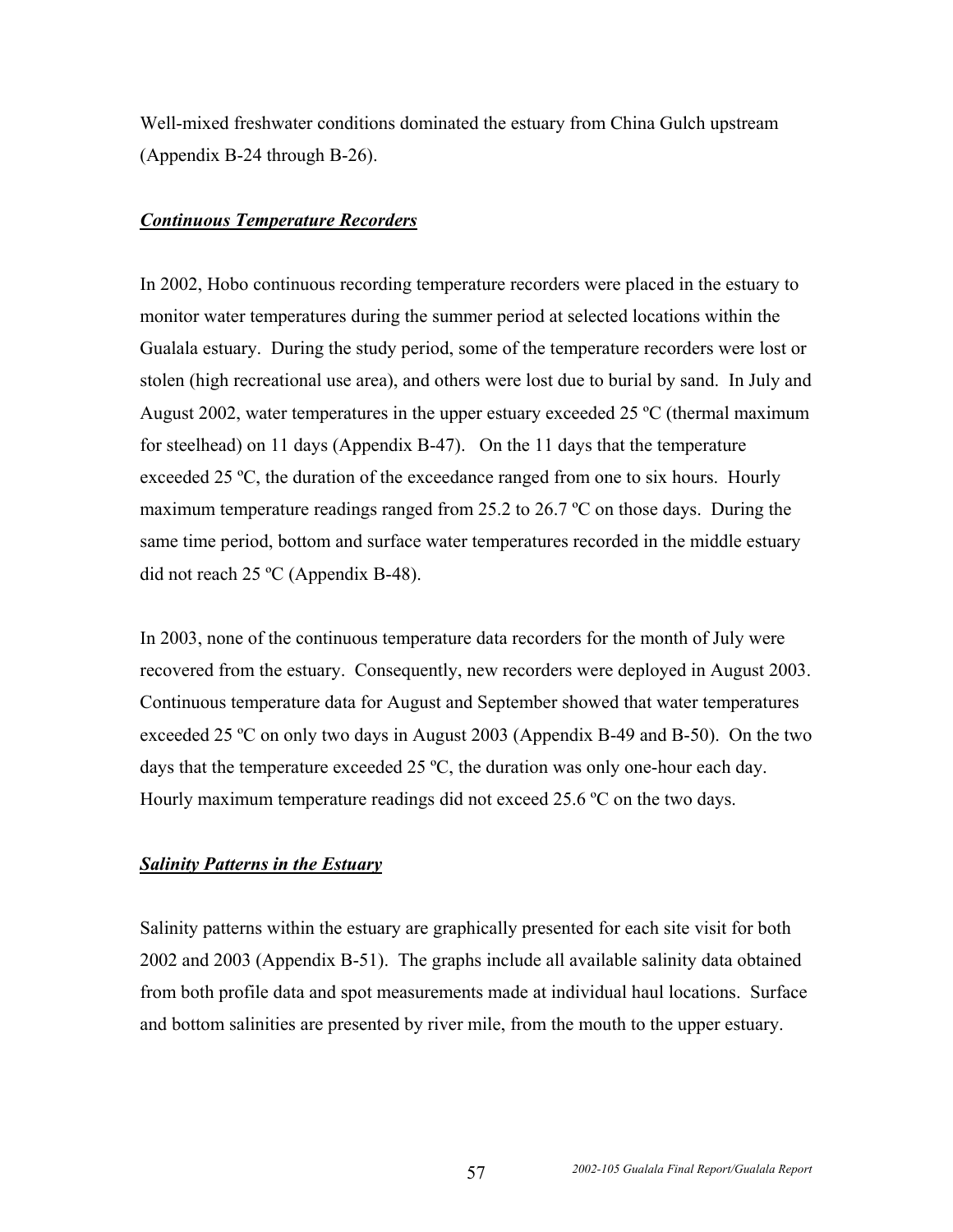Well-mixed freshwater conditions dominated the estuary from China Gulch upstream (Appendix B-24 through B-26).

***Continuous Temperature Recorders***

In 2002, Hobo continuous recording temperature recorders were placed in the estuary to monitor water temperatures during the summer period at selected locations within the Gualala estuary. During the study period, some of the temperature recorders were lost or stolen (high recreational use area), and others were lost due to burial by sand. In July and August 2002, water temperatures in the upper estuary exceeded 25 ºC (thermal maximum for steelhead) on 11 days (Appendix B-47). On the 11 days that the temperature exceeded 25 ºC, the duration of the exceedance ranged from one to six hours. Hourly maximum temperature readings ranged from 25.2 to 26.7 ºC on those days. During the same time period, bottom and surface water temperatures recorded in the middle estuary did not reach 25 ºC (Appendix B-48).

In 2003, none of the continuous temperature data recorders for the month of July were recovered from the estuary. Consequently, new recorders were deployed in August 2003. Continuous temperature data for August and September showed that water temperatures exceeded 25 ºC on only two days in August 2003 (Appendix B-49 and B-50). On the two days that the temperature exceeded 25 ºC, the duration was only one-hour each day. Hourly maximum temperature readings did not exceed 25.6 ºC on the two days.

***Salinity Patterns in the Estuary***

Salinity patterns within the estuary are graphically presented for each site visit for both 2002 and 2003 (Appendix B-51). The graphs include all available salinity data obtained from both profile data and spot measurements made at individual haul locations. Surface and bottom salinities are presented by river mile, from the mouth to the upper estuary.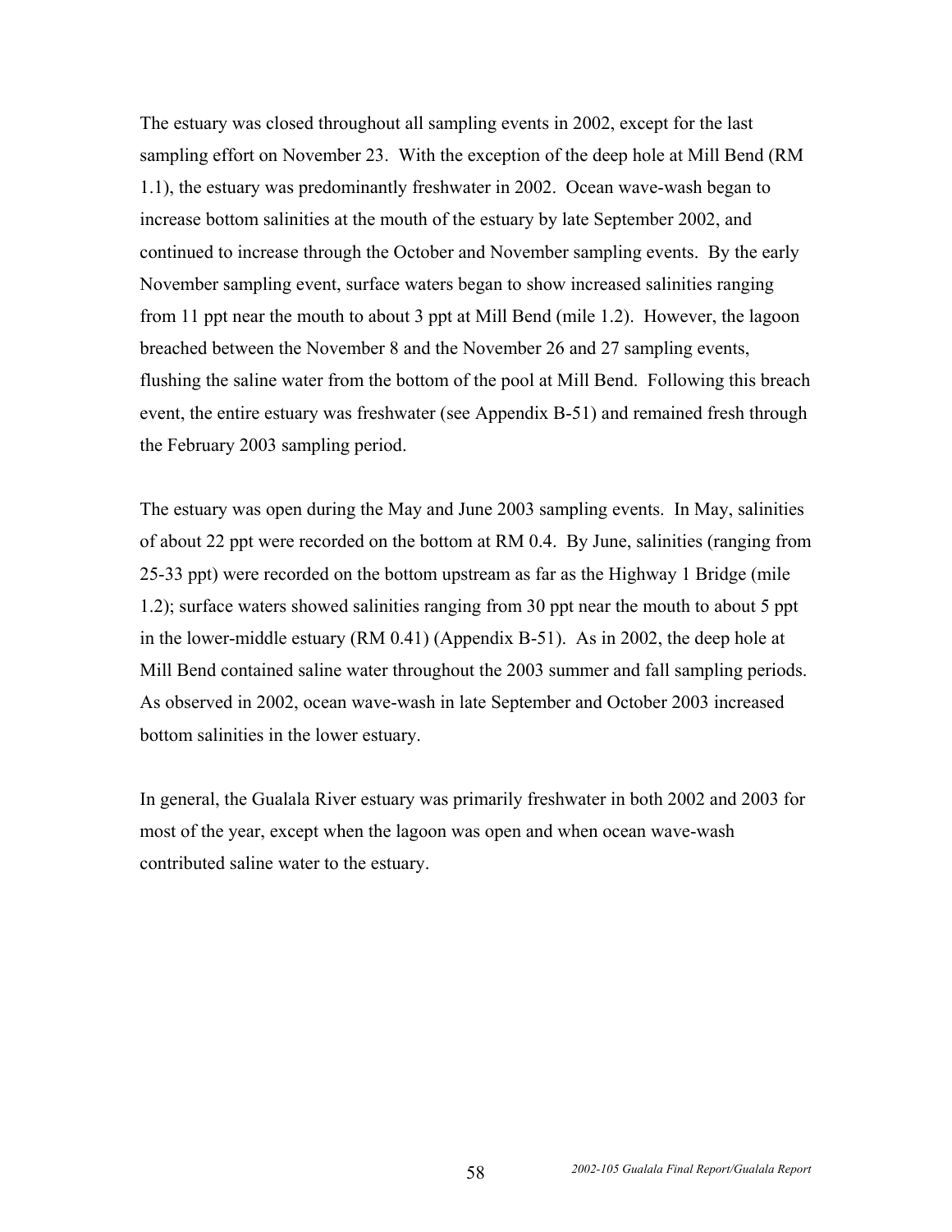The estuary was closed throughout all sampling events in 2002, except for the last sampling effort on November 23. With the exception of the deep hole at Mill Bend (RM 1.1), the estuary was predominantly freshwater in 2002. Ocean wave-wash began to increase bottom salinities at the mouth of the estuary by late September 2002, and continued to increase through the October and November sampling events. By the early November sampling event, surface waters began to show increased salinities ranging from 11 ppt near the mouth to about 3 ppt at Mill Bend (mile 1.2). However, the lagoon breached between the November 8 and the November 26 and 27 sampling events, flushing the saline water from the bottom of the pool at Mill Bend. Following this breach event, the entire estuary was freshwater (see Appendix B-51) and remained fresh through the February 2003 sampling period.

The estuary was open during the May and June 2003 sampling events. In May, salinities of about 22 ppt were recorded on the bottom at RM 0.4. By June, salinities (ranging from 25-33 ppt) were recorded on the bottom upstream as far as the Highway 1 Bridge (mile 1.2); surface waters showed salinities ranging from 30 ppt near the mouth to about 5 ppt in the lower-middle estuary (RM 0.41) (Appendix B-51). As in 2002, the deep hole at Mill Bend contained saline water throughout the 2003 summer and fall sampling periods. As observed in 2002, ocean wave-wash in late September and October 2003 increased bottom salinities in the lower estuary.

In general, the Gualala River estuary was primarily freshwater in both 2002 and 2003 for most of the year, except when the lagoon was open and when ocean wave-wash contributed saline water to the estuary.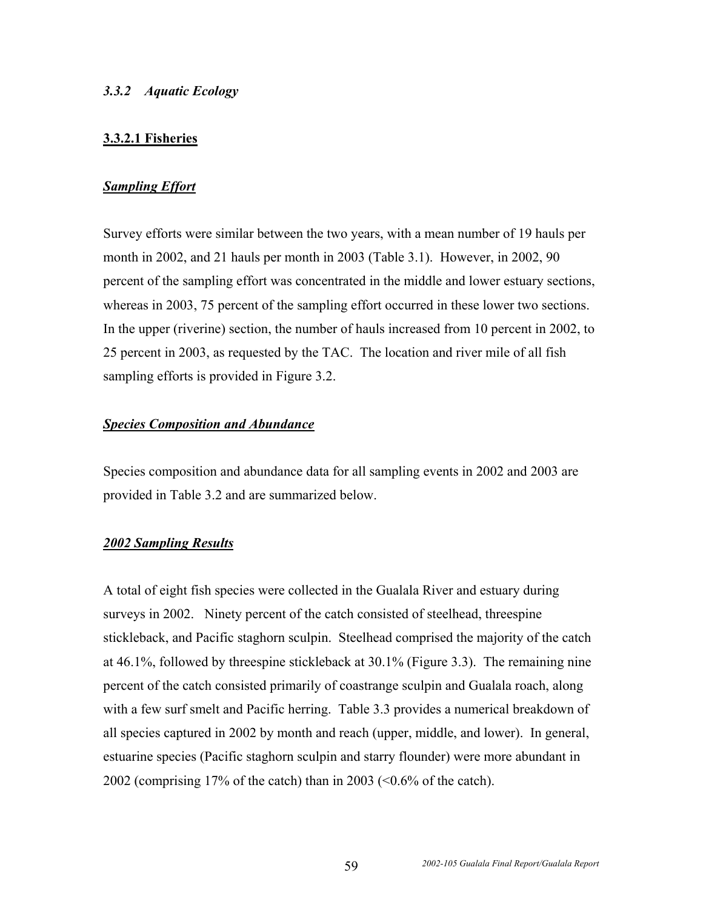### *3.3.2 Aquatic Ecology*

#### 3.3.2.1 Fisheries

***Sampling Effort***

Survey efforts were similar between the two years, with a mean number of 19 hauls per month in 2002, and 21 hauls per month in 2003 (Table 3.1). However, in 2002, 90 percent of the sampling effort was concentrated in the middle and lower estuary sections, whereas in 2003, 75 percent of the sampling effort occurred in these lower two sections. In the upper (riverine) section, the number of hauls increased from 10 percent in 2002, to 25 percent in 2003, as requested by the TAC. The location and river mile of all fish sampling efforts is provided in Figure 3.2.

***Species Composition and Abundance***

Species composition and abundance data for all sampling events in 2002 and 2003 are provided in Table 3.2 and are summarized below.

***2002 Sampling Results***

A total of eight fish species were collected in the Gualala River and estuary during surveys in 2002. Ninety percent of the catch consisted of steelhead, threespine stickleback, and Pacific staghorn sculpin. Steelhead comprised the majority of the catch at 46.1%, followed by threespine stickleback at 30.1% (Figure 3.3). The remaining nine percent of the catch consisted primarily of coastrange sculpin and Gualala roach, along with a few surf smelt and Pacific herring. Table 3.3 provides a numerical breakdown of all species captured in 2002 by month and reach (upper, middle, and lower). In general, estuarine species (Pacific staghorn sculpin and starry flounder) were more abundant in 2002 (comprising 17% of the catch) than in 2003 (<0.6% of the catch).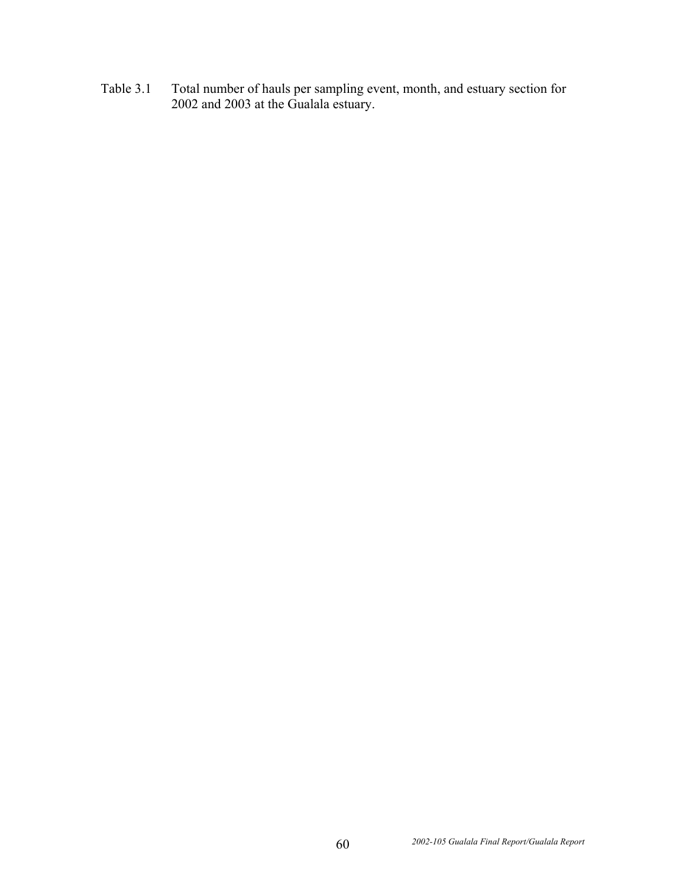Table 3.1 Total number of hauls per sampling event, month, and estuary section for 2002 and 2003 at the Gualala estuary.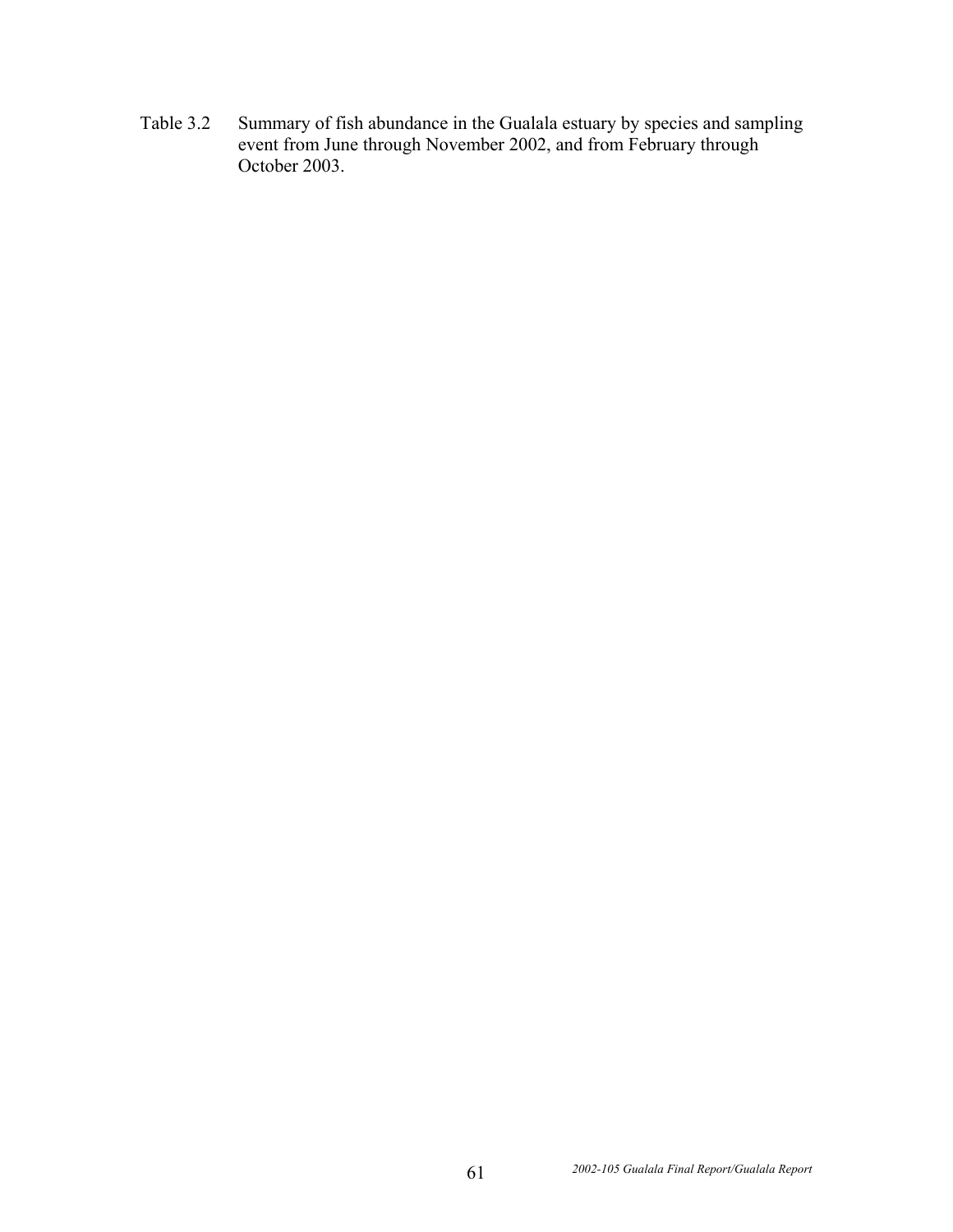Table 3.2 Summary of fish abundance in the Gualala estuary by species and sampling event from June through November 2002, and from February through October 2003.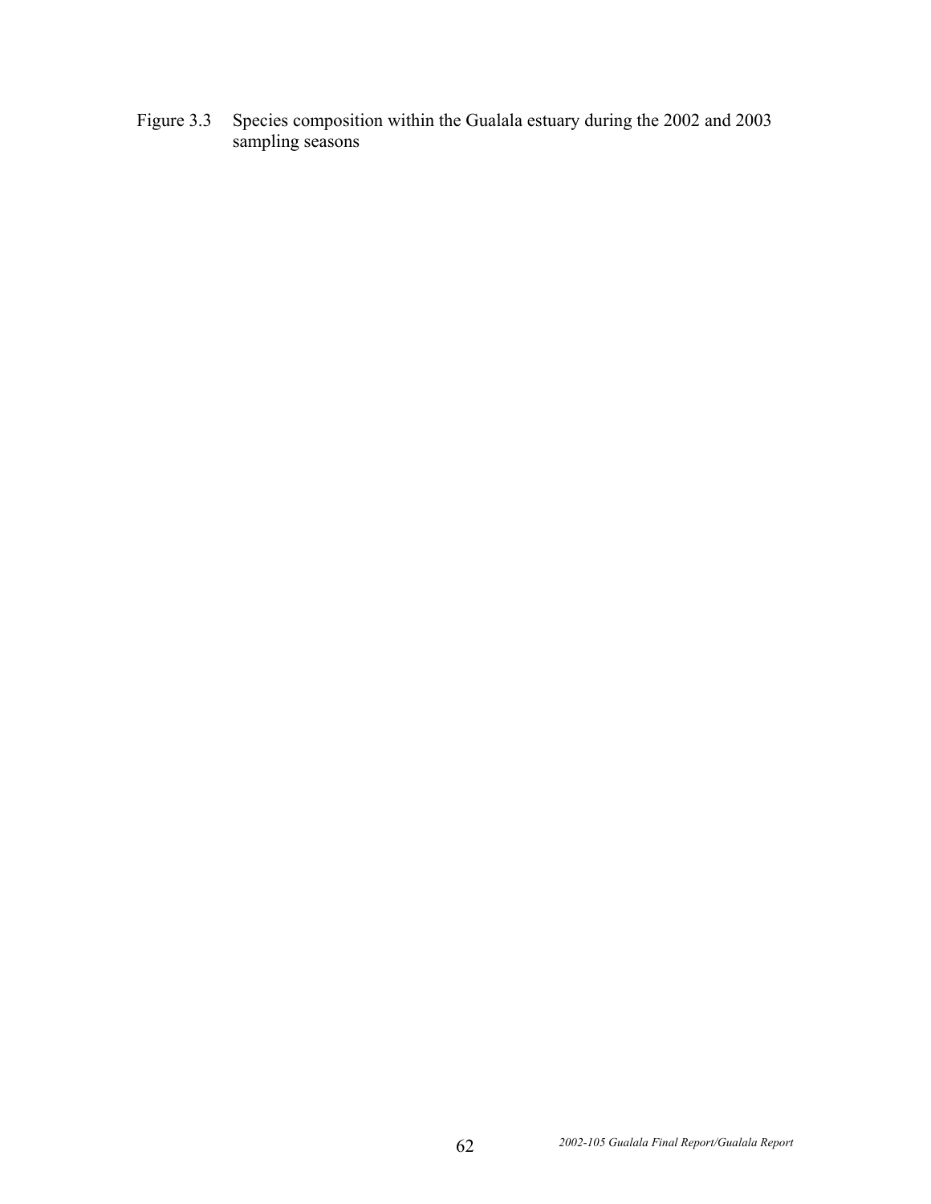Figure 3.3 Species composition within the Gualala estuary during the 2002 and 2003 sampling seasons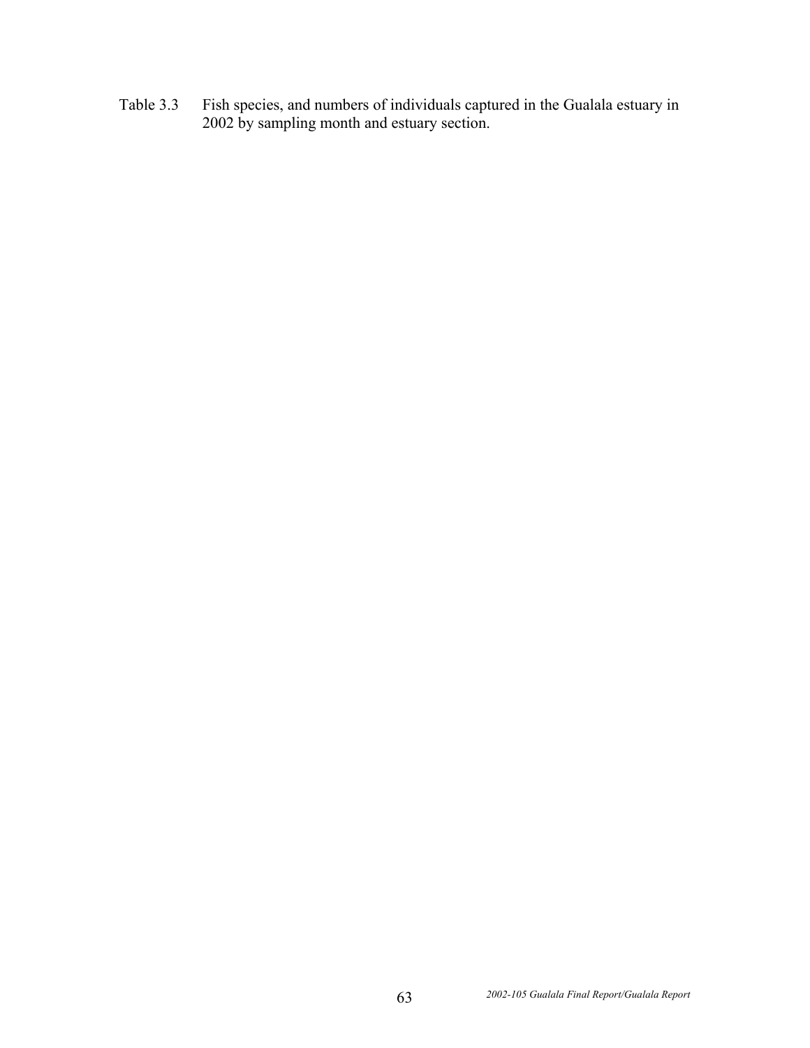Table 3.3 Fish species, and numbers of individuals captured in the Gualala estuary in 2002 by sampling month and estuary section.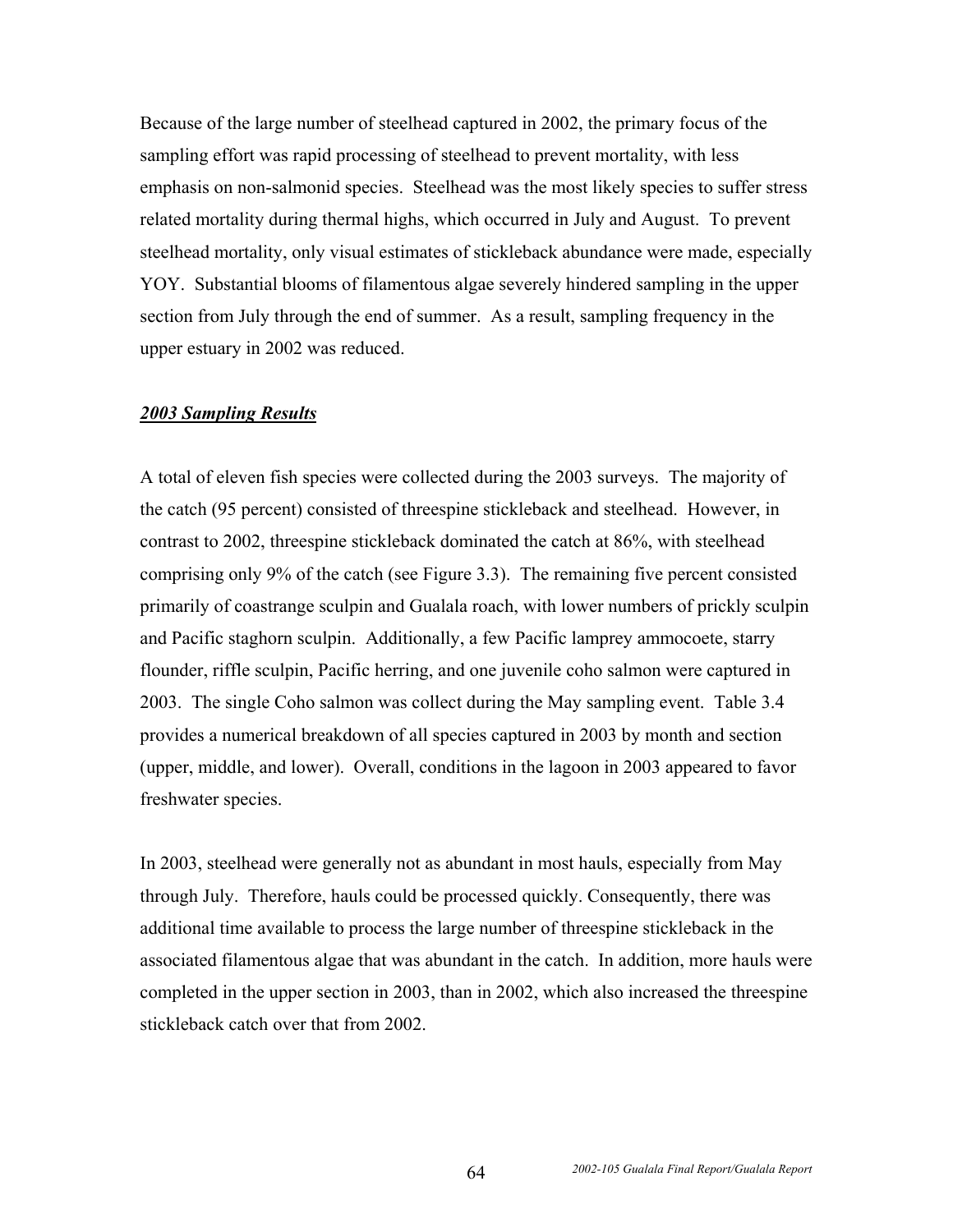Because of the large number of steelhead captured in 2002, the primary focus of the sampling effort was rapid processing of steelhead to prevent mortality, with less emphasis on non-salmonid species. Steelhead was the most likely species to suffer stress related mortality during thermal highs, which occurred in July and August. To prevent steelhead mortality, only visual estimates of stickleback abundance were made, especially YOY. Substantial blooms of filamentous algae severely hindered sampling in the upper section from July through the end of summer. As a result, sampling frequency in the upper estuary in 2002 was reduced.

***2003 Sampling Results***

A total of eleven fish species were collected during the 2003 surveys. The majority of the catch (95 percent) consisted of threespine stickleback and steelhead. However, in contrast to 2002, threespine stickleback dominated the catch at 86%, with steelhead comprising only 9% of the catch (see Figure 3.3). The remaining five percent consisted primarily of coastrange sculpin and Gualala roach, with lower numbers of prickly sculpin and Pacific staghorn sculpin. Additionally, a few Pacific lamprey ammocoete, starry flounder, riffle sculpin, Pacific herring, and one juvenile coho salmon were captured in 2003. The single Coho salmon was collect during the May sampling event. Table 3.4 provides a numerical breakdown of all species captured in 2003 by month and section (upper, middle, and lower). Overall, conditions in the lagoon in 2003 appeared to favor freshwater species.

In 2003, steelhead were generally not as abundant in most hauls, especially from May through July. Therefore, hauls could be processed quickly. Consequently, there was additional time available to process the large number of threespine stickleback in the associated filamentous algae that was abundant in the catch. In addition, more hauls were completed in the upper section in 2003, than in 2002, which also increased the threespine stickleback catch over that from 2002.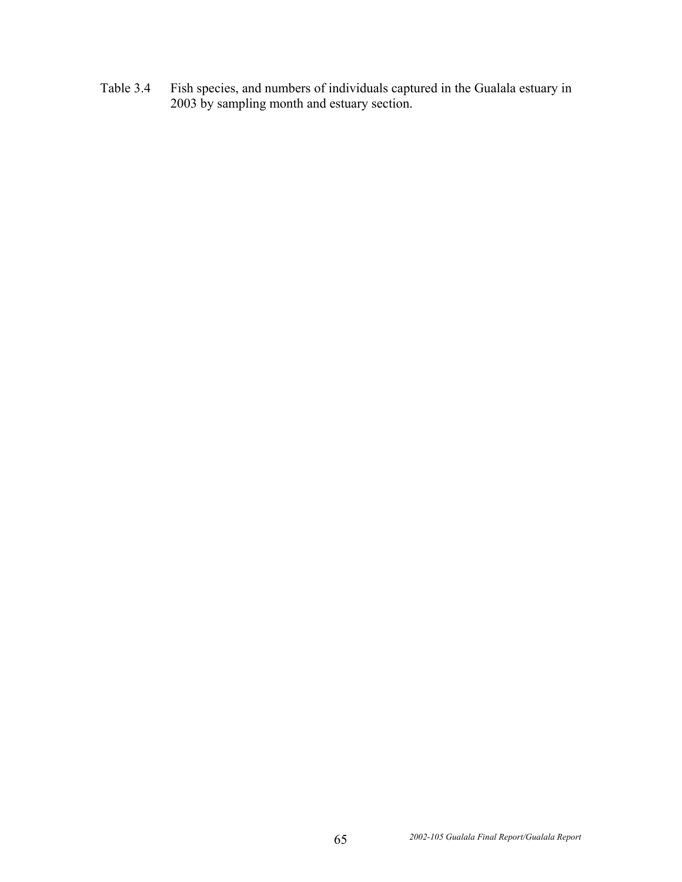Table 3.4 Fish species, and numbers of individuals captured in the Gualala estuary in 2003 by sampling month and estuary section.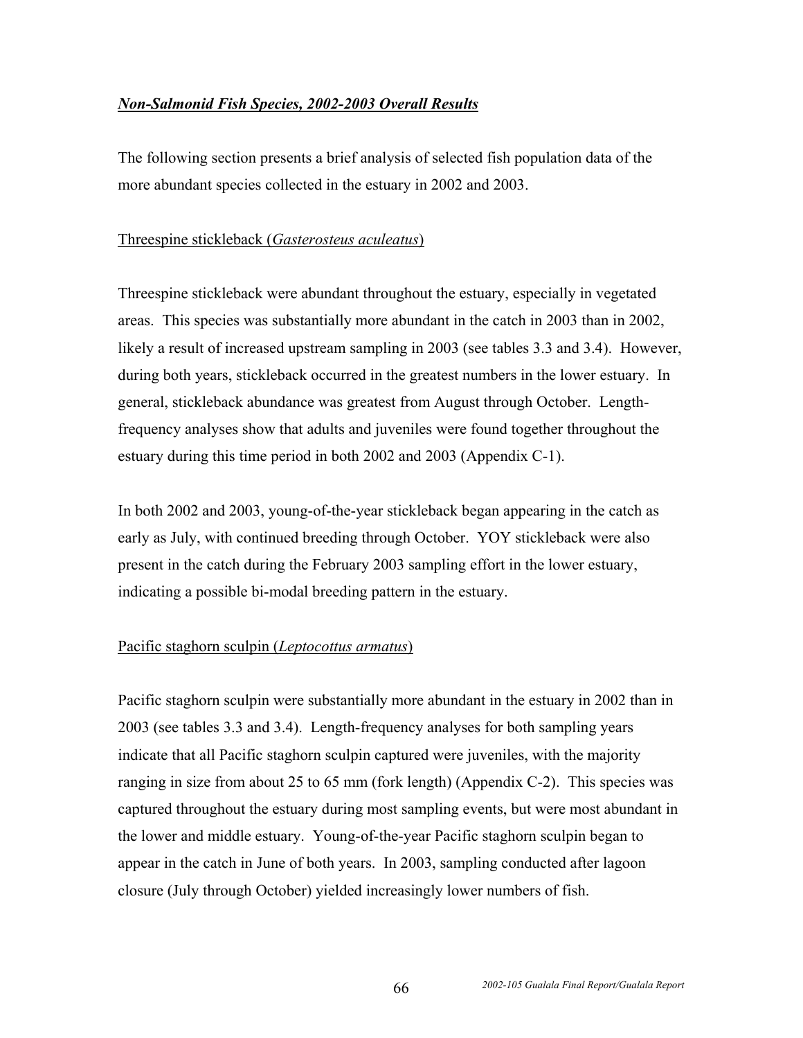### ***Non-Salmonid Fish Species, 2002-2003 Overall Results***

The following section presents a brief analysis of selected fish population data of the more abundant species collected in the estuary in 2002 and 2003.

#### Threespine stickleback (*Gasterosteus aculeatus*)

Threespine stickleback were abundant throughout the estuary, especially in vegetated areas. This species was substantially more abundant in the catch in 2003 than in 2002, likely a result of increased upstream sampling in 2003 (see tables 3.3 and 3.4). However, during both years, stickleback occurred in the greatest numbers in the lower estuary. In general, stickleback abundance was greatest from August through October. Length-frequency analyses show that adults and juveniles were found together throughout the estuary during this time period in both 2002 and 2003 (Appendix C-1).

In both 2002 and 2003, young-of-the-year stickleback began appearing in the catch as early as July, with continued breeding through October. YOY stickleback were also present in the catch during the February 2003 sampling effort in the lower estuary, indicating a possible bi-modal breeding pattern in the estuary.

#### Pacific staghorn sculpin (*Leptocottus armatus*)

Pacific staghorn sculpin were substantially more abundant in the estuary in 2002 than in 2003 (see tables 3.3 and 3.4). Length-frequency analyses for both sampling years indicate that all Pacific staghorn sculpin captured were juveniles, with the majority ranging in size from about 25 to 65 mm (fork length) (Appendix C-2). This species was captured throughout the estuary during most sampling events, but were most abundant in the lower and middle estuary. Young-of-the-year Pacific staghorn sculpin began to appear in the catch in June of both years. In 2003, sampling conducted after lagoon closure (July through October) yielded increasingly lower numbers of fish.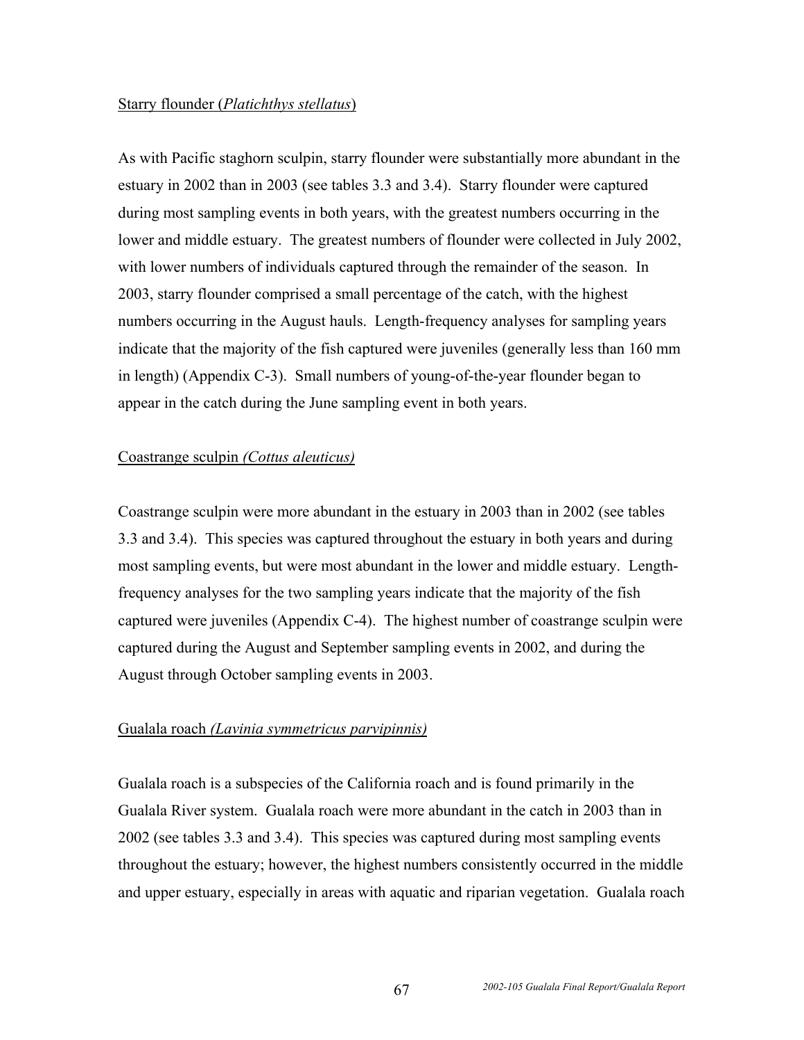Starry flounder (*Platichthys stellatus*)

As with Pacific staghorn sculpin, starry flounder were substantially more abundant in the estuary in 2002 than in 2003 (see tables 3.3 and 3.4). Starry flounder were captured during most sampling events in both years, with the greatest numbers occurring in the lower and middle estuary. The greatest numbers of flounder were collected in July 2002, with lower numbers of individuals captured through the remainder of the season. In 2003, starry flounder comprised a small percentage of the catch, with the highest numbers occurring in the August hauls. Length-frequency analyses for sampling years indicate that the majority of the fish captured were juveniles (generally less than 160 mm in length) (Appendix C-3). Small numbers of young-of-the-year flounder began to appear in the catch during the June sampling event in both years.

Coastrange sculpin *(Cottus aleuticus)*

Coastrange sculpin were more abundant in the estuary in 2003 than in 2002 (see tables 3.3 and 3.4). This species was captured throughout the estuary in both years and during most sampling events, but were most abundant in the lower and middle estuary. Length-frequency analyses for the two sampling years indicate that the majority of the fish captured were juveniles (Appendix C-4). The highest number of coastrange sculpin were captured during the August and September sampling events in 2002, and during the August through October sampling events in 2003.

Gualala roach *(Lavinia symmetricus parvipinnis)*

Gualala roach is a subspecies of the California roach and is found primarily in the Gualala River system. Gualala roach were more abundant in the catch in 2003 than in 2002 (see tables 3.3 and 3.4). This species was captured during most sampling events throughout the estuary; however, the highest numbers consistently occurred in the middle and upper estuary, especially in areas with aquatic and riparian vegetation. Gualala roach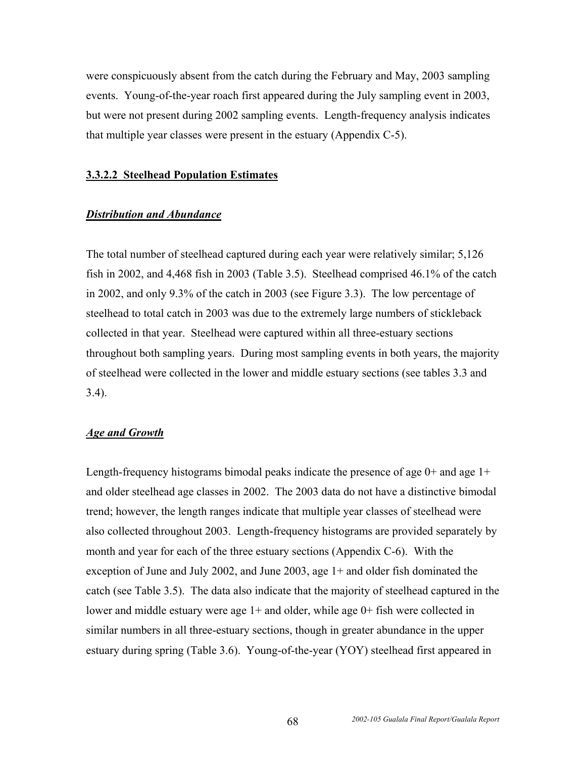were conspicuously absent from the catch during the February and May, 2003 sampling events. Young-of-the-year roach first appeared during the July sampling event in 2003, but were not present during 2002 sampling events. Length-frequency analysis indicates that multiple year classes were present in the estuary (Appendix C-5).

#### 3.3.2.2 Steelhead Population Estimates

***Distribution and Abundance***

The total number of steelhead captured during each year were relatively similar; 5,126 fish in 2002, and 4,468 fish in 2003 (Table 3.5). Steelhead comprised 46.1% of the catch in 2002, and only 9.3% of the catch in 2003 (see Figure 3.3). The low percentage of steelhead to total catch in 2003 was due to the extremely large numbers of stickleback collected in that year. Steelhead were captured within all three-estuary sections throughout both sampling years. During most sampling events in both years, the majority of steelhead were collected in the lower and middle estuary sections (see tables 3.3 and 3.4).

***Age and Growth***

Length-frequency histograms bimodal peaks indicate the presence of age 0+ and age 1+ and older steelhead age classes in 2002. The 2003 data do not have a distinctive bimodal trend; however, the length ranges indicate that multiple year classes of steelhead were also collected throughout 2003. Length-frequency histograms are provided separately by month and year for each of the three estuary sections (Appendix C-6). With the exception of June and July 2002, and June 2003, age 1+ and older fish dominated the catch (see Table 3.5). The data also indicate that the majority of steelhead captured in the lower and middle estuary were age 1+ and older, while age 0+ fish were collected in similar numbers in all three-estuary sections, though in greater abundance in the upper estuary during spring (Table 3.6). Young-of-the-year (YOY) steelhead first appeared in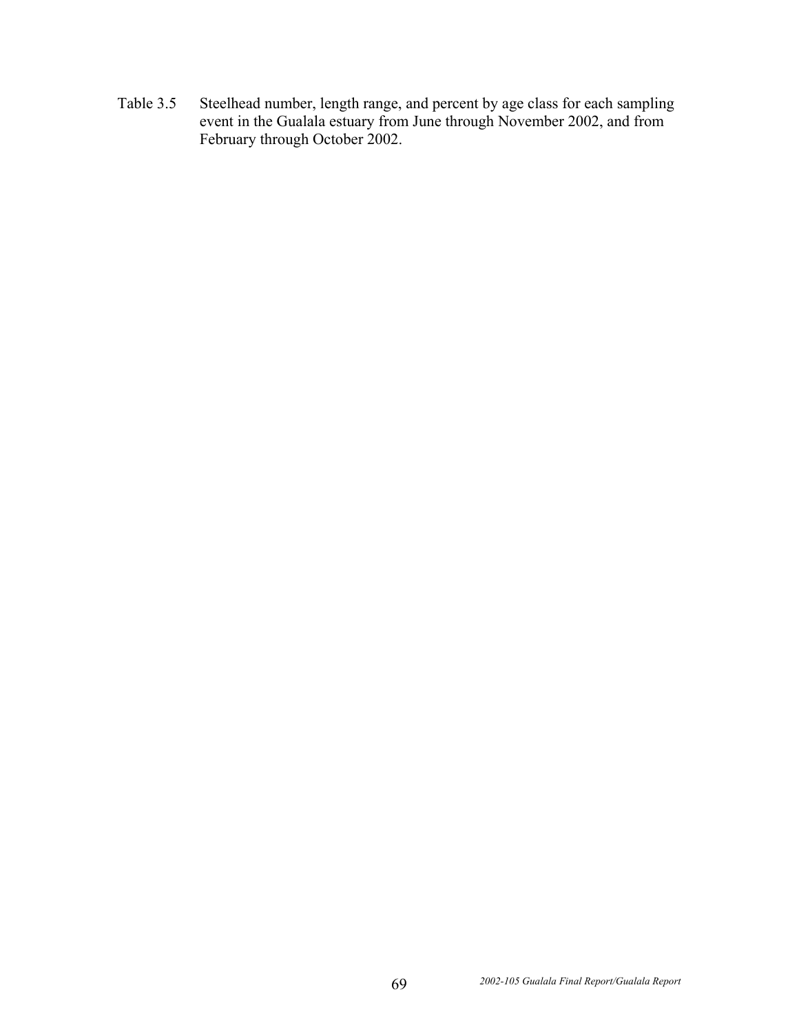Table 3.5 Steelhead number, length range, and percent by age class for each sampling event in the Gualala estuary from June through November 2002, and from February through October 2002.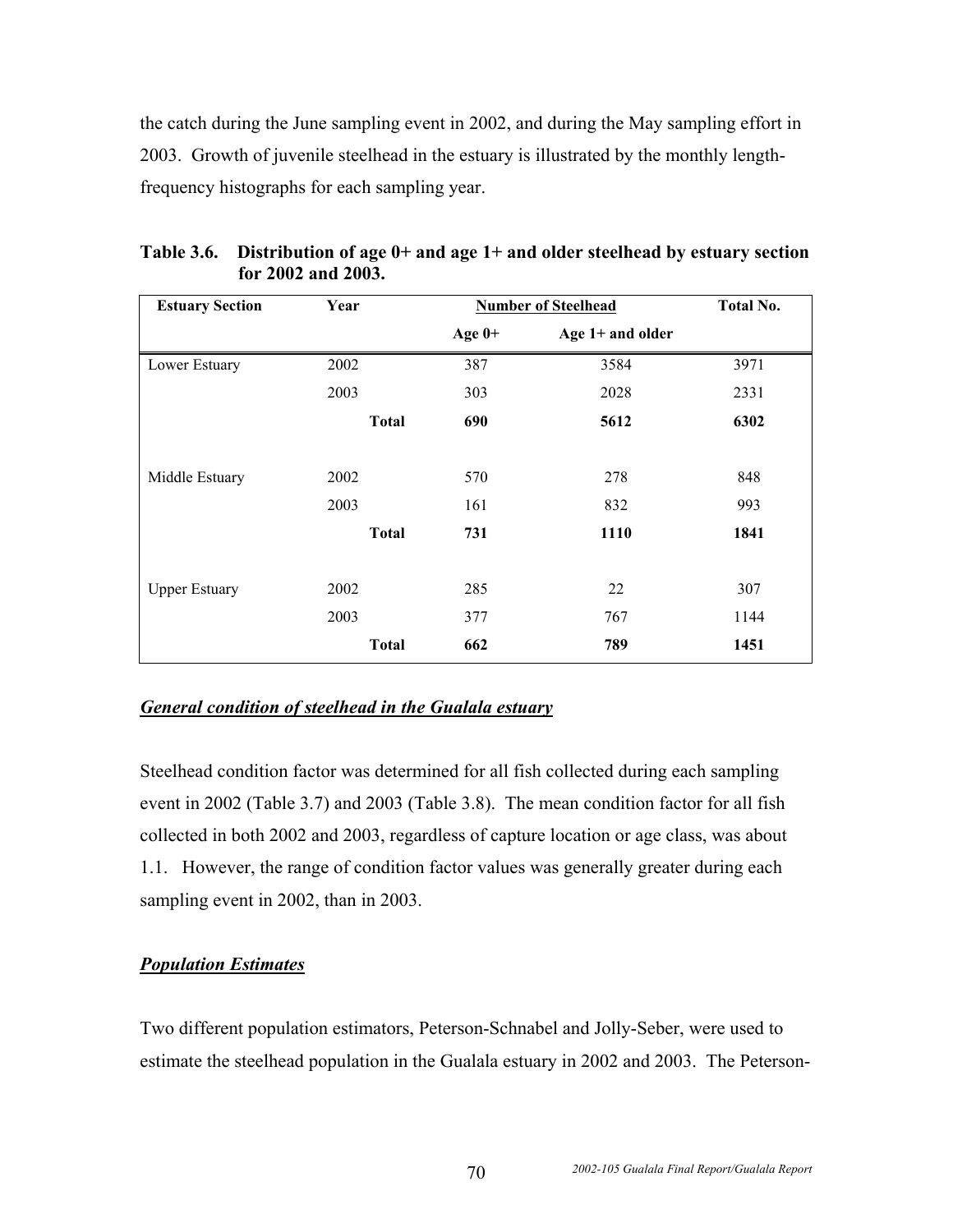the catch during the June sampling event in 2002, and during the May sampling effort in 2003. Growth of juvenile steelhead in the estuary is illustrated by the monthly length-frequency histographs for each sampling year.

**Table 3.6. Distribution of age 0+ and age 1+ and older steelhead by estuary section for 2002 and 2003.**

| Estuary Section | Year | Number of Steelhead | | Total No. |
|---|---|---|---|---|
| | | Age 0+ | Age 1+ and older | |
| Lower Estuary | 2002 | 387 | 3584 | 3971 |
| | 2003 | 303 | 2028 | 2331 |
| | **Total** | **690** | **5612** | **6302** |
| Middle Estuary | 2002 | 570 | 278 | 848 |
| | 2003 | 161 | 832 | 993 |
| | **Total** | **731** | **1110** | **1841** |
| Upper Estuary | 2002 | 285 | 22 | 307 |
| | 2003 | 377 | 767 | 1144 |
| | **Total** | **662** | **789** | **1451** |

***General condition of steelhead in the Gualala estuary***

Steelhead condition factor was determined for all fish collected during each sampling event in 2002 (Table 3.7) and 2003 (Table 3.8). The mean condition factor for all fish collected in both 2002 and 2003, regardless of capture location or age class, was about 1.1. However, the range of condition factor values was generally greater during each sampling event in 2002, than in 2003.

***Population Estimates***

Two different population estimators, Peterson-Schnabel and Jolly-Seber, were used to estimate the steelhead population in the Gualala estuary in 2002 and 2003. The Peterson-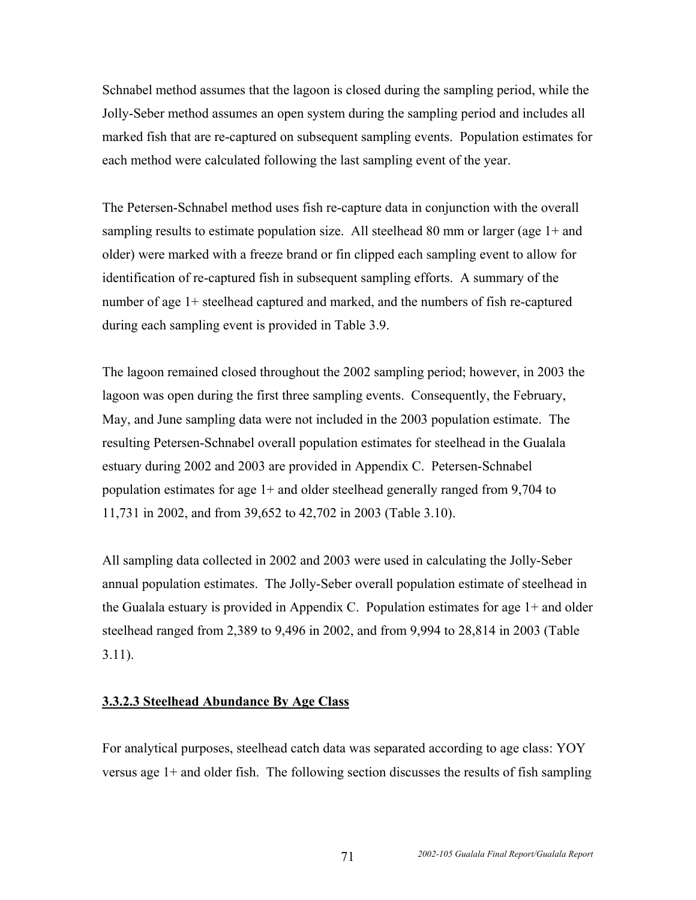Schnabel method assumes that the lagoon is closed during the sampling period, while the Jolly-Seber method assumes an open system during the sampling period and includes all marked fish that are re-captured on subsequent sampling events. Population estimates for each method were calculated following the last sampling event of the year.

The Petersen-Schnabel method uses fish re-capture data in conjunction with the overall sampling results to estimate population size. All steelhead 80 mm or larger (age 1+ and older) were marked with a freeze brand or fin clipped each sampling event to allow for identification of re-captured fish in subsequent sampling efforts. A summary of the number of age 1+ steelhead captured and marked, and the numbers of fish re-captured during each sampling event is provided in Table 3.9.

The lagoon remained closed throughout the 2002 sampling period; however, in 2003 the lagoon was open during the first three sampling events. Consequently, the February, May, and June sampling data were not included in the 2003 population estimate. The resulting Petersen-Schnabel overall population estimates for steelhead in the Gualala estuary during 2002 and 2003 are provided in Appendix C. Petersen-Schnabel population estimates for age 1+ and older steelhead generally ranged from 9,704 to 11,731 in 2002, and from 39,652 to 42,702 in 2003 (Table 3.10).

All sampling data collected in 2002 and 2003 were used in calculating the Jolly-Seber annual population estimates. The Jolly-Seber overall population estimate of steelhead in the Gualala estuary is provided in Appendix C. Population estimates for age 1+ and older steelhead ranged from 2,389 to 9,496 in 2002, and from 9,994 to 28,814 in 2003 (Table 3.11).

#### 3.3.2.3 Steelhead Abundance By Age Class

For analytical purposes, steelhead catch data was separated according to age class: YOY versus age 1+ and older fish. The following section discusses the results of fish sampling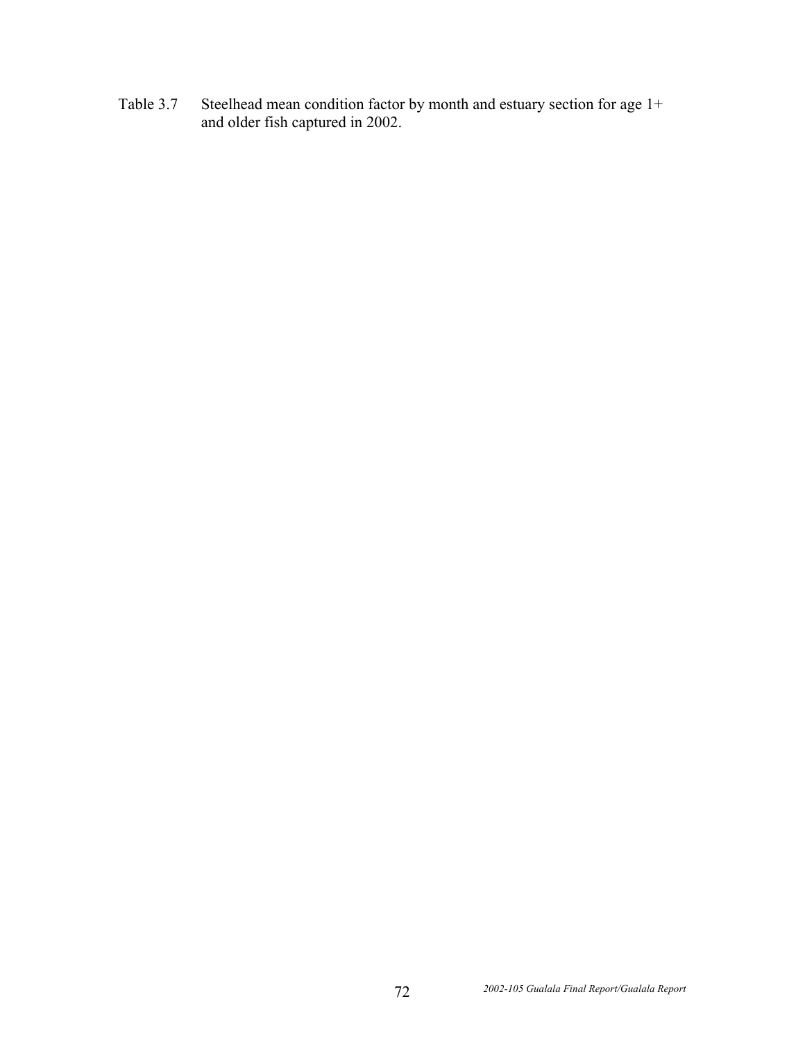Table 3.7 Steelhead mean condition factor by month and estuary section for age 1+ and older fish captured in 2002.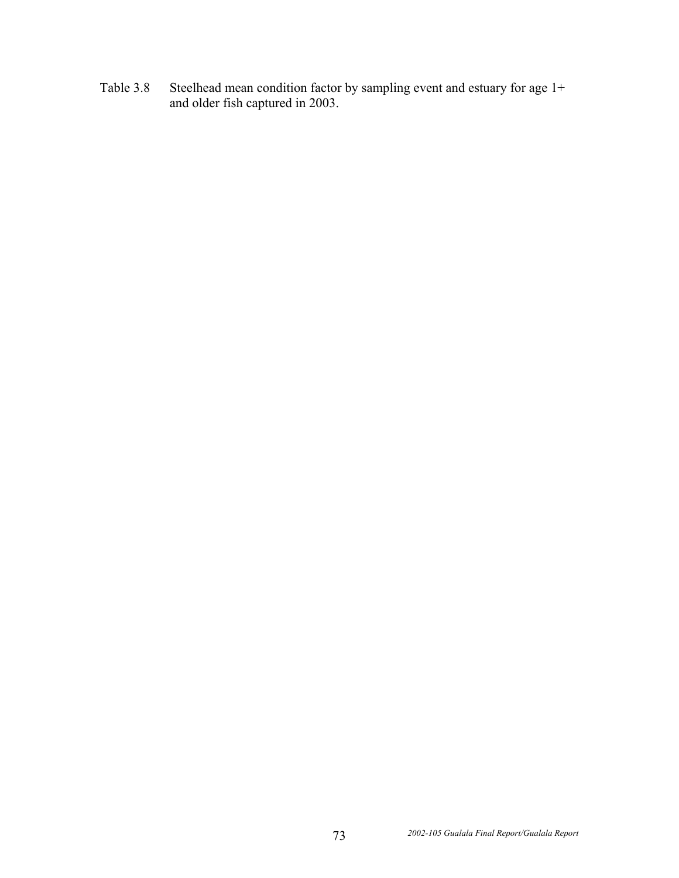Table 3.8 Steelhead mean condition factor by sampling event and estuary for age 1+ and older fish captured in 2003.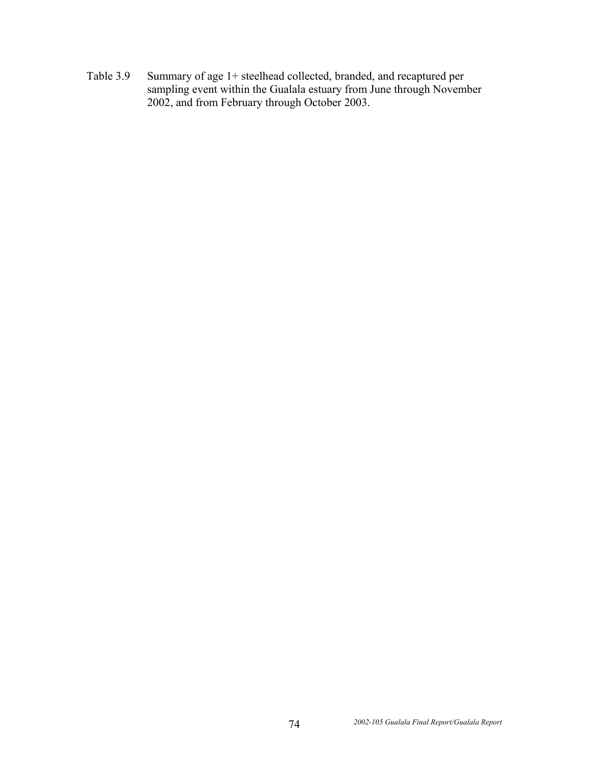Table 3.9 Summary of age 1+ steelhead collected, branded, and recaptured per sampling event within the Gualala estuary from June through November 2002, and from February through October 2003.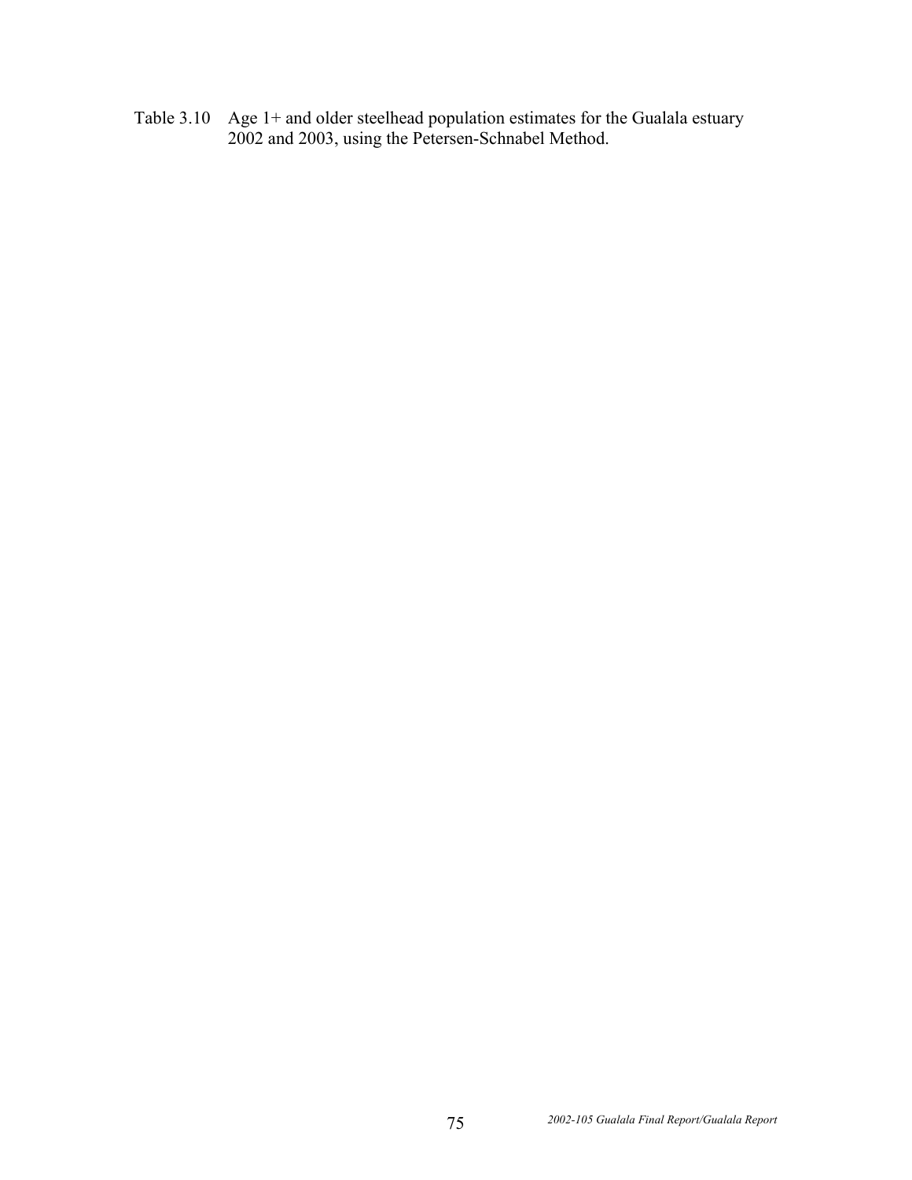Table 3.10 Age 1+ and older steelhead population estimates for the Gualala estuary 2002 and 2003, using the Petersen-Schnabel Method.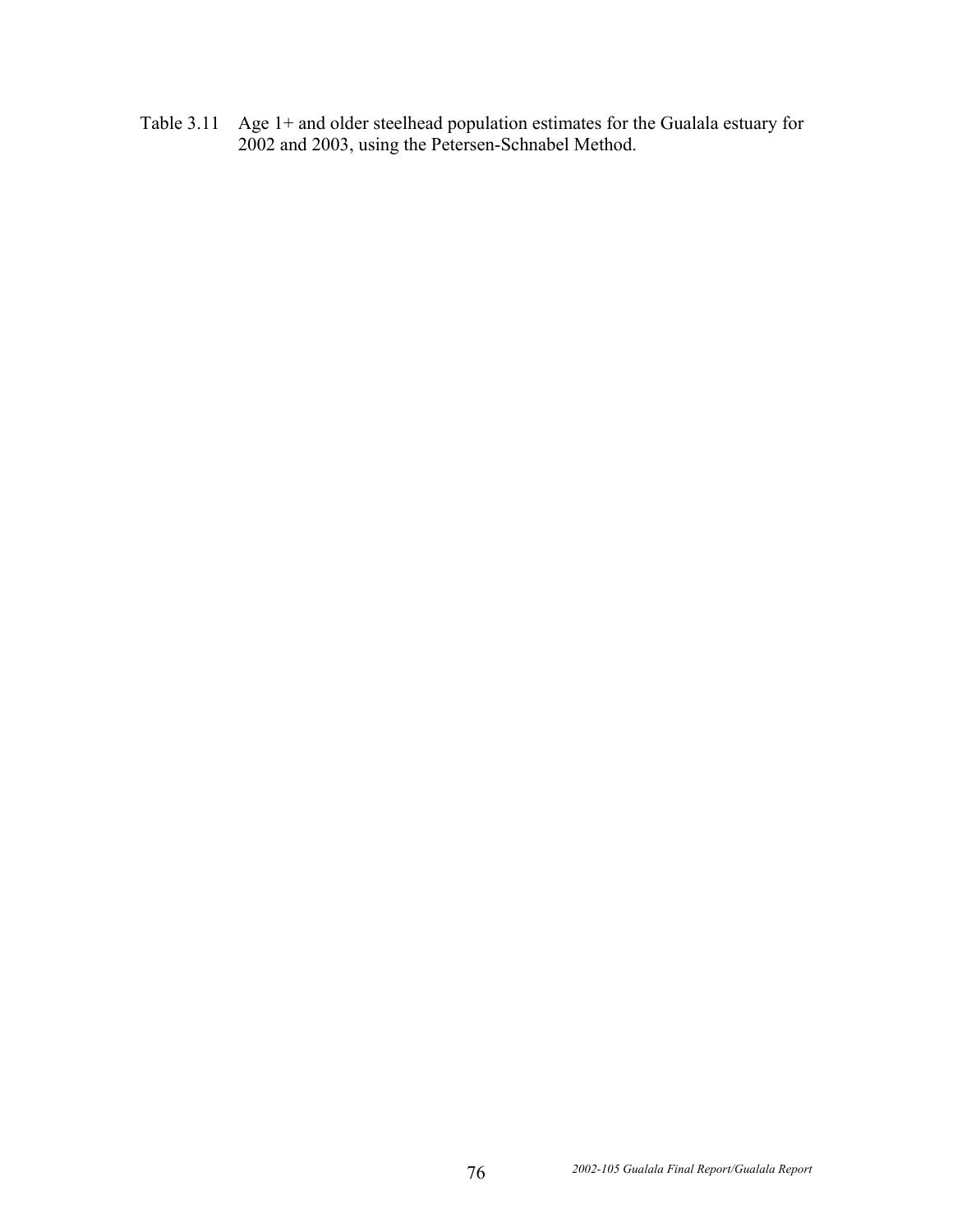Table 3.11 Age 1+ and older steelhead population estimates for the Gualala estuary for 2002 and 2003, using the Petersen-Schnabel Method.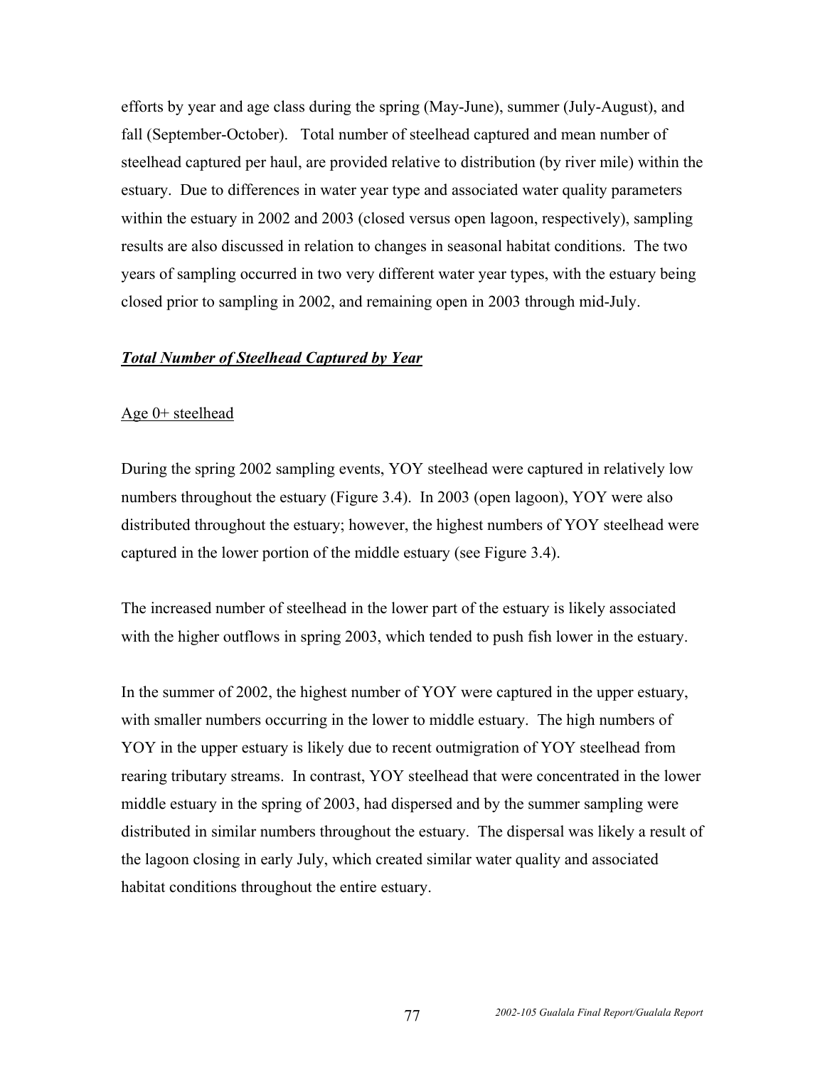efforts by year and age class during the spring (May-June), summer (July-August), and fall (September-October). Total number of steelhead captured and mean number of steelhead captured per haul, are provided relative to distribution (by river mile) within the estuary. Due to differences in water year type and associated water quality parameters within the estuary in 2002 and 2003 (closed versus open lagoon, respectively), sampling results are also discussed in relation to changes in seasonal habitat conditions. The two years of sampling occurred in two very different water year types, with the estuary being closed prior to sampling in 2002, and remaining open in 2003 through mid-July.

***Total Number of Steelhead Captured by Year***

Age 0+ steelhead

During the spring 2002 sampling events, YOY steelhead were captured in relatively low numbers throughout the estuary (Figure 3.4). In 2003 (open lagoon), YOY were also distributed throughout the estuary; however, the highest numbers of YOY steelhead were captured in the lower portion of the middle estuary (see Figure 3.4).

The increased number of steelhead in the lower part of the estuary is likely associated with the higher outflows in spring 2003, which tended to push fish lower in the estuary.

In the summer of 2002, the highest number of YOY were captured in the upper estuary, with smaller numbers occurring in the lower to middle estuary. The high numbers of YOY in the upper estuary is likely due to recent outmigration of YOY steelhead from rearing tributary streams. In contrast, YOY steelhead that were concentrated in the lower middle estuary in the spring of 2003, had dispersed and by the summer sampling were distributed in similar numbers throughout the estuary. The dispersal was likely a result of the lagoon closing in early July, which created similar water quality and associated habitat conditions throughout the entire estuary.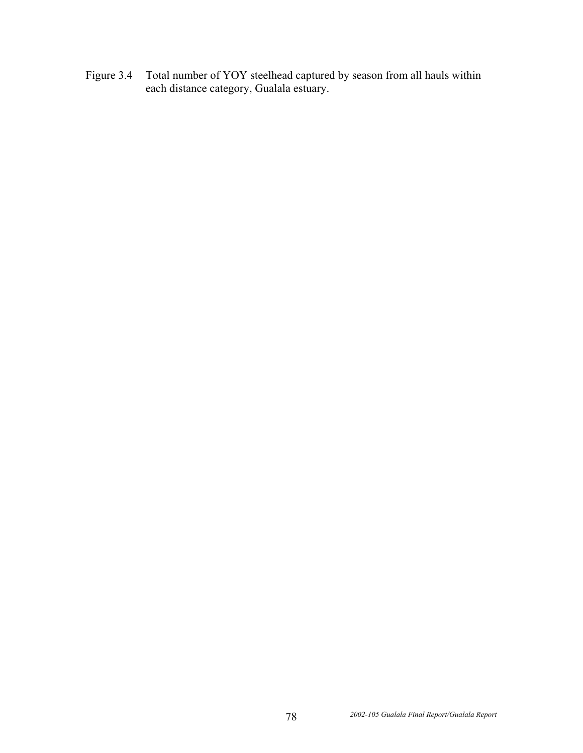Figure 3.4 Total number of YOY steelhead captured by season from all hauls within each distance category, Gualala estuary.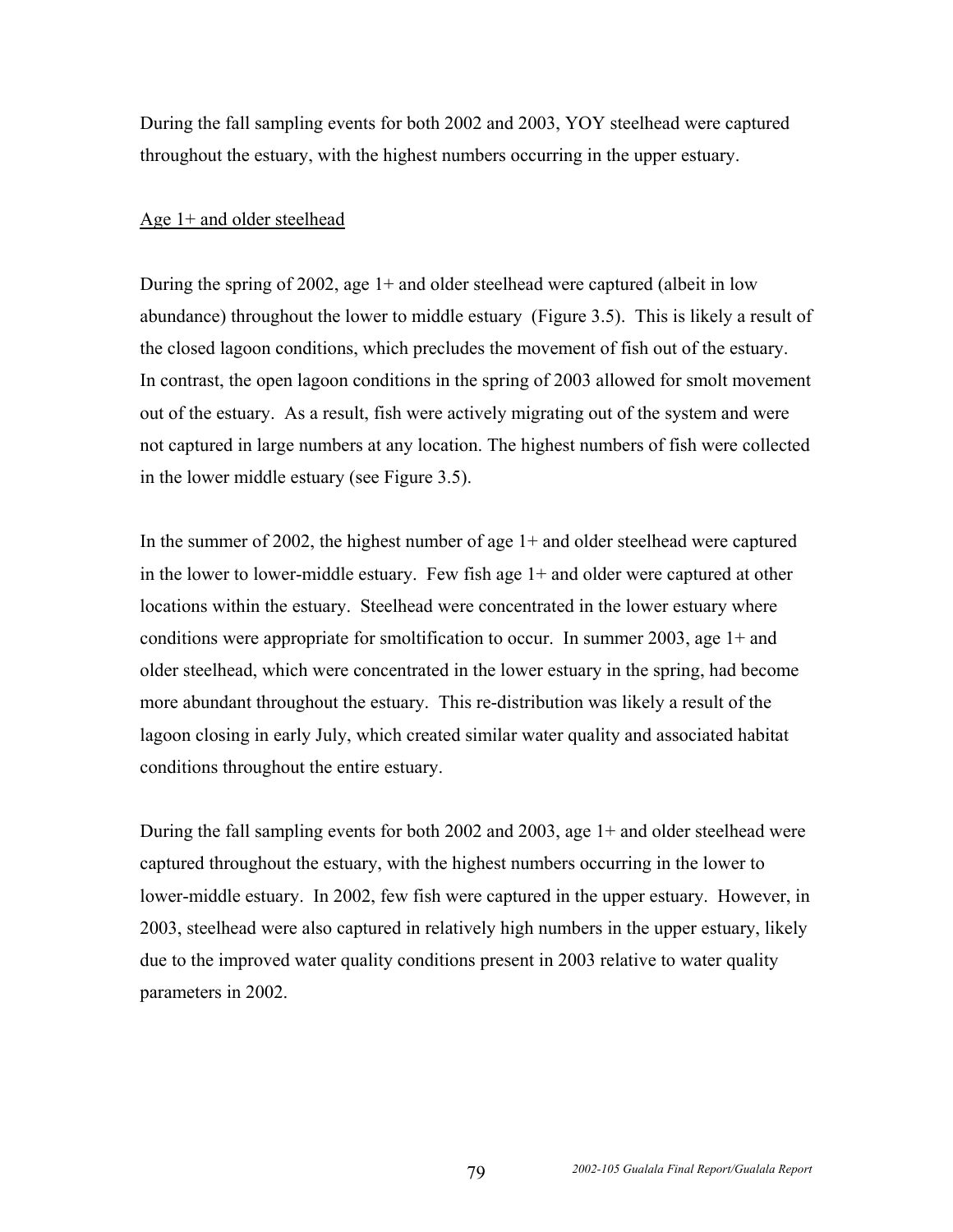During the fall sampling events for both 2002 and 2003, YOY steelhead were captured throughout the estuary, with the highest numbers occurring in the upper estuary.

Age 1+ and older steelhead

During the spring of 2002, age 1+ and older steelhead were captured (albeit in low abundance) throughout the lower to middle estuary (Figure 3.5). This is likely a result of the closed lagoon conditions, which precludes the movement of fish out of the estuary. In contrast, the open lagoon conditions in the spring of 2003 allowed for smolt movement out of the estuary. As a result, fish were actively migrating out of the system and were not captured in large numbers at any location. The highest numbers of fish were collected in the lower middle estuary (see Figure 3.5).

In the summer of 2002, the highest number of age 1+ and older steelhead were captured in the lower to lower-middle estuary. Few fish age 1+ and older were captured at other locations within the estuary. Steelhead were concentrated in the lower estuary where conditions were appropriate for smoltification to occur. In summer 2003, age 1+ and older steelhead, which were concentrated in the lower estuary in the spring, had become more abundant throughout the estuary. This re-distribution was likely a result of the lagoon closing in early July, which created similar water quality and associated habitat conditions throughout the entire estuary.

During the fall sampling events for both 2002 and 2003, age 1+ and older steelhead were captured throughout the estuary, with the highest numbers occurring in the lower to lower-middle estuary. In 2002, few fish were captured in the upper estuary. However, in 2003, steelhead were also captured in relatively high numbers in the upper estuary, likely due to the improved water quality conditions present in 2003 relative to water quality parameters in 2002.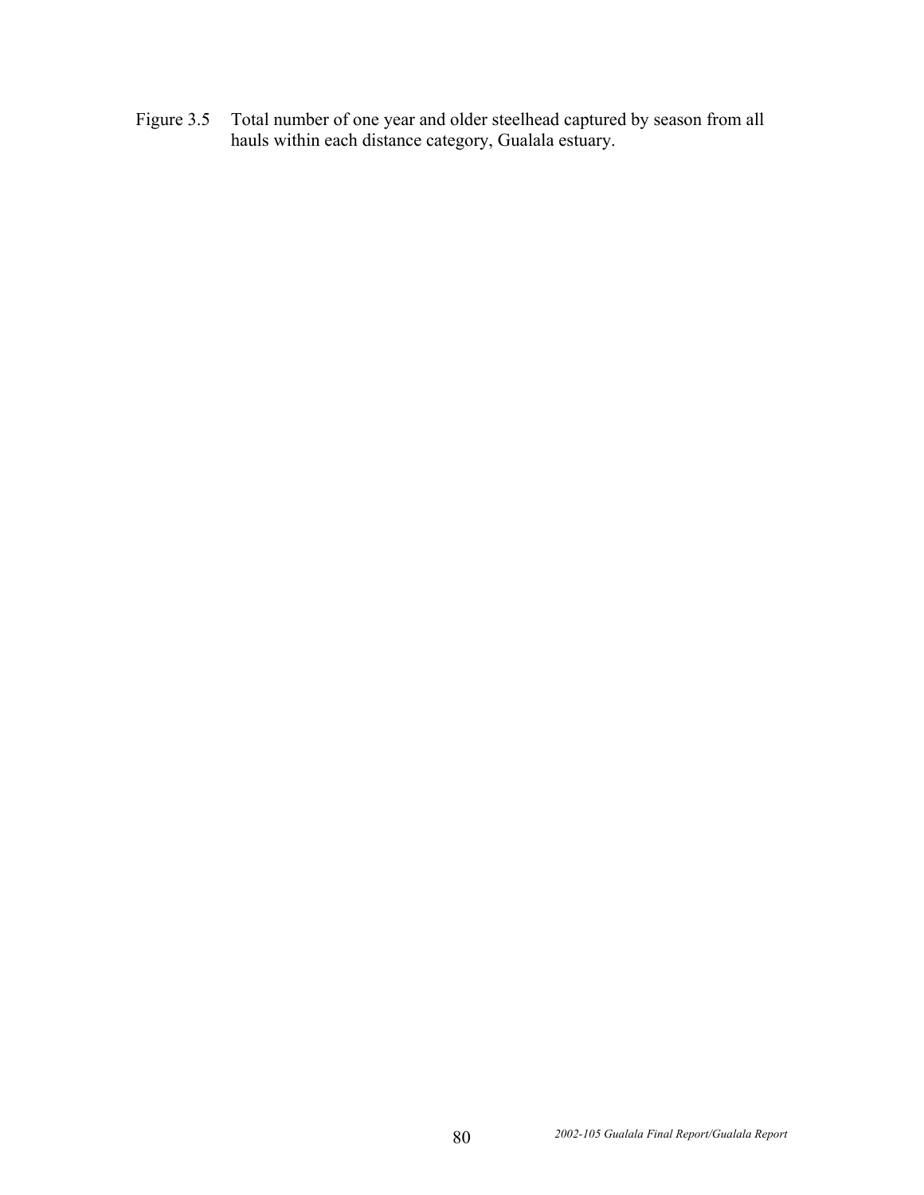Figure 3.5 Total number of one year and older steelhead captured by season from all hauls within each distance category, Gualala estuary.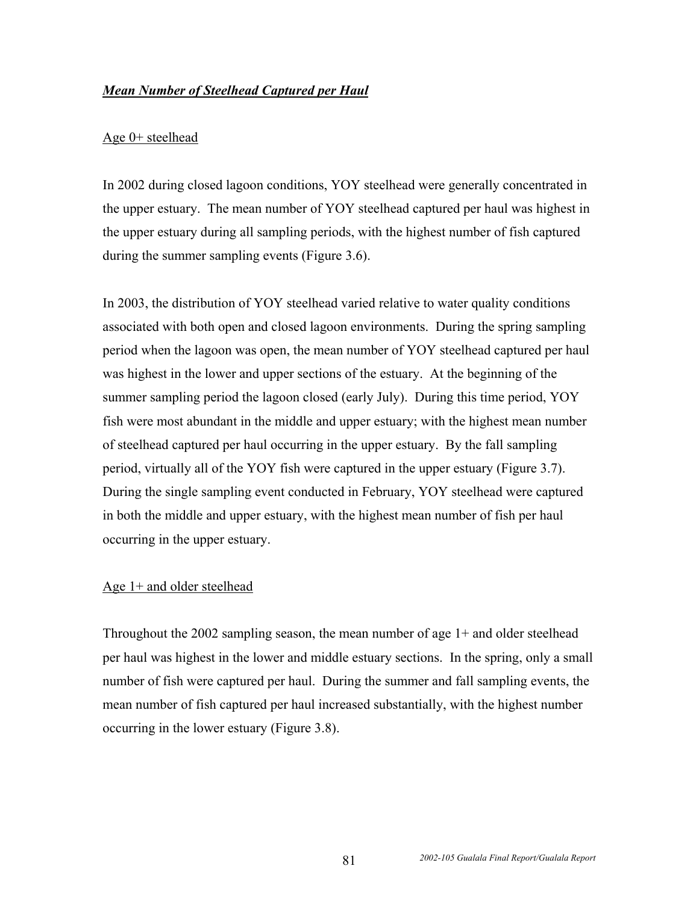### ***Mean Number of Steelhead Captured per Haul***

Age 0+ steelhead

In 2002 during closed lagoon conditions, YOY steelhead were generally concentrated in the upper estuary. The mean number of YOY steelhead captured per haul was highest in the upper estuary during all sampling periods, with the highest number of fish captured during the summer sampling events (Figure 3.6).

In 2003, the distribution of YOY steelhead varied relative to water quality conditions associated with both open and closed lagoon environments. During the spring sampling period when the lagoon was open, the mean number of YOY steelhead captured per haul was highest in the lower and upper sections of the estuary. At the beginning of the summer sampling period the lagoon closed (early July). During this time period, YOY fish were most abundant in the middle and upper estuary; with the highest mean number of steelhead captured per haul occurring in the upper estuary. By the fall sampling period, virtually all of the YOY fish were captured in the upper estuary (Figure 3.7). During the single sampling event conducted in February, YOY steelhead were captured in both the middle and upper estuary, with the highest mean number of fish per haul occurring in the upper estuary.

Age 1+ and older steelhead

Throughout the 2002 sampling season, the mean number of age 1+ and older steelhead per haul was highest in the lower and middle estuary sections. In the spring, only a small number of fish were captured per haul. During the summer and fall sampling events, the mean number of fish captured per haul increased substantially, with the highest number occurring in the lower estuary (Figure 3.8).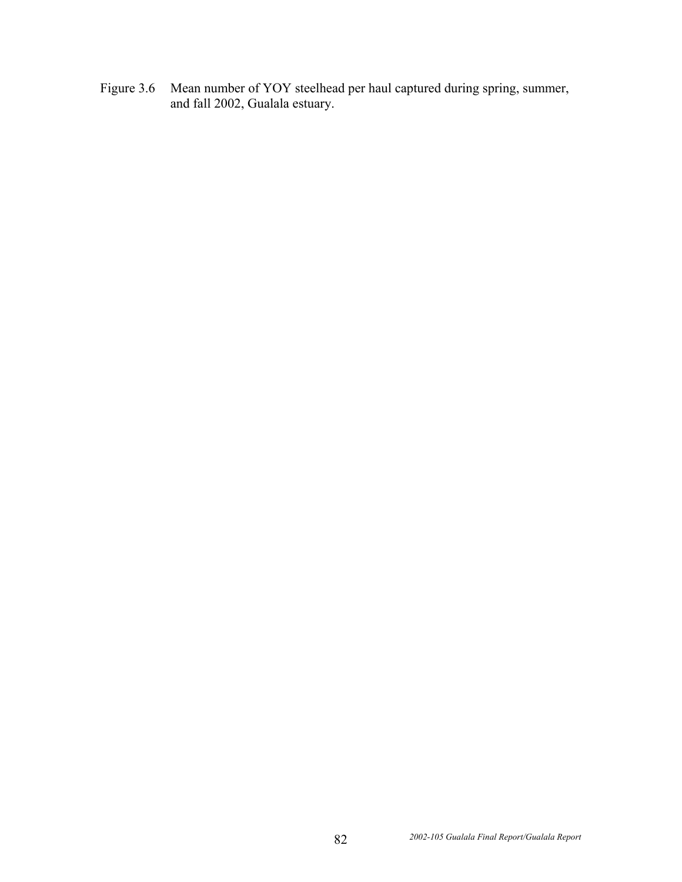Figure 3.6 Mean number of YOY steelhead per haul captured during spring, summer, and fall 2002, Gualala estuary.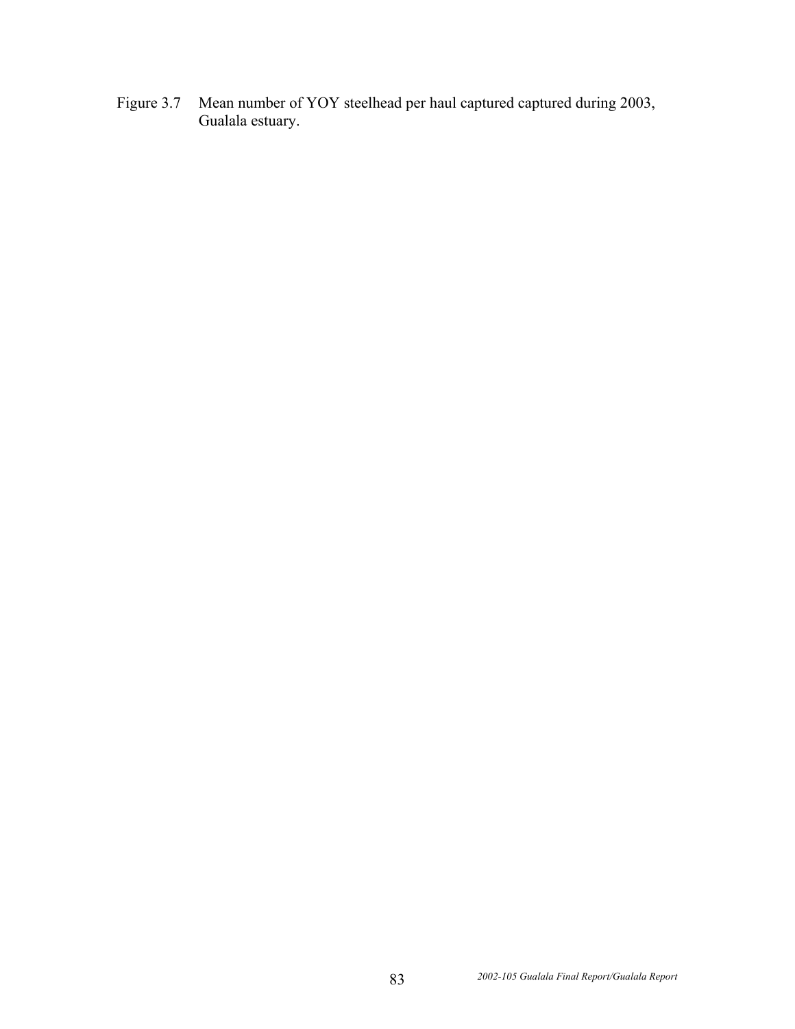Figure 3.7 Mean number of YOY steelhead per haul captured captured during 2003, Gualala estuary.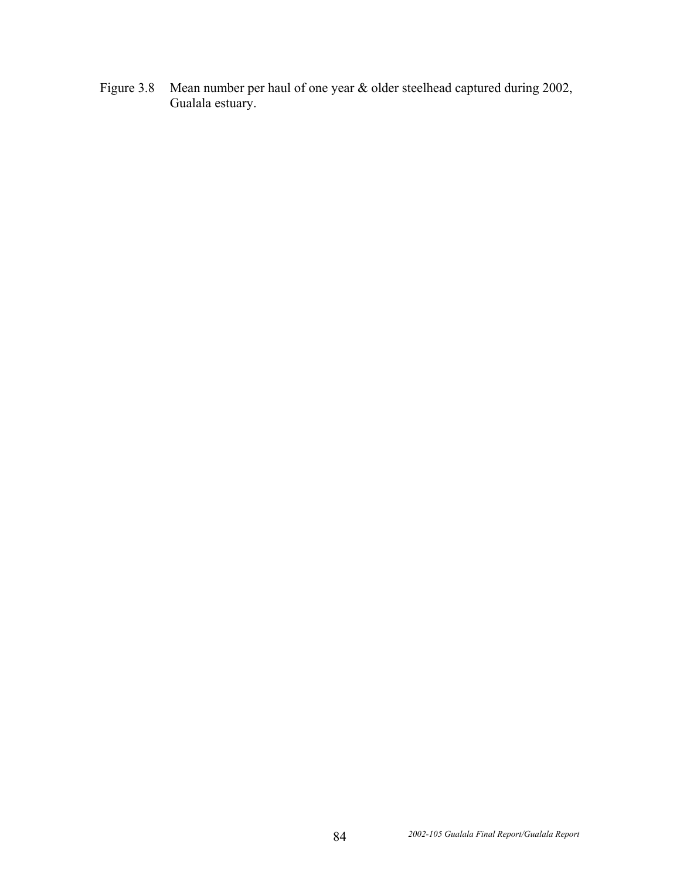Figure 3.8 Mean number per haul of one year & older steelhead captured during 2002, Gualala estuary.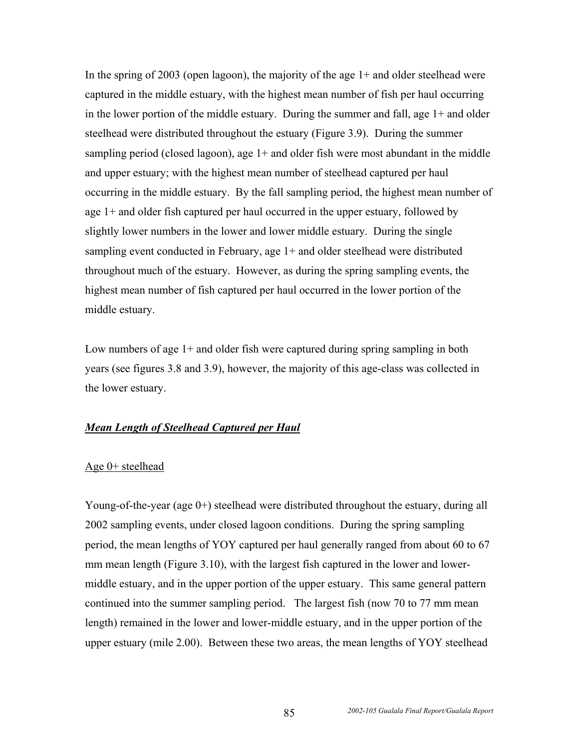In the spring of 2003 (open lagoon), the majority of the age 1+ and older steelhead were captured in the middle estuary, with the highest mean number of fish per haul occurring in the lower portion of the middle estuary. During the summer and fall, age 1+ and older steelhead were distributed throughout the estuary (Figure 3.9). During the summer sampling period (closed lagoon), age 1+ and older fish were most abundant in the middle and upper estuary; with the highest mean number of steelhead captured per haul occurring in the middle estuary. By the fall sampling period, the highest mean number of age 1+ and older fish captured per haul occurred in the upper estuary, followed by slightly lower numbers in the lower and lower middle estuary. During the single sampling event conducted in February, age 1+ and older steelhead were distributed throughout much of the estuary. However, as during the spring sampling events, the highest mean number of fish captured per haul occurred in the lower portion of the middle estuary.

Low numbers of age 1+ and older fish were captured during spring sampling in both years (see figures 3.8 and 3.9), however, the majority of this age-class was collected in the lower estuary.

***Mean Length of Steelhead Captured per Haul***

Age 0+ steelhead

Young-of-the-year (age 0+) steelhead were distributed throughout the estuary, during all 2002 sampling events, under closed lagoon conditions. During the spring sampling period, the mean lengths of YOY captured per haul generally ranged from about 60 to 67 mm mean length (Figure 3.10), with the largest fish captured in the lower and lower-middle estuary, and in the upper portion of the upper estuary. This same general pattern continued into the summer sampling period. The largest fish (now 70 to 77 mm mean length) remained in the lower and lower-middle estuary, and in the upper portion of the upper estuary (mile 2.00). Between these two areas, the mean lengths of YOY steelhead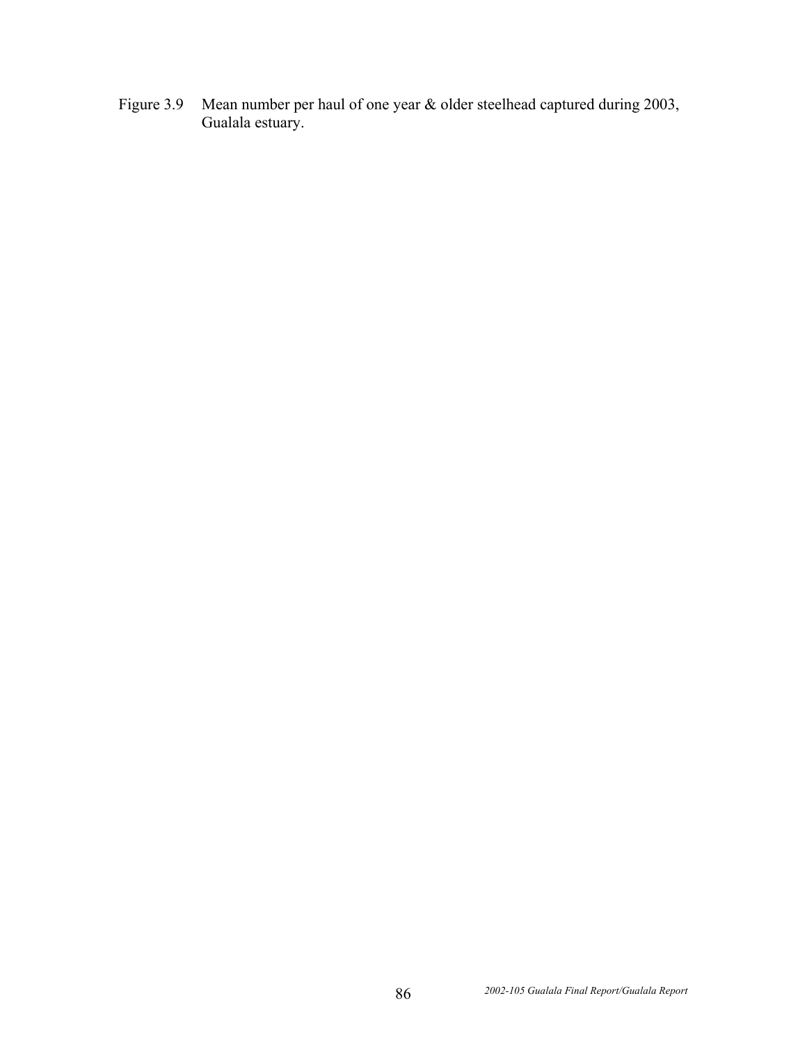Figure 3.9 Mean number per haul of one year & older steelhead captured during 2003, Gualala estuary.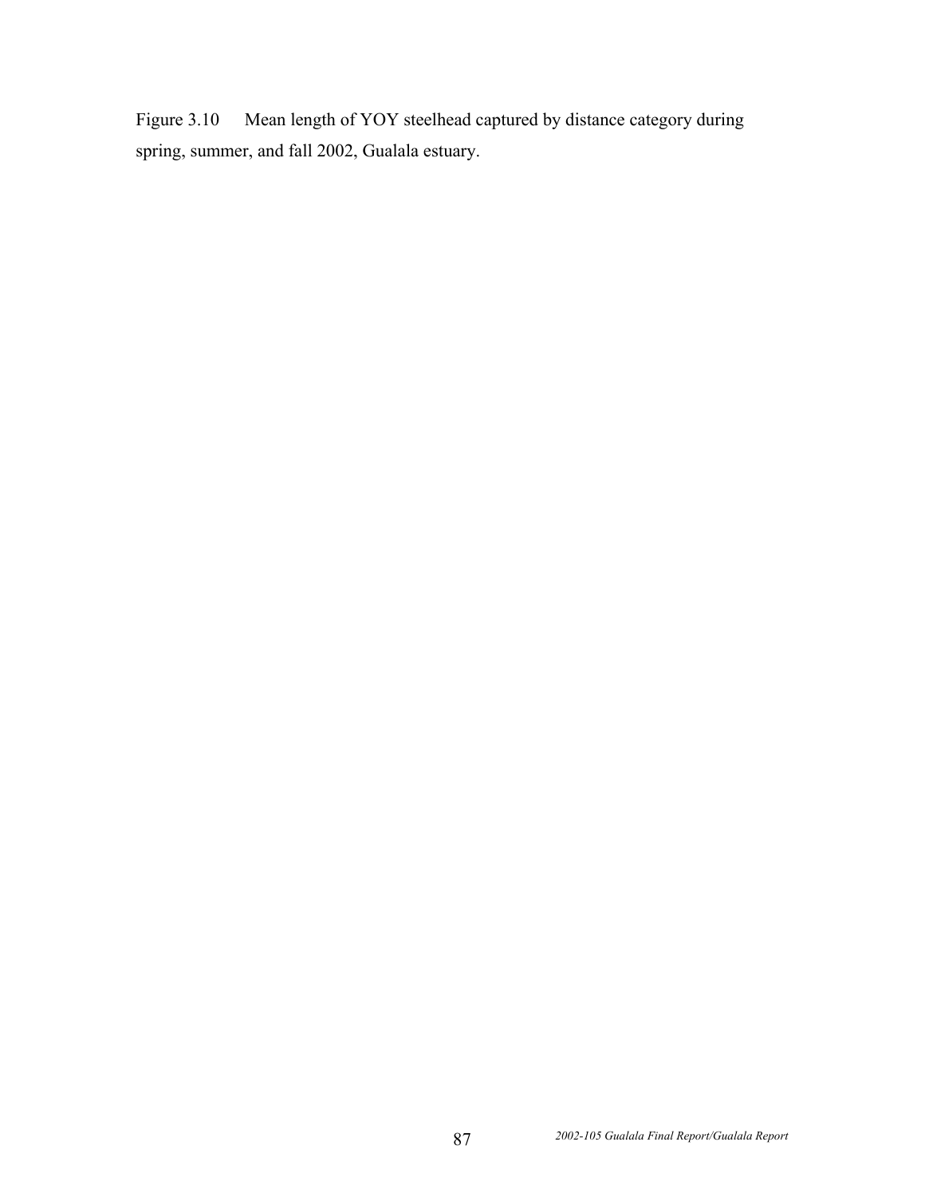Figure 3.10 Mean length of YOY steelhead captured by distance category during spring, summer, and fall 2002, Gualala estuary.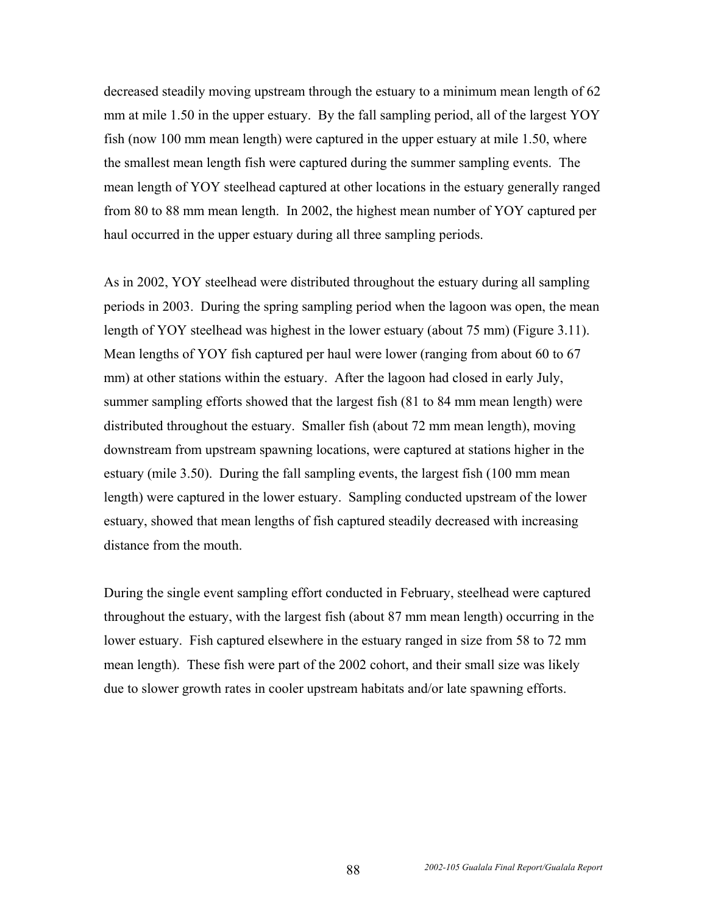decreased steadily moving upstream through the estuary to a minimum mean length of 62 mm at mile 1.50 in the upper estuary. By the fall sampling period, all of the largest YOY fish (now 100 mm mean length) were captured in the upper estuary at mile 1.50, where the smallest mean length fish were captured during the summer sampling events. The mean length of YOY steelhead captured at other locations in the estuary generally ranged from 80 to 88 mm mean length. In 2002, the highest mean number of YOY captured per haul occurred in the upper estuary during all three sampling periods.

As in 2002, YOY steelhead were distributed throughout the estuary during all sampling periods in 2003. During the spring sampling period when the lagoon was open, the mean length of YOY steelhead was highest in the lower estuary (about 75 mm) (Figure 3.11). Mean lengths of YOY fish captured per haul were lower (ranging from about 60 to 67 mm) at other stations within the estuary. After the lagoon had closed in early July, summer sampling efforts showed that the largest fish (81 to 84 mm mean length) were distributed throughout the estuary. Smaller fish (about 72 mm mean length), moving downstream from upstream spawning locations, were captured at stations higher in the estuary (mile 3.50). During the fall sampling events, the largest fish (100 mm mean length) were captured in the lower estuary. Sampling conducted upstream of the lower estuary, showed that mean lengths of fish captured steadily decreased with increasing distance from the mouth.

During the single event sampling effort conducted in February, steelhead were captured throughout the estuary, with the largest fish (about 87 mm mean length) occurring in the lower estuary. Fish captured elsewhere in the estuary ranged in size from 58 to 72 mm mean length). These fish were part of the 2002 cohort, and their small size was likely due to slower growth rates in cooler upstream habitats and/or late spawning efforts.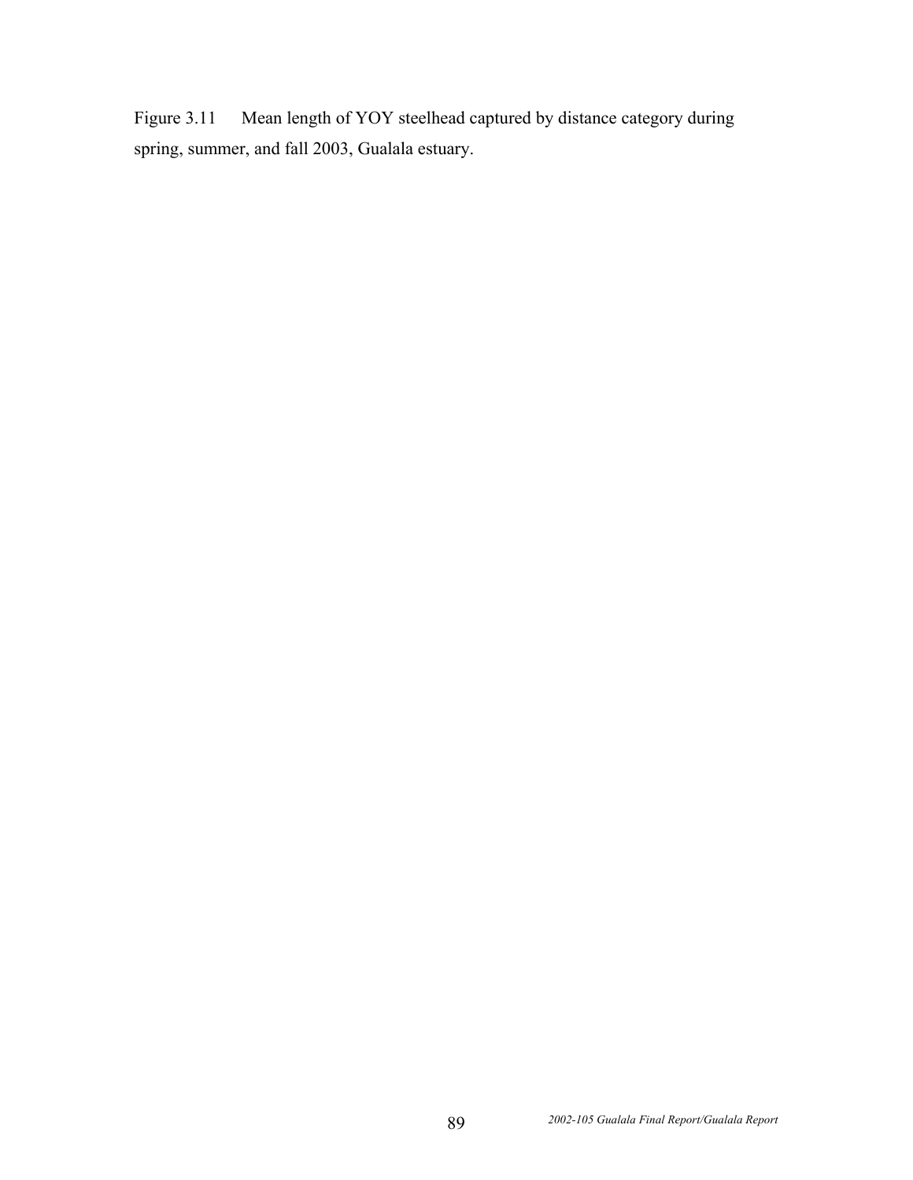Figure 3.11 Mean length of YOY steelhead captured by distance category during spring, summer, and fall 2003, Gualala estuary.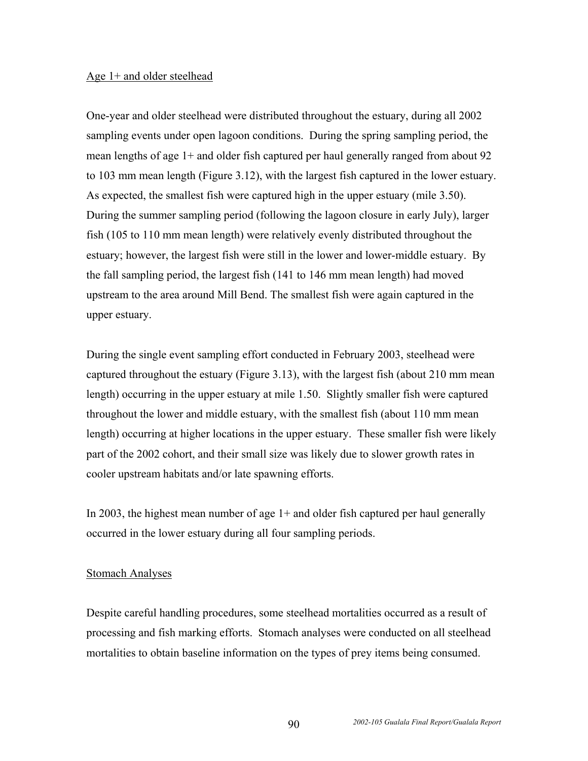Age 1+ and older steelhead

One-year and older steelhead were distributed throughout the estuary, during all 2002 sampling events under open lagoon conditions. During the spring sampling period, the mean lengths of age 1+ and older fish captured per haul generally ranged from about 92 to 103 mm mean length (Figure 3.12), with the largest fish captured in the lower estuary. As expected, the smallest fish were captured high in the upper estuary (mile 3.50). During the summer sampling period (following the lagoon closure in early July), larger fish (105 to 110 mm mean length) were relatively evenly distributed throughout the estuary; however, the largest fish were still in the lower and lower-middle estuary. By the fall sampling period, the largest fish (141 to 146 mm mean length) had moved upstream to the area around Mill Bend. The smallest fish were again captured in the upper estuary.

During the single event sampling effort conducted in February 2003, steelhead were captured throughout the estuary (Figure 3.13), with the largest fish (about 210 mm mean length) occurring in the upper estuary at mile 1.50. Slightly smaller fish were captured throughout the lower and middle estuary, with the smallest fish (about 110 mm mean length) occurring at higher locations in the upper estuary. These smaller fish were likely part of the 2002 cohort, and their small size was likely due to slower growth rates in cooler upstream habitats and/or late spawning efforts.

In 2003, the highest mean number of age 1+ and older fish captured per haul generally occurred in the lower estuary during all four sampling periods.

Stomach Analyses

Despite careful handling procedures, some steelhead mortalities occurred as a result of processing and fish marking efforts. Stomach analyses were conducted on all steelhead mortalities to obtain baseline information on the types of prey items being consumed.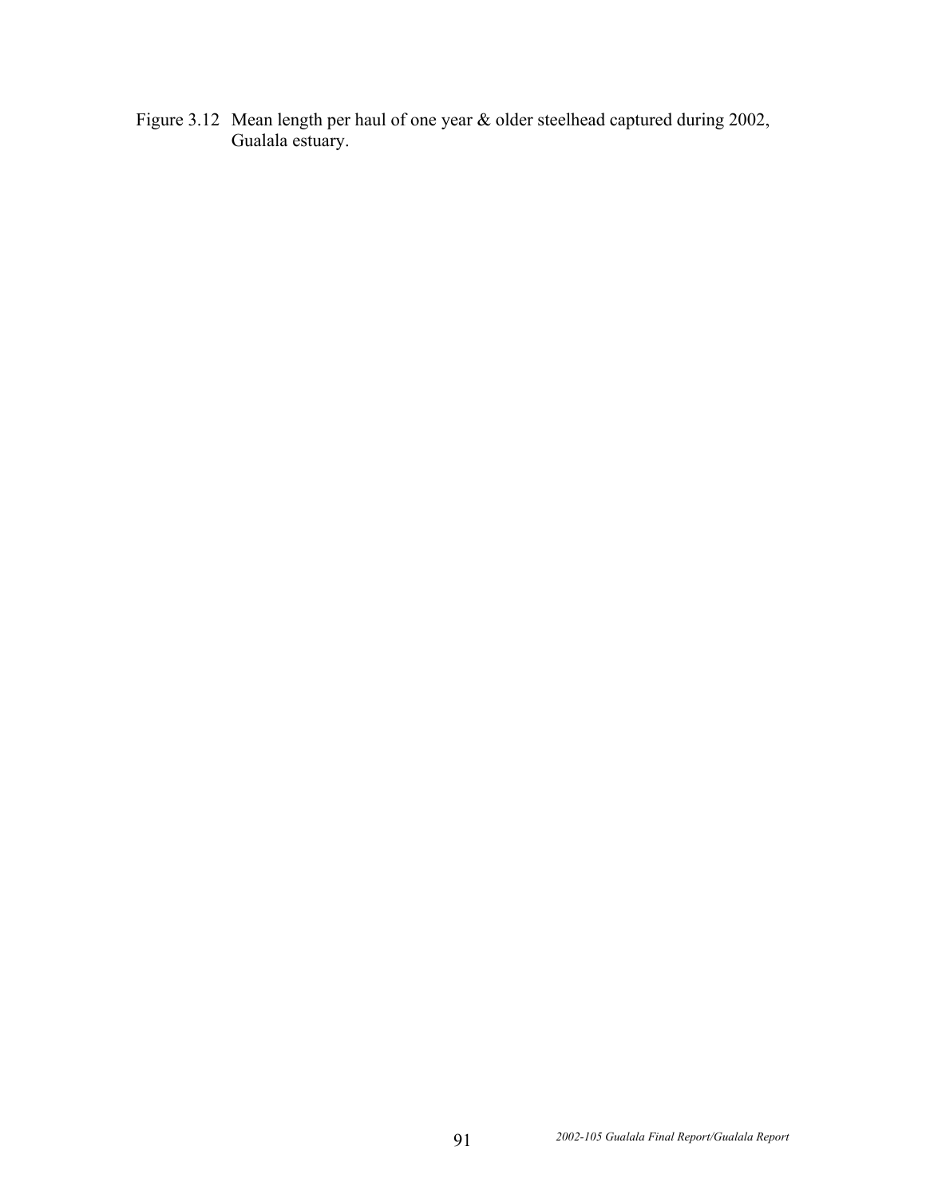Figure 3.12 Mean length per haul of one year & older steelhead captured during 2002, Gualala estuary.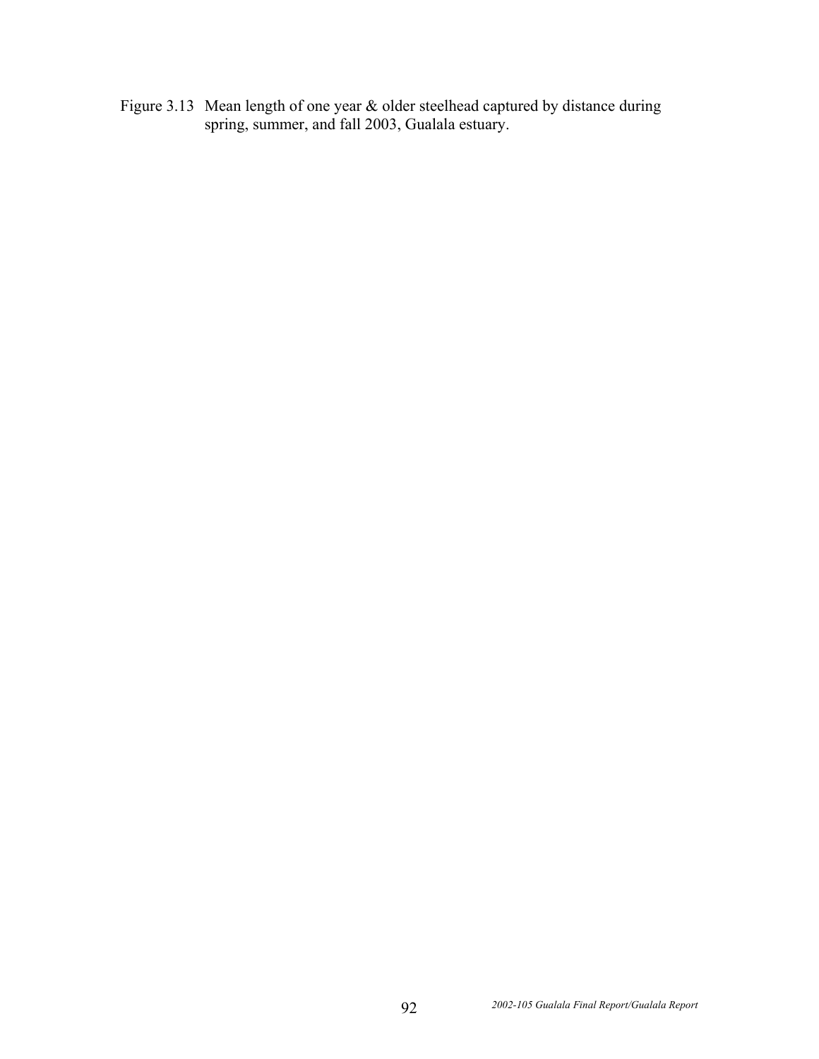Figure 3.13 Mean length of one year & older steelhead captured by distance during spring, summer, and fall 2003, Gualala estuary.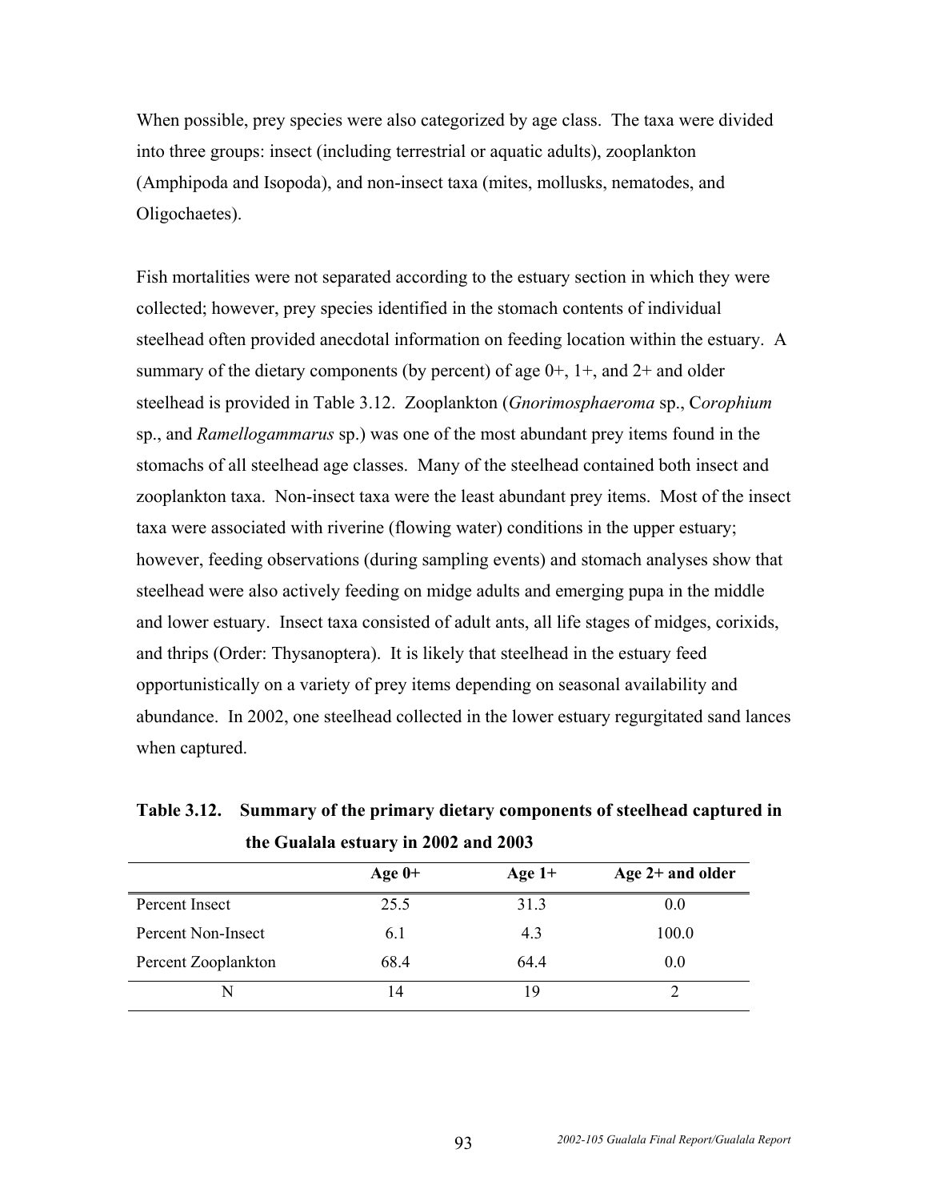When possible, prey species were also categorized by age class. The taxa were divided into three groups: insect (including terrestrial or aquatic adults), zooplankton (Amphipoda and Isopoda), and non-insect taxa (mites, mollusks, nematodes, and Oligochaetes).

Fish mortalities were not separated according to the estuary section in which they were collected; however, prey species identified in the stomach contents of individual steelhead often provided anecdotal information on feeding location within the estuary. A summary of the dietary components (by percent) of age 0+, 1+, and 2+ and older steelhead is provided in Table 3.12. Zooplankton (*Gnorimosphaeroma* sp., C*orophium* sp., and *Ramellogammarus* sp.) was one of the most abundant prey items found in the stomachs of all steelhead age classes. Many of the steelhead contained both insect and zooplankton taxa. Non-insect taxa were the least abundant prey items. Most of the insect taxa were associated with riverine (flowing water) conditions in the upper estuary; however, feeding observations (during sampling events) and stomach analyses show that steelhead were also actively feeding on midge adults and emerging pupa in the middle and lower estuary. Insect taxa consisted of adult ants, all life stages of midges, corixids, and thrips (Order: Thysanoptera). It is likely that steelhead in the estuary feed opportunistically on a variety of prey items depending on seasonal availability and abundance. In 2002, one steelhead collected in the lower estuary regurgitated sand lances when captured.

**Table 3.12. Summary of the primary dietary components of steelhead captured in the Gualala estuary in 2002 and 2003**

| | Age 0+ | Age 1+ | Age 2+ and older |
|---|---|---|---|
| Percent Insect | 25.5 | 31.3 | 0.0 |
| Percent Non-Insect | 6.1 | 4.3 | 100.0 |
| Percent Zooplankton | 68.4 | 64.4 | 0.0 |
| N | 14 | 19 | 2 |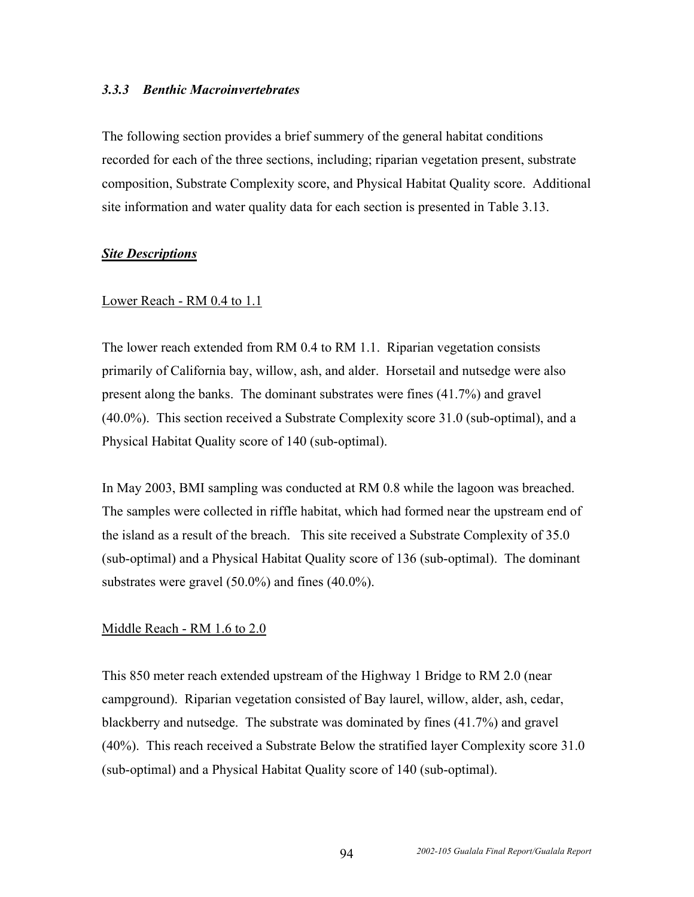### *3.3.3 Benthic Macroinvertebrates*

The following section provides a brief summery of the general habitat conditions recorded for each of the three sections, including; riparian vegetation present, substrate composition, Substrate Complexity score, and Physical Habitat Quality score. Additional site information and water quality data for each section is presented in Table 3.13.

***Site Descriptions***

Lower Reach - RM 0.4 to 1.1

The lower reach extended from RM 0.4 to RM 1.1. Riparian vegetation consists primarily of California bay, willow, ash, and alder. Horsetail and nutsedge were also present along the banks. The dominant substrates were fines (41.7%) and gravel (40.0%). This section received a Substrate Complexity score 31.0 (sub-optimal), and a Physical Habitat Quality score of 140 (sub-optimal).

In May 2003, BMI sampling was conducted at RM 0.8 while the lagoon was breached. The samples were collected in riffle habitat, which had formed near the upstream end of the island as a result of the breach. This site received a Substrate Complexity of 35.0 (sub-optimal) and a Physical Habitat Quality score of 136 (sub-optimal). The dominant substrates were gravel (50.0%) and fines (40.0%).

Middle Reach - RM 1.6 to 2.0

This 850 meter reach extended upstream of the Highway 1 Bridge to RM 2.0 (near campground). Riparian vegetation consisted of Bay laurel, willow, alder, ash, cedar, blackberry and nutsedge. The substrate was dominated by fines (41.7%) and gravel (40%). This reach received a Substrate Below the stratified layer Complexity score 31.0 (sub-optimal) and a Physical Habitat Quality score of 140 (sub-optimal).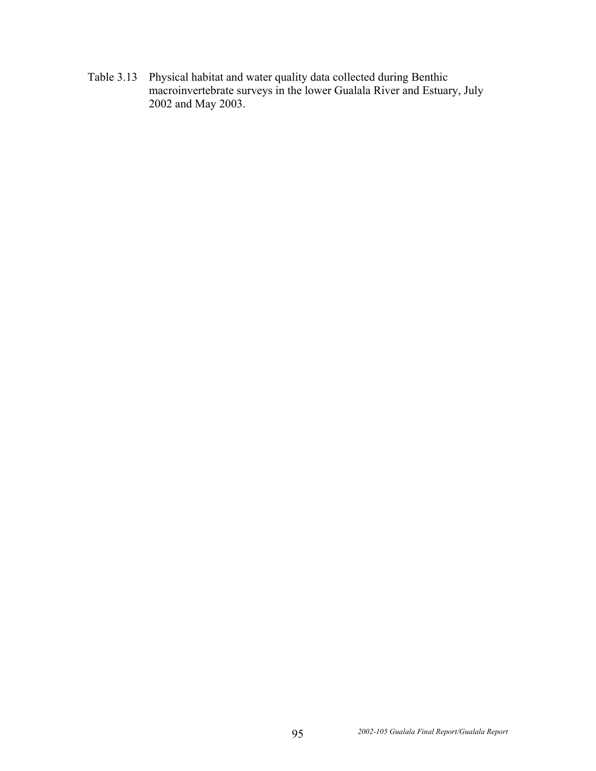Table 3.13 Physical habitat and water quality data collected during Benthic macroinvertebrate surveys in the lower Gualala River and Estuary, July 2002 and May 2003.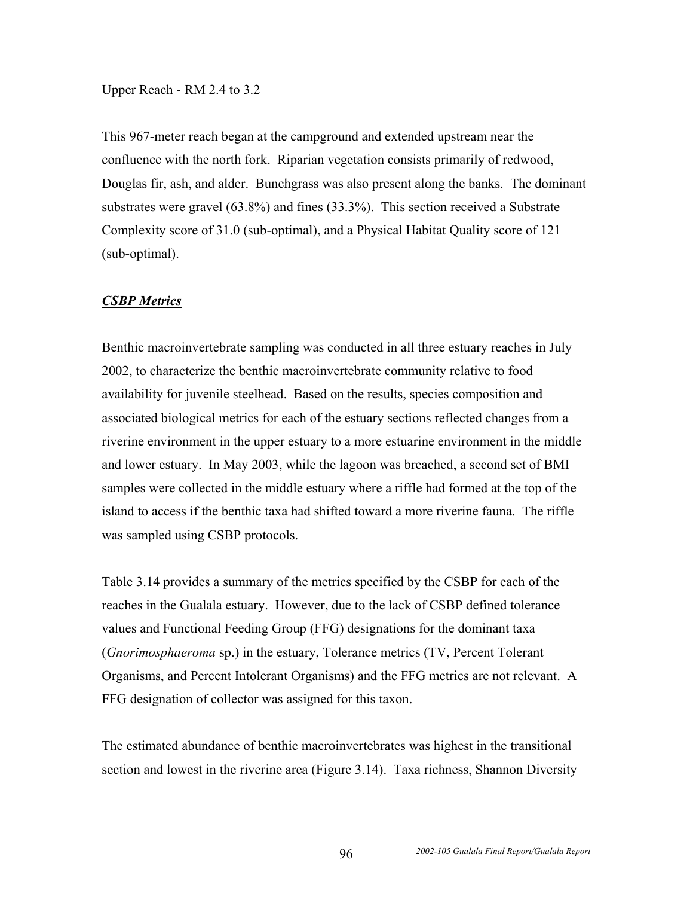Upper Reach - RM 2.4 to 3.2

This 967-meter reach began at the campground and extended upstream near the confluence with the north fork. Riparian vegetation consists primarily of redwood, Douglas fir, ash, and alder. Bunchgrass was also present along the banks. The dominant substrates were gravel (63.8%) and fines (33.3%). This section received a Substrate Complexity score of 31.0 (sub-optimal), and a Physical Habitat Quality score of 121 (sub-optimal).

***CSBP Metrics***

Benthic macroinvertebrate sampling was conducted in all three estuary reaches in July 2002, to characterize the benthic macroinvertebrate community relative to food availability for juvenile steelhead. Based on the results, species composition and associated biological metrics for each of the estuary sections reflected changes from a riverine environment in the upper estuary to a more estuarine environment in the middle and lower estuary. In May 2003, while the lagoon was breached, a second set of BMI samples were collected in the middle estuary where a riffle had formed at the top of the island to access if the benthic taxa had shifted toward a more riverine fauna. The riffle was sampled using CSBP protocols.

Table 3.14 provides a summary of the metrics specified by the CSBP for each of the reaches in the Gualala estuary. However, due to the lack of CSBP defined tolerance values and Functional Feeding Group (FFG) designations for the dominant taxa (*Gnorimosphaeroma* sp.) in the estuary, Tolerance metrics (TV, Percent Tolerant Organisms, and Percent Intolerant Organisms) and the FFG metrics are not relevant. A FFG designation of collector was assigned for this taxon.

The estimated abundance of benthic macroinvertebrates was highest in the transitional section and lowest in the riverine area (Figure 3.14). Taxa richness, Shannon Diversity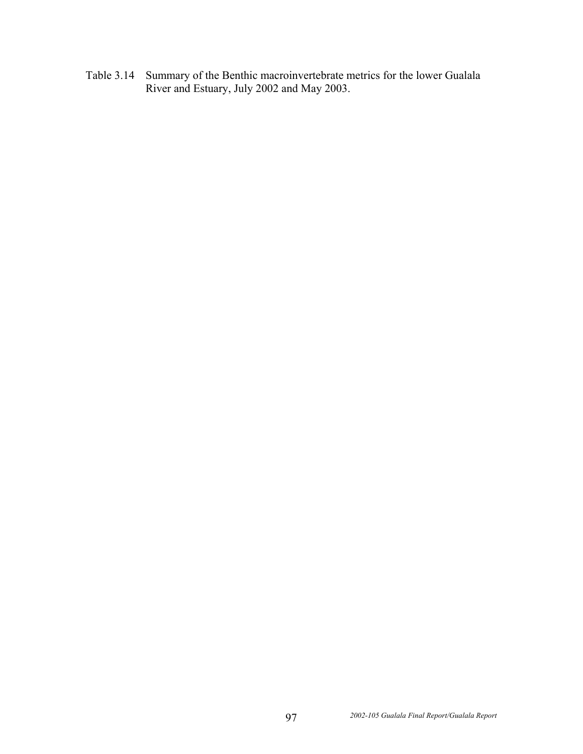Table 3.14 Summary of the Benthic macroinvertebrate metrics for the lower Gualala River and Estuary, July 2002 and May 2003.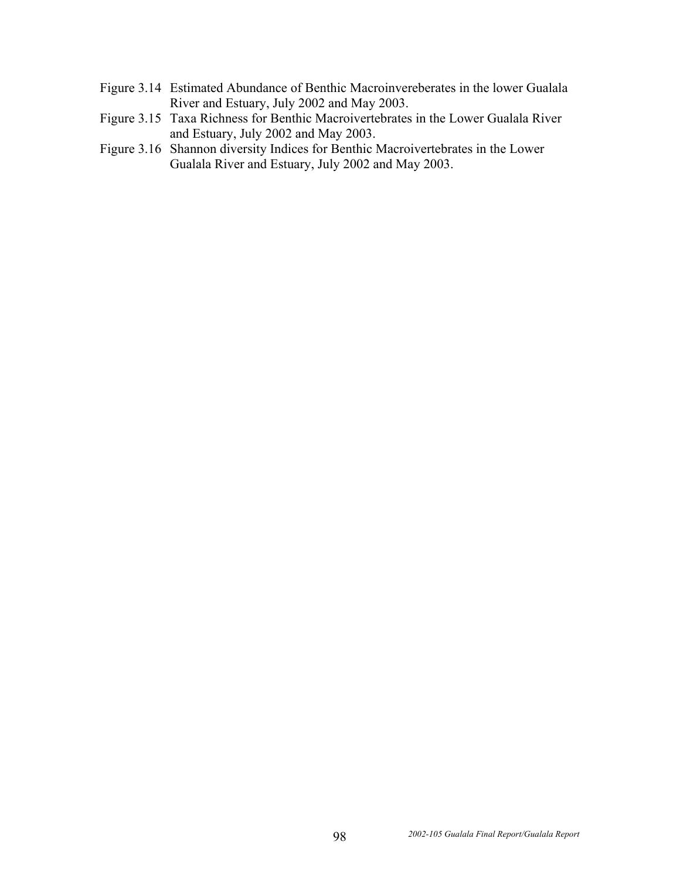Figure 3.14 Estimated Abundance of Benthic Macroinvereberates in the lower Gualala River and Estuary, July 2002 and May 2003.

Figure 3.15 Taxa Richness for Benthic Macroivertebrates in the Lower Gualala River and Estuary, July 2002 and May 2003.

Figure 3.16 Shannon diversity Indices for Benthic Macroivertebrates in the Lower Gualala River and Estuary, July 2002 and May 2003.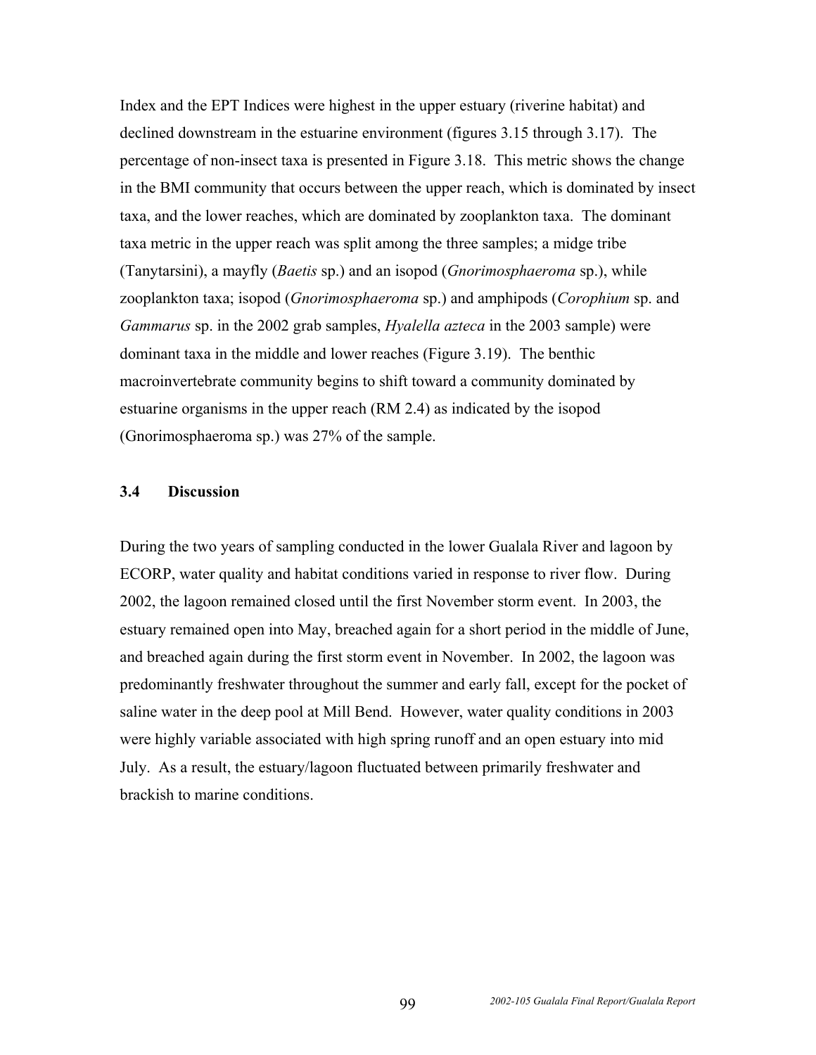Index and the EPT Indices were highest in the upper estuary (riverine habitat) and declined downstream in the estuarine environment (figures 3.15 through 3.17). The percentage of non-insect taxa is presented in Figure 3.18. This metric shows the change in the BMI community that occurs between the upper reach, which is dominated by insect taxa, and the lower reaches, which are dominated by zooplankton taxa. The dominant taxa metric in the upper reach was split among the three samples; a midge tribe (Tanytarsini), a mayfly (*Baetis* sp.) and an isopod (*Gnorimosphaeroma* sp.), while zooplankton taxa; isopod (*Gnorimosphaeroma* sp.) and amphipods (*Corophium* sp. and *Gammarus* sp. in the 2002 grab samples, *Hyalella azteca* in the 2003 sample) were dominant taxa in the middle and lower reaches (Figure 3.19). The benthic macroinvertebrate community begins to shift toward a community dominated by estuarine organisms in the upper reach (RM 2.4) as indicated by the isopod (Gnorimosphaeroma sp.) was 27% of the sample.

### 3.4 Discussion

During the two years of sampling conducted in the lower Gualala River and lagoon by ECORP, water quality and habitat conditions varied in response to river flow. During 2002, the lagoon remained closed until the first November storm event. In 2003, the estuary remained open into May, breached again for a short period in the middle of June, and breached again during the first storm event in November. In 2002, the lagoon was predominantly freshwater throughout the summer and early fall, except for the pocket of saline water in the deep pool at Mill Bend. However, water quality conditions in 2003 were highly variable associated with high spring runoff and an open estuary into mid July. As a result, the estuary/lagoon fluctuated between primarily freshwater and brackish to marine conditions.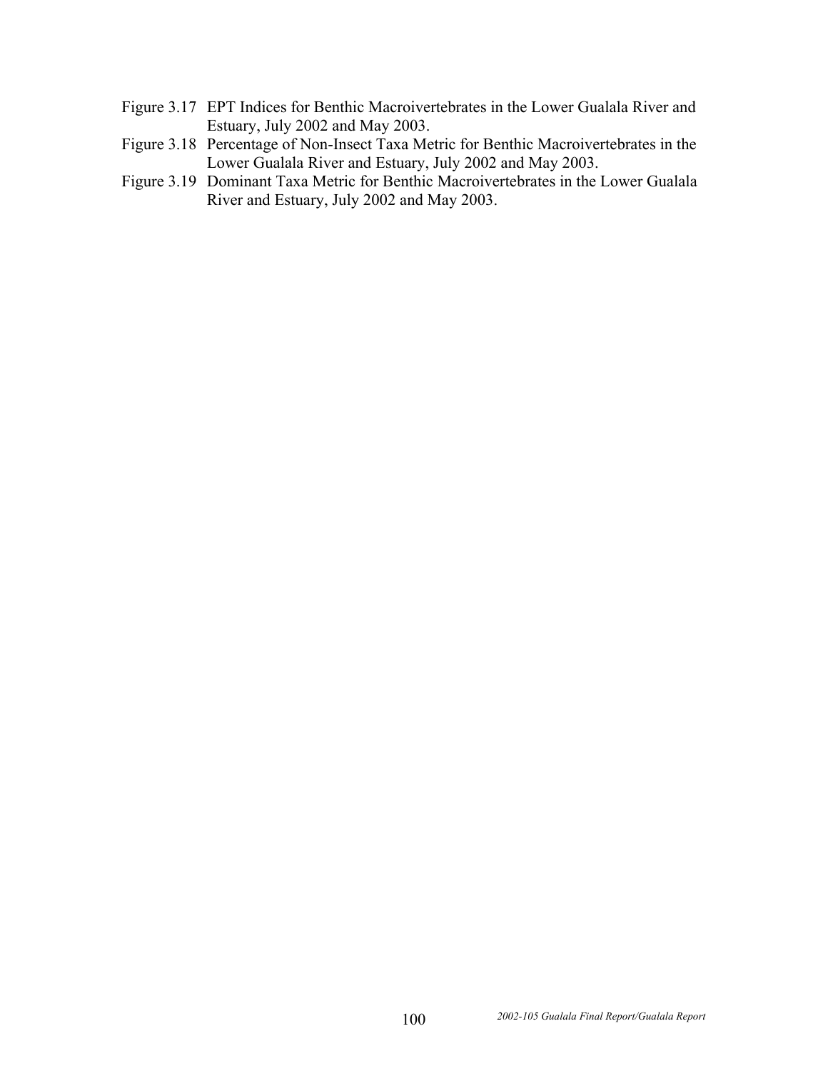Figure 3.17 EPT Indices for Benthic Macroivertebrates in the Lower Gualala River and Estuary, July 2002 and May 2003.

Figure 3.18 Percentage of Non-Insect Taxa Metric for Benthic Macroivertebrates in the Lower Gualala River and Estuary, July 2002 and May 2003.

Figure 3.19 Dominant Taxa Metric for Benthic Macroivertebrates in the Lower Gualala River and Estuary, July 2002 and May 2003.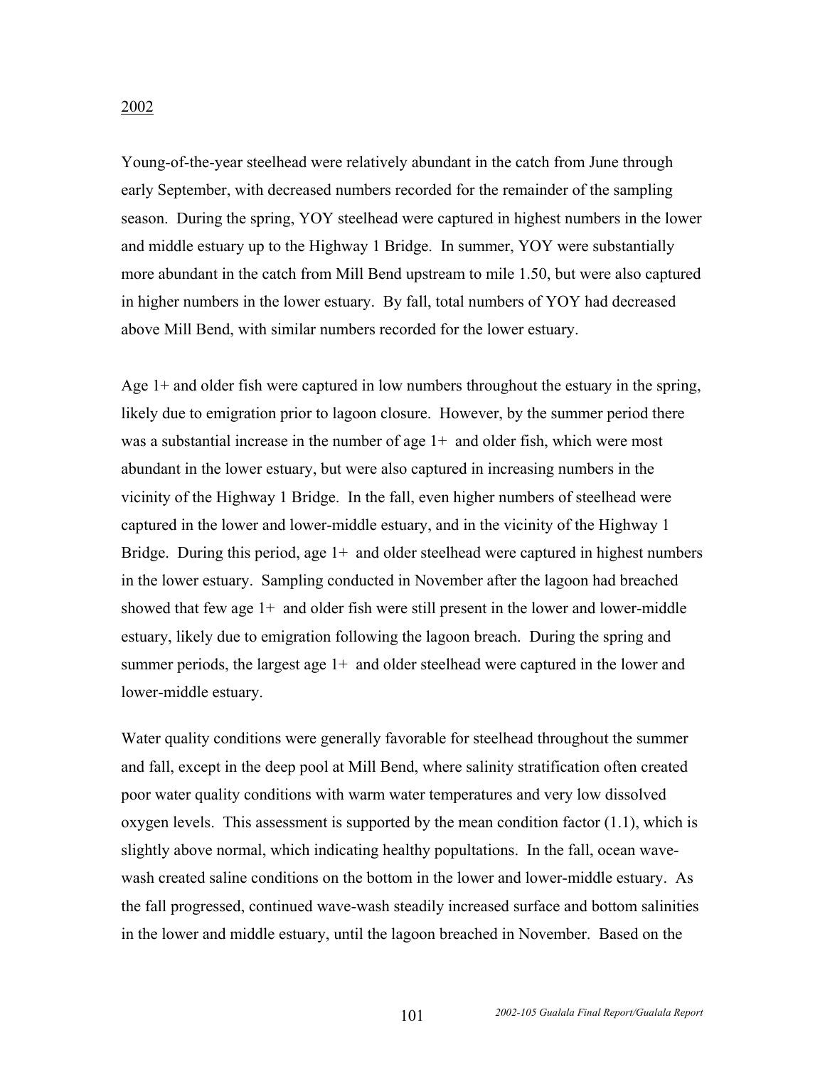2002

Young-of-the-year steelhead were relatively abundant in the catch from June through early September, with decreased numbers recorded for the remainder of the sampling season. During the spring, YOY steelhead were captured in highest numbers in the lower and middle estuary up to the Highway 1 Bridge. In summer, YOY were substantially more abundant in the catch from Mill Bend upstream to mile 1.50, but were also captured in higher numbers in the lower estuary. By fall, total numbers of YOY had decreased above Mill Bend, with similar numbers recorded for the lower estuary.

Age 1+ and older fish were captured in low numbers throughout the estuary in the spring, likely due to emigration prior to lagoon closure. However, by the summer period there was a substantial increase in the number of age 1+ and older fish, which were most abundant in the lower estuary, but were also captured in increasing numbers in the vicinity of the Highway 1 Bridge. In the fall, even higher numbers of steelhead were captured in the lower and lower-middle estuary, and in the vicinity of the Highway 1 Bridge. During this period, age 1+ and older steelhead were captured in highest numbers in the lower estuary. Sampling conducted in November after the lagoon had breached showed that few age 1+ and older fish were still present in the lower and lower-middle estuary, likely due to emigration following the lagoon breach. During the spring and summer periods, the largest age 1+ and older steelhead were captured in the lower and lower-middle estuary.

Water quality conditions were generally favorable for steelhead throughout the summer and fall, except in the deep pool at Mill Bend, where salinity stratification often created poor water quality conditions with warm water temperatures and very low dissolved oxygen levels. This assessment is supported by the mean condition factor (1.1), which is slightly above normal, which indicating healthy popultations. In the fall, ocean wave-wash created saline conditions on the bottom in the lower and lower-middle estuary. As the fall progressed, continued wave-wash steadily increased surface and bottom salinities in the lower and middle estuary, until the lagoon breached in November. Based on the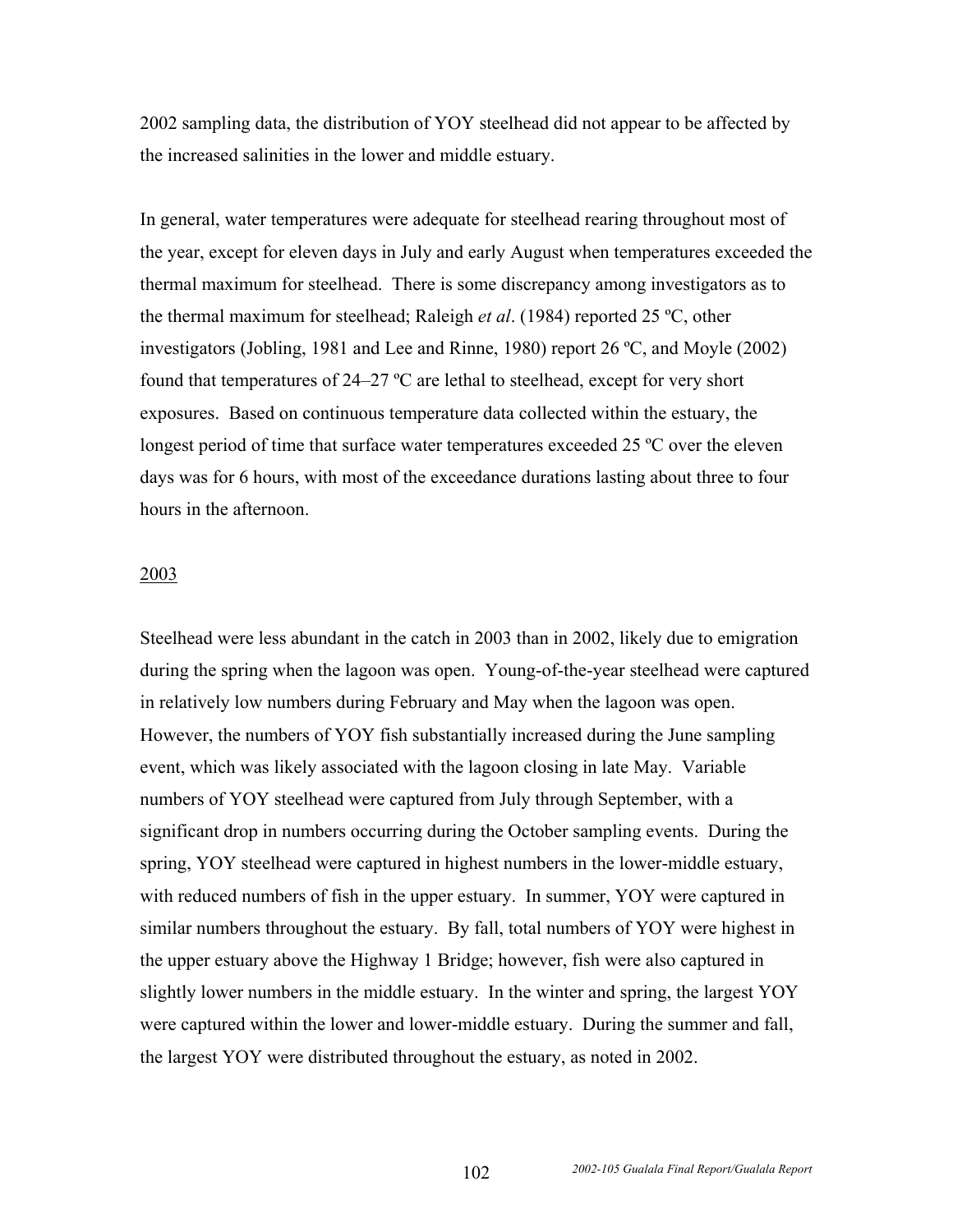2002 sampling data, the distribution of YOY steelhead did not appear to be affected by the increased salinities in the lower and middle estuary.

In general, water temperatures were adequate for steelhead rearing throughout most of the year, except for eleven days in July and early August when temperatures exceeded the thermal maximum for steelhead. There is some discrepancy among investigators as to the thermal maximum for steelhead; Raleigh *et al*. (1984) reported 25 ºC, other investigators (Jobling, 1981 and Lee and Rinne, 1980) report 26 ºC, and Moyle (2002) found that temperatures of 24–27 ºC are lethal to steelhead, except for very short exposures. Based on continuous temperature data collected within the estuary, the longest period of time that surface water temperatures exceeded 25 ºC over the eleven days was for 6 hours, with most of the exceedance durations lasting about three to four hours in the afternoon.

2003

Steelhead were less abundant in the catch in 2003 than in 2002, likely due to emigration during the spring when the lagoon was open. Young-of-the-year steelhead were captured in relatively low numbers during February and May when the lagoon was open. However, the numbers of YOY fish substantially increased during the June sampling event, which was likely associated with the lagoon closing in late May. Variable numbers of YOY steelhead were captured from July through September, with a significant drop in numbers occurring during the October sampling events. During the spring, YOY steelhead were captured in highest numbers in the lower-middle estuary, with reduced numbers of fish in the upper estuary. In summer, YOY were captured in similar numbers throughout the estuary. By fall, total numbers of YOY were highest in the upper estuary above the Highway 1 Bridge; however, fish were also captured in slightly lower numbers in the middle estuary. In the winter and spring, the largest YOY were captured within the lower and lower-middle estuary. During the summer and fall, the largest YOY were distributed throughout the estuary, as noted in 2002.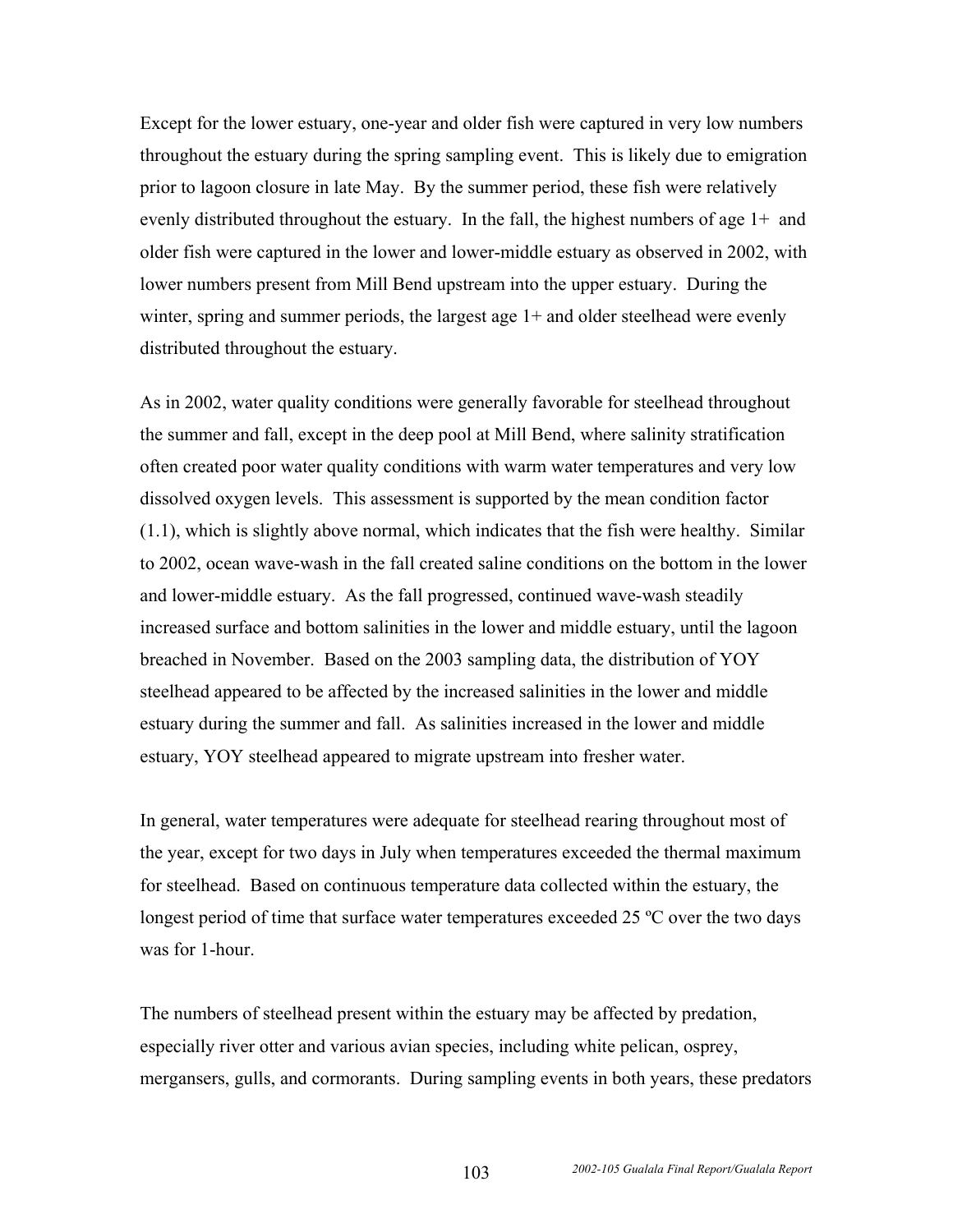Except for the lower estuary, one-year and older fish were captured in very low numbers throughout the estuary during the spring sampling event. This is likely due to emigration prior to lagoon closure in late May. By the summer period, these fish were relatively evenly distributed throughout the estuary. In the fall, the highest numbers of age 1+ and older fish were captured in the lower and lower-middle estuary as observed in 2002, with lower numbers present from Mill Bend upstream into the upper estuary. During the winter, spring and summer periods, the largest age 1+ and older steelhead were evenly distributed throughout the estuary.

As in 2002, water quality conditions were generally favorable for steelhead throughout the summer and fall, except in the deep pool at Mill Bend, where salinity stratification often created poor water quality conditions with warm water temperatures and very low dissolved oxygen levels. This assessment is supported by the mean condition factor (1.1), which is slightly above normal, which indicates that the fish were healthy. Similar to 2002, ocean wave-wash in the fall created saline conditions on the bottom in the lower and lower-middle estuary. As the fall progressed, continued wave-wash steadily increased surface and bottom salinities in the lower and middle estuary, until the lagoon breached in November. Based on the 2003 sampling data, the distribution of YOY steelhead appeared to be affected by the increased salinities in the lower and middle estuary during the summer and fall. As salinities increased in the lower and middle estuary, YOY steelhead appeared to migrate upstream into fresher water.

In general, water temperatures were adequate for steelhead rearing throughout most of the year, except for two days in July when temperatures exceeded the thermal maximum for steelhead. Based on continuous temperature data collected within the estuary, the longest period of time that surface water temperatures exceeded 25 ºC over the two days was for 1-hour.

The numbers of steelhead present within the estuary may be affected by predation, especially river otter and various avian species, including white pelican, osprey, mergansers, gulls, and cormorants. During sampling events in both years, these predators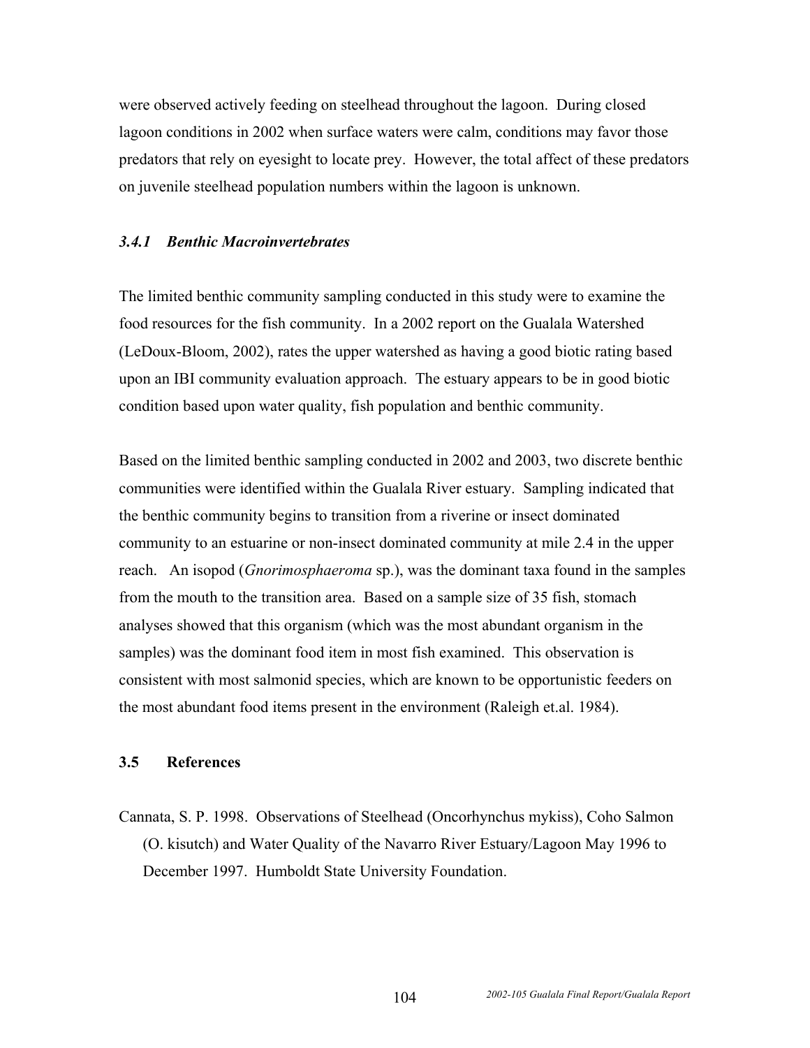were observed actively feeding on steelhead throughout the lagoon. During closed lagoon conditions in 2002 when surface waters were calm, conditions may favor those predators that rely on eyesight to locate prey. However, the total affect of these predators on juvenile steelhead population numbers within the lagoon is unknown.

### *3.4.1 Benthic Macroinvertebrates*

The limited benthic community sampling conducted in this study were to examine the food resources for the fish community. In a 2002 report on the Gualala Watershed (LeDoux-Bloom, 2002), rates the upper watershed as having a good biotic rating based upon an IBI community evaluation approach. The estuary appears to be in good biotic condition based upon water quality, fish population and benthic community.

Based on the limited benthic sampling conducted in 2002 and 2003, two discrete benthic communities were identified within the Gualala River estuary. Sampling indicated that the benthic community begins to transition from a riverine or insect dominated community to an estuarine or non-insect dominated community at mile 2.4 in the upper reach. An isopod (*Gnorimosphaeroma* sp.), was the dominant taxa found in the samples from the mouth to the transition area. Based on a sample size of 35 fish, stomach analyses showed that this organism (which was the most abundant organism in the samples) was the dominant food item in most fish examined. This observation is consistent with most salmonid species, which are known to be opportunistic feeders on the most abundant food items present in the environment (Raleigh et.al. 1984).

## 3.5 References

Cannata, S. P. 1998. Observations of Steelhead (Oncorhynchus mykiss), Coho Salmon (O. kisutch) and Water Quality of the Navarro River Estuary/Lagoon May 1996 to December 1997. Humboldt State University Foundation.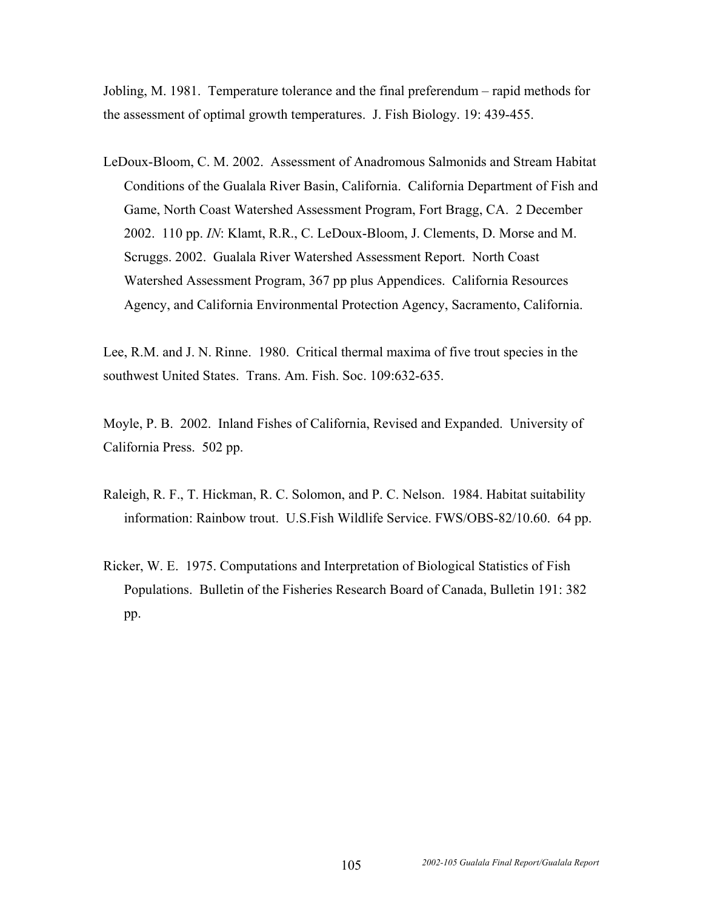Jobling, M. 1981. Temperature tolerance and the final preferendum – rapid methods for the assessment of optimal growth temperatures. J. Fish Biology. 19: 439-455.

LeDoux-Bloom, C. M. 2002. Assessment of Anadromous Salmonids and Stream Habitat Conditions of the Gualala River Basin, California. California Department of Fish and Game, North Coast Watershed Assessment Program, Fort Bragg, CA. 2 December 2002. 110 pp. *IN*: Klamt, R.R., C. LeDoux-Bloom, J. Clements, D. Morse and M. Scruggs. 2002. Gualala River Watershed Assessment Report. North Coast Watershed Assessment Program, 367 pp plus Appendices. California Resources Agency, and California Environmental Protection Agency, Sacramento, California.

Lee, R.M. and J. N. Rinne. 1980. Critical thermal maxima of five trout species in the southwest United States. Trans. Am. Fish. Soc. 109:632-635.

Moyle, P. B. 2002. Inland Fishes of California, Revised and Expanded. University of California Press. 502 pp.

Raleigh, R. F., T. Hickman, R. C. Solomon, and P. C. Nelson. 1984. Habitat suitability information: Rainbow trout. U.S.Fish Wildlife Service. FWS/OBS-82/10.60. 64 pp.

Ricker, W. E. 1975. Computations and Interpretation of Biological Statistics of Fish Populations. Bulletin of the Fisheries Research Board of Canada, Bulletin 191: 382 pp.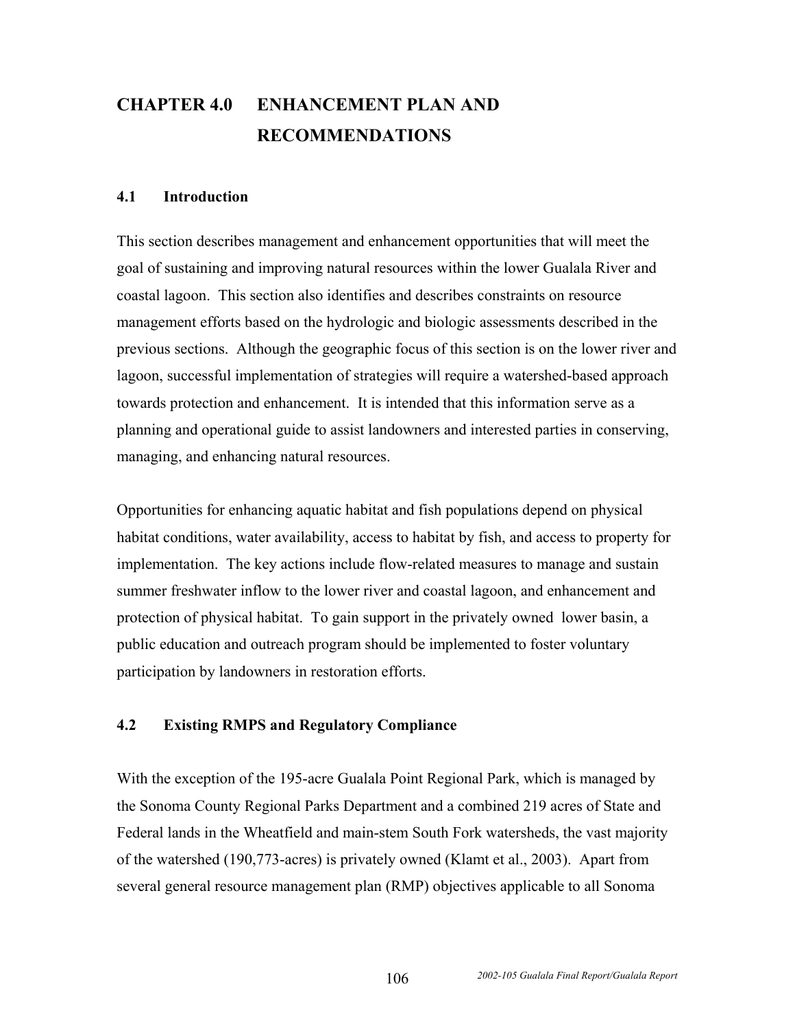# CHAPTER 4.0 ENHANCEMENT PLAN AND RECOMMENDATIONS

## 4.1 Introduction

This section describes management and enhancement opportunities that will meet the goal of sustaining and improving natural resources within the lower Gualala River and coastal lagoon. This section also identifies and describes constraints on resource management efforts based on the hydrologic and biologic assessments described in the previous sections. Although the geographic focus of this section is on the lower river and lagoon, successful implementation of strategies will require a watershed-based approach towards protection and enhancement. It is intended that this information serve as a planning and operational guide to assist landowners and interested parties in conserving, managing, and enhancing natural resources.

Opportunities for enhancing aquatic habitat and fish populations depend on physical habitat conditions, water availability, access to habitat by fish, and access to property for implementation. The key actions include flow-related measures to manage and sustain summer freshwater inflow to the lower river and coastal lagoon, and enhancement and protection of physical habitat. To gain support in the privately owned lower basin, a public education and outreach program should be implemented to foster voluntary participation by landowners in restoration efforts.

## 4.2 Existing RMPS and Regulatory Compliance

With the exception of the 195-acre Gualala Point Regional Park, which is managed by the Sonoma County Regional Parks Department and a combined 219 acres of State and Federal lands in the Wheatfield and main-stem South Fork watersheds, the vast majority of the watershed (190,773-acres) is privately owned (Klamt et al., 2003). Apart from several general resource management plan (RMP) objectives applicable to all Sonoma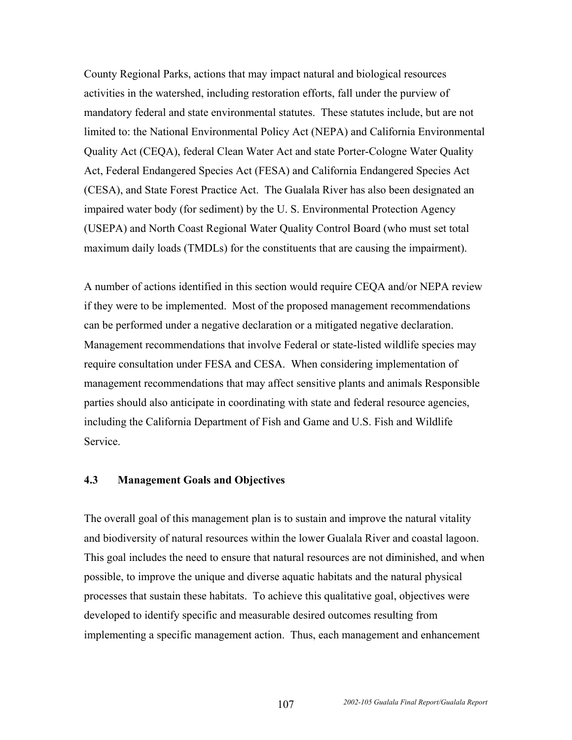County Regional Parks, actions that may impact natural and biological resources activities in the watershed, including restoration efforts, fall under the purview of mandatory federal and state environmental statutes. These statutes include, but are not limited to: the National Environmental Policy Act (NEPA) and California Environmental Quality Act (CEQA), federal Clean Water Act and state Porter-Cologne Water Quality Act, Federal Endangered Species Act (FESA) and California Endangered Species Act (CESA), and State Forest Practice Act. The Gualala River has also been designated an impaired water body (for sediment) by the U. S. Environmental Protection Agency (USEPA) and North Coast Regional Water Quality Control Board (who must set total maximum daily loads (TMDLs) for the constituents that are causing the impairment).

A number of actions identified in this section would require CEQA and/or NEPA review if they were to be implemented. Most of the proposed management recommendations can be performed under a negative declaration or a mitigated negative declaration. Management recommendations that involve Federal or state-listed wildlife species may require consultation under FESA and CESA. When considering implementation of management recommendations that may affect sensitive plants and animals Responsible parties should also anticipate in coordinating with state and federal resource agencies, including the California Department of Fish and Game and U.S. Fish and Wildlife Service.

### 4.3 Management Goals and Objectives

The overall goal of this management plan is to sustain and improve the natural vitality and biodiversity of natural resources within the lower Gualala River and coastal lagoon. This goal includes the need to ensure that natural resources are not diminished, and when possible, to improve the unique and diverse aquatic habitats and the natural physical processes that sustain these habitats. To achieve this qualitative goal, objectives were developed to identify specific and measurable desired outcomes resulting from implementing a specific management action. Thus, each management and enhancement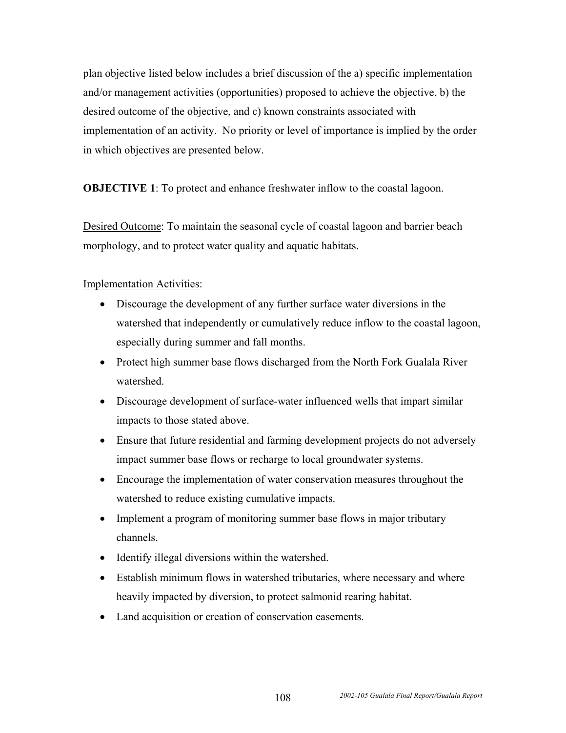plan objective listed below includes a brief discussion of the a) specific implementation and/or management activities (opportunities) proposed to achieve the objective, b) the desired outcome of the objective, and c) known constraints associated with implementation of an activity. No priority or level of importance is implied by the order in which objectives are presented below.

**OBJECTIVE 1**: To protect and enhance freshwater inflow to the coastal lagoon.

Desired Outcome: To maintain the seasonal cycle of coastal lagoon and barrier beach morphology, and to protect water quality and aquatic habitats.

Implementation Activities:

- Discourage the development of any further surface water diversions in the watershed that independently or cumulatively reduce inflow to the coastal lagoon, especially during summer and fall months.
- Protect high summer base flows discharged from the North Fork Gualala River watershed.
- Discourage development of surface-water influenced wells that impart similar impacts to those stated above.
- Ensure that future residential and farming development projects do not adversely impact summer base flows or recharge to local groundwater systems.
- Encourage the implementation of water conservation measures throughout the watershed to reduce existing cumulative impacts.
- Implement a program of monitoring summer base flows in major tributary channels.
- Identify illegal diversions within the watershed.
- Establish minimum flows in watershed tributaries, where necessary and where heavily impacted by diversion, to protect salmonid rearing habitat.
- Land acquisition or creation of conservation easements.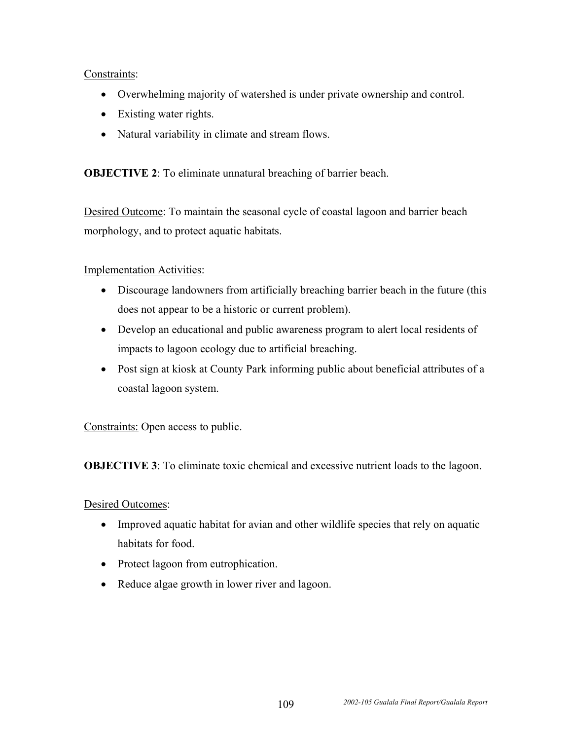Constraints:

- Overwhelming majority of watershed is under private ownership and control.
- Existing water rights.
- Natural variability in climate and stream flows.

**OBJECTIVE 2**: To eliminate unnatural breaching of barrier beach.

Desired Outcome: To maintain the seasonal cycle of coastal lagoon and barrier beach morphology, and to protect aquatic habitats.

Implementation Activities:

- Discourage landowners from artificially breaching barrier beach in the future (this does not appear to be a historic or current problem).
- Develop an educational and public awareness program to alert local residents of impacts to lagoon ecology due to artificial breaching.
- Post sign at kiosk at County Park informing public about beneficial attributes of a coastal lagoon system.

Constraints: Open access to public.

**OBJECTIVE 3**: To eliminate toxic chemical and excessive nutrient loads to the lagoon.

Desired Outcomes:

- Improved aquatic habitat for avian and other wildlife species that rely on aquatic habitats for food.
- Protect lagoon from eutrophication.
- Reduce algae growth in lower river and lagoon.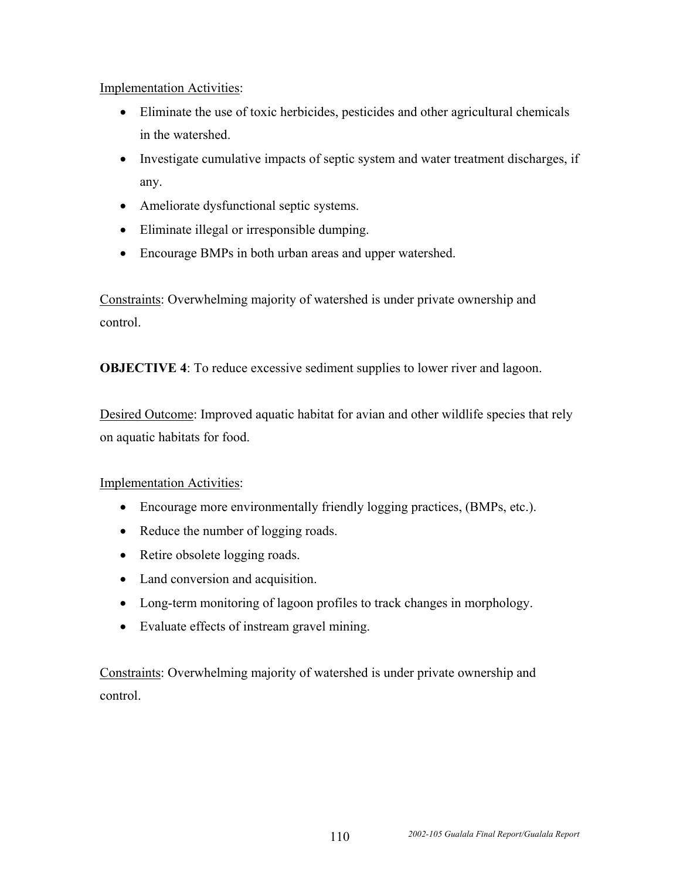Implementation Activities:

- Eliminate the use of toxic herbicides, pesticides and other agricultural chemicals in the watershed.
- Investigate cumulative impacts of septic system and water treatment discharges, if any.
- Ameliorate dysfunctional septic systems.
- Eliminate illegal or irresponsible dumping.
- Encourage BMPs in both urban areas and upper watershed.

Constraints: Overwhelming majority of watershed is under private ownership and control.

**OBJECTIVE 4**: To reduce excessive sediment supplies to lower river and lagoon.

Desired Outcome: Improved aquatic habitat for avian and other wildlife species that rely on aquatic habitats for food.

Implementation Activities:

- Encourage more environmentally friendly logging practices, (BMPs, etc.).
- Reduce the number of logging roads.
- Retire obsolete logging roads.
- Land conversion and acquisition.
- Long-term monitoring of lagoon profiles to track changes in morphology.
- Evaluate effects of instream gravel mining.

Constraints: Overwhelming majority of watershed is under private ownership and control.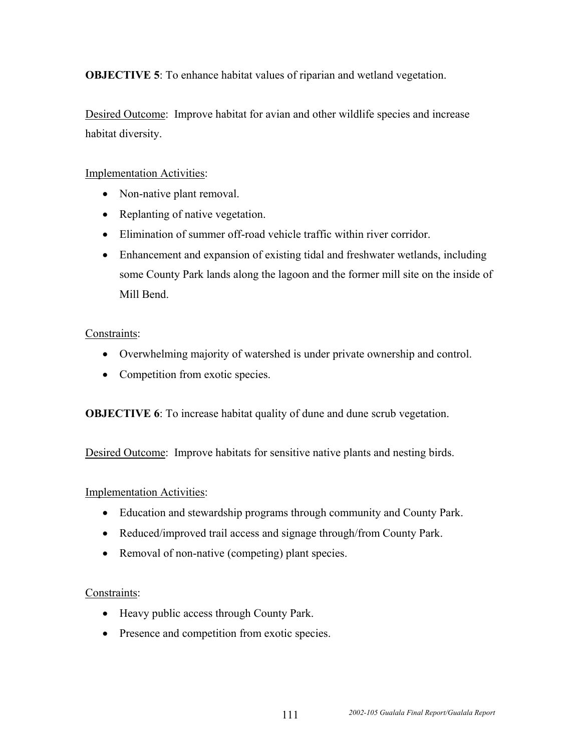**OBJECTIVE 5**: To enhance habitat values of riparian and wetland vegetation.

Desired Outcome: Improve habitat for avian and other wildlife species and increase habitat diversity.

Implementation Activities:

- Non-native plant removal.
- Replanting of native vegetation.
- Elimination of summer off-road vehicle traffic within river corridor.
- Enhancement and expansion of existing tidal and freshwater wetlands, including some County Park lands along the lagoon and the former mill site on the inside of Mill Bend.

Constraints:

- Overwhelming majority of watershed is under private ownership and control.
- Competition from exotic species.

**OBJECTIVE 6**: To increase habitat quality of dune and dune scrub vegetation.

Desired Outcome: Improve habitats for sensitive native plants and nesting birds.

Implementation Activities:

- Education and stewardship programs through community and County Park.
- Reduced/improved trail access and signage through/from County Park.
- Removal of non-native (competing) plant species.

Constraints:

- Heavy public access through County Park.
- Presence and competition from exotic species.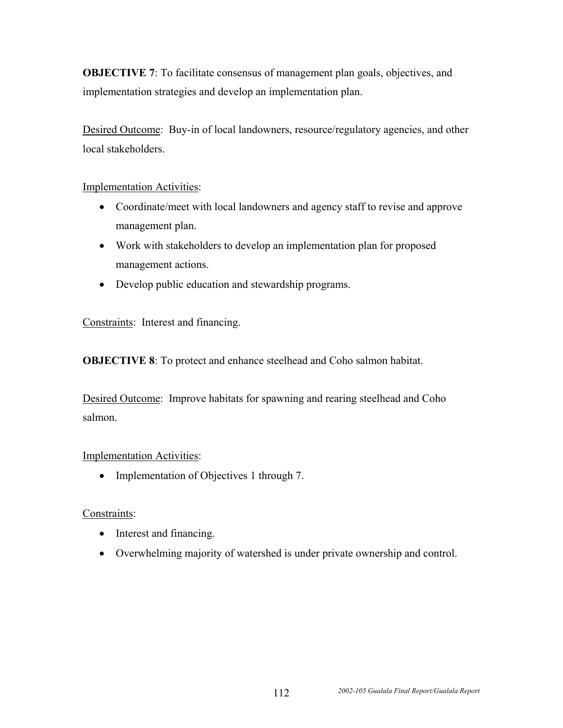**OBJECTIVE 7**: To facilitate consensus of management plan goals, objectives, and implementation strategies and develop an implementation plan.

Desired Outcome: Buy-in of local landowners, resource/regulatory agencies, and other local stakeholders.

Implementation Activities:

- Coordinate/meet with local landowners and agency staff to revise and approve management plan.
- Work with stakeholders to develop an implementation plan for proposed management actions.
- Develop public education and stewardship programs.

Constraints: Interest and financing.

**OBJECTIVE 8**: To protect and enhance steelhead and Coho salmon habitat.

Desired Outcome: Improve habitats for spawning and rearing steelhead and Coho salmon.

Implementation Activities:

- Implementation of Objectives 1 through 7.

Constraints:

- Interest and financing.
- Overwhelming majority of watershed is under private ownership and control.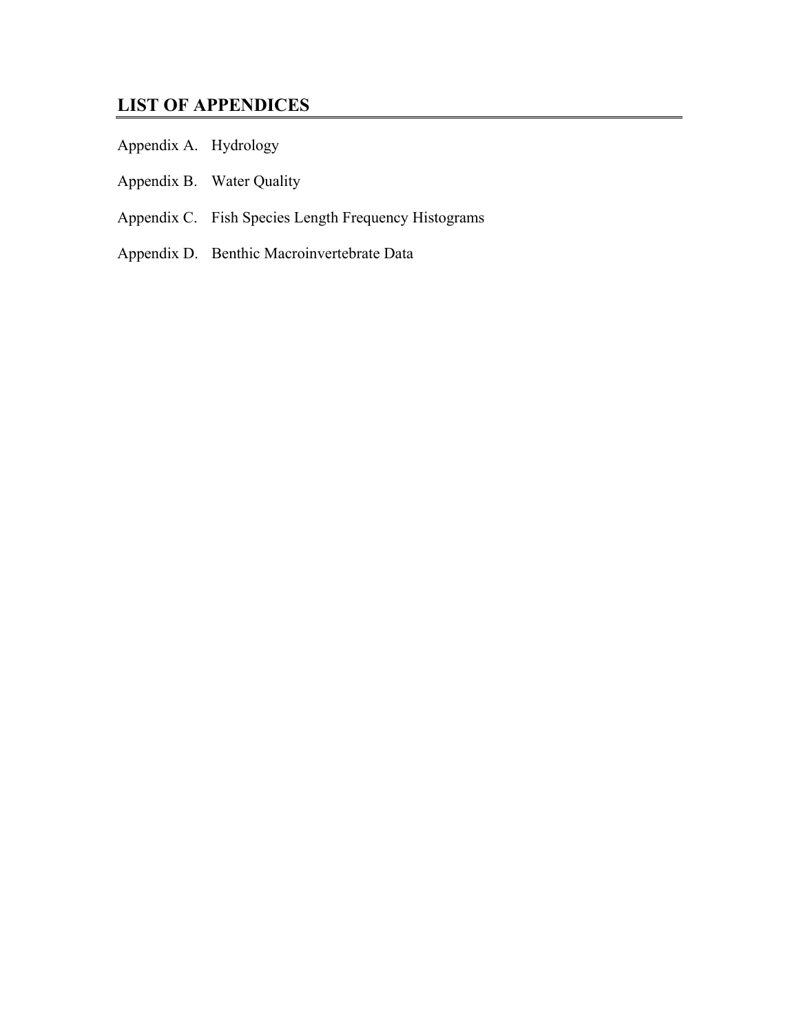## LIST OF APPENDICES

Appendix A. Hydrology

Appendix B. Water Quality

Appendix C. Fish Species Length Frequency Histograms

Appendix D. Benthic Macroinvertebrate Data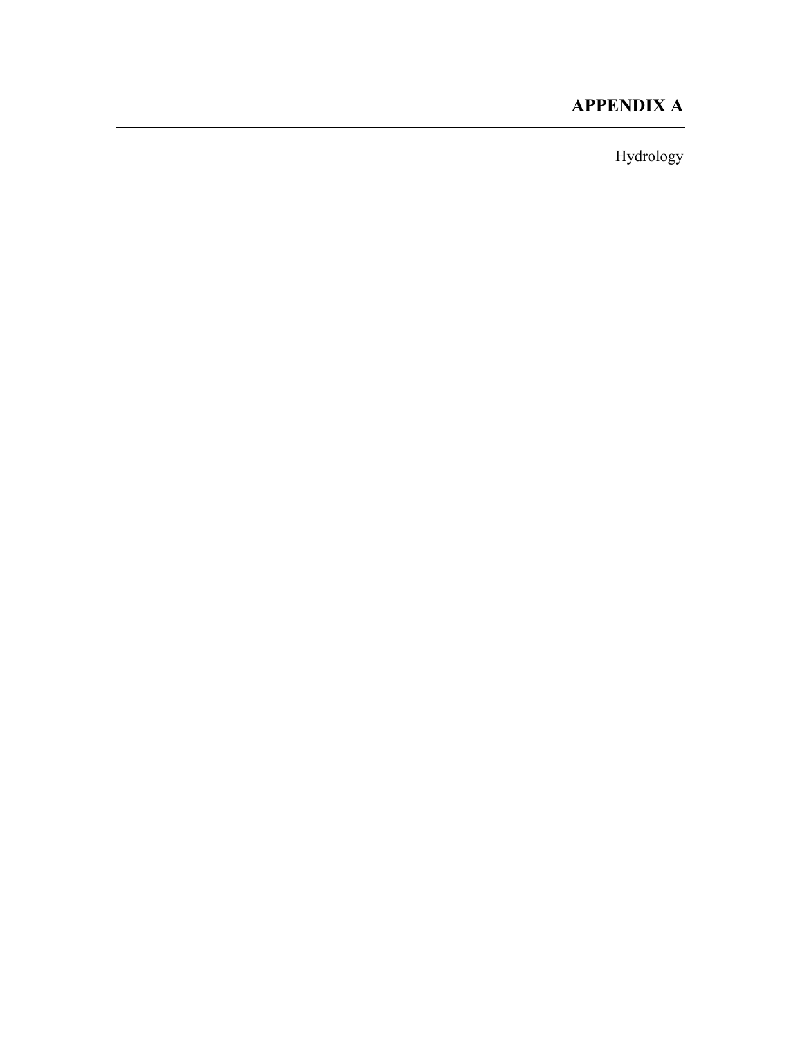# APPENDIX A

Hydrology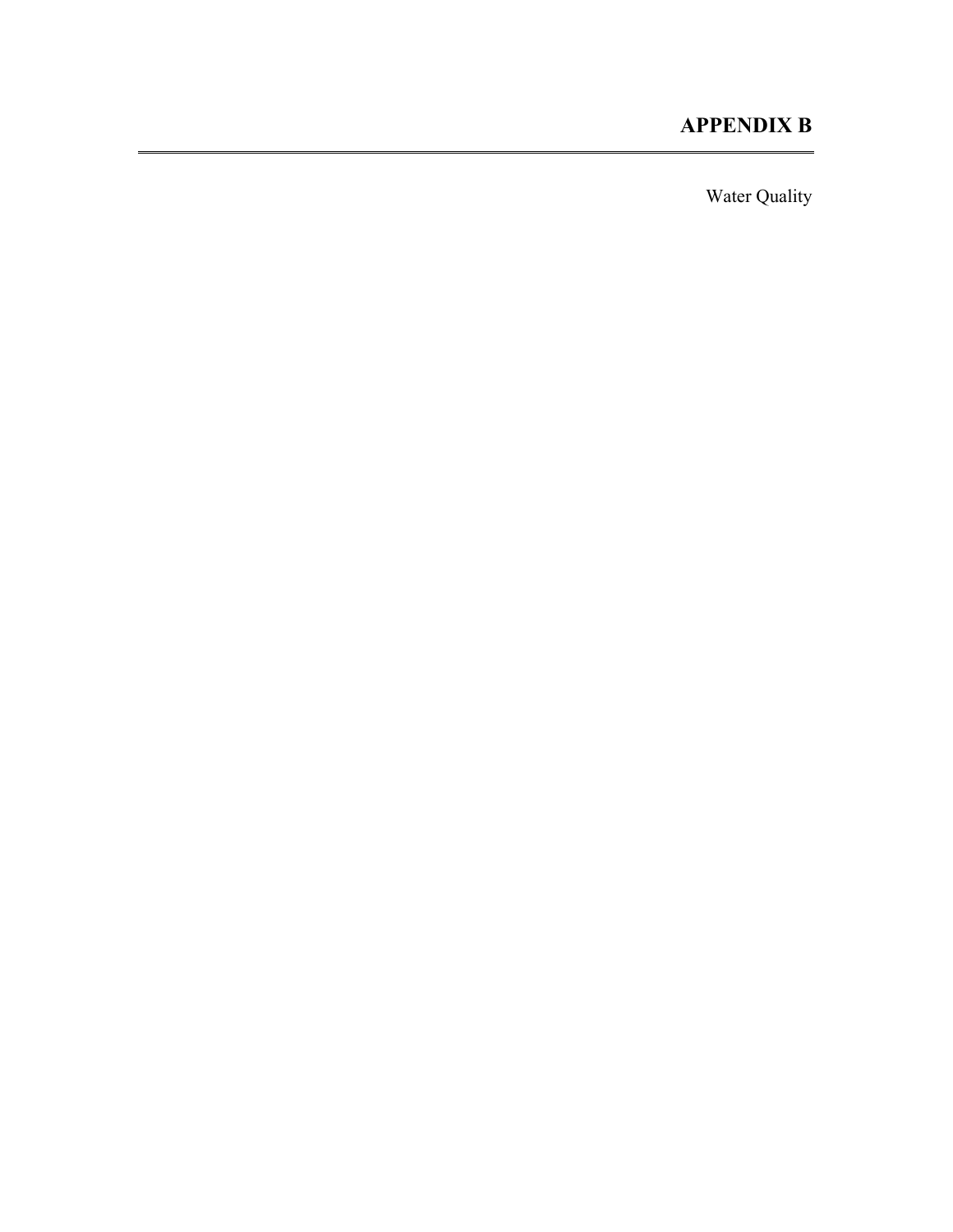# APPENDIX B

Water Quality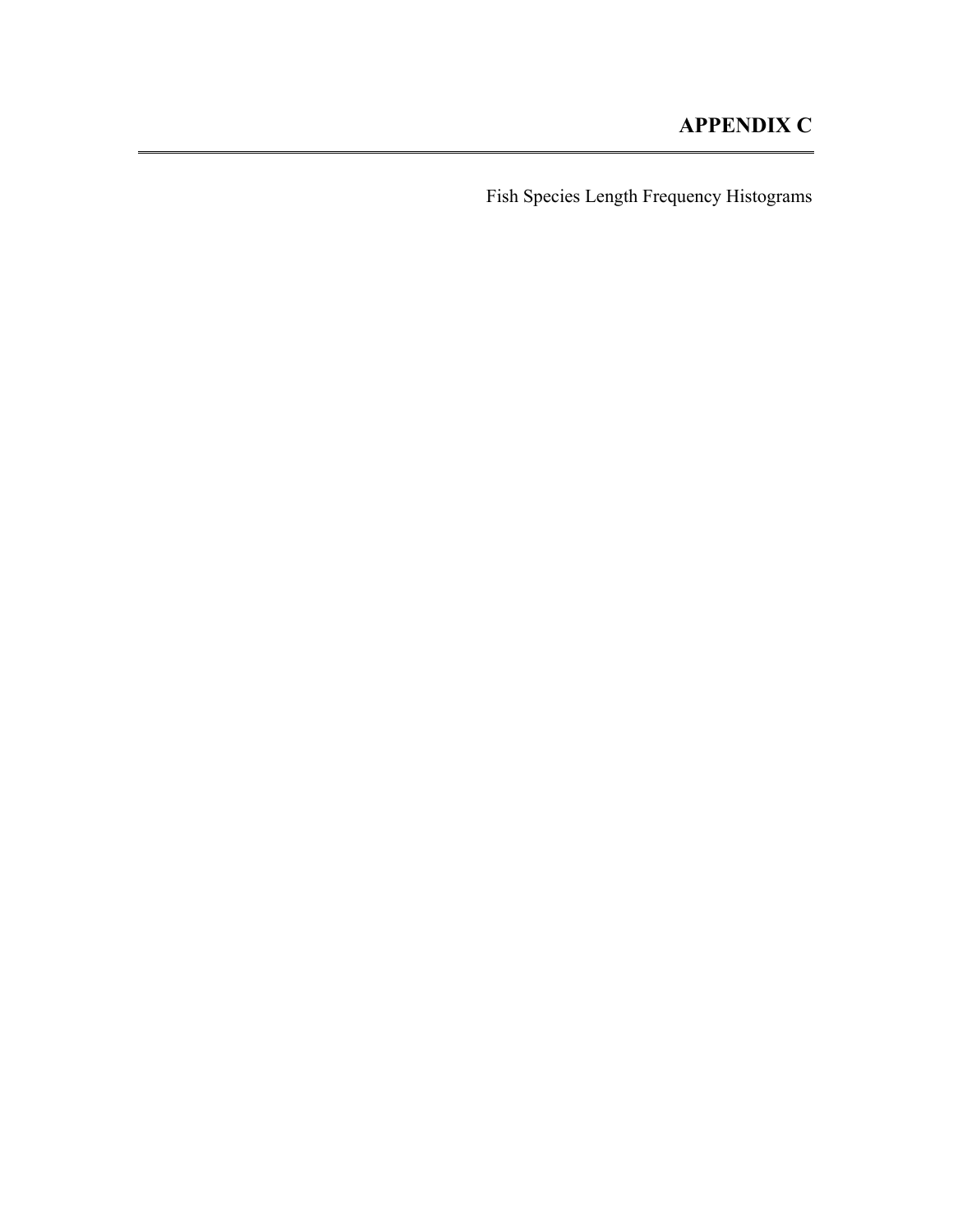# APPENDIX C

Fish Species Length Frequency Histograms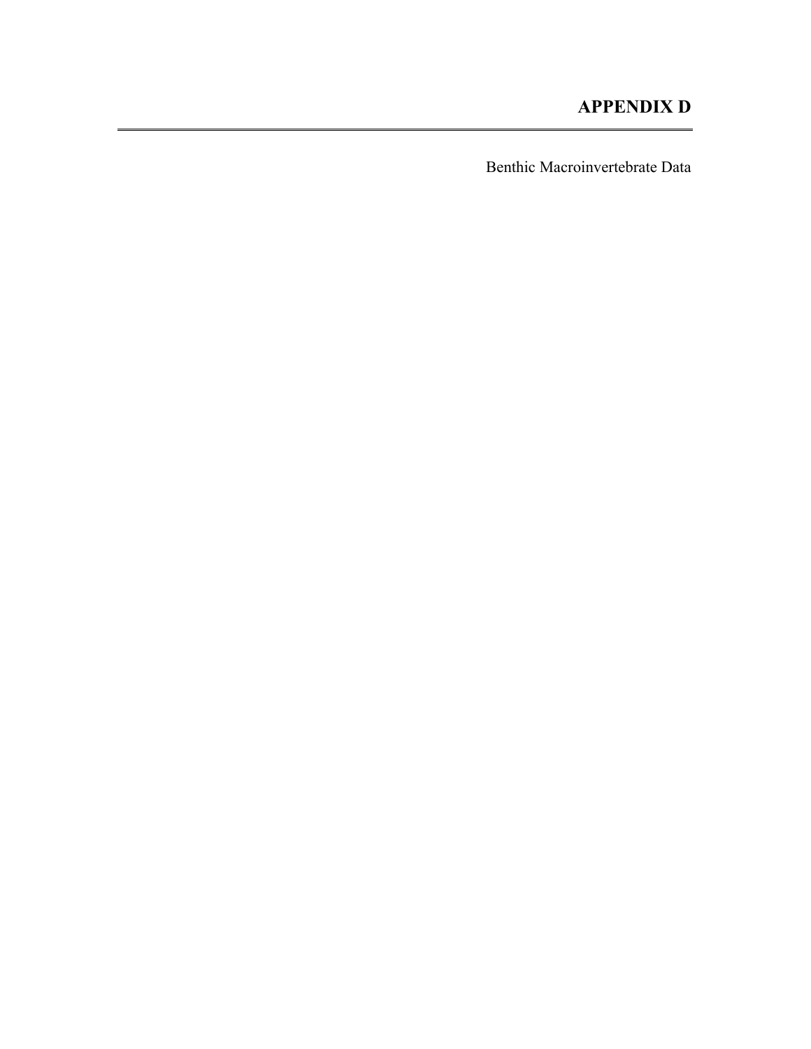# APPENDIX D

Benthic Macroinvertebrate Data